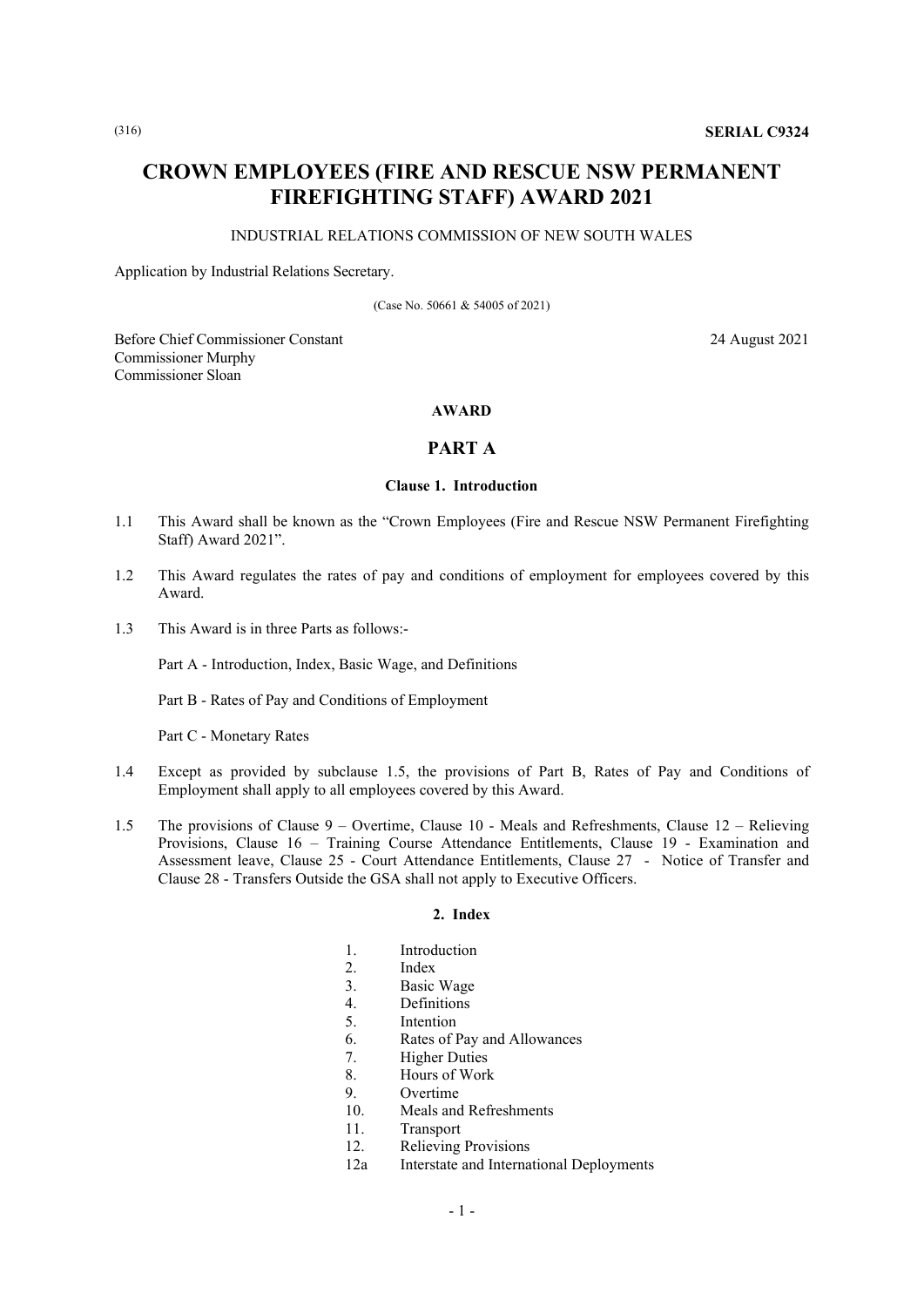(316) **SERIAL C9324**

# CROWN EMPLOYEES (FIRE AND RESCUE NSW PERMANENT FIREFIGHTING STAFF) AWARD 2021

INDUSTRIAL RELATIONS COMMISSION OF NEW SOUTH WALES

Application by Industrial Relations Secretary.

(Case No. 50661 & 54005 of 2021)

Before Chief Commissioner Constant
Commissioner Murphy
Commissioner Sloan

24 August 2021

**AWARD**

## PART A

### Clause 1. Introduction

1.1 This Award shall be known as the "Crown Employees (Fire and Rescue NSW Permanent Firefighting Staff) Award 2021".

1.2 This Award regulates the rates of pay and conditions of employment for employees covered by this Award.

1.3 This Award is in three Parts as follows:-

Part A - Introduction, Index, Basic Wage, and Definitions

Part B - Rates of Pay and Conditions of Employment

Part C - Monetary Rates

1.4 Except as provided by subclause 1.5, the provisions of Part B, Rates of Pay and Conditions of Employment shall apply to all employees covered by this Award.

1.5 The provisions of Clause 9 – Overtime, Clause 10 - Meals and Refreshments, Clause 12 – Relieving Provisions, Clause 16 – Training Course Attendance Entitlements, Clause 19 - Examination and Assessment leave, Clause 25 - Court Attendance Entitlements, Clause 27 - Notice of Transfer and Clause 28 - Transfers Outside the GSA shall not apply to Executive Officers.

### 2. Index

1. Introduction
2. Index
3. Basic Wage
4. Definitions
5. Intention
6. Rates of Pay and Allowances
7. Higher Duties
8. Hours of Work
9. Overtime
10. Meals and Refreshments
11. Transport
12. Relieving Provisions

12a Interstate and International Deployments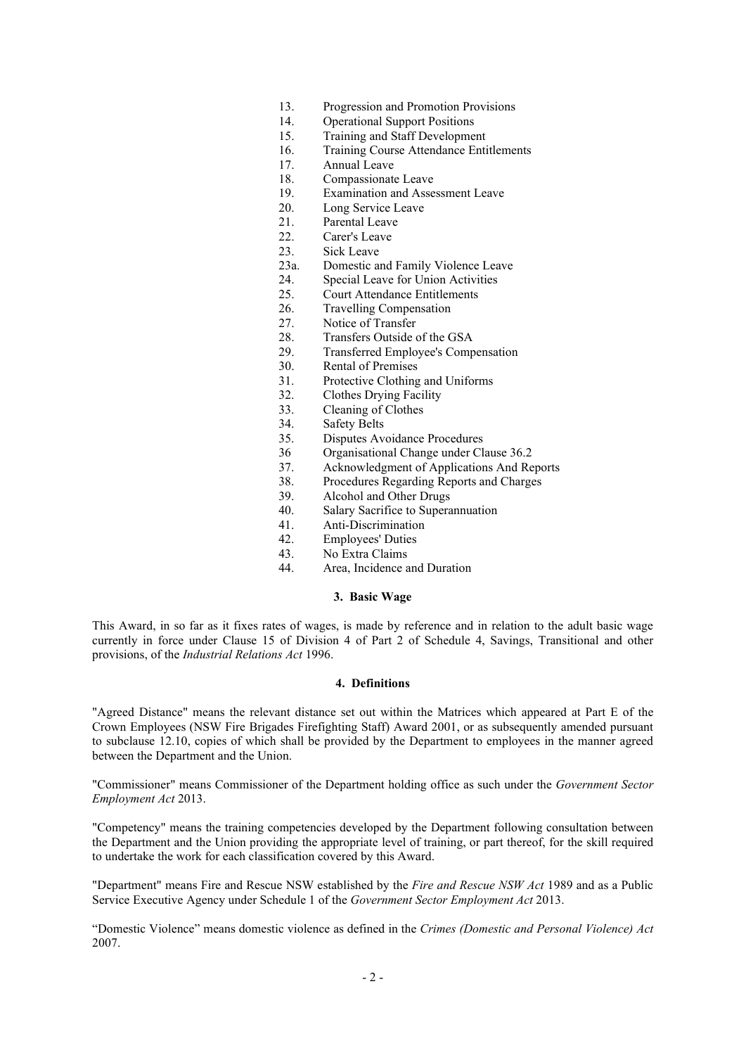13. Progression and Promotion Provisions
14. Operational Support Positions
15. Training and Staff Development
16. Training Course Attendance Entitlements
17. Annual Leave
18. Compassionate Leave
19. Examination and Assessment Leave
20. Long Service Leave
21. Parental Leave
22. Carer's Leave
23. Sick Leave
23a. Domestic and Family Violence Leave
24. Special Leave for Union Activities
25. Court Attendance Entitlements
26. Travelling Compensation
27. Notice of Transfer
28. Transfers Outside of the GSA
29. Transferred Employee's Compensation
30. Rental of Premises
31. Protective Clothing and Uniforms
32. Clothes Drying Facility
33. Cleaning of Clothes
34. Safety Belts
35. Disputes Avoidance Procedures
36 Organisational Change under Clause 36.2
37. Acknowledgment of Applications And Reports
38. Procedures Regarding Reports and Charges
39. Alcohol and Other Drugs
40. Salary Sacrifice to Superannuation
41. Anti-Discrimination
42. Employees' Duties
43. No Extra Claims
44. Area, Incidence and Duration

## 3. Basic Wage

This Award, in so far as it fixes rates of wages, is made by reference and in relation to the adult basic wage currently in force under Clause 15 of Division 4 of Part 2 of Schedule 4, Savings, Transitional and other provisions, of the *Industrial Relations Act* 1996.

## 4. Definitions

"Agreed Distance" means the relevant distance set out within the Matrices which appeared at Part E of the Crown Employees (NSW Fire Brigades Firefighting Staff) Award 2001, or as subsequently amended pursuant to subclause 12.10, copies of which shall be provided by the Department to employees in the manner agreed between the Department and the Union.

"Commissioner" means Commissioner of the Department holding office as such under the *Government Sector Employment Act* 2013.

"Competency" means the training competencies developed by the Department following consultation between the Department and the Union providing the appropriate level of training, or part thereof, for the skill required to undertake the work for each classification covered by this Award.

"Department" means Fire and Rescue NSW established by the *Fire and Rescue NSW Act* 1989 and as a Public Service Executive Agency under Schedule 1 of the *Government Sector Employment Act* 2013.

"Domestic Violence" means domestic violence as defined in the *Crimes (Domestic and Personal Violence) Act* 2007.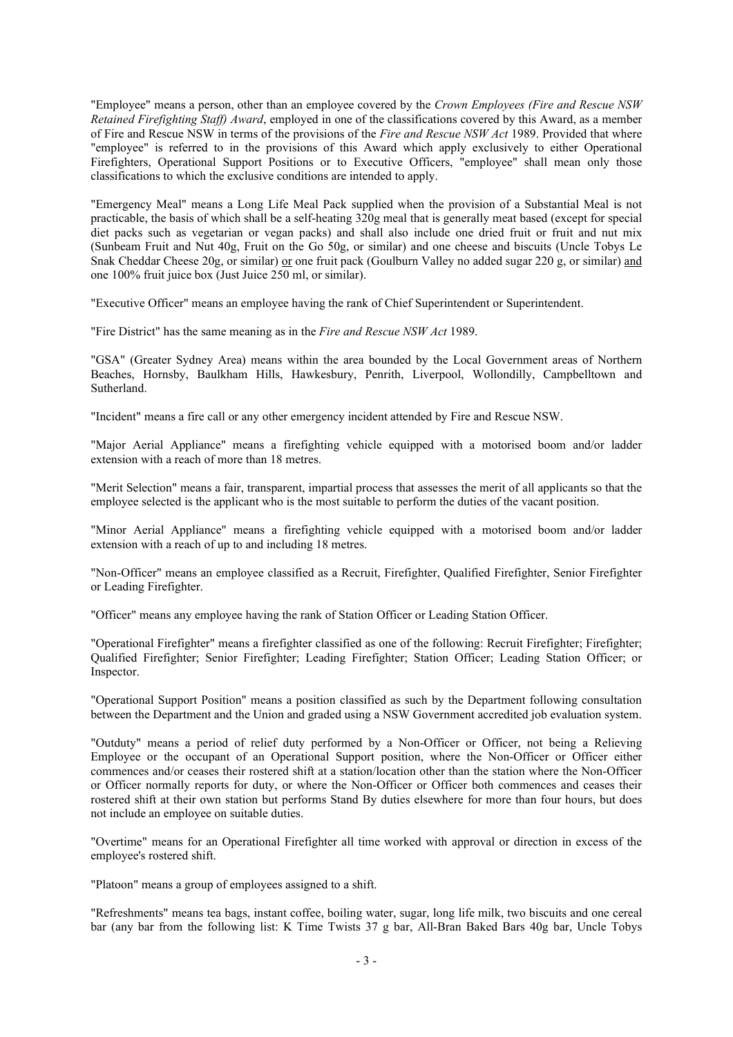"Employee" means a person, other than an employee covered by the *Crown Employees (Fire and Rescue NSW Retained Firefighting Staff) Award*, employed in one of the classifications covered by this Award, as a member of Fire and Rescue NSW in terms of the provisions of the *Fire and Rescue NSW Act* 1989. Provided that where "employee" is referred to in the provisions of this Award which apply exclusively to either Operational Firefighters, Operational Support Positions or to Executive Officers, "employee" shall mean only those classifications to which the exclusive conditions are intended to apply.

"Emergency Meal" means a Long Life Meal Pack supplied when the provision of a Substantial Meal is not practicable, the basis of which shall be a self-heating 320g meal that is generally meat based (except for special diet packs such as vegetarian or vegan packs) and shall also include one dried fruit or fruit and nut mix (Sunbeam Fruit and Nut 40g, Fruit on the Go 50g, or similar) and one cheese and biscuits (Uncle Tobys Le Snak Cheddar Cheese 20g, or similar) <u>or</u> one fruit pack (Goulburn Valley no added sugar 220 g, or similar) <u>and</u> one 100% fruit juice box (Just Juice 250 ml, or similar).

"Executive Officer" means an employee having the rank of Chief Superintendent or Superintendent.

"Fire District" has the same meaning as in the *Fire and Rescue NSW Act* 1989.

"GSA" (Greater Sydney Area) means within the area bounded by the Local Government areas of Northern Beaches, Hornsby, Baulkham Hills, Hawkesbury, Penrith, Liverpool, Wollondilly, Campbelltown and Sutherland.

"Incident" means a fire call or any other emergency incident attended by Fire and Rescue NSW.

"Major Aerial Appliance" means a firefighting vehicle equipped with a motorised boom and/or ladder extension with a reach of more than 18 metres.

"Merit Selection" means a fair, transparent, impartial process that assesses the merit of all applicants so that the employee selected is the applicant who is the most suitable to perform the duties of the vacant position.

"Minor Aerial Appliance" means a firefighting vehicle equipped with a motorised boom and/or ladder extension with a reach of up to and including 18 metres.

"Non-Officer" means an employee classified as a Recruit, Firefighter, Qualified Firefighter, Senior Firefighter or Leading Firefighter.

"Officer" means any employee having the rank of Station Officer or Leading Station Officer.

"Operational Firefighter" means a firefighter classified as one of the following: Recruit Firefighter; Firefighter; Qualified Firefighter; Senior Firefighter; Leading Firefighter; Station Officer; Leading Station Officer; or Inspector.

"Operational Support Position" means a position classified as such by the Department following consultation between the Department and the Union and graded using a NSW Government accredited job evaluation system.

"Outduty" means a period of relief duty performed by a Non-Officer or Officer, not being a Relieving Employee or the occupant of an Operational Support position, where the Non-Officer or Officer either commences and/or ceases their rostered shift at a station/location other than the station where the Non-Officer or Officer normally reports for duty, or where the Non-Officer or Officer both commences and ceases their rostered shift at their own station but performs Stand By duties elsewhere for more than four hours, but does not include an employee on suitable duties.

"Overtime" means for an Operational Firefighter all time worked with approval or direction in excess of the employee's rostered shift.

"Platoon" means a group of employees assigned to a shift.

"Refreshments" means tea bags, instant coffee, boiling water, sugar, long life milk, two biscuits and one cereal bar (any bar from the following list: K Time Twists 37 g bar, All-Bran Baked Bars 40g bar, Uncle Tobys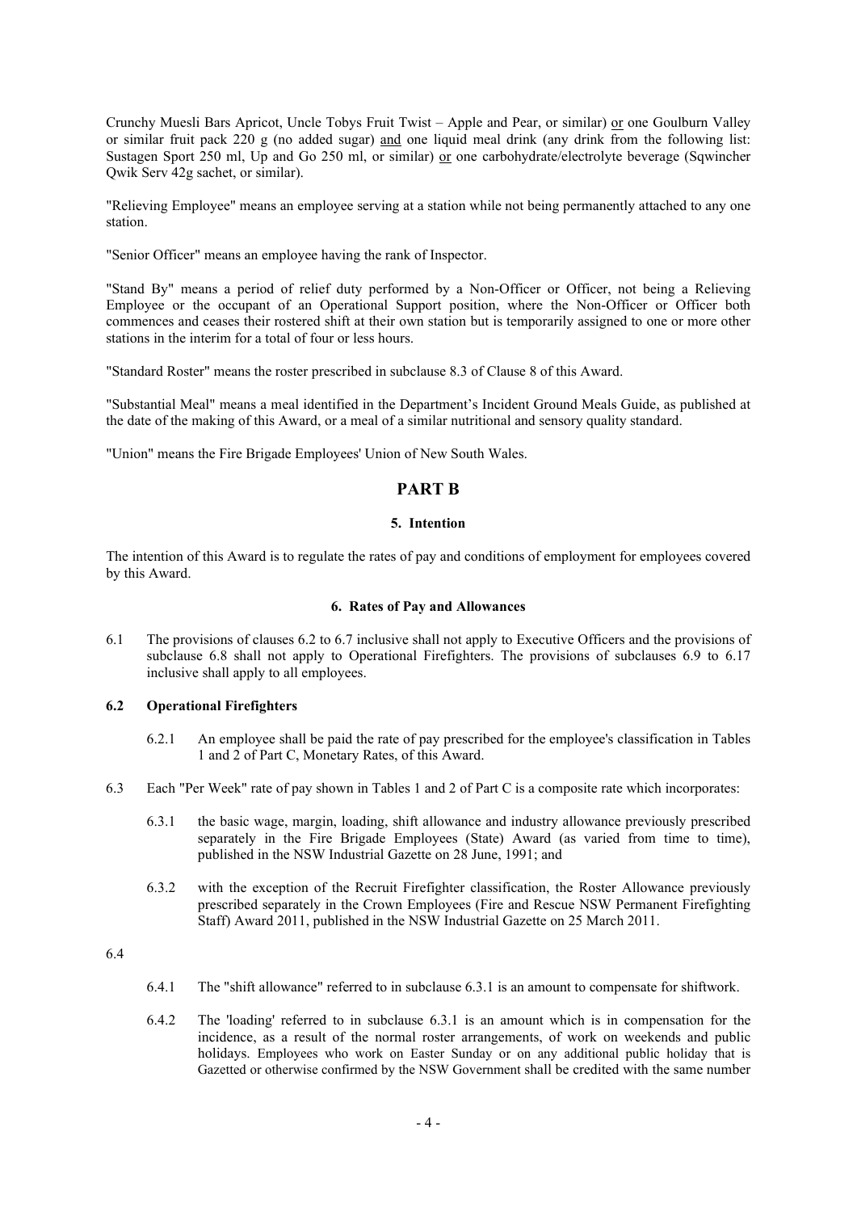Crunchy Muesli Bars Apricot, Uncle Tobys Fruit Twist – Apple and Pear, or similar) <u>or</u> one Goulburn Valley or similar fruit pack 220 g (no added sugar) <u>and</u> one liquid meal drink (any drink from the following list: Sustagen Sport 250 ml, Up and Go 250 ml, or similar) <u>or</u> one carbohydrate/electrolyte beverage (Sqwincher Qwik Serv 42g sachet, or similar).

"Relieving Employee" means an employee serving at a station while not being permanently attached to any one station.

"Senior Officer" means an employee having the rank of Inspector.

"Stand By" means a period of relief duty performed by a Non-Officer or Officer, not being a Relieving Employee or the occupant of an Operational Support position, where the Non-Officer or Officer both commences and ceases their rostered shift at their own station but is temporarily assigned to one or more other stations in the interim for a total of four or less hours.

"Standard Roster" means the roster prescribed in subclause 8.3 of Clause 8 of this Award.

"Substantial Meal" means a meal identified in the Department's Incident Ground Meals Guide, as published at the date of the making of this Award, or a meal of a similar nutritional and sensory quality standard.

"Union" means the Fire Brigade Employees' Union of New South Wales.

## PART B

### 5. Intention

The intention of this Award is to regulate the rates of pay and conditions of employment for employees covered by this Award.

### 6. Rates of Pay and Allowances

6.1 The provisions of clauses 6.2 to 6.7 inclusive shall not apply to Executive Officers and the provisions of subclause 6.8 shall not apply to Operational Firefighters. The provisions of subclauses 6.9 to 6.17 inclusive shall apply to all employees.

**6.2 Operational Firefighters**

6.2.1 An employee shall be paid the rate of pay prescribed for the employee's classification in Tables 1 and 2 of Part C, Monetary Rates, of this Award.

6.3 Each "Per Week" rate of pay shown in Tables 1 and 2 of Part C is a composite rate which incorporates:

6.3.1 the basic wage, margin, loading, shift allowance and industry allowance previously prescribed separately in the Fire Brigade Employees (State) Award (as varied from time to time), published in the NSW Industrial Gazette on 28 June, 1991; and

6.3.2 with the exception of the Recruit Firefighter classification, the Roster Allowance previously prescribed separately in the Crown Employees (Fire and Rescue NSW Permanent Firefighting Staff) Award 2011, published in the NSW Industrial Gazette on 25 March 2011.

6.4

6.4.1 The "shift allowance" referred to in subclause 6.3.1 is an amount to compensate for shiftwork.

6.4.2 The 'loading' referred to in subclause 6.3.1 is an amount which is in compensation for the incidence, as a result of the normal roster arrangements, of work on weekends and public holidays. Employees who work on Easter Sunday or on any additional public holiday that is Gazetted or otherwise confirmed by the NSW Government shall be credited with the same number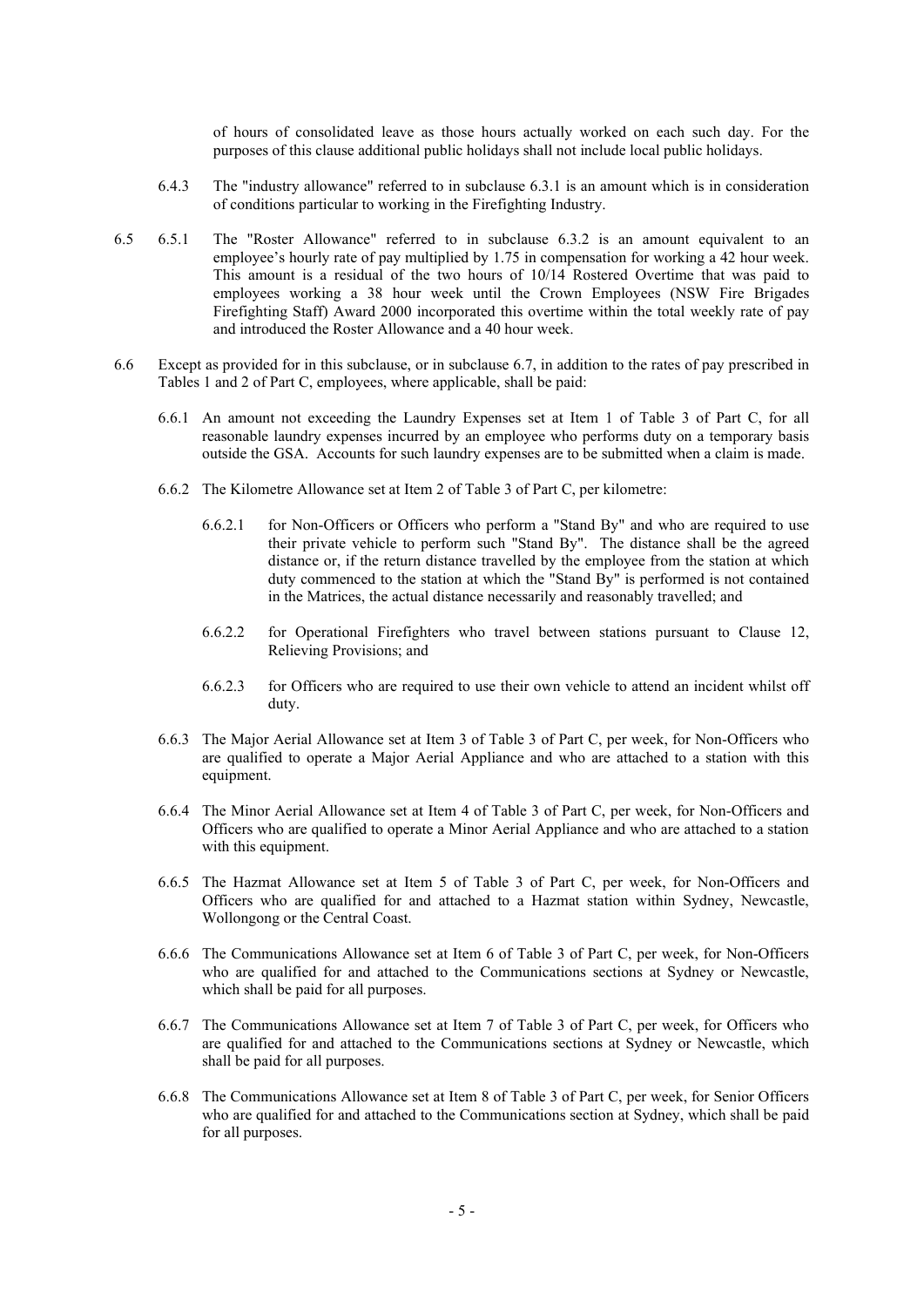of hours of consolidated leave as those hours actually worked on each such day. For the purposes of this clause additional public holidays shall not include local public holidays.

6.4.3 The "industry allowance" referred to in subclause 6.3.1 is an amount which is in consideration of conditions particular to working in the Firefighting Industry.

6.5 6.5.1 The "Roster Allowance" referred to in subclause 6.3.2 is an amount equivalent to an employee's hourly rate of pay multiplied by 1.75 in compensation for working a 42 hour week. This amount is a residual of the two hours of 10/14 Rostered Overtime that was paid to employees working a 38 hour week until the Crown Employees (NSW Fire Brigades Firefighting Staff) Award 2000 incorporated this overtime within the total weekly rate of pay and introduced the Roster Allowance and a 40 hour week.

6.6 Except as provided for in this subclause, or in subclause 6.7, in addition to the rates of pay prescribed in Tables 1 and 2 of Part C, employees, where applicable, shall be paid:

6.6.1 An amount not exceeding the Laundry Expenses set at Item 1 of Table 3 of Part C, for all reasonable laundry expenses incurred by an employee who performs duty on a temporary basis outside the GSA. Accounts for such laundry expenses are to be submitted when a claim is made.

6.6.2 The Kilometre Allowance set at Item 2 of Table 3 of Part C, per kilometre:

6.6.2.1 for Non-Officers or Officers who perform a "Stand By" and who are required to use their private vehicle to perform such "Stand By". The distance shall be the agreed distance or, if the return distance travelled by the employee from the station at which duty commenced to the station at which the "Stand By" is performed is not contained in the Matrices, the actual distance necessarily and reasonably travelled; and

6.6.2.2 for Operational Firefighters who travel between stations pursuant to Clause 12, Relieving Provisions; and

6.6.2.3 for Officers who are required to use their own vehicle to attend an incident whilst off duty.

6.6.3 The Major Aerial Allowance set at Item 3 of Table 3 of Part C, per week, for Non-Officers who are qualified to operate a Major Aerial Appliance and who are attached to a station with this equipment.

6.6.4 The Minor Aerial Allowance set at Item 4 of Table 3 of Part C, per week, for Non-Officers and Officers who are qualified to operate a Minor Aerial Appliance and who are attached to a station with this equipment.

6.6.5 The Hazmat Allowance set at Item 5 of Table 3 of Part C, per week, for Non-Officers and Officers who are qualified for and attached to a Hazmat station within Sydney, Newcastle, Wollongong or the Central Coast.

6.6.6 The Communications Allowance set at Item 6 of Table 3 of Part C, per week, for Non-Officers who are qualified for and attached to the Communications sections at Sydney or Newcastle, which shall be paid for all purposes.

6.6.7 The Communications Allowance set at Item 7 of Table 3 of Part C, per week, for Officers who are qualified for and attached to the Communications sections at Sydney or Newcastle, which shall be paid for all purposes.

6.6.8 The Communications Allowance set at Item 8 of Table 3 of Part C, per week, for Senior Officers who are qualified for and attached to the Communications section at Sydney, which shall be paid for all purposes.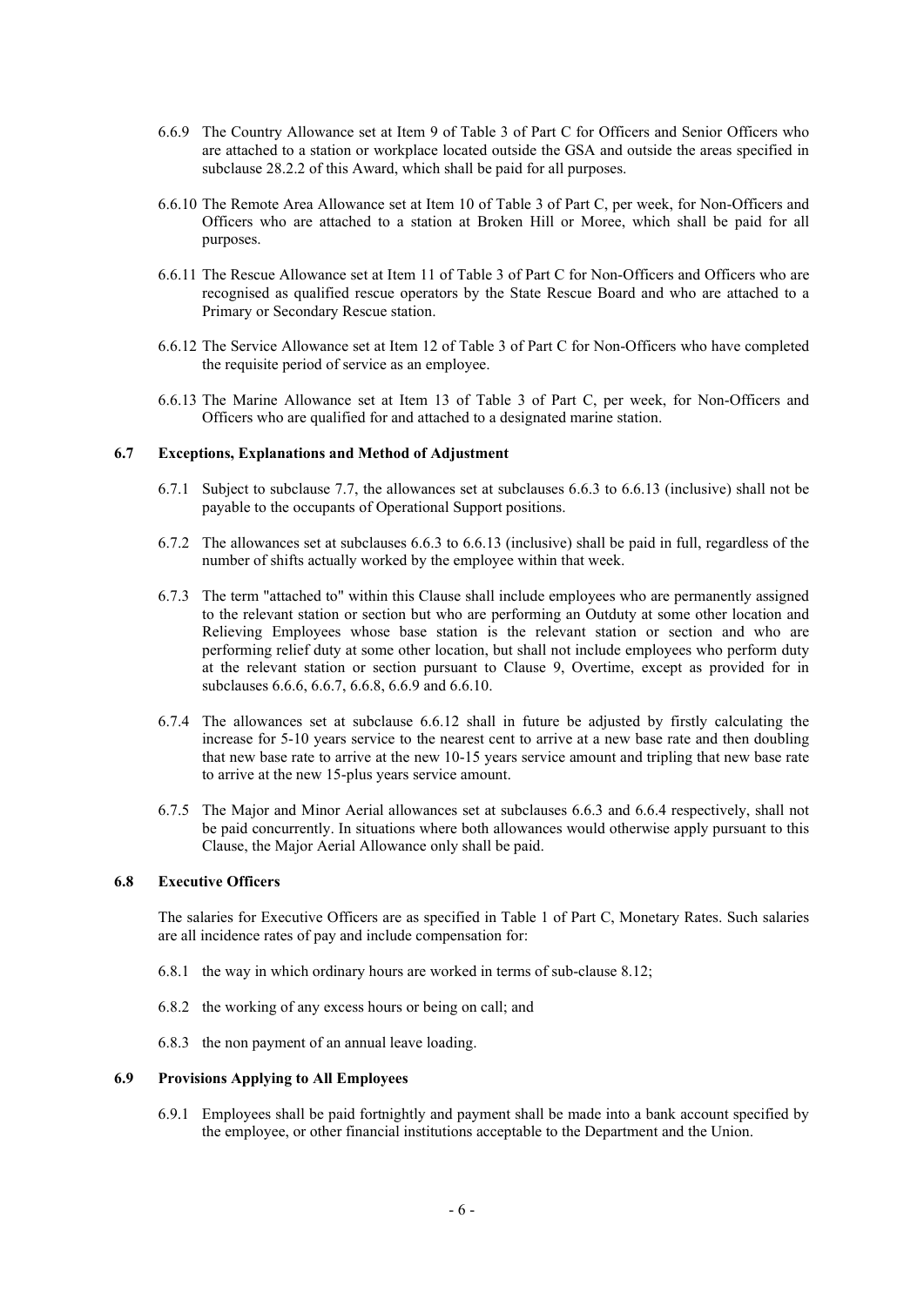6.6.9 The Country Allowance set at Item 9 of Table 3 of Part C for Officers and Senior Officers who are attached to a station or workplace located outside the GSA and outside the areas specified in subclause 28.2.2 of this Award, which shall be paid for all purposes.

6.6.10 The Remote Area Allowance set at Item 10 of Table 3 of Part C, per week, for Non-Officers and Officers who are attached to a station at Broken Hill or Moree, which shall be paid for all purposes.

6.6.11 The Rescue Allowance set at Item 11 of Table 3 of Part C for Non-Officers and Officers who are recognised as qualified rescue operators by the State Rescue Board and who are attached to a Primary or Secondary Rescue station.

6.6.12 The Service Allowance set at Item 12 of Table 3 of Part C for Non-Officers who have completed the requisite period of service as an employee.

6.6.13 The Marine Allowance set at Item 13 of Table 3 of Part C, per week, for Non-Officers and Officers who are qualified for and attached to a designated marine station.

### 6.7 Exceptions, Explanations and Method of Adjustment

6.7.1 Subject to subclause 7.7, the allowances set at subclauses 6.6.3 to 6.6.13 (inclusive) shall not be payable to the occupants of Operational Support positions.

6.7.2 The allowances set at subclauses 6.6.3 to 6.6.13 (inclusive) shall be paid in full, regardless of the number of shifts actually worked by the employee within that week.

6.7.3 The term "attached to" within this Clause shall include employees who are permanently assigned to the relevant station or section but who are performing an Outduty at some other location and Relieving Employees whose base station is the relevant station or section and who are performing relief duty at some other location, but shall not include employees who perform duty at the relevant station or section pursuant to Clause 9, Overtime, except as provided for in subclauses 6.6.6, 6.6.7, 6.6.8, 6.6.9 and 6.6.10.

6.7.4 The allowances set at subclause 6.6.12 shall in future be adjusted by firstly calculating the increase for 5-10 years service to the nearest cent to arrive at a new base rate and then doubling that new base rate to arrive at the new 10-15 years service amount and tripling that new base rate to arrive at the new 15-plus years service amount.

6.7.5 The Major and Minor Aerial allowances set at subclauses 6.6.3 and 6.6.4 respectively, shall not be paid concurrently. In situations where both allowances would otherwise apply pursuant to this Clause, the Major Aerial Allowance only shall be paid.

### 6.8 Executive Officers

The salaries for Executive Officers are as specified in Table 1 of Part C, Monetary Rates. Such salaries are all incidence rates of pay and include compensation for:

6.8.1 the way in which ordinary hours are worked in terms of sub-clause 8.12;

6.8.2 the working of any excess hours or being on call; and

6.8.3 the non payment of an annual leave loading.

### 6.9 Provisions Applying to All Employees

6.9.1 Employees shall be paid fortnightly and payment shall be made into a bank account specified by the employee, or other financial institutions acceptable to the Department and the Union.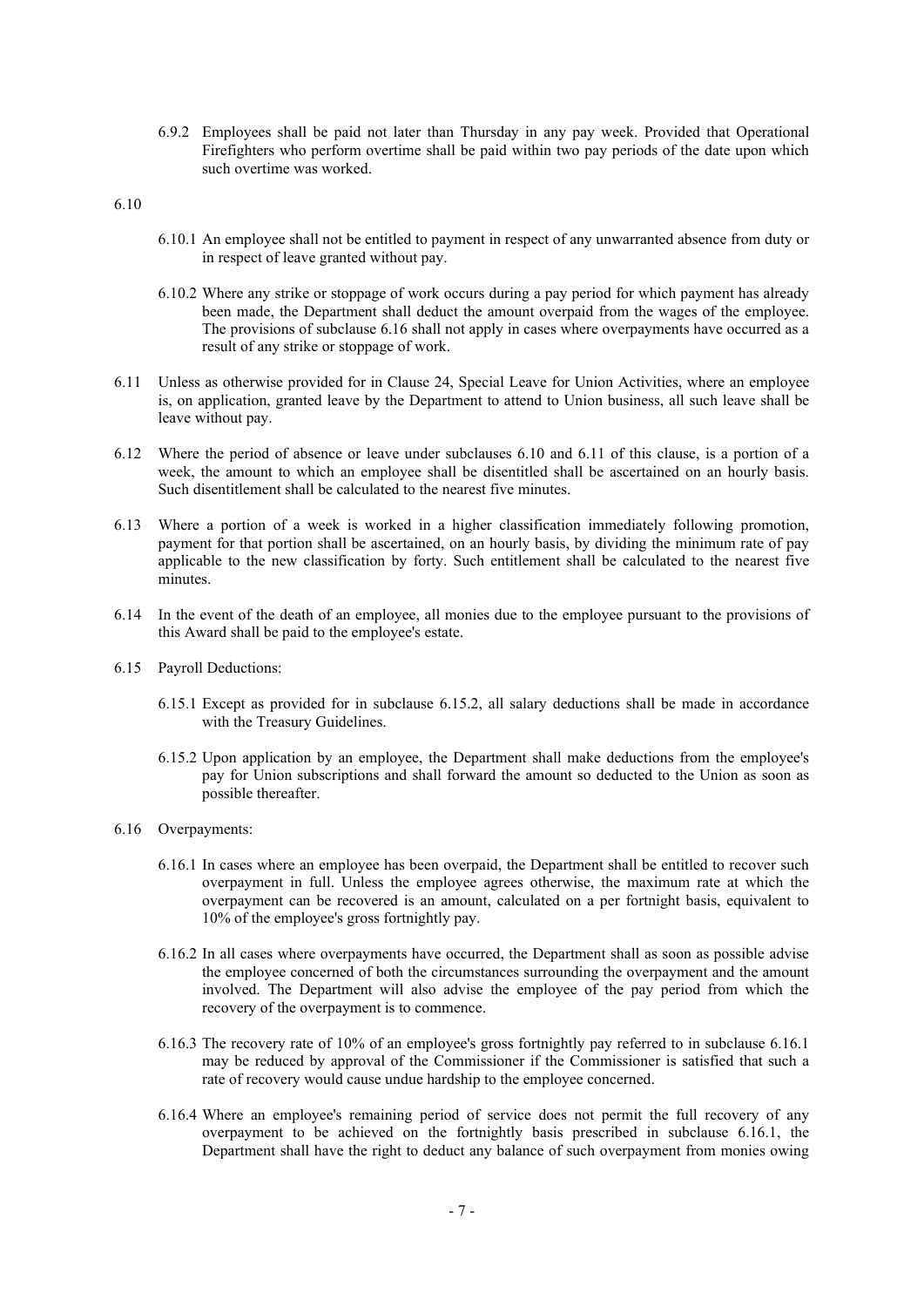6.9.2 Employees shall be paid not later than Thursday in any pay week. Provided that Operational Firefighters who perform overtime shall be paid within two pay periods of the date upon which such overtime was worked.

6.10

6.10.1 An employee shall not be entitled to payment in respect of any unwarranted absence from duty or in respect of leave granted without pay.

6.10.2 Where any strike or stoppage of work occurs during a pay period for which payment has already been made, the Department shall deduct the amount overpaid from the wages of the employee. The provisions of subclause 6.16 shall not apply in cases where overpayments have occurred as a result of any strike or stoppage of work.

6.11 Unless as otherwise provided for in Clause 24, Special Leave for Union Activities, where an employee is, on application, granted leave by the Department to attend to Union business, all such leave shall be leave without pay.

6.12 Where the period of absence or leave under subclauses 6.10 and 6.11 of this clause, is a portion of a week, the amount to which an employee shall be disentitled shall be ascertained on an hourly basis. Such disentitlement shall be calculated to the nearest five minutes.

6.13 Where a portion of a week is worked in a higher classification immediately following promotion, payment for that portion shall be ascertained, on an hourly basis, by dividing the minimum rate of pay applicable to the new classification by forty. Such entitlement shall be calculated to the nearest five minutes.

6.14 In the event of the death of an employee, all monies due to the employee pursuant to the provisions of this Award shall be paid to the employee's estate.

6.15 Payroll Deductions:

6.15.1 Except as provided for in subclause 6.15.2, all salary deductions shall be made in accordance with the Treasury Guidelines.

6.15.2 Upon application by an employee, the Department shall make deductions from the employee's pay for Union subscriptions and shall forward the amount so deducted to the Union as soon as possible thereafter.

6.16 Overpayments:

6.16.1 In cases where an employee has been overpaid, the Department shall be entitled to recover such overpayment in full. Unless the employee agrees otherwise, the maximum rate at which the overpayment can be recovered is an amount, calculated on a per fortnight basis, equivalent to 10% of the employee's gross fortnightly pay.

6.16.2 In all cases where overpayments have occurred, the Department shall as soon as possible advise the employee concerned of both the circumstances surrounding the overpayment and the amount involved. The Department will also advise the employee of the pay period from which the recovery of the overpayment is to commence.

6.16.3 The recovery rate of 10% of an employee's gross fortnightly pay referred to in subclause 6.16.1 may be reduced by approval of the Commissioner if the Commissioner is satisfied that such a rate of recovery would cause undue hardship to the employee concerned.

6.16.4 Where an employee's remaining period of service does not permit the full recovery of any overpayment to be achieved on the fortnightly basis prescribed in subclause 6.16.1, the Department shall have the right to deduct any balance of such overpayment from monies owing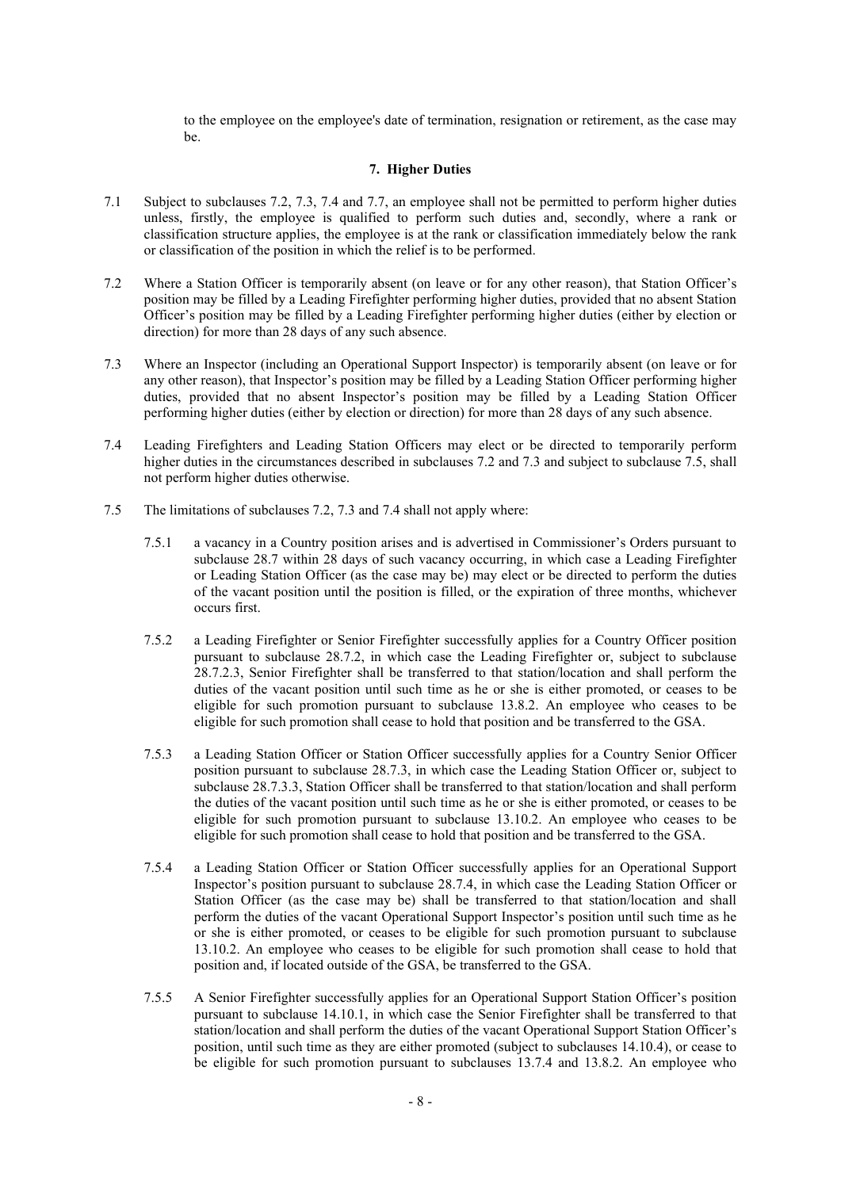to the employee on the employee's date of termination, resignation or retirement, as the case may be.

### 7. Higher Duties

7.1 Subject to subclauses 7.2, 7.3, 7.4 and 7.7, an employee shall not be permitted to perform higher duties unless, firstly, the employee is qualified to perform such duties and, secondly, where a rank or classification structure applies, the employee is at the rank or classification immediately below the rank or classification of the position in which the relief is to be performed.

7.2 Where a Station Officer is temporarily absent (on leave or for any other reason), that Station Officer's position may be filled by a Leading Firefighter performing higher duties, provided that no absent Station Officer's position may be filled by a Leading Firefighter performing higher duties (either by election or direction) for more than 28 days of any such absence.

7.3 Where an Inspector (including an Operational Support Inspector) is temporarily absent (on leave or for any other reason), that Inspector's position may be filled by a Leading Station Officer performing higher duties, provided that no absent Inspector's position may be filled by a Leading Station Officer performing higher duties (either by election or direction) for more than 28 days of any such absence.

7.4 Leading Firefighters and Leading Station Officers may elect or be directed to temporarily perform higher duties in the circumstances described in subclauses 7.2 and 7.3 and subject to subclause 7.5, shall not perform higher duties otherwise.

7.5 The limitations of subclauses 7.2, 7.3 and 7.4 shall not apply where:

7.5.1 a vacancy in a Country position arises and is advertised in Commissioner's Orders pursuant to subclause 28.7 within 28 days of such vacancy occurring, in which case a Leading Firefighter or Leading Station Officer (as the case may be) may elect or be directed to perform the duties of the vacant position until the position is filled, or the expiration of three months, whichever occurs first.

7.5.2 a Leading Firefighter or Senior Firefighter successfully applies for a Country Officer position pursuant to subclause 28.7.2, in which case the Leading Firefighter or, subject to subclause 28.7.2.3, Senior Firefighter shall be transferred to that station/location and shall perform the duties of the vacant position until such time as he or she is either promoted, or ceases to be eligible for such promotion pursuant to subclause 13.8.2. An employee who ceases to be eligible for such promotion shall cease to hold that position and be transferred to the GSA.

7.5.3 a Leading Station Officer or Station Officer successfully applies for a Country Senior Officer position pursuant to subclause 28.7.3, in which case the Leading Station Officer or, subject to subclause 28.7.3.3, Station Officer shall be transferred to that station/location and shall perform the duties of the vacant position until such time as he or she is either promoted, or ceases to be eligible for such promotion pursuant to subclause 13.10.2. An employee who ceases to be eligible for such promotion shall cease to hold that position and be transferred to the GSA.

7.5.4 a Leading Station Officer or Station Officer successfully applies for an Operational Support Inspector's position pursuant to subclause 28.7.4, in which case the Leading Station Officer or Station Officer (as the case may be) shall be transferred to that station/location and shall perform the duties of the vacant Operational Support Inspector's position until such time as he or she is either promoted, or ceases to be eligible for such promotion pursuant to subclause 13.10.2. An employee who ceases to be eligible for such promotion shall cease to hold that position and, if located outside of the GSA, be transferred to the GSA.

7.5.5 A Senior Firefighter successfully applies for an Operational Support Station Officer's position pursuant to subclause 14.10.1, in which case the Senior Firefighter shall be transferred to that station/location and shall perform the duties of the vacant Operational Support Station Officer's position, until such time as they are either promoted (subject to subclauses 14.10.4), or cease to be eligible for such promotion pursuant to subclauses 13.7.4 and 13.8.2. An employee who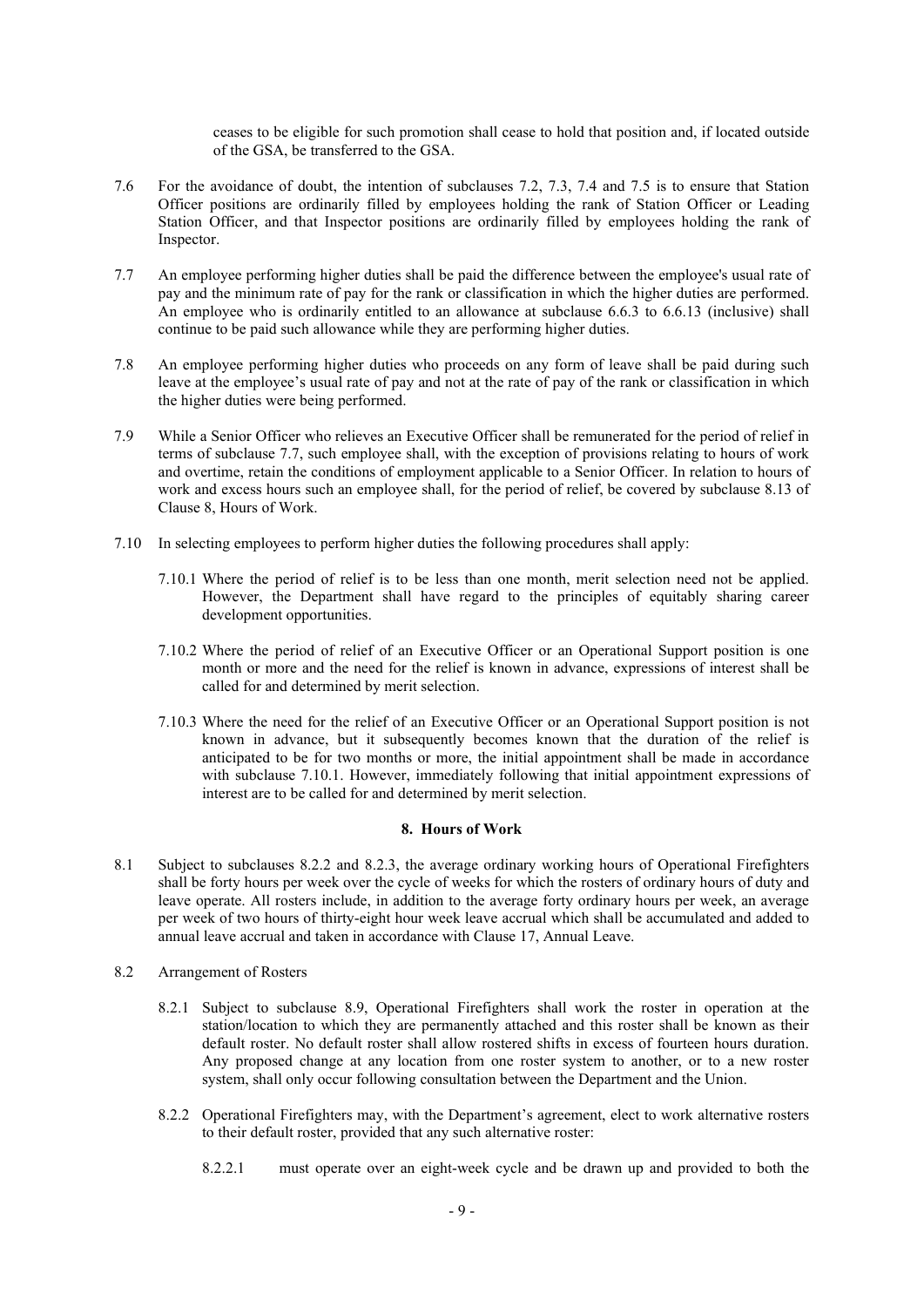ceases to be eligible for such promotion shall cease to hold that position and, if located outside of the GSA, be transferred to the GSA.

7.6 For the avoidance of doubt, the intention of subclauses 7.2, 7.3, 7.4 and 7.5 is to ensure that Station Officer positions are ordinarily filled by employees holding the rank of Station Officer or Leading Station Officer, and that Inspector positions are ordinarily filled by employees holding the rank of Inspector.

7.7 An employee performing higher duties shall be paid the difference between the employee's usual rate of pay and the minimum rate of pay for the rank or classification in which the higher duties are performed. An employee who is ordinarily entitled to an allowance at subclause 6.6.3 to 6.6.13 (inclusive) shall continue to be paid such allowance while they are performing higher duties.

7.8 An employee performing higher duties who proceeds on any form of leave shall be paid during such leave at the employee's usual rate of pay and not at the rate of pay of the rank or classification in which the higher duties were being performed.

7.9 While a Senior Officer who relieves an Executive Officer shall be remunerated for the period of relief in terms of subclause 7.7, such employee shall, with the exception of provisions relating to hours of work and overtime, retain the conditions of employment applicable to a Senior Officer. In relation to hours of work and excess hours such an employee shall, for the period of relief, be covered by subclause 8.13 of Clause 8, Hours of Work.

7.10 In selecting employees to perform higher duties the following procedures shall apply:

7.10.1 Where the period of relief is to be less than one month, merit selection need not be applied. However, the Department shall have regard to the principles of equitably sharing career development opportunities.

7.10.2 Where the period of relief of an Executive Officer or an Operational Support position is one month or more and the need for the relief is known in advance, expressions of interest shall be called for and determined by merit selection.

7.10.3 Where the need for the relief of an Executive Officer or an Operational Support position is not known in advance, but it subsequently becomes known that the duration of the relief is anticipated to be for two months or more, the initial appointment shall be made in accordance with subclause 7.10.1. However, immediately following that initial appointment expressions of interest are to be called for and determined by merit selection.

## 8. Hours of Work

8.1 Subject to subclauses 8.2.2 and 8.2.3, the average ordinary working hours of Operational Firefighters shall be forty hours per week over the cycle of weeks for which the rosters of ordinary hours of duty and leave operate. All rosters include, in addition to the average forty ordinary hours per week, an average per week of two hours of thirty-eight hour week leave accrual which shall be accumulated and added to annual leave accrual and taken in accordance with Clause 17, Annual Leave.

8.2 Arrangement of Rosters

8.2.1 Subject to subclause 8.9, Operational Firefighters shall work the roster in operation at the station/location to which they are permanently attached and this roster shall be known as their default roster. No default roster shall allow rostered shifts in excess of fourteen hours duration. Any proposed change at any location from one roster system to another, or to a new roster system, shall only occur following consultation between the Department and the Union.

8.2.2 Operational Firefighters may, with the Department's agreement, elect to work alternative rosters to their default roster, provided that any such alternative roster:

8.2.2.1 must operate over an eight-week cycle and be drawn up and provided to both the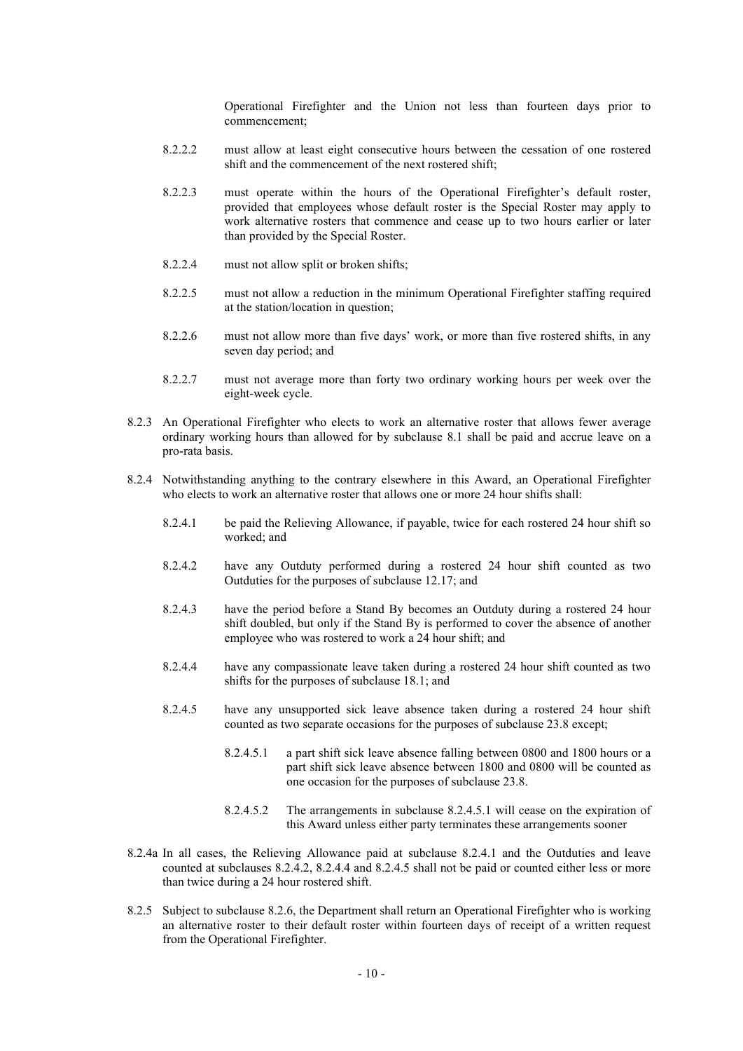Operational Firefighter and the Union not less than fourteen days prior to commencement;

8.2.2.2 must allow at least eight consecutive hours between the cessation of one rostered shift and the commencement of the next rostered shift;

8.2.2.3 must operate within the hours of the Operational Firefighter's default roster, provided that employees whose default roster is the Special Roster may apply to work alternative rosters that commence and cease up to two hours earlier or later than provided by the Special Roster.

8.2.2.4 must not allow split or broken shifts;

8.2.2.5 must not allow a reduction in the minimum Operational Firefighter staffing required at the station/location in question;

8.2.2.6 must not allow more than five days' work, or more than five rostered shifts, in any seven day period; and

8.2.2.7 must not average more than forty two ordinary working hours per week over the eight-week cycle.

8.2.3 An Operational Firefighter who elects to work an alternative roster that allows fewer average ordinary working hours than allowed for by subclause 8.1 shall be paid and accrue leave on a pro-rata basis.

8.2.4 Notwithstanding anything to the contrary elsewhere in this Award, an Operational Firefighter who elects to work an alternative roster that allows one or more 24 hour shifts shall:

8.2.4.1 be paid the Relieving Allowance, if payable, twice for each rostered 24 hour shift so worked; and

8.2.4.2 have any Outduty performed during a rostered 24 hour shift counted as two Outduties for the purposes of subclause 12.17; and

8.2.4.3 have the period before a Stand By becomes an Outduty during a rostered 24 hour shift doubled, but only if the Stand By is performed to cover the absence of another employee who was rostered to work a 24 hour shift; and

8.2.4.4 have any compassionate leave taken during a rostered 24 hour shift counted as two shifts for the purposes of subclause 18.1; and

8.2.4.5 have any unsupported sick leave absence taken during a rostered 24 hour shift counted as two separate occasions for the purposes of subclause 23.8 except;

8.2.4.5.1 a part shift sick leave absence falling between 0800 and 1800 hours or a part shift sick leave absence between 1800 and 0800 will be counted as one occasion for the purposes of subclause 23.8.

8.2.4.5.2 The arrangements in subclause 8.2.4.5.1 will cease on the expiration of this Award unless either party terminates these arrangements sooner

8.2.4a In all cases, the Relieving Allowance paid at subclause 8.2.4.1 and the Outduties and leave counted at subclauses 8.2.4.2, 8.2.4.4 and 8.2.4.5 shall not be paid or counted either less or more than twice during a 24 hour rostered shift.

8.2.5 Subject to subclause 8.2.6, the Department shall return an Operational Firefighter who is working an alternative roster to their default roster within fourteen days of receipt of a written request from the Operational Firefighter.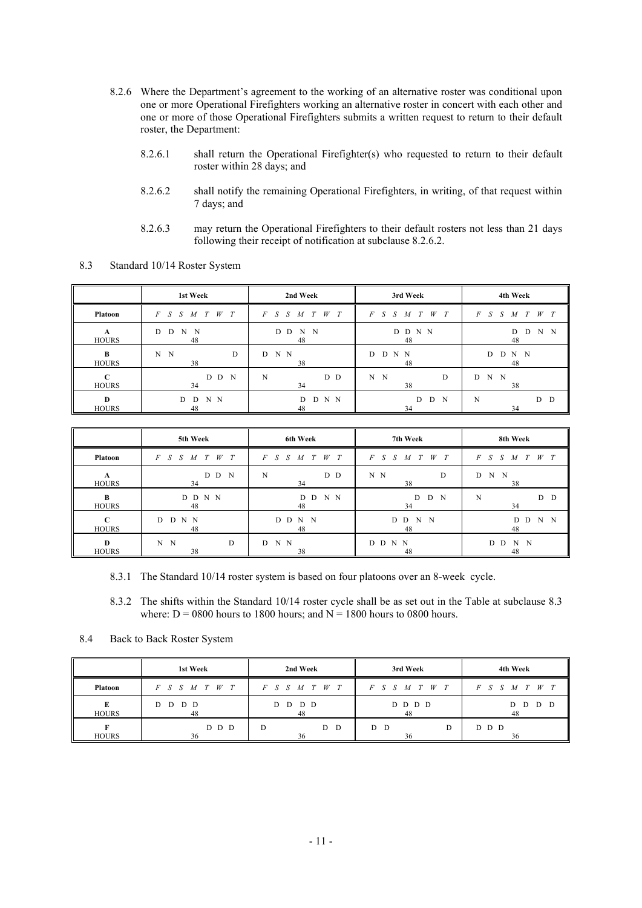8.2.6 Where the Department's agreement to the working of an alternative roster was conditional upon one or more Operational Firefighters working an alternative roster in concert with each other and one or more of those Operational Firefighters submits a written request to return to their default roster, the Department:

8.2.6.1 shall return the Operational Firefighter(s) who requested to return to their default roster within 28 days; and

8.2.6.2 shall notify the remaining Operational Firefighters, in writing, of that request within 7 days; and

8.2.6.3 may return the Operational Firefighters to their default rosters not less than 21 days following their receipt of notification at subclause 8.2.6.2.

8.3 Standard 10/14 Roster System

| | 1st Week | | | | | | | | 2nd Week | | | | | | | | 3rd Week | | | | | | | | 4th Week | | | | | | | |
|---|---|---|---|---|---|---|---|---|---|---|---|---|---|---|---|---|---|---|---|---|---|---|---|---|---|---|---|---|---|---|---|---|
| **Platoon** | *F* | *S* | *S* | *M* | *T* | *W* | *T* | HOURS | *F* | *S* | *S* | *M* | *T* | *W* | *T* | HOURS | *F* | *S* | *S* | *M* | *T* | *W* | *T* | HOURS | *F* | *S* | *S* | *M* | *T* | *W* | *T* | HOURS |
| **A** | D | D | N | N | | | | 48 | | D | D | N | N | | | 48 | | | D | D | N | N | | 48 | | | | D | D | N | N | 48 |
| **B** | N | N | | | | | D | 38 | D | N | N | | | | | 38 | D | D | N | N | | | | 48 | | D | D | N | N | | | 48 |
| **C** | | | | | D | D | N | 34 | N | | | | | D | D | 34 | N | N | | | | | D | 38 | D | N | N | | | | | 38 |
| **D** | | | D | D | N | N | | 48 | | | | D | D | N | N | 48 | | | | | D | D | N | 34 | N | | | | | D | D | 34 |

| | 5th Week | | | | | | | | 6th Week | | | | | | | | 7th Week | | | | | | | | 8th Week | | | | | | | |
|---|---|---|---|---|---|---|---|---|---|---|---|---|---|---|---|---|---|---|---|---|---|---|---|---|---|---|---|---|---|---|---|---|
| **Platoon** | *F* | *S* | *S* | *M* | *T* | *W* | *T* | HOURS | *F* | *S* | *S* | *M* | *T* | *W* | *T* | HOURS | *F* | *S* | *S* | *M* | *T* | *W* | *T* | HOURS | *F* | *S* | *S* | *M* | *T* | *W* | *T* | HOURS |
| **A** | | | | | D | D | N | 34 | N | | | | | D | D | 34 | N | N | | | | | D | 38 | D | N | N | | | | | 38 |
| **B** | | | D | D | N | N | | 48 | | | | D | D | N | N | 48 | | | | | D | D | N | 34 | N | | | | | D | D | 34 |
| **C** | D | D | N | N | | | | 48 | | D | D | N | N | | | 48 | | | D | D | N | N | | 48 | | | | D | D | N | N | 48 |
| **D** | N | N | | | | | D | 38 | D | N | N | | | | | 38 | D | D | N | N | | | | 48 | | D | D | N | N | | | 48 |

8.3.1 The Standard 10/14 roster system is based on four platoons over an 8-week cycle.

8.3.2 The shifts within the Standard 10/14 roster cycle shall be as set out in the Table at subclause 8.3 where: D = 0800 hours to 1800 hours; and N = 1800 hours to 0800 hours.

8.4 Back to Back Roster System

| | 1st Week | | | | | | | | 2nd Week | | | | | | | | 3rd Week | | | | | | | | 4th Week | | | | | | | |
|---|---|---|---|---|---|---|---|---|---|---|---|---|---|---|---|---|---|---|---|---|---|---|---|---|---|---|---|---|---|---|---|---|
| **Platoon** | *F* | *S* | *S* | *M* | *T* | *W* | *T* | HOURS | *F* | *S* | *S* | *M* | *T* | *W* | *T* | HOURS | *F* | *S* | *S* | *M* | *T* | *W* | *T* | HOURS | *F* | *S* | *S* | *M* | *T* | *W* | *T* | HOURS |
| **E** | D | D | D | D | | | | 48 | | D | D | D | D | | | 48 | | | D | D | D | D | | 48 | | | | D | D | D | D | 48 |
| **F** | | | | | D | D | D | 36 | D | | | | | D | D | 36 | D | D | | | | | D | 36 | D | D | D | | | | | 36 |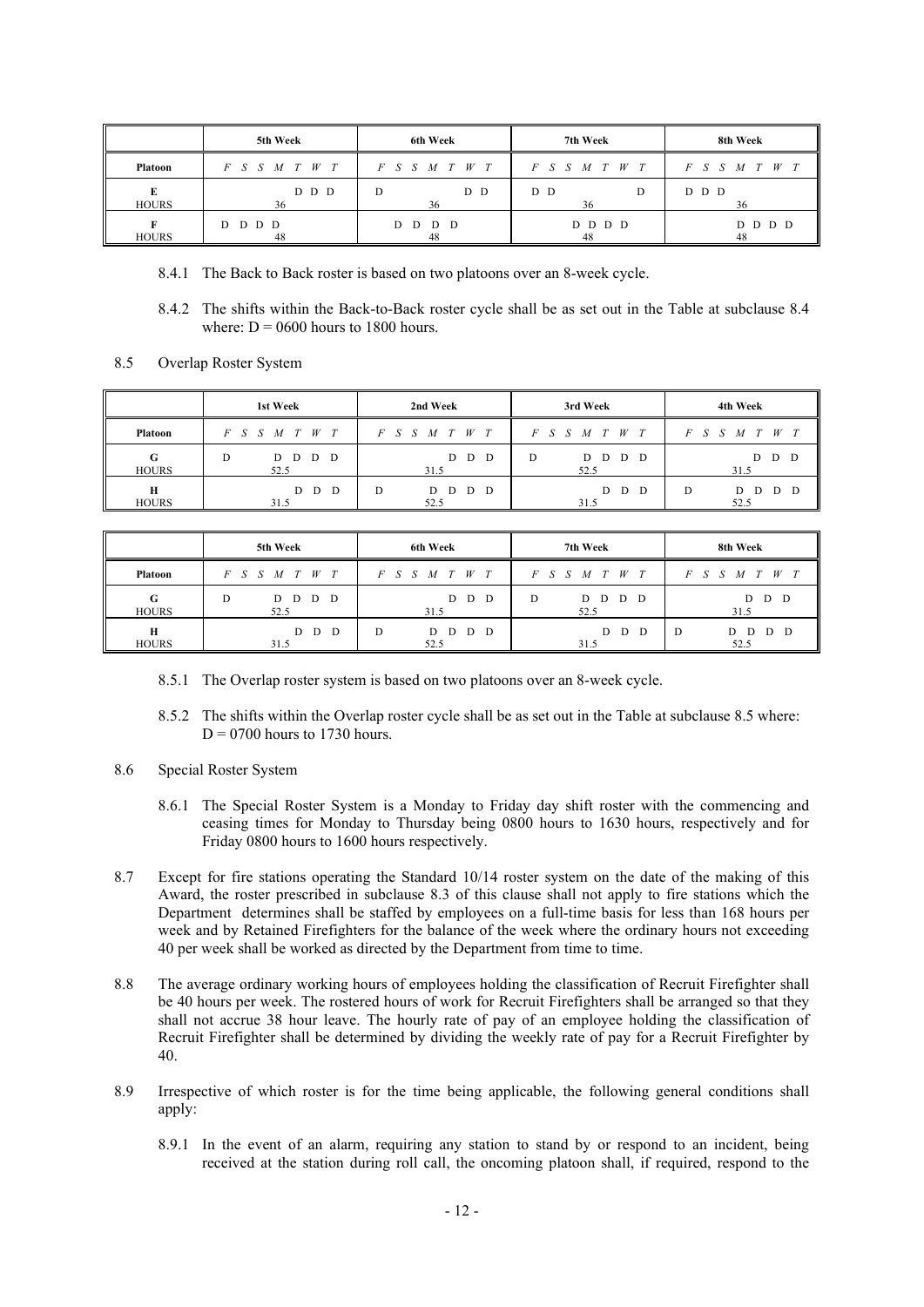| | 5th Week | | | | | | | | 6th Week | | | | | | | | 7th Week | | | | | | | | 8th Week | | | | | | | |
|---|---|---|---|---|---|---|---|---|---|---|---|---|---|---|---|---|---|---|---|---|---|---|---|---|---|---|---|---|---|---|---|---|
| **Platoon** | *F* | *S* | *S* | *M* | *T* | *W* | *T* | | *F* | *S* | *S* | *M* | *T* | *W* | *T* | | *F* | *S* | *S* | *M* | *T* | *W* | *T* | | *F* | *S* | *S* | *M* | *T* | *W* | *T* | |
| **E** | | | | | D | D | D | | D | | | | | D | D | | D | D | | | | | D | | D | D | D | | | | | |
| **HOURS** | | | | | | | | 36 | | | | | | | | 36 | | | | | | | | 36 | | | | | | | | 36 |
| **F** | D | D | D | D | | | | | | D | D | D | D | | | | | | D | D | D | D | | | | | | D | D | D | D | |
| **HOURS** | | | | | | | | 48 | | | | | | | | 48 | | | | | | | | 48 | | | | | | | | 48 |

8.4.1 The Back to Back roster is based on two platoons over an 8-week cycle.

8.4.2 The shifts within the Back-to-Back roster cycle shall be as set out in the Table at subclause 8.4 where: D = 0600 hours to 1800 hours.

8.5 Overlap Roster System

| | 1st Week | | | | | | | | 2nd Week | | | | | | | | 3rd Week | | | | | | | | 4th Week | | | | | | | |
|---|---|---|---|---|---|---|---|---|---|---|---|---|---|---|---|---|---|---|---|---|---|---|---|---|---|---|---|---|---|---|---|---|
| **Platoon** | *F* | *S* | *S* | *M* | *T* | *W* | *T* | | *F* | *S* | *S* | *M* | *T* | *W* | *T* | | *F* | *S* | *S* | *M* | *T* | *W* | *T* | | *F* | *S* | *S* | *M* | *T* | *W* | *T* | |
| **G** | D | | | D | D | D | D | | | | | D | D | D | | | D | | | D | D | D | D | | | | | D | D | D | | |
| **HOURS** | | | | | | | | 52.5 | | | | | | | | 31.5 | | | | | | | | 52.5 | | | | | | | | 31.5 |
| **H** | | | | D | D | D | | | D | | | D | D | D | D | | | | | D | D | D | | | D | | | D | D | D | D | |
| **HOURS** | | | | | | | | 31.5 | | | | | | | | 52.5 | | | | | | | | 31.5 | | | | | | | | 52.5 |

| | 5th Week | | | | | | | | 6th Week | | | | | | | | 7th Week | | | | | | | | 8th Week | | | | | | | |
|---|---|---|---|---|---|---|---|---|---|---|---|---|---|---|---|---|---|---|---|---|---|---|---|---|---|---|---|---|---|---|---|---|
| **Platoon** | *F* | *S* | *S* | *M* | *T* | *W* | *T* | | *F* | *S* | *S* | *M* | *T* | *W* | *T* | | *F* | *S* | *S* | *M* | *T* | *W* | *T* | | *F* | *S* | *S* | *M* | *T* | *W* | *T* | |
| **G** | D | | | D | D | D | D | | | | | D | D | D | | | D | | | D | D | D | D | | | | | D | D | D | | |
| **HOURS** | | | | | | | | 52.5 | | | | | | | | 31.5 | | | | | | | | 52.5 | | | | | | | | 31.5 |
| **H** | | | | D | D | D | | | D | | | D | D | D | D | | | | | D | D | D | | | D | | | D | D | D | D | |
| **HOURS** | | | | | | | | 31.5 | | | | | | | | 52.5 | | | | | | | | 31.5 | | | | | | | | 52.5 |

8.5.1 The Overlap roster system is based on two platoons over an 8-week cycle.

8.5.2 The shifts within the Overlap roster cycle shall be as set out in the Table at subclause 8.5 where: D = 0700 hours to 1730 hours.

8.6 Special Roster System

8.6.1 The Special Roster System is a Monday to Friday day shift roster with the commencing and ceasing times for Monday to Thursday being 0800 hours to 1630 hours, respectively and for Friday 0800 hours to 1600 hours respectively.

8.7 Except for fire stations operating the Standard 10/14 roster system on the date of the making of this Award, the roster prescribed in subclause 8.3 of this clause shall not apply to fire stations which the Department determines shall be staffed by employees on a full-time basis for less than 168 hours per week and by Retained Firefighters for the balance of the week where the ordinary hours not exceeding 40 per week shall be worked as directed by the Department from time to time.

8.8 The average ordinary working hours of employees holding the classification of Recruit Firefighter shall be 40 hours per week. The rostered hours of work for Recruit Firefighters shall be arranged so that they shall not accrue 38 hour leave. The hourly rate of pay of an employee holding the classification of Recruit Firefighter shall be determined by dividing the weekly rate of pay for a Recruit Firefighter by 40.

8.9 Irrespective of which roster is for the time being applicable, the following general conditions shall apply:

8.9.1 In the event of an alarm, requiring any station to stand by or respond to an incident, being received at the station during roll call, the oncoming platoon shall, if required, respond to the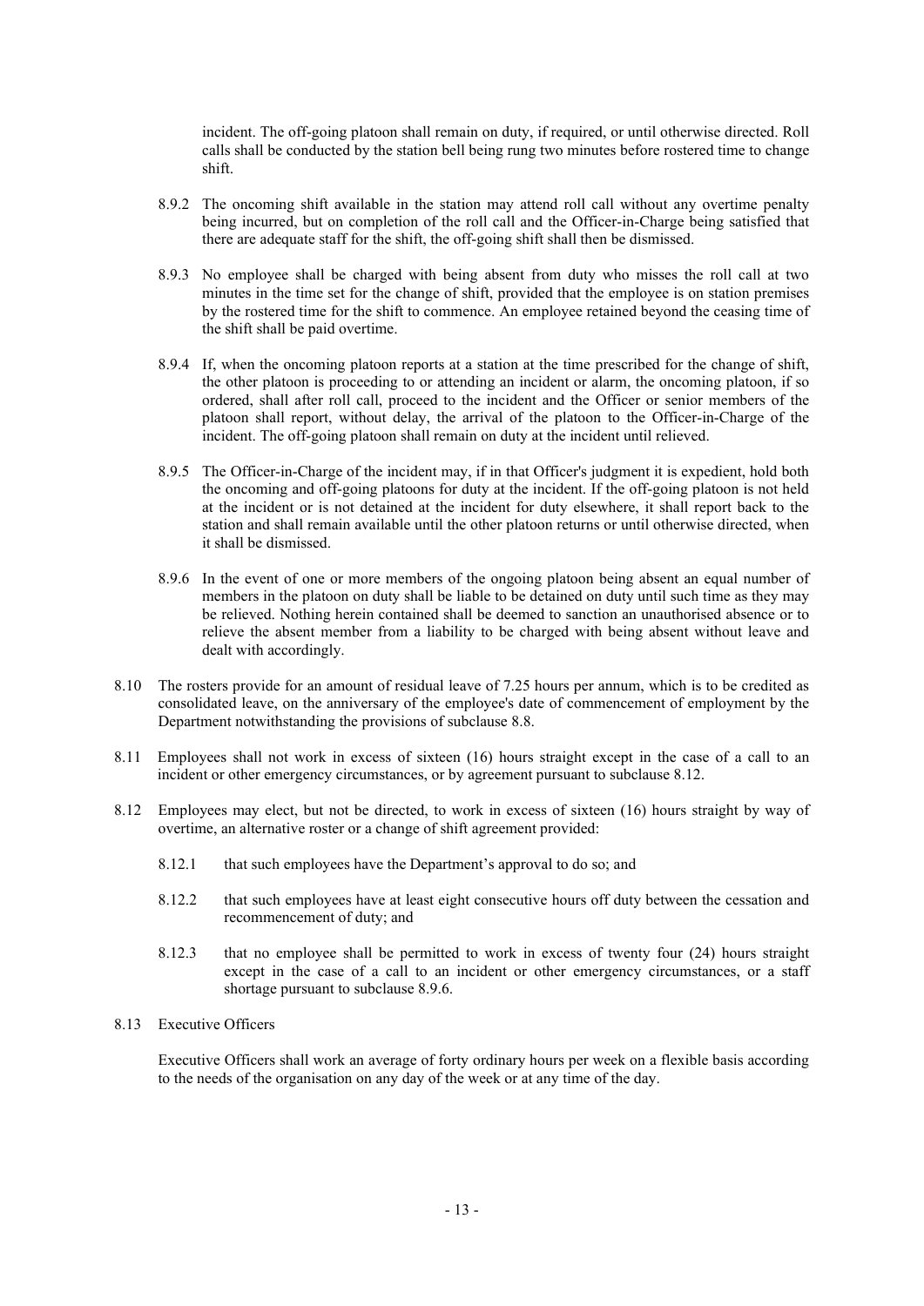incident. The off-going platoon shall remain on duty, if required, or until otherwise directed. Roll calls shall be conducted by the station bell being rung two minutes before rostered time to change shift.

8.9.2 The oncoming shift available in the station may attend roll call without any overtime penalty being incurred, but on completion of the roll call and the Officer-in-Charge being satisfied that there are adequate staff for the shift, the off-going shift shall then be dismissed.

8.9.3 No employee shall be charged with being absent from duty who misses the roll call at two minutes in the time set for the change of shift, provided that the employee is on station premises by the rostered time for the shift to commence. An employee retained beyond the ceasing time of the shift shall be paid overtime.

8.9.4 If, when the oncoming platoon reports at a station at the time prescribed for the change of shift, the other platoon is proceeding to or attending an incident or alarm, the oncoming platoon, if so ordered, shall after roll call, proceed to the incident and the Officer or senior members of the platoon shall report, without delay, the arrival of the platoon to the Officer-in-Charge of the incident. The off-going platoon shall remain on duty at the incident until relieved.

8.9.5 The Officer-in-Charge of the incident may, if in that Officer's judgment it is expedient, hold both the oncoming and off-going platoons for duty at the incident. If the off-going platoon is not held at the incident or is not detained at the incident for duty elsewhere, it shall report back to the station and shall remain available until the other platoon returns or until otherwise directed, when it shall be dismissed.

8.9.6 In the event of one or more members of the ongoing platoon being absent an equal number of members in the platoon on duty shall be liable to be detained on duty until such time as they may be relieved. Nothing herein contained shall be deemed to sanction an unauthorised absence or to relieve the absent member from a liability to be charged with being absent without leave and dealt with accordingly.

8.10 The rosters provide for an amount of residual leave of 7.25 hours per annum, which is to be credited as consolidated leave, on the anniversary of the employee's date of commencement of employment by the Department notwithstanding the provisions of subclause 8.8.

8.11 Employees shall not work in excess of sixteen (16) hours straight except in the case of a call to an incident or other emergency circumstances, or by agreement pursuant to subclause 8.12.

8.12 Employees may elect, but not be directed, to work in excess of sixteen (16) hours straight by way of overtime, an alternative roster or a change of shift agreement provided:

8.12.1 that such employees have the Department's approval to do so; and

8.12.2 that such employees have at least eight consecutive hours off duty between the cessation and recommencement of duty; and

8.12.3 that no employee shall be permitted to work in excess of twenty four (24) hours straight except in the case of a call to an incident or other emergency circumstances, or a staff shortage pursuant to subclause 8.9.6.

8.13 Executive Officers

Executive Officers shall work an average of forty ordinary hours per week on a flexible basis according to the needs of the organisation on any day of the week or at any time of the day.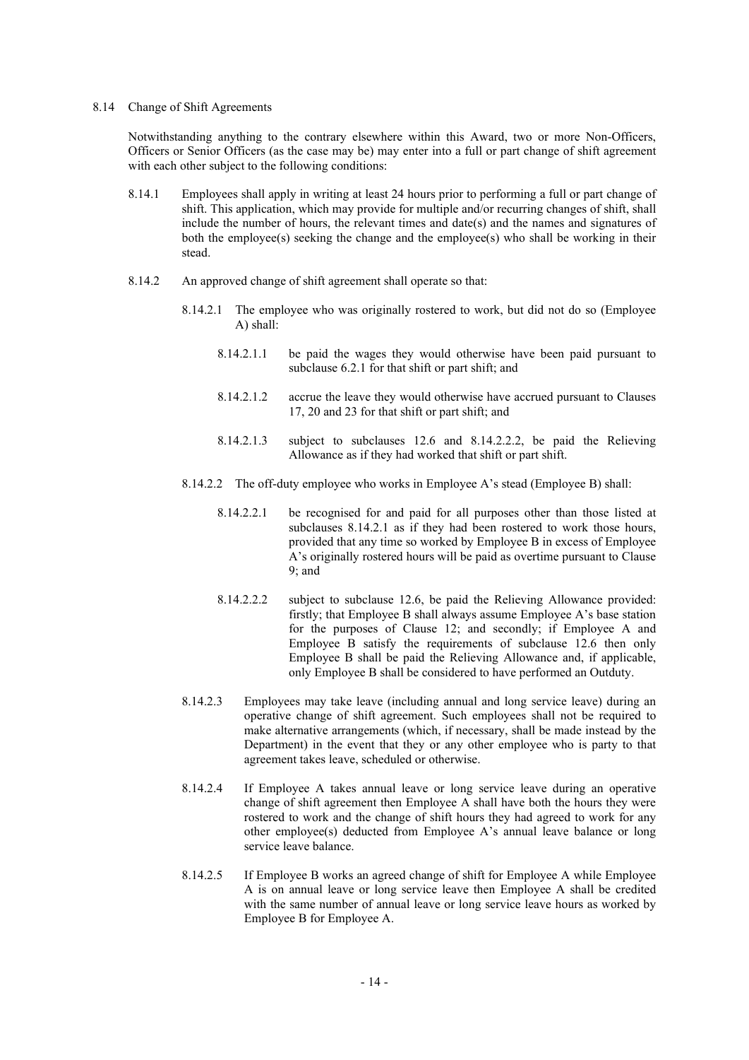8.14 Change of Shift Agreements

Notwithstanding anything to the contrary elsewhere within this Award, two or more Non-Officers, Officers or Senior Officers (as the case may be) may enter into a full or part change of shift agreement with each other subject to the following conditions:

8.14.1 Employees shall apply in writing at least 24 hours prior to performing a full or part change of shift. This application, which may provide for multiple and/or recurring changes of shift, shall include the number of hours, the relevant times and date(s) and the names and signatures of both the employee(s) seeking the change and the employee(s) who shall be working in their stead.

8.14.2 An approved change of shift agreement shall operate so that:

8.14.2.1 The employee who was originally rostered to work, but did not do so (Employee A) shall:

8.14.2.1.1 be paid the wages they would otherwise have been paid pursuant to subclause 6.2.1 for that shift or part shift; and

8.14.2.1.2 accrue the leave they would otherwise have accrued pursuant to Clauses 17, 20 and 23 for that shift or part shift; and

8.14.2.1.3 subject to subclauses 12.6 and 8.14.2.2.2, be paid the Relieving Allowance as if they had worked that shift or part shift.

8.14.2.2 The off-duty employee who works in Employee A's stead (Employee B) shall:

8.14.2.2.1 be recognised for and paid for all purposes other than those listed at subclauses 8.14.2.1 as if they had been rostered to work those hours, provided that any time so worked by Employee B in excess of Employee A's originally rostered hours will be paid as overtime pursuant to Clause 9; and

8.14.2.2.2 subject to subclause 12.6, be paid the Relieving Allowance provided: firstly; that Employee B shall always assume Employee A's base station for the purposes of Clause 12; and secondly; if Employee A and Employee B satisfy the requirements of subclause 12.6 then only Employee B shall be paid the Relieving Allowance and, if applicable, only Employee B shall be considered to have performed an Outduty.

8.14.2.3 Employees may take leave (including annual and long service leave) during an operative change of shift agreement. Such employees shall not be required to make alternative arrangements (which, if necessary, shall be made instead by the Department) in the event that they or any other employee who is party to that agreement takes leave, scheduled or otherwise.

8.14.2.4 If Employee A takes annual leave or long service leave during an operative change of shift agreement then Employee A shall have both the hours they were rostered to work and the change of shift hours they had agreed to work for any other employee(s) deducted from Employee A's annual leave balance or long service leave balance.

8.14.2.5 If Employee B works an agreed change of shift for Employee A while Employee A is on annual leave or long service leave then Employee A shall be credited with the same number of annual leave or long service leave hours as worked by Employee B for Employee A.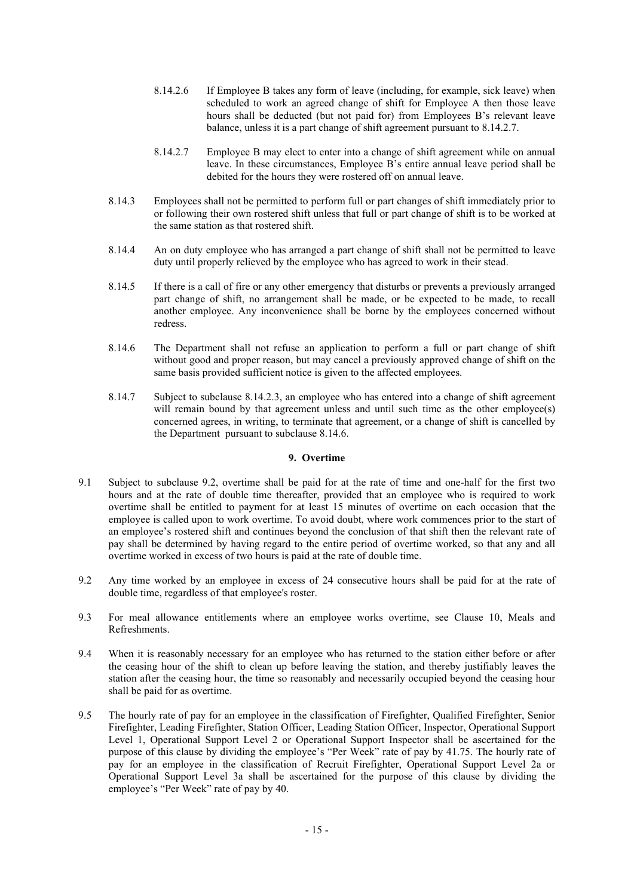8.14.2.6 If Employee B takes any form of leave (including, for example, sick leave) when scheduled to work an agreed change of shift for Employee A then those leave hours shall be deducted (but not paid for) from Employees B's relevant leave balance, unless it is a part change of shift agreement pursuant to 8.14.2.7.

8.14.2.7 Employee B may elect to enter into a change of shift agreement while on annual leave. In these circumstances, Employee B's entire annual leave period shall be debited for the hours they were rostered off on annual leave.

8.14.3 Employees shall not be permitted to perform full or part changes of shift immediately prior to or following their own rostered shift unless that full or part change of shift is to be worked at the same station as that rostered shift.

8.14.4 An on duty employee who has arranged a part change of shift shall not be permitted to leave duty until properly relieved by the employee who has agreed to work in their stead.

8.14.5 If there is a call of fire or any other emergency that disturbs or prevents a previously arranged part change of shift, no arrangement shall be made, or be expected to be made, to recall another employee. Any inconvenience shall be borne by the employees concerned without redress.

8.14.6 The Department shall not refuse an application to perform a full or part change of shift without good and proper reason, but may cancel a previously approved change of shift on the same basis provided sufficient notice is given to the affected employees.

8.14.7 Subject to subclause 8.14.2.3, an employee who has entered into a change of shift agreement will remain bound by that agreement unless and until such time as the other employee(s) concerned agrees, in writing, to terminate that agreement, or a change of shift is cancelled by the Department pursuant to subclause 8.14.6.

## 9. Overtime

9.1 Subject to subclause 9.2, overtime shall be paid for at the rate of time and one-half for the first two hours and at the rate of double time thereafter, provided that an employee who is required to work overtime shall be entitled to payment for at least 15 minutes of overtime on each occasion that the employee is called upon to work overtime. To avoid doubt, where work commences prior to the start of an employee's rostered shift and continues beyond the conclusion of that shift then the relevant rate of pay shall be determined by having regard to the entire period of overtime worked, so that any and all overtime worked in excess of two hours is paid at the rate of double time.

9.2 Any time worked by an employee in excess of 24 consecutive hours shall be paid for at the rate of double time, regardless of that employee's roster.

9.3 For meal allowance entitlements where an employee works overtime, see Clause 10, Meals and Refreshments.

9.4 When it is reasonably necessary for an employee who has returned to the station either before or after the ceasing hour of the shift to clean up before leaving the station, and thereby justifiably leaves the station after the ceasing hour, the time so reasonably and necessarily occupied beyond the ceasing hour shall be paid for as overtime.

9.5 The hourly rate of pay for an employee in the classification of Firefighter, Qualified Firefighter, Senior Firefighter, Leading Firefighter, Station Officer, Leading Station Officer, Inspector, Operational Support Level 1, Operational Support Level 2 or Operational Support Inspector shall be ascertained for the purpose of this clause by dividing the employee's "Per Week" rate of pay by 41.75. The hourly rate of pay for an employee in the classification of Recruit Firefighter, Operational Support Level 2a or Operational Support Level 3a shall be ascertained for the purpose of this clause by dividing the employee's "Per Week" rate of pay by 40.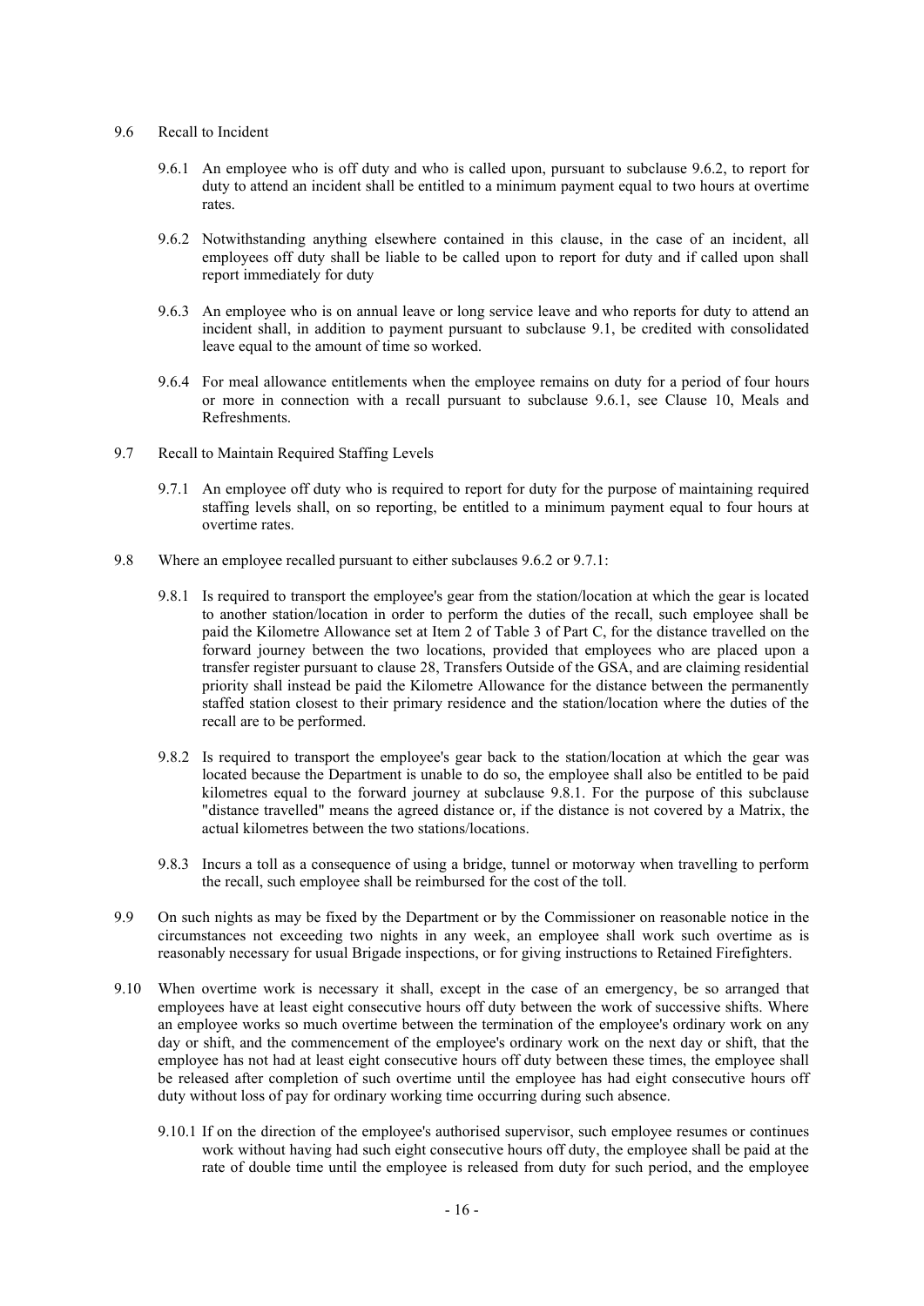9.6 Recall to Incident

9.6.1 An employee who is off duty and who is called upon, pursuant to subclause 9.6.2, to report for duty to attend an incident shall be entitled to a minimum payment equal to two hours at overtime rates.

9.6.2 Notwithstanding anything elsewhere contained in this clause, in the case of an incident, all employees off duty shall be liable to be called upon to report for duty and if called upon shall report immediately for duty

9.6.3 An employee who is on annual leave or long service leave and who reports for duty to attend an incident shall, in addition to payment pursuant to subclause 9.1, be credited with consolidated leave equal to the amount of time so worked.

9.6.4 For meal allowance entitlements when the employee remains on duty for a period of four hours or more in connection with a recall pursuant to subclause 9.6.1, see Clause 10, Meals and Refreshments.

9.7 Recall to Maintain Required Staffing Levels

9.7.1 An employee off duty who is required to report for duty for the purpose of maintaining required staffing levels shall, on so reporting, be entitled to a minimum payment equal to four hours at overtime rates.

9.8 Where an employee recalled pursuant to either subclauses 9.6.2 or 9.7.1:

9.8.1 Is required to transport the employee's gear from the station/location at which the gear is located to another station/location in order to perform the duties of the recall, such employee shall be paid the Kilometre Allowance set at Item 2 of Table 3 of Part C, for the distance travelled on the forward journey between the two locations, provided that employees who are placed upon a transfer register pursuant to clause 28, Transfers Outside of the GSA, and are claiming residential priority shall instead be paid the Kilometre Allowance for the distance between the permanently staffed station closest to their primary residence and the station/location where the duties of the recall are to be performed.

9.8.2 Is required to transport the employee's gear back to the station/location at which the gear was located because the Department is unable to do so, the employee shall also be entitled to be paid kilometres equal to the forward journey at subclause 9.8.1. For the purpose of this subclause "distance travelled" means the agreed distance or, if the distance is not covered by a Matrix, the actual kilometres between the two stations/locations.

9.8.3 Incurs a toll as a consequence of using a bridge, tunnel or motorway when travelling to perform the recall, such employee shall be reimbursed for the cost of the toll.

9.9 On such nights as may be fixed by the Department or by the Commissioner on reasonable notice in the circumstances not exceeding two nights in any week, an employee shall work such overtime as is reasonably necessary for usual Brigade inspections, or for giving instructions to Retained Firefighters.

9.10 When overtime work is necessary it shall, except in the case of an emergency, be so arranged that employees have at least eight consecutive hours off duty between the work of successive shifts. Where an employee works so much overtime between the termination of the employee's ordinary work on any day or shift, and the commencement of the employee's ordinary work on the next day or shift, that the employee has not had at least eight consecutive hours off duty between these times, the employee shall be released after completion of such overtime until the employee has had eight consecutive hours off duty without loss of pay for ordinary working time occurring during such absence.

9.10.1 If on the direction of the employee's authorised supervisor, such employee resumes or continues work without having had such eight consecutive hours off duty, the employee shall be paid at the rate of double time until the employee is released from duty for such period, and the employee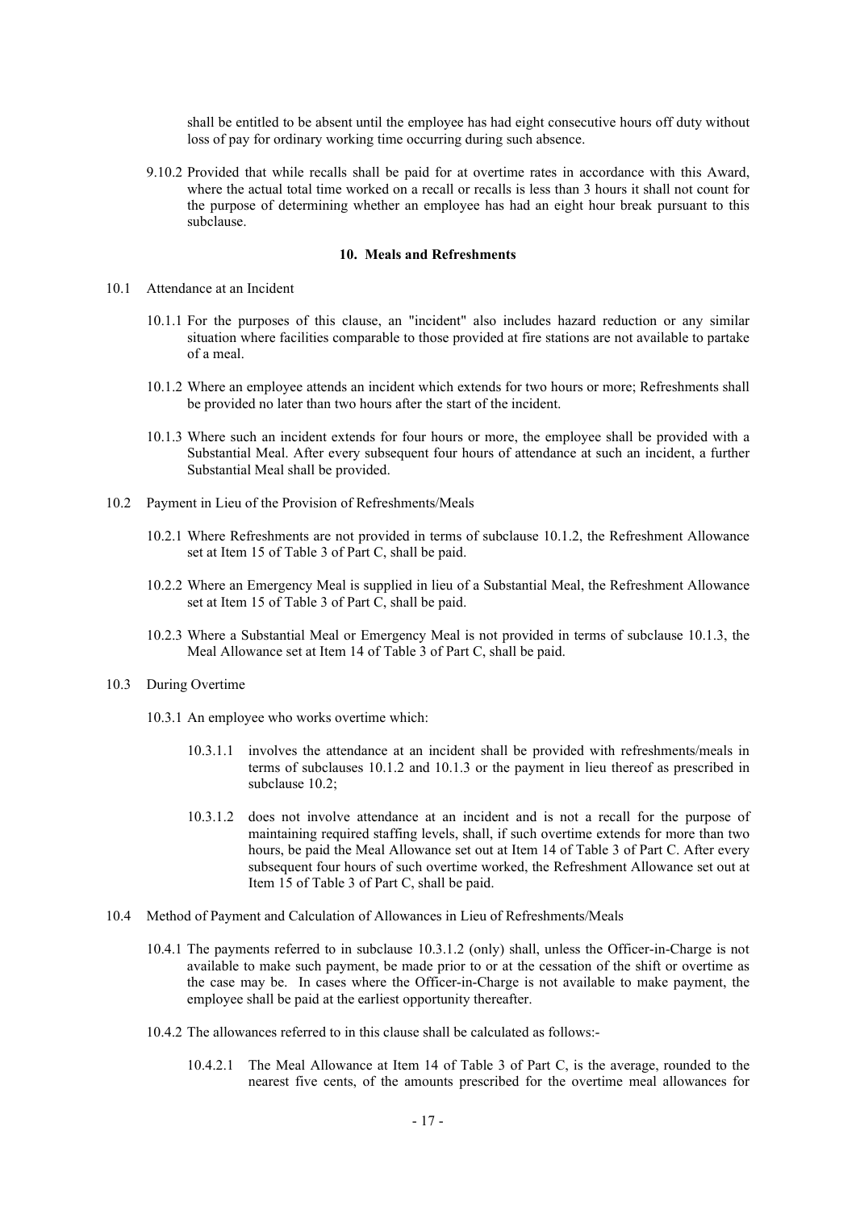shall be entitled to be absent until the employee has had eight consecutive hours off duty without loss of pay for ordinary working time occurring during such absence.

9.10.2 Provided that while recalls shall be paid for at overtime rates in accordance with this Award, where the actual total time worked on a recall or recalls is less than 3 hours it shall not count for the purpose of determining whether an employee has had an eight hour break pursuant to this subclause.

## 10. Meals and Refreshments

10.1 Attendance at an Incident

10.1.1 For the purposes of this clause, an "incident" also includes hazard reduction or any similar situation where facilities comparable to those provided at fire stations are not available to partake of a meal.

10.1.2 Where an employee attends an incident which extends for two hours or more; Refreshments shall be provided no later than two hours after the start of the incident.

10.1.3 Where such an incident extends for four hours or more, the employee shall be provided with a Substantial Meal. After every subsequent four hours of attendance at such an incident, a further Substantial Meal shall be provided.

10.2 Payment in Lieu of the Provision of Refreshments/Meals

10.2.1 Where Refreshments are not provided in terms of subclause 10.1.2, the Refreshment Allowance set at Item 15 of Table 3 of Part C, shall be paid.

10.2.2 Where an Emergency Meal is supplied in lieu of a Substantial Meal, the Refreshment Allowance set at Item 15 of Table 3 of Part C, shall be paid.

10.2.3 Where a Substantial Meal or Emergency Meal is not provided in terms of subclause 10.1.3, the Meal Allowance set at Item 14 of Table 3 of Part C, shall be paid.

10.3 During Overtime

10.3.1 An employee who works overtime which:

10.3.1.1 involves the attendance at an incident shall be provided with refreshments/meals in terms of subclauses 10.1.2 and 10.1.3 or the payment in lieu thereof as prescribed in subclause 10.2;

10.3.1.2 does not involve attendance at an incident and is not a recall for the purpose of maintaining required staffing levels, shall, if such overtime extends for more than two hours, be paid the Meal Allowance set out at Item 14 of Table 3 of Part C. After every subsequent four hours of such overtime worked, the Refreshment Allowance set out at Item 15 of Table 3 of Part C, shall be paid.

10.4 Method of Payment and Calculation of Allowances in Lieu of Refreshments/Meals

10.4.1 The payments referred to in subclause 10.3.1.2 (only) shall, unless the Officer-in-Charge is not available to make such payment, be made prior to or at the cessation of the shift or overtime as the case may be. In cases where the Officer-in-Charge is not available to make payment, the employee shall be paid at the earliest opportunity thereafter.

10.4.2 The allowances referred to in this clause shall be calculated as follows:-

10.4.2.1 The Meal Allowance at Item 14 of Table 3 of Part C, is the average, rounded to the nearest five cents, of the amounts prescribed for the overtime meal allowances for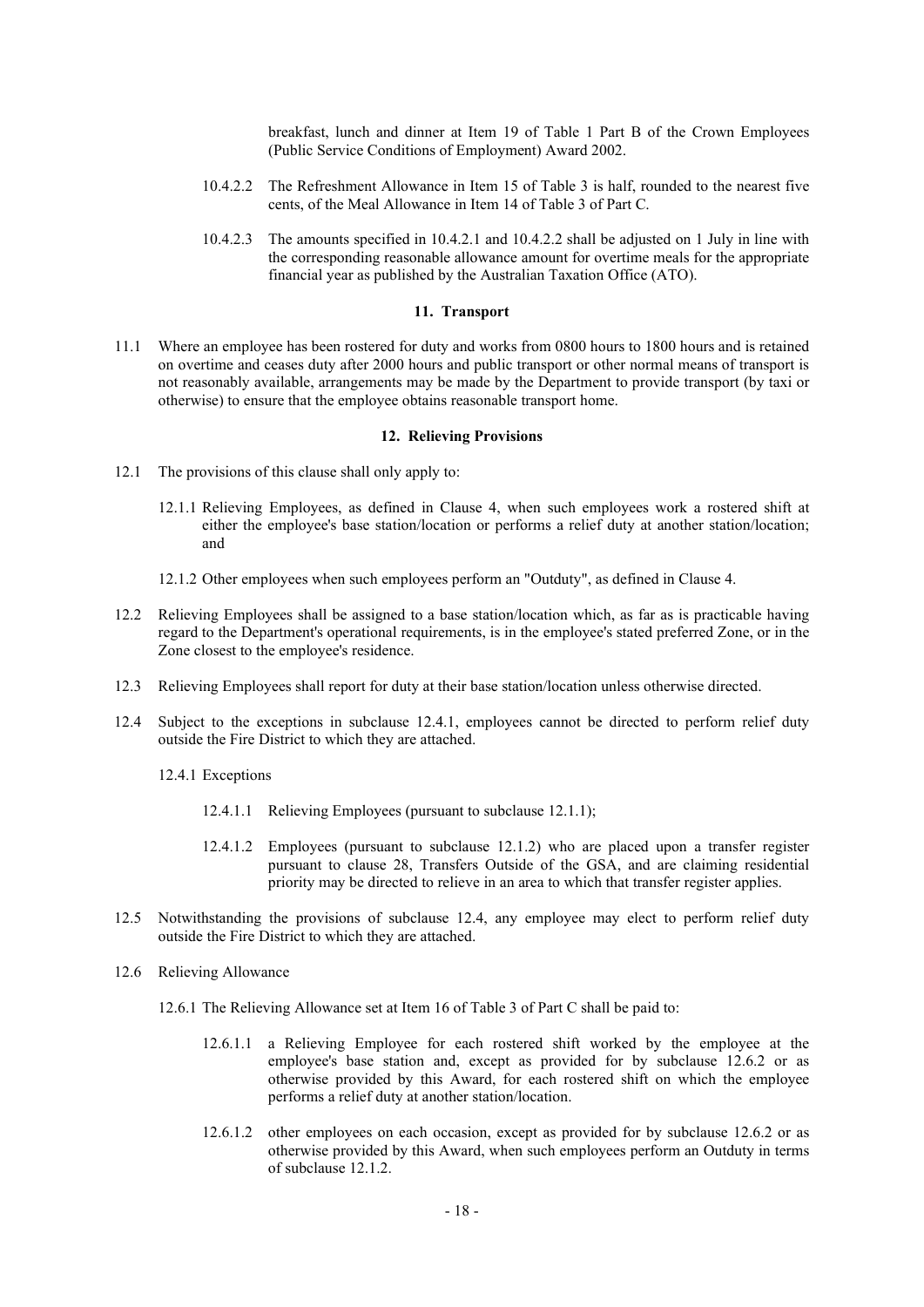breakfast, lunch and dinner at Item 19 of Table 1 Part B of the Crown Employees (Public Service Conditions of Employment) Award 2002.

10.4.2.2 The Refreshment Allowance in Item 15 of Table 3 is half, rounded to the nearest five cents, of the Meal Allowance in Item 14 of Table 3 of Part C.

10.4.2.3 The amounts specified in 10.4.2.1 and 10.4.2.2 shall be adjusted on 1 July in line with the corresponding reasonable allowance amount for overtime meals for the appropriate financial year as published by the Australian Taxation Office (ATO).

**11. Transport**

11.1 Where an employee has been rostered for duty and works from 0800 hours to 1800 hours and is retained on overtime and ceases duty after 2000 hours and public transport or other normal means of transport is not reasonably available, arrangements may be made by the Department to provide transport (by taxi or otherwise) to ensure that the employee obtains reasonable transport home.

**12. Relieving Provisions**

12.1 The provisions of this clause shall only apply to:

12.1.1 Relieving Employees, as defined in Clause 4, when such employees work a rostered shift at either the employee's base station/location or performs a relief duty at another station/location; and

12.1.2 Other employees when such employees perform an "Outduty", as defined in Clause 4.

12.2 Relieving Employees shall be assigned to a base station/location which, as far as is practicable having regard to the Department's operational requirements, is in the employee's stated preferred Zone, or in the Zone closest to the employee's residence.

12.3 Relieving Employees shall report for duty at their base station/location unless otherwise directed.

12.4 Subject to the exceptions in subclause 12.4.1, employees cannot be directed to perform relief duty outside the Fire District to which they are attached.

12.4.1 Exceptions

12.4.1.1 Relieving Employees (pursuant to subclause 12.1.1);

12.4.1.2 Employees (pursuant to subclause 12.1.2) who are placed upon a transfer register pursuant to clause 28, Transfers Outside of the GSA, and are claiming residential priority may be directed to relieve in an area to which that transfer register applies.

12.5 Notwithstanding the provisions of subclause 12.4, any employee may elect to perform relief duty outside the Fire District to which they are attached.

12.6 Relieving Allowance

12.6.1 The Relieving Allowance set at Item 16 of Table 3 of Part C shall be paid to:

12.6.1.1 a Relieving Employee for each rostered shift worked by the employee at the employee's base station and, except as provided for by subclause 12.6.2 or as otherwise provided by this Award, for each rostered shift on which the employee performs a relief duty at another station/location.

12.6.1.2 other employees on each occasion, except as provided for by subclause 12.6.2 or as otherwise provided by this Award, when such employees perform an Outduty in terms of subclause 12.1.2.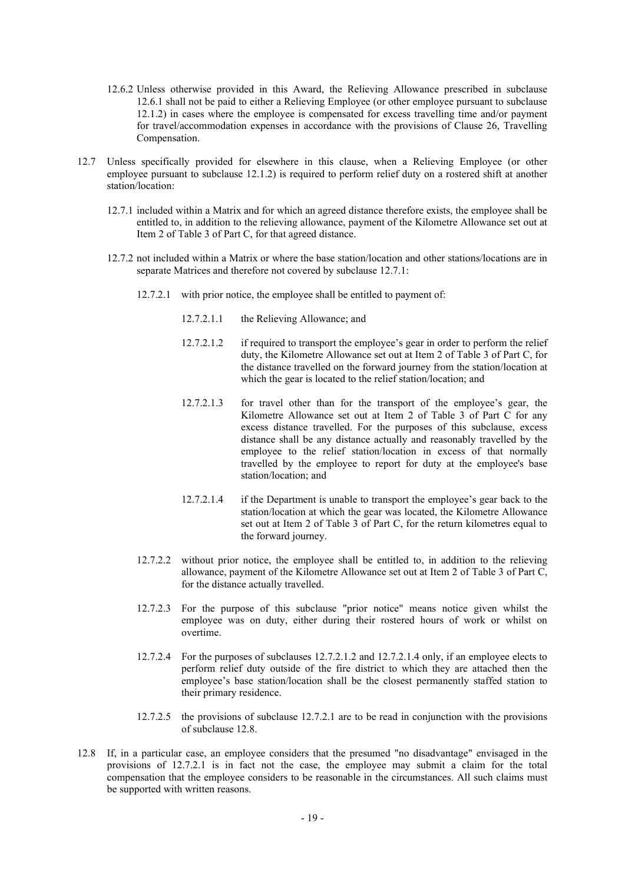12.6.2 Unless otherwise provided in this Award, the Relieving Allowance prescribed in subclause 12.6.1 shall not be paid to either a Relieving Employee (or other employee pursuant to subclause 12.1.2) in cases where the employee is compensated for excess travelling time and/or payment for travel/accommodation expenses in accordance with the provisions of Clause 26, Travelling Compensation.

12.7 Unless specifically provided for elsewhere in this clause, when a Relieving Employee (or other employee pursuant to subclause 12.1.2) is required to perform relief duty on a rostered shift at another station/location:

12.7.1 included within a Matrix and for which an agreed distance therefore exists, the employee shall be entitled to, in addition to the relieving allowance, payment of the Kilometre Allowance set out at Item 2 of Table 3 of Part C, for that agreed distance.

12.7.2 not included within a Matrix or where the base station/location and other stations/locations are in separate Matrices and therefore not covered by subclause 12.7.1:

12.7.2.1 with prior notice, the employee shall be entitled to payment of:

12.7.2.1.1 the Relieving Allowance; and

12.7.2.1.2 if required to transport the employee's gear in order to perform the relief duty, the Kilometre Allowance set out at Item 2 of Table 3 of Part C, for the distance travelled on the forward journey from the station/location at which the gear is located to the relief station/location; and

12.7.2.1.3 for travel other than for the transport of the employee's gear, the Kilometre Allowance set out at Item 2 of Table 3 of Part C for any excess distance travelled. For the purposes of this subclause, excess distance shall be any distance actually and reasonably travelled by the employee to the relief station/location in excess of that normally travelled by the employee to report for duty at the employee's base station/location; and

12.7.2.1.4 if the Department is unable to transport the employee's gear back to the station/location at which the gear was located, the Kilometre Allowance set out at Item 2 of Table 3 of Part C, for the return kilometres equal to the forward journey.

12.7.2.2 without prior notice, the employee shall be entitled to, in addition to the relieving allowance, payment of the Kilometre Allowance set out at Item 2 of Table 3 of Part C, for the distance actually travelled.

12.7.2.3 For the purpose of this subclause "prior notice" means notice given whilst the employee was on duty, either during their rostered hours of work or whilst on overtime.

12.7.2.4 For the purposes of subclauses 12.7.2.1.2 and 12.7.2.1.4 only, if an employee elects to perform relief duty outside of the fire district to which they are attached then the employee's base station/location shall be the closest permanently staffed station to their primary residence.

12.7.2.5 the provisions of subclause 12.7.2.1 are to be read in conjunction with the provisions of subclause 12.8.

12.8 If, in a particular case, an employee considers that the presumed "no disadvantage" envisaged in the provisions of 12.7.2.1 is in fact not the case, the employee may submit a claim for the total compensation that the employee considers to be reasonable in the circumstances. All such claims must be supported with written reasons.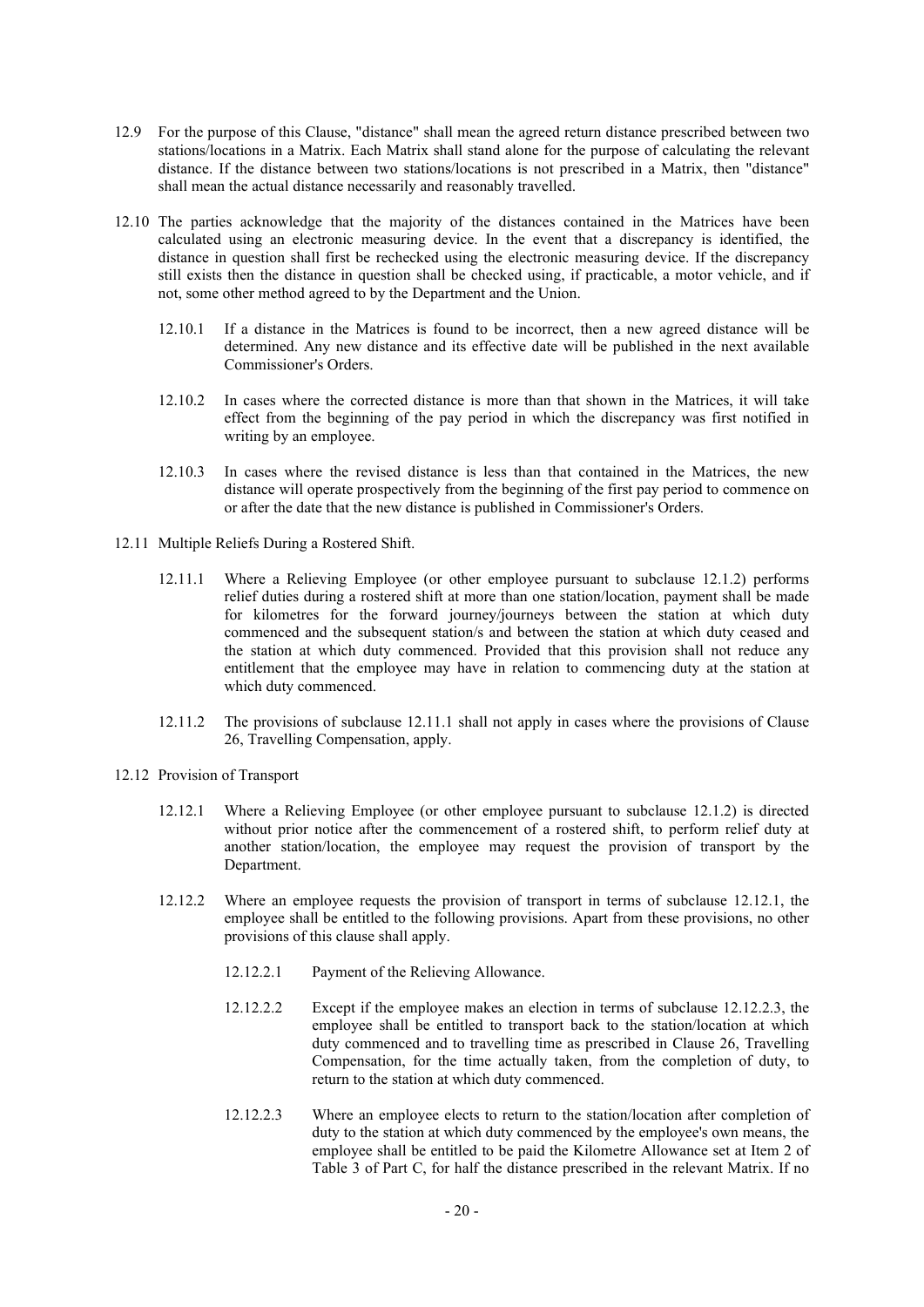12.9 For the purpose of this Clause, "distance" shall mean the agreed return distance prescribed between two stations/locations in a Matrix. Each Matrix shall stand alone for the purpose of calculating the relevant distance. If the distance between two stations/locations is not prescribed in a Matrix, then "distance" shall mean the actual distance necessarily and reasonably travelled.

12.10 The parties acknowledge that the majority of the distances contained in the Matrices have been calculated using an electronic measuring device. In the event that a discrepancy is identified, the distance in question shall first be rechecked using the electronic measuring device. If the discrepancy still exists then the distance in question shall be checked using, if practicable, a motor vehicle, and if not, some other method agreed to by the Department and the Union.

12.10.1 If a distance in the Matrices is found to be incorrect, then a new agreed distance will be determined. Any new distance and its effective date will be published in the next available Commissioner's Orders.

12.10.2 In cases where the corrected distance is more than that shown in the Matrices, it will take effect from the beginning of the pay period in which the discrepancy was first notified in writing by an employee.

12.10.3 In cases where the revised distance is less than that contained in the Matrices, the new distance will operate prospectively from the beginning of the first pay period to commence on or after the date that the new distance is published in Commissioner's Orders.

12.11 Multiple Reliefs During a Rostered Shift.

12.11.1 Where a Relieving Employee (or other employee pursuant to subclause 12.1.2) performs relief duties during a rostered shift at more than one station/location, payment shall be made for kilometres for the forward journey/journeys between the station at which duty commenced and the subsequent station/s and between the station at which duty ceased and the station at which duty commenced. Provided that this provision shall not reduce any entitlement that the employee may have in relation to commencing duty at the station at which duty commenced.

12.11.2 The provisions of subclause 12.11.1 shall not apply in cases where the provisions of Clause 26, Travelling Compensation, apply.

12.12 Provision of Transport

12.12.1 Where a Relieving Employee (or other employee pursuant to subclause 12.1.2) is directed without prior notice after the commencement of a rostered shift, to perform relief duty at another station/location, the employee may request the provision of transport by the Department.

12.12.2 Where an employee requests the provision of transport in terms of subclause 12.12.1, the employee shall be entitled to the following provisions. Apart from these provisions, no other provisions of this clause shall apply.

12.12.2.1 Payment of the Relieving Allowance.

12.12.2.2 Except if the employee makes an election in terms of subclause 12.12.2.3, the employee shall be entitled to transport back to the station/location at which duty commenced and to travelling time as prescribed in Clause 26, Travelling Compensation, for the time actually taken, from the completion of duty, to return to the station at which duty commenced.

12.12.2.3 Where an employee elects to return to the station/location after completion of duty to the station at which duty commenced by the employee's own means, the employee shall be entitled to be paid the Kilometre Allowance set at Item 2 of Table 3 of Part C, for half the distance prescribed in the relevant Matrix. If no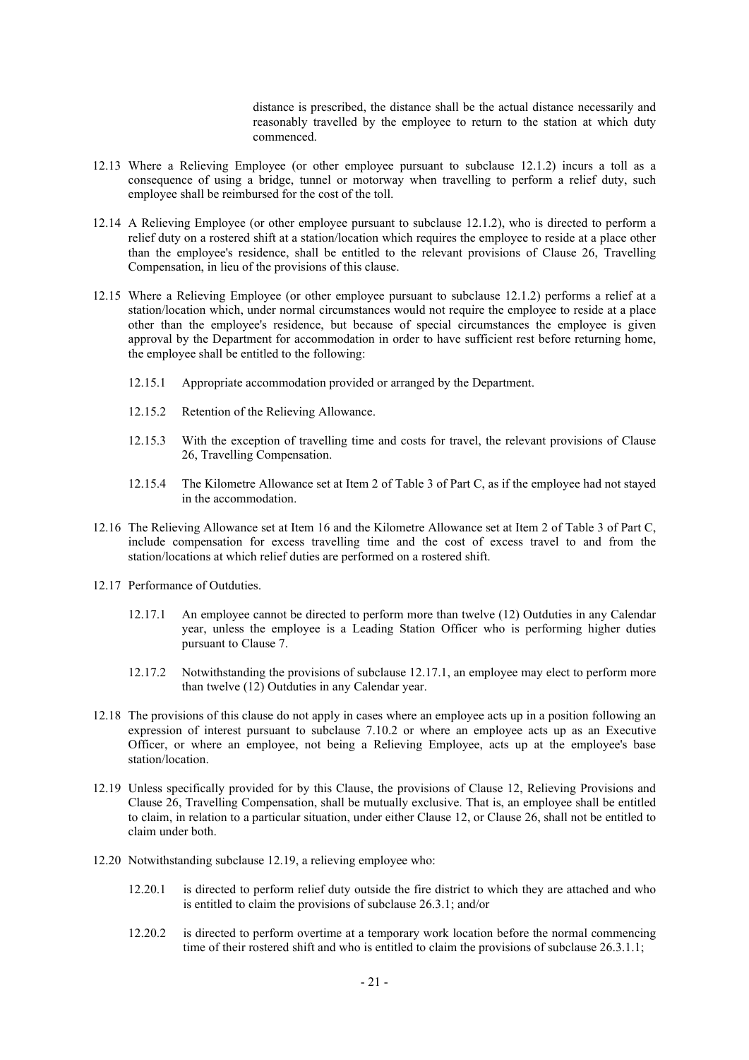distance is prescribed, the distance shall be the actual distance necessarily and reasonably travelled by the employee to return to the station at which duty commenced.

12.13 Where a Relieving Employee (or other employee pursuant to subclause 12.1.2) incurs a toll as a consequence of using a bridge, tunnel or motorway when travelling to perform a relief duty, such employee shall be reimbursed for the cost of the toll.

12.14 A Relieving Employee (or other employee pursuant to subclause 12.1.2), who is directed to perform a relief duty on a rostered shift at a station/location which requires the employee to reside at a place other than the employee's residence, shall be entitled to the relevant provisions of Clause 26, Travelling Compensation, in lieu of the provisions of this clause.

12.15 Where a Relieving Employee (or other employee pursuant to subclause 12.1.2) performs a relief at a station/location which, under normal circumstances would not require the employee to reside at a place other than the employee's residence, but because of special circumstances the employee is given approval by the Department for accommodation in order to have sufficient rest before returning home, the employee shall be entitled to the following:

12.15.1 Appropriate accommodation provided or arranged by the Department.

12.15.2 Retention of the Relieving Allowance.

12.15.3 With the exception of travelling time and costs for travel, the relevant provisions of Clause 26, Travelling Compensation.

12.15.4 The Kilometre Allowance set at Item 2 of Table 3 of Part C, as if the employee had not stayed in the accommodation.

12.16 The Relieving Allowance set at Item 16 and the Kilometre Allowance set at Item 2 of Table 3 of Part C, include compensation for excess travelling time and the cost of excess travel to and from the station/locations at which relief duties are performed on a rostered shift.

12.17 Performance of Outduties.

12.17.1 An employee cannot be directed to perform more than twelve (12) Outduties in any Calendar year, unless the employee is a Leading Station Officer who is performing higher duties pursuant to Clause 7.

12.17.2 Notwithstanding the provisions of subclause 12.17.1, an employee may elect to perform more than twelve (12) Outduties in any Calendar year.

12.18 The provisions of this clause do not apply in cases where an employee acts up in a position following an expression of interest pursuant to subclause 7.10.2 or where an employee acts up as an Executive Officer, or where an employee, not being a Relieving Employee, acts up at the employee's base station/location.

12.19 Unless specifically provided for by this Clause, the provisions of Clause 12, Relieving Provisions and Clause 26, Travelling Compensation, shall be mutually exclusive. That is, an employee shall be entitled to claim, in relation to a particular situation, under either Clause 12, or Clause 26, shall not be entitled to claim under both.

12.20 Notwithstanding subclause 12.19, a relieving employee who:

12.20.1 is directed to perform relief duty outside the fire district to which they are attached and who is entitled to claim the provisions of subclause 26.3.1; and/or

12.20.2 is directed to perform overtime at a temporary work location before the normal commencing time of their rostered shift and who is entitled to claim the provisions of subclause 26.3.1.1;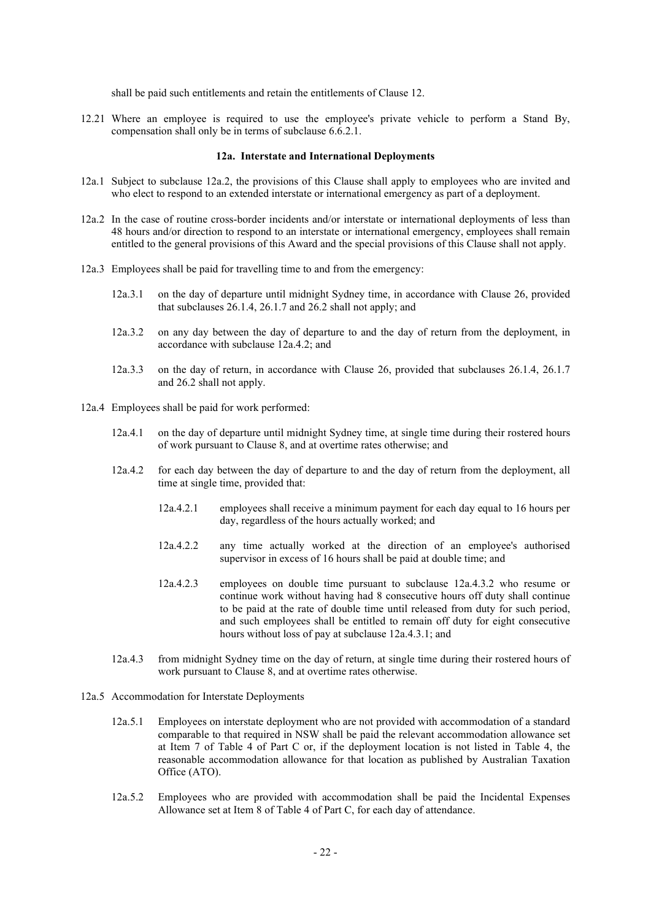shall be paid such entitlements and retain the entitlements of Clause 12.

12.21 Where an employee is required to use the employee's private vehicle to perform a Stand By, compensation shall only be in terms of subclause 6.6.2.1.

### 12a. Interstate and International Deployments

12a.1 Subject to subclause 12a.2, the provisions of this Clause shall apply to employees who are invited and who elect to respond to an extended interstate or international emergency as part of a deployment.

12a.2 In the case of routine cross-border incidents and/or interstate or international deployments of less than 48 hours and/or direction to respond to an interstate or international emergency, employees shall remain entitled to the general provisions of this Award and the special provisions of this Clause shall not apply.

12a.3 Employees shall be paid for travelling time to and from the emergency:

- 12a.3.1 on the day of departure until midnight Sydney time, in accordance with Clause 26, provided that subclauses 26.1.4, 26.1.7 and 26.2 shall not apply; and

- 12a.3.2 on any day between the day of departure to and the day of return from the deployment, in accordance with subclause 12a.4.2; and

- 12a.3.3 on the day of return, in accordance with Clause 26, provided that subclauses 26.1.4, 26.1.7 and 26.2 shall not apply.

12a.4 Employees shall be paid for work performed:

- 12a.4.1 on the day of departure until midnight Sydney time, at single time during their rostered hours of work pursuant to Clause 8, and at overtime rates otherwise; and

- 12a.4.2 for each day between the day of departure to and the day of return from the deployment, all time at single time, provided that:

  - 12a.4.2.1 employees shall receive a minimum payment for each day equal to 16 hours per day, regardless of the hours actually worked; and

  - 12a.4.2.2 any time actually worked at the direction of an employee's authorised supervisor in excess of 16 hours shall be paid at double time; and

  - 12a.4.2.3 employees on double time pursuant to subclause 12a.4.3.2 who resume or continue work without having had 8 consecutive hours off duty shall continue to be paid at the rate of double time until released from duty for such period, and such employees shall be entitled to remain off duty for eight consecutive hours without loss of pay at subclause 12a.4.3.1; and

- 12a.4.3 from midnight Sydney time on the day of return, at single time during their rostered hours of work pursuant to Clause 8, and at overtime rates otherwise.

12a.5 Accommodation for Interstate Deployments

- 12a.5.1 Employees on interstate deployment who are not provided with accommodation of a standard comparable to that required in NSW shall be paid the relevant accommodation allowance set at Item 7 of Table 4 of Part C or, if the deployment location is not listed in Table 4, the reasonable accommodation allowance for that location as published by Australian Taxation Office (ATO).

- 12a.5.2 Employees who are provided with accommodation shall be paid the Incidental Expenses Allowance set at Item 8 of Table 4 of Part C, for each day of attendance.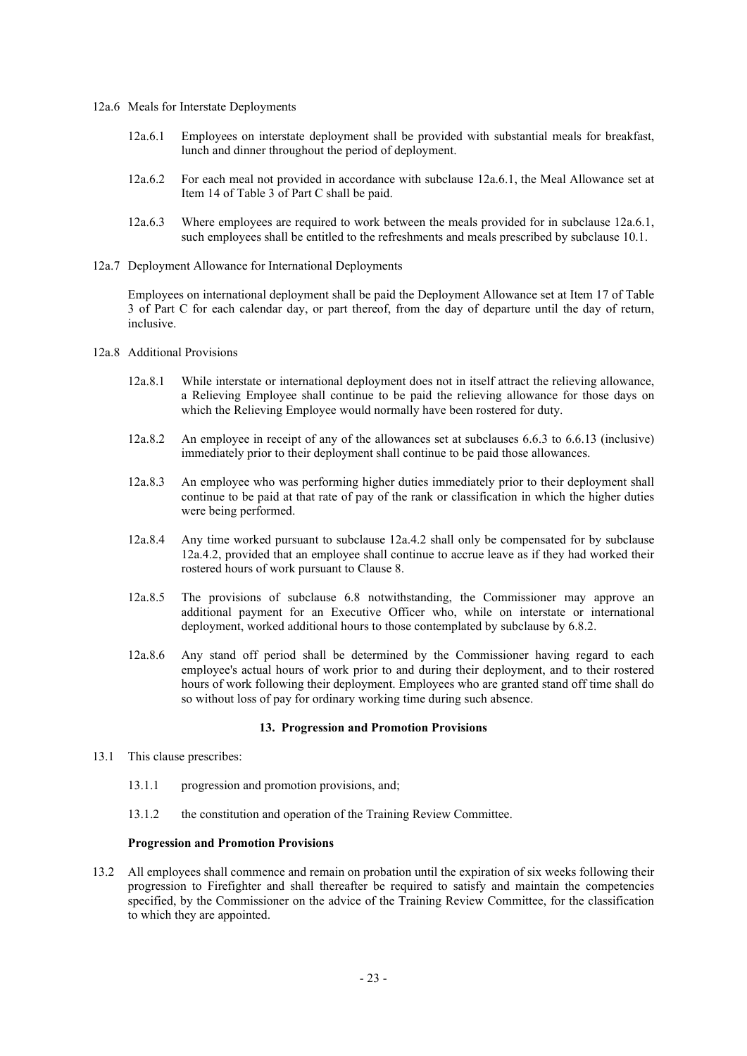12a.6 Meals for Interstate Deployments

12a.6.1 Employees on interstate deployment shall be provided with substantial meals for breakfast, lunch and dinner throughout the period of deployment.

12a.6.2 For each meal not provided in accordance with subclause 12a.6.1, the Meal Allowance set at Item 14 of Table 3 of Part C shall be paid.

12a.6.3 Where employees are required to work between the meals provided for in subclause 12a.6.1, such employees shall be entitled to the refreshments and meals prescribed by subclause 10.1.

12a.7 Deployment Allowance for International Deployments

Employees on international deployment shall be paid the Deployment Allowance set at Item 17 of Table 3 of Part C for each calendar day, or part thereof, from the day of departure until the day of return, inclusive.

12a.8 Additional Provisions

12a.8.1 While interstate or international deployment does not in itself attract the relieving allowance, a Relieving Employee shall continue to be paid the relieving allowance for those days on which the Relieving Employee would normally have been rostered for duty.

12a.8.2 An employee in receipt of any of the allowances set at subclauses 6.6.3 to 6.6.13 (inclusive) immediately prior to their deployment shall continue to be paid those allowances.

12a.8.3 An employee who was performing higher duties immediately prior to their deployment shall continue to be paid at that rate of pay of the rank or classification in which the higher duties were being performed.

12a.8.4 Any time worked pursuant to subclause 12a.4.2 shall only be compensated for by subclause 12a.4.2, provided that an employee shall continue to accrue leave as if they had worked their rostered hours of work pursuant to Clause 8.

12a.8.5 The provisions of subclause 6.8 notwithstanding, the Commissioner may approve an additional payment for an Executive Officer who, while on interstate or international deployment, worked additional hours to those contemplated by subclause by 6.8.2.

12a.8.6 Any stand off period shall be determined by the Commissioner having regard to each employee's actual hours of work prior to and during their deployment, and to their rostered hours of work following their deployment. Employees who are granted stand off time shall do so without loss of pay for ordinary working time during such absence.

## 13. Progression and Promotion Provisions

13.1 This clause prescribes:

13.1.1 progression and promotion provisions, and;

13.1.2 the constitution and operation of the Training Review Committee.

**Progression and Promotion Provisions**

13.2 All employees shall commence and remain on probation until the expiration of six weeks following their progression to Firefighter and shall thereafter be required to satisfy and maintain the competencies specified, by the Commissioner on the advice of the Training Review Committee, for the classification to which they are appointed.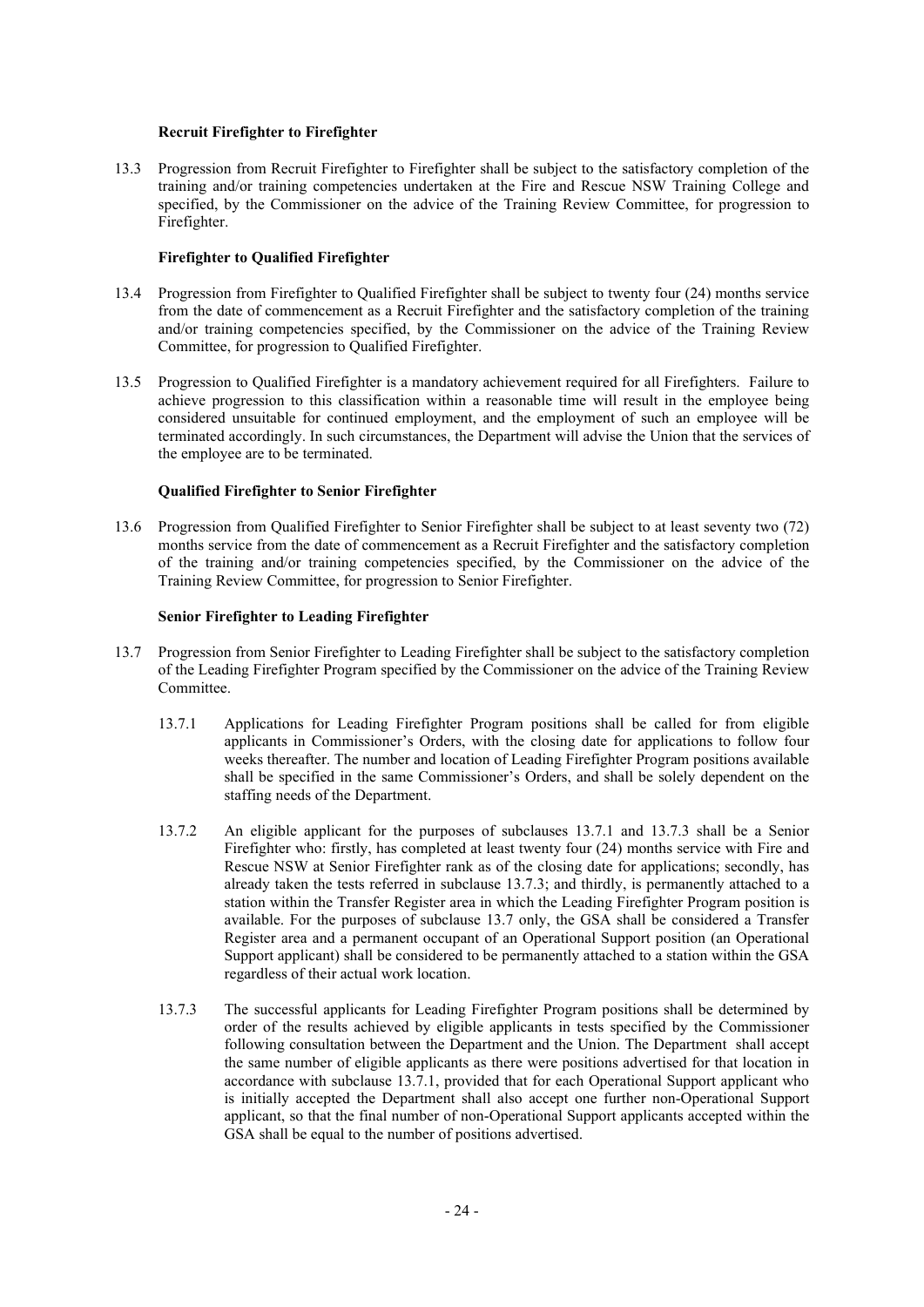**Recruit Firefighter to Firefighter**

13.3 Progression from Recruit Firefighter to Firefighter shall be subject to the satisfactory completion of the training and/or training competencies undertaken at the Fire and Rescue NSW Training College and specified, by the Commissioner on the advice of the Training Review Committee, for progression to Firefighter.

**Firefighter to Qualified Firefighter**

13.4 Progression from Firefighter to Qualified Firefighter shall be subject to twenty four (24) months service from the date of commencement as a Recruit Firefighter and the satisfactory completion of the training and/or training competencies specified, by the Commissioner on the advice of the Training Review Committee, for progression to Qualified Firefighter.

13.5 Progression to Qualified Firefighter is a mandatory achievement required for all Firefighters. Failure to achieve progression to this classification within a reasonable time will result in the employee being considered unsuitable for continued employment, and the employment of such an employee will be terminated accordingly. In such circumstances, the Department will advise the Union that the services of the employee are to be terminated.

**Qualified Firefighter to Senior Firefighter**

13.6 Progression from Qualified Firefighter to Senior Firefighter shall be subject to at least seventy two (72) months service from the date of commencement as a Recruit Firefighter and the satisfactory completion of the training and/or training competencies specified, by the Commissioner on the advice of the Training Review Committee, for progression to Senior Firefighter.

**Senior Firefighter to Leading Firefighter**

13.7 Progression from Senior Firefighter to Leading Firefighter shall be subject to the satisfactory completion of the Leading Firefighter Program specified by the Commissioner on the advice of the Training Review Committee.

13.7.1 Applications for Leading Firefighter Program positions shall be called for from eligible applicants in Commissioner's Orders, with the closing date for applications to follow four weeks thereafter. The number and location of Leading Firefighter Program positions available shall be specified in the same Commissioner's Orders, and shall be solely dependent on the staffing needs of the Department.

13.7.2 An eligible applicant for the purposes of subclauses 13.7.1 and 13.7.3 shall be a Senior Firefighter who: firstly, has completed at least twenty four (24) months service with Fire and Rescue NSW at Senior Firefighter rank as of the closing date for applications; secondly, has already taken the tests referred in subclause 13.7.3; and thirdly, is permanently attached to a station within the Transfer Register area in which the Leading Firefighter Program position is available. For the purposes of subclause 13.7 only, the GSA shall be considered a Transfer Register area and a permanent occupant of an Operational Support position (an Operational Support applicant) shall be considered to be permanently attached to a station within the GSA regardless of their actual work location.

13.7.3 The successful applicants for Leading Firefighter Program positions shall be determined by order of the results achieved by eligible applicants in tests specified by the Commissioner following consultation between the Department and the Union. The Department shall accept the same number of eligible applicants as there were positions advertised for that location in accordance with subclause 13.7.1, provided that for each Operational Support applicant who is initially accepted the Department shall also accept one further non-Operational Support applicant, so that the final number of non-Operational Support applicants accepted within the GSA shall be equal to the number of positions advertised.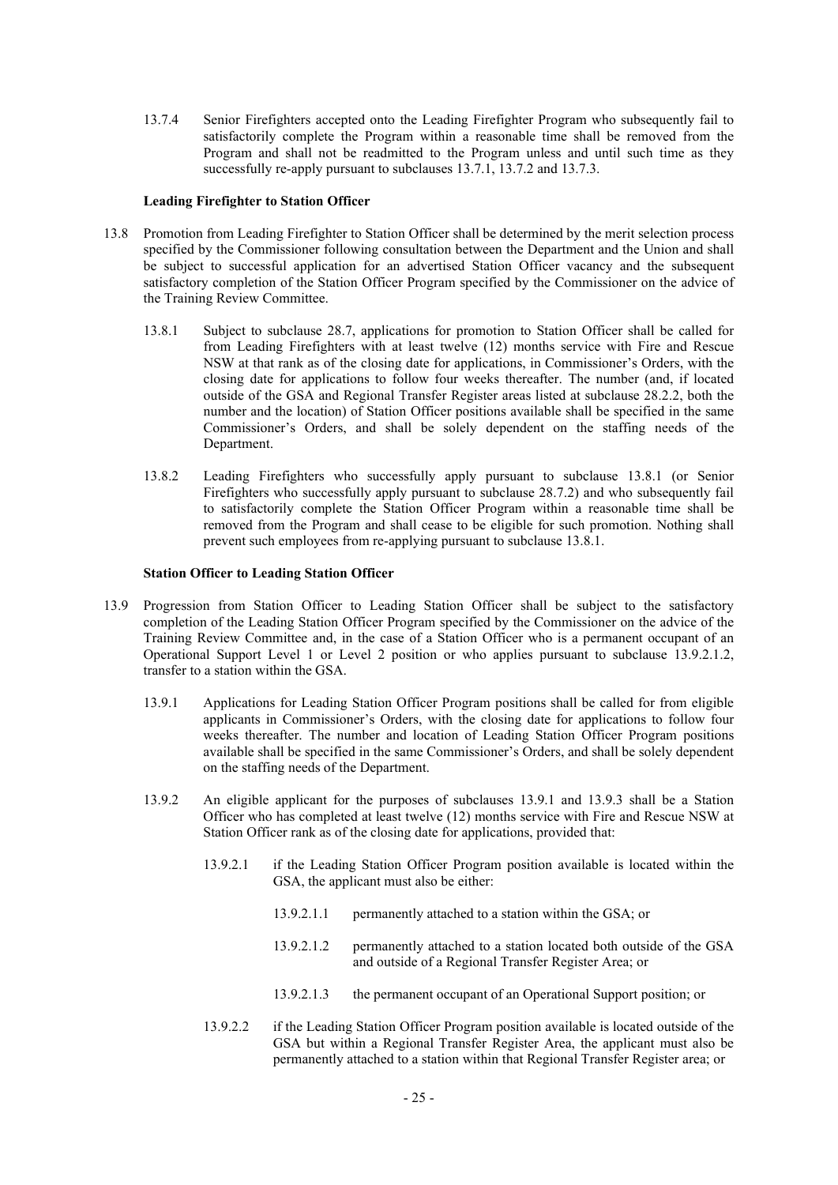13.7.4 Senior Firefighters accepted onto the Leading Firefighter Program who subsequently fail to satisfactorily complete the Program within a reasonable time shall be removed from the Program and shall not be readmitted to the Program unless and until such time as they successfully re-apply pursuant to subclauses 13.7.1, 13.7.2 and 13.7.3.

**Leading Firefighter to Station Officer**

13.8 Promotion from Leading Firefighter to Station Officer shall be determined by the merit selection process specified by the Commissioner following consultation between the Department and the Union and shall be subject to successful application for an advertised Station Officer vacancy and the subsequent satisfactory completion of the Station Officer Program specified by the Commissioner on the advice of the Training Review Committee.

13.8.1 Subject to subclause 28.7, applications for promotion to Station Officer shall be called for from Leading Firefighters with at least twelve (12) months service with Fire and Rescue NSW at that rank as of the closing date for applications, in Commissioner's Orders, with the closing date for applications to follow four weeks thereafter. The number (and, if located outside of the GSA and Regional Transfer Register areas listed at subclause 28.2.2, both the number and the location) of Station Officer positions available shall be specified in the same Commissioner's Orders, and shall be solely dependent on the staffing needs of the Department.

13.8.2 Leading Firefighters who successfully apply pursuant to subclause 13.8.1 (or Senior Firefighters who successfully apply pursuant to subclause 28.7.2) and who subsequently fail to satisfactorily complete the Station Officer Program within a reasonable time shall be removed from the Program and shall cease to be eligible for such promotion. Nothing shall prevent such employees from re-applying pursuant to subclause 13.8.1.

**Station Officer to Leading Station Officer**

13.9 Progression from Station Officer to Leading Station Officer shall be subject to the satisfactory completion of the Leading Station Officer Program specified by the Commissioner on the advice of the Training Review Committee and, in the case of a Station Officer who is a permanent occupant of an Operational Support Level 1 or Level 2 position or who applies pursuant to subclause 13.9.2.1.2, transfer to a station within the GSA.

13.9.1 Applications for Leading Station Officer Program positions shall be called for from eligible applicants in Commissioner's Orders, with the closing date for applications to follow four weeks thereafter. The number and location of Leading Station Officer Program positions available shall be specified in the same Commissioner's Orders, and shall be solely dependent on the staffing needs of the Department.

13.9.2 An eligible applicant for the purposes of subclauses 13.9.1 and 13.9.3 shall be a Station Officer who has completed at least twelve (12) months service with Fire and Rescue NSW at Station Officer rank as of the closing date for applications, provided that:

13.9.2.1 if the Leading Station Officer Program position available is located within the GSA, the applicant must also be either:

13.9.2.1.1 permanently attached to a station within the GSA; or

13.9.2.1.2 permanently attached to a station located both outside of the GSA and outside of a Regional Transfer Register Area; or

13.9.2.1.3 the permanent occupant of an Operational Support position; or

13.9.2.2 if the Leading Station Officer Program position available is located outside of the GSA but within a Regional Transfer Register Area, the applicant must also be permanently attached to a station within that Regional Transfer Register area; or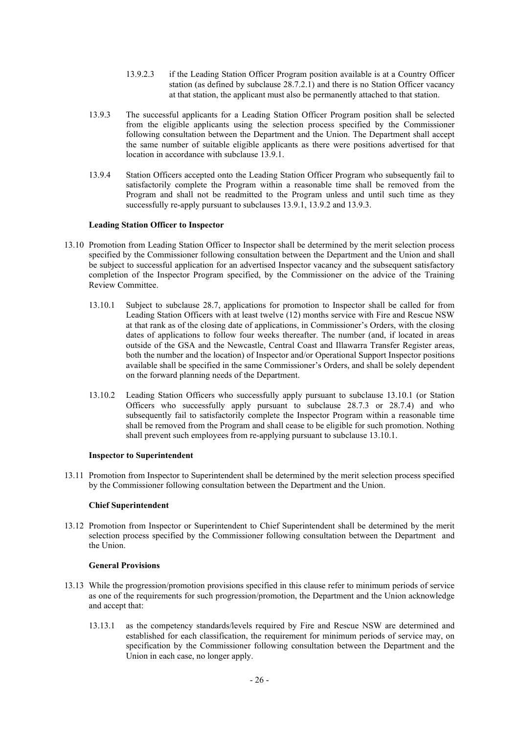13.9.2.3 if the Leading Station Officer Program position available is at a Country Officer station (as defined by subclause 28.7.2.1) and there is no Station Officer vacancy at that station, the applicant must also be permanently attached to that station.

13.9.3 The successful applicants for a Leading Station Officer Program position shall be selected from the eligible applicants using the selection process specified by the Commissioner following consultation between the Department and the Union. The Department shall accept the same number of suitable eligible applicants as there were positions advertised for that location in accordance with subclause 13.9.1.

13.9.4 Station Officers accepted onto the Leading Station Officer Program who subsequently fail to satisfactorily complete the Program within a reasonable time shall be removed from the Program and shall not be readmitted to the Program unless and until such time as they successfully re-apply pursuant to subclauses 13.9.1, 13.9.2 and 13.9.3.

**Leading Station Officer to Inspector**

13.10 Promotion from Leading Station Officer to Inspector shall be determined by the merit selection process specified by the Commissioner following consultation between the Department and the Union and shall be subject to successful application for an advertised Inspector vacancy and the subsequent satisfactory completion of the Inspector Program specified, by the Commissioner on the advice of the Training Review Committee.

13.10.1 Subject to subclause 28.7, applications for promotion to Inspector shall be called for from Leading Station Officers with at least twelve (12) months service with Fire and Rescue NSW at that rank as of the closing date of applications, in Commissioner's Orders, with the closing dates of applications to follow four weeks thereafter. The number (and, if located in areas outside of the GSA and the Newcastle, Central Coast and Illawarra Transfer Register areas, both the number and the location) of Inspector and/or Operational Support Inspector positions available shall be specified in the same Commissioner's Orders, and shall be solely dependent on the forward planning needs of the Department.

13.10.2 Leading Station Officers who successfully apply pursuant to subclause 13.10.1 (or Station Officers who successfully apply pursuant to subclause 28.7.3 or 28.7.4) and who subsequently fail to satisfactorily complete the Inspector Program within a reasonable time shall be removed from the Program and shall cease to be eligible for such promotion. Nothing shall prevent such employees from re-applying pursuant to subclause 13.10.1.

**Inspector to Superintendent**

13.11 Promotion from Inspector to Superintendent shall be determined by the merit selection process specified by the Commissioner following consultation between the Department and the Union.

**Chief Superintendent**

13.12 Promotion from Inspector or Superintendent to Chief Superintendent shall be determined by the merit selection process specified by the Commissioner following consultation between the Department and the Union.

**General Provisions**

13.13 While the progression/promotion provisions specified in this clause refer to minimum periods of service as one of the requirements for such progression/promotion, the Department and the Union acknowledge and accept that:

13.13.1 as the competency standards/levels required by Fire and Rescue NSW are determined and established for each classification, the requirement for minimum periods of service may, on specification by the Commissioner following consultation between the Department and the Union in each case, no longer apply.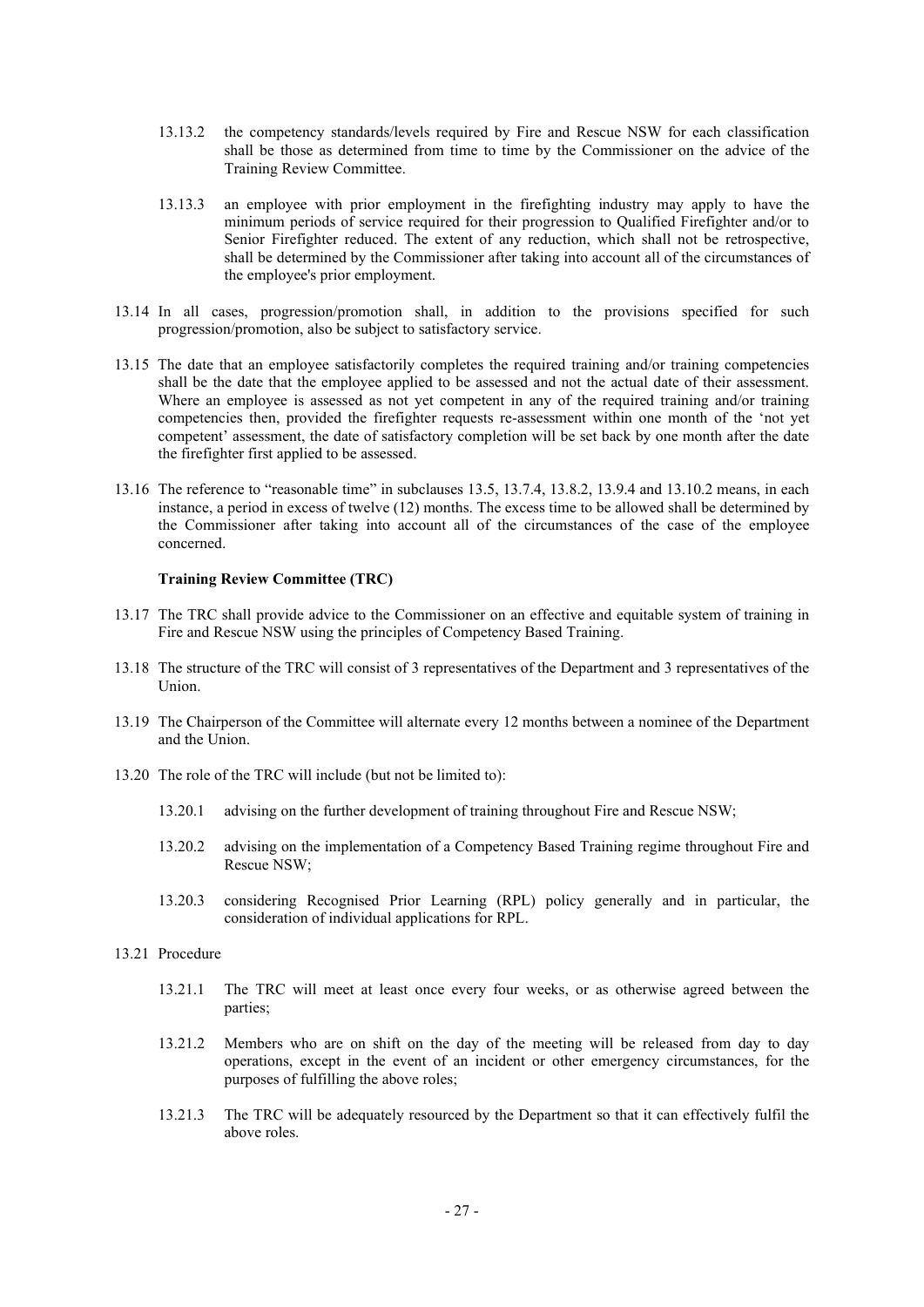13.13.2 the competency standards/levels required by Fire and Rescue NSW for each classification shall be those as determined from time to time by the Commissioner on the advice of the Training Review Committee.

13.13.3 an employee with prior employment in the firefighting industry may apply to have the minimum periods of service required for their progression to Qualified Firefighter and/or to Senior Firefighter reduced. The extent of any reduction, which shall not be retrospective, shall be determined by the Commissioner after taking into account all of the circumstances of the employee's prior employment.

13.14 In all cases, progression/promotion shall, in addition to the provisions specified for such progression/promotion, also be subject to satisfactory service.

13.15 The date that an employee satisfactorily completes the required training and/or training competencies shall be the date that the employee applied to be assessed and not the actual date of their assessment. Where an employee is assessed as not yet competent in any of the required training and/or training competencies then, provided the firefighter requests re-assessment within one month of the 'not yet competent' assessment, the date of satisfactory completion will be set back by one month after the date the firefighter first applied to be assessed.

13.16 The reference to "reasonable time" in subclauses 13.5, 13.7.4, 13.8.2, 13.9.4 and 13.10.2 means, in each instance, a period in excess of twelve (12) months. The excess time to be allowed shall be determined by the Commissioner after taking into account all of the circumstances of the case of the employee concerned.

**Training Review Committee (TRC)**

13.17 The TRC shall provide advice to the Commissioner on an effective and equitable system of training in Fire and Rescue NSW using the principles of Competency Based Training.

13.18 The structure of the TRC will consist of 3 representatives of the Department and 3 representatives of the Union.

13.19 The Chairperson of the Committee will alternate every 12 months between a nominee of the Department and the Union.

13.20 The role of the TRC will include (but not be limited to):

13.20.1 advising on the further development of training throughout Fire and Rescue NSW;

13.20.2 advising on the implementation of a Competency Based Training regime throughout Fire and Rescue NSW;

13.20.3 considering Recognised Prior Learning (RPL) policy generally and in particular, the consideration of individual applications for RPL.

13.21 Procedure

13.21.1 The TRC will meet at least once every four weeks, or as otherwise agreed between the parties;

13.21.2 Members who are on shift on the day of the meeting will be released from day to day operations, except in the event of an incident or other emergency circumstances, for the purposes of fulfilling the above roles;

13.21.3 The TRC will be adequately resourced by the Department so that it can effectively fulfil the above roles.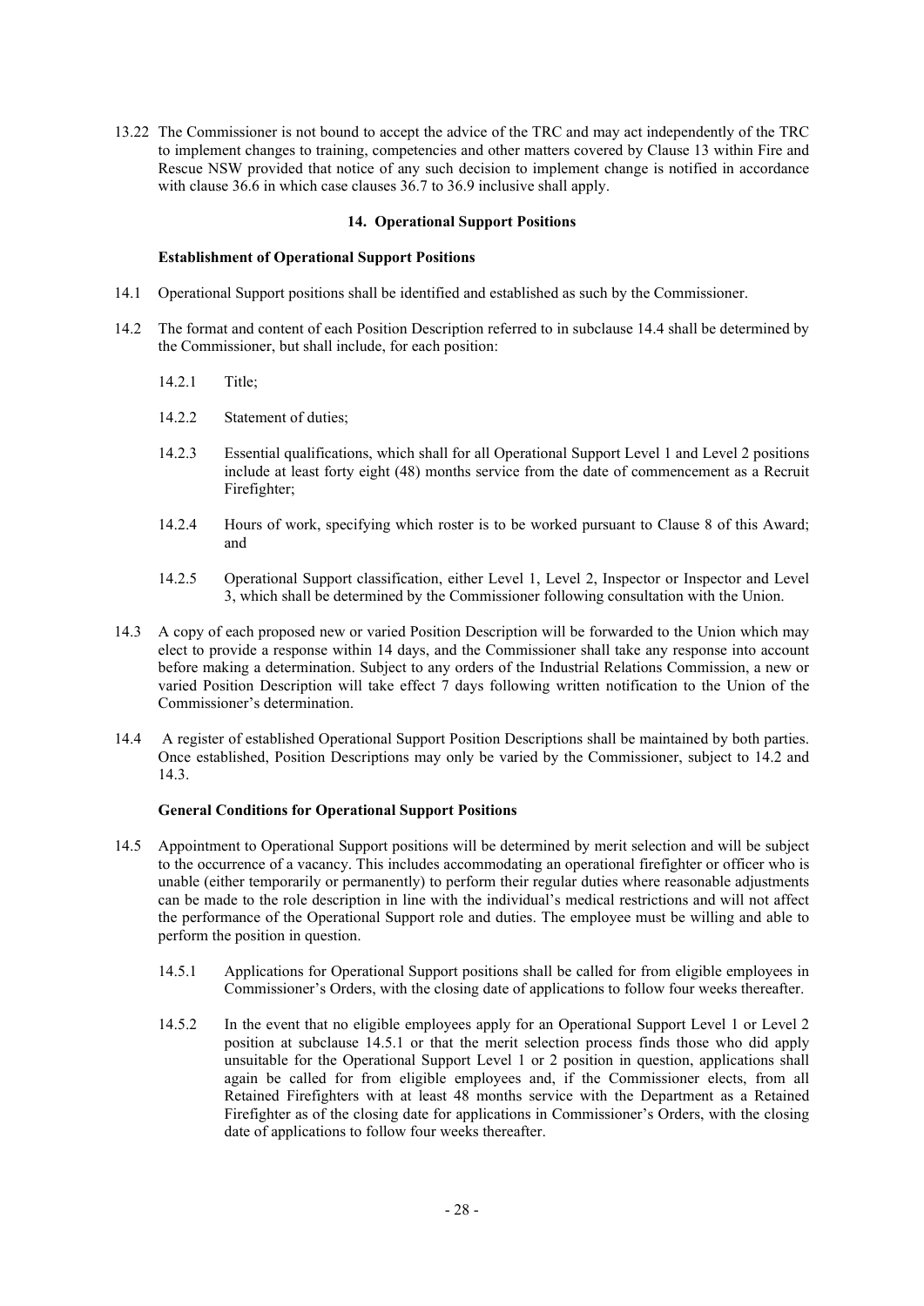13.22 The Commissioner is not bound to accept the advice of the TRC and may act independently of the TRC to implement changes to training, competencies and other matters covered by Clause 13 within Fire and Rescue NSW provided that notice of any such decision to implement change is notified in accordance with clause 36.6 in which case clauses 36.7 to 36.9 inclusive shall apply.

## 14. Operational Support Positions

### Establishment of Operational Support Positions

14.1 Operational Support positions shall be identified and established as such by the Commissioner.

14.2 The format and content of each Position Description referred to in subclause 14.4 shall be determined by the Commissioner, but shall include, for each position:

> 14.2.1 Title;
>
> 14.2.2 Statement of duties;
>
> 14.2.3 Essential qualifications, which shall for all Operational Support Level 1 and Level 2 positions include at least forty eight (48) months service from the date of commencement as a Recruit Firefighter;
>
> 14.2.4 Hours of work, specifying which roster is to be worked pursuant to Clause 8 of this Award; and
>
> 14.2.5 Operational Support classification, either Level 1, Level 2, Inspector or Inspector and Level 3, which shall be determined by the Commissioner following consultation with the Union.

14.3 A copy of each proposed new or varied Position Description will be forwarded to the Union which may elect to provide a response within 14 days, and the Commissioner shall take any response into account before making a determination. Subject to any orders of the Industrial Relations Commission, a new or varied Position Description will take effect 7 days following written notification to the Union of the Commissioner's determination.

14.4 A register of established Operational Support Position Descriptions shall be maintained by both parties. Once established, Position Descriptions may only be varied by the Commissioner, subject to 14.2 and 14.3.

### General Conditions for Operational Support Positions

14.5 Appointment to Operational Support positions will be determined by merit selection and will be subject to the occurrence of a vacancy. This includes accommodating an operational firefighter or officer who is unable (either temporarily or permanently) to perform their regular duties where reasonable adjustments can be made to the role description in line with the individual's medical restrictions and will not affect the performance of the Operational Support role and duties. The employee must be willing and able to perform the position in question.

> 14.5.1 Applications for Operational Support positions shall be called for from eligible employees in Commissioner's Orders, with the closing date of applications to follow four weeks thereafter.
>
> 14.5.2 In the event that no eligible employees apply for an Operational Support Level 1 or Level 2 position at subclause 14.5.1 or that the merit selection process finds those who did apply unsuitable for the Operational Support Level 1 or 2 position in question, applications shall again be called for from eligible employees and, if the Commissioner elects, from all Retained Firefighters with at least 48 months service with the Department as a Retained Firefighter as of the closing date for applications in Commissioner's Orders, with the closing date of applications to follow four weeks thereafter.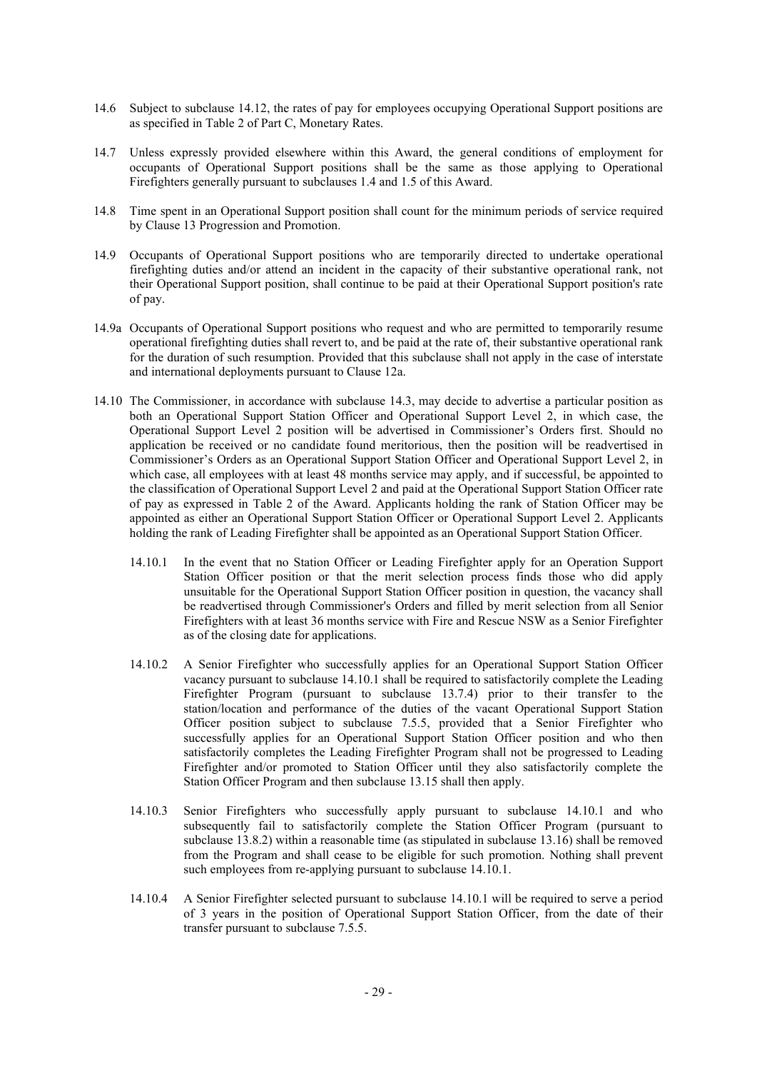14.6 Subject to subclause 14.12, the rates of pay for employees occupying Operational Support positions are as specified in Table 2 of Part C, Monetary Rates.

14.7 Unless expressly provided elsewhere within this Award, the general conditions of employment for occupants of Operational Support positions shall be the same as those applying to Operational Firefighters generally pursuant to subclauses 1.4 and 1.5 of this Award.

14.8 Time spent in an Operational Support position shall count for the minimum periods of service required by Clause 13 Progression and Promotion.

14.9 Occupants of Operational Support positions who are temporarily directed to undertake operational firefighting duties and/or attend an incident in the capacity of their substantive operational rank, not their Operational Support position, shall continue to be paid at their Operational Support position's rate of pay.

14.9a Occupants of Operational Support positions who request and who are permitted to temporarily resume operational firefighting duties shall revert to, and be paid at the rate of, their substantive operational rank for the duration of such resumption. Provided that this subclause shall not apply in the case of interstate and international deployments pursuant to Clause 12a.

14.10 The Commissioner, in accordance with subclause 14.3, may decide to advertise a particular position as both an Operational Support Station Officer and Operational Support Level 2, in which case, the Operational Support Level 2 position will be advertised in Commissioner's Orders first. Should no application be received or no candidate found meritorious, then the position will be readvertised in Commissioner's Orders as an Operational Support Station Officer and Operational Support Level 2, in which case, all employees with at least 48 months service may apply, and if successful, be appointed to the classification of Operational Support Level 2 and paid at the Operational Support Station Officer rate of pay as expressed in Table 2 of the Award. Applicants holding the rank of Station Officer may be appointed as either an Operational Support Station Officer or Operational Support Level 2. Applicants holding the rank of Leading Firefighter shall be appointed as an Operational Support Station Officer.

14.10.1 In the event that no Station Officer or Leading Firefighter apply for an Operation Support Station Officer position or that the merit selection process finds those who did apply unsuitable for the Operational Support Station Officer position in question, the vacancy shall be readvertised through Commissioner's Orders and filled by merit selection from all Senior Firefighters with at least 36 months service with Fire and Rescue NSW as a Senior Firefighter as of the closing date for applications.

14.10.2 A Senior Firefighter who successfully applies for an Operational Support Station Officer vacancy pursuant to subclause 14.10.1 shall be required to satisfactorily complete the Leading Firefighter Program (pursuant to subclause 13.7.4) prior to their transfer to the station/location and performance of the duties of the vacant Operational Support Station Officer position subject to subclause 7.5.5, provided that a Senior Firefighter who successfully applies for an Operational Support Station Officer position and who then satisfactorily completes the Leading Firefighter Program shall not be progressed to Leading Firefighter and/or promoted to Station Officer until they also satisfactorily complete the Station Officer Program and then subclause 13.15 shall then apply.

14.10.3 Senior Firefighters who successfully apply pursuant to subclause 14.10.1 and who subsequently fail to satisfactorily complete the Station Officer Program (pursuant to subclause 13.8.2) within a reasonable time (as stipulated in subclause 13.16) shall be removed from the Program and shall cease to be eligible for such promotion. Nothing shall prevent such employees from re-applying pursuant to subclause 14.10.1.

14.10.4 A Senior Firefighter selected pursuant to subclause 14.10.1 will be required to serve a period of 3 years in the position of Operational Support Station Officer, from the date of their transfer pursuant to subclause 7.5.5.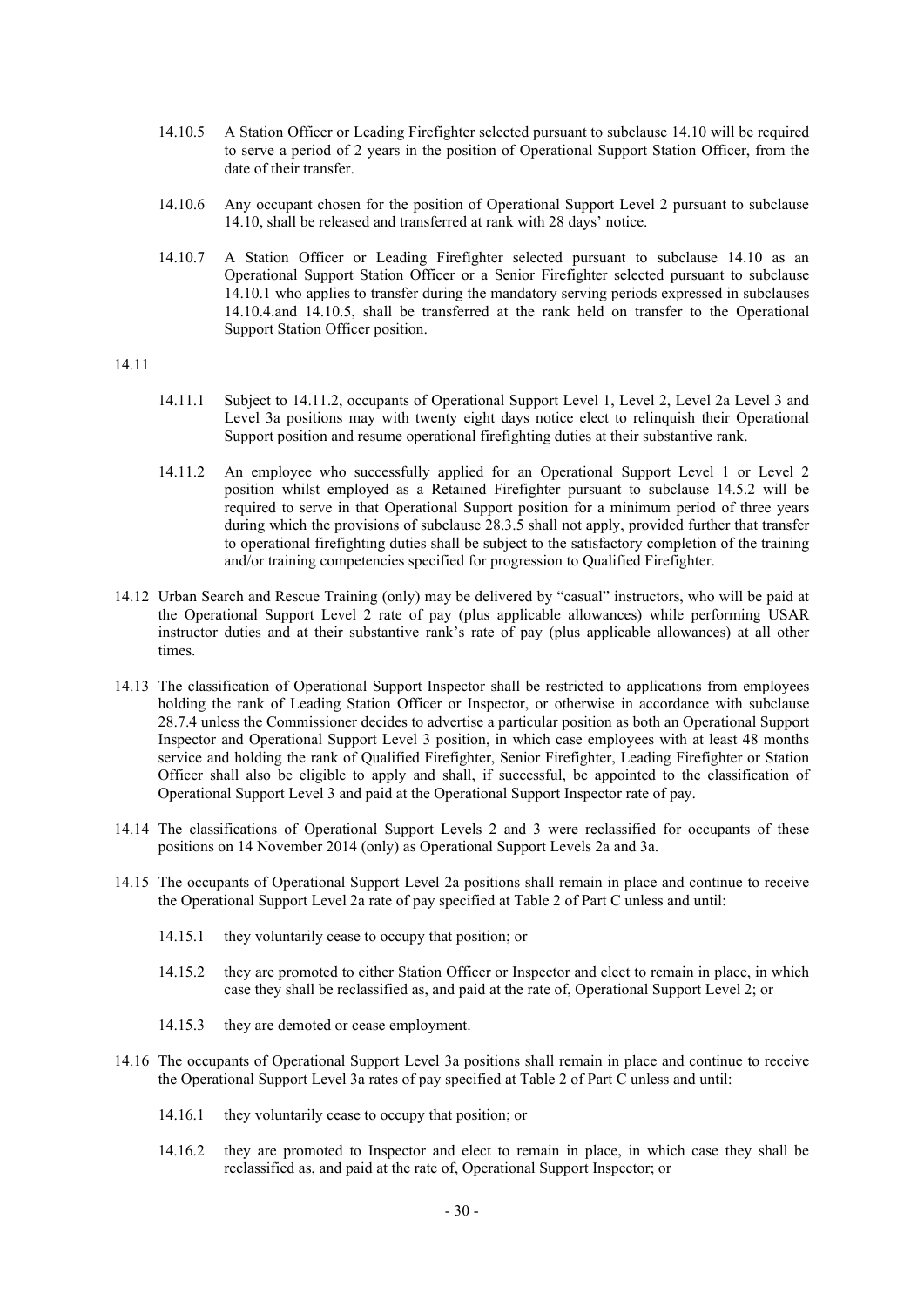14.10.5 A Station Officer or Leading Firefighter selected pursuant to subclause 14.10 will be required to serve a period of 2 years in the position of Operational Support Station Officer, from the date of their transfer.

14.10.6 Any occupant chosen for the position of Operational Support Level 2 pursuant to subclause 14.10, shall be released and transferred at rank with 28 days' notice.

14.10.7 A Station Officer or Leading Firefighter selected pursuant to subclause 14.10 as an Operational Support Station Officer or a Senior Firefighter selected pursuant to subclause 14.10.1 who applies to transfer during the mandatory serving periods expressed in subclauses 14.10.4.and 14.10.5, shall be transferred at the rank held on transfer to the Operational Support Station Officer position.

14.11

14.11.1 Subject to 14.11.2, occupants of Operational Support Level 1, Level 2, Level 2a Level 3 and Level 3a positions may with twenty eight days notice elect to relinquish their Operational Support position and resume operational firefighting duties at their substantive rank.

14.11.2 An employee who successfully applied for an Operational Support Level 1 or Level 2 position whilst employed as a Retained Firefighter pursuant to subclause 14.5.2 will be required to serve in that Operational Support position for a minimum period of three years during which the provisions of subclause 28.3.5 shall not apply, provided further that transfer to operational firefighting duties shall be subject to the satisfactory completion of the training and/or training competencies specified for progression to Qualified Firefighter.

14.12 Urban Search and Rescue Training (only) may be delivered by "casual" instructors, who will be paid at the Operational Support Level 2 rate of pay (plus applicable allowances) while performing USAR instructor duties and at their substantive rank's rate of pay (plus applicable allowances) at all other times.

14.13 The classification of Operational Support Inspector shall be restricted to applications from employees holding the rank of Leading Station Officer or Inspector, or otherwise in accordance with subclause 28.7.4 unless the Commissioner decides to advertise a particular position as both an Operational Support Inspector and Operational Support Level 3 position, in which case employees with at least 48 months service and holding the rank of Qualified Firefighter, Senior Firefighter, Leading Firefighter or Station Officer shall also be eligible to apply and shall, if successful, be appointed to the classification of Operational Support Level 3 and paid at the Operational Support Inspector rate of pay.

14.14 The classifications of Operational Support Levels 2 and 3 were reclassified for occupants of these positions on 14 November 2014 (only) as Operational Support Levels 2a and 3a.

14.15 The occupants of Operational Support Level 2a positions shall remain in place and continue to receive the Operational Support Level 2a rate of pay specified at Table 2 of Part C unless and until:

14.15.1 they voluntarily cease to occupy that position; or

14.15.2 they are promoted to either Station Officer or Inspector and elect to remain in place, in which case they shall be reclassified as, and paid at the rate of, Operational Support Level 2; or

14.15.3 they are demoted or cease employment.

14.16 The occupants of Operational Support Level 3a positions shall remain in place and continue to receive the Operational Support Level 3a rates of pay specified at Table 2 of Part C unless and until:

14.16.1 they voluntarily cease to occupy that position; or

14.16.2 they are promoted to Inspector and elect to remain in place, in which case they shall be reclassified as, and paid at the rate of, Operational Support Inspector; or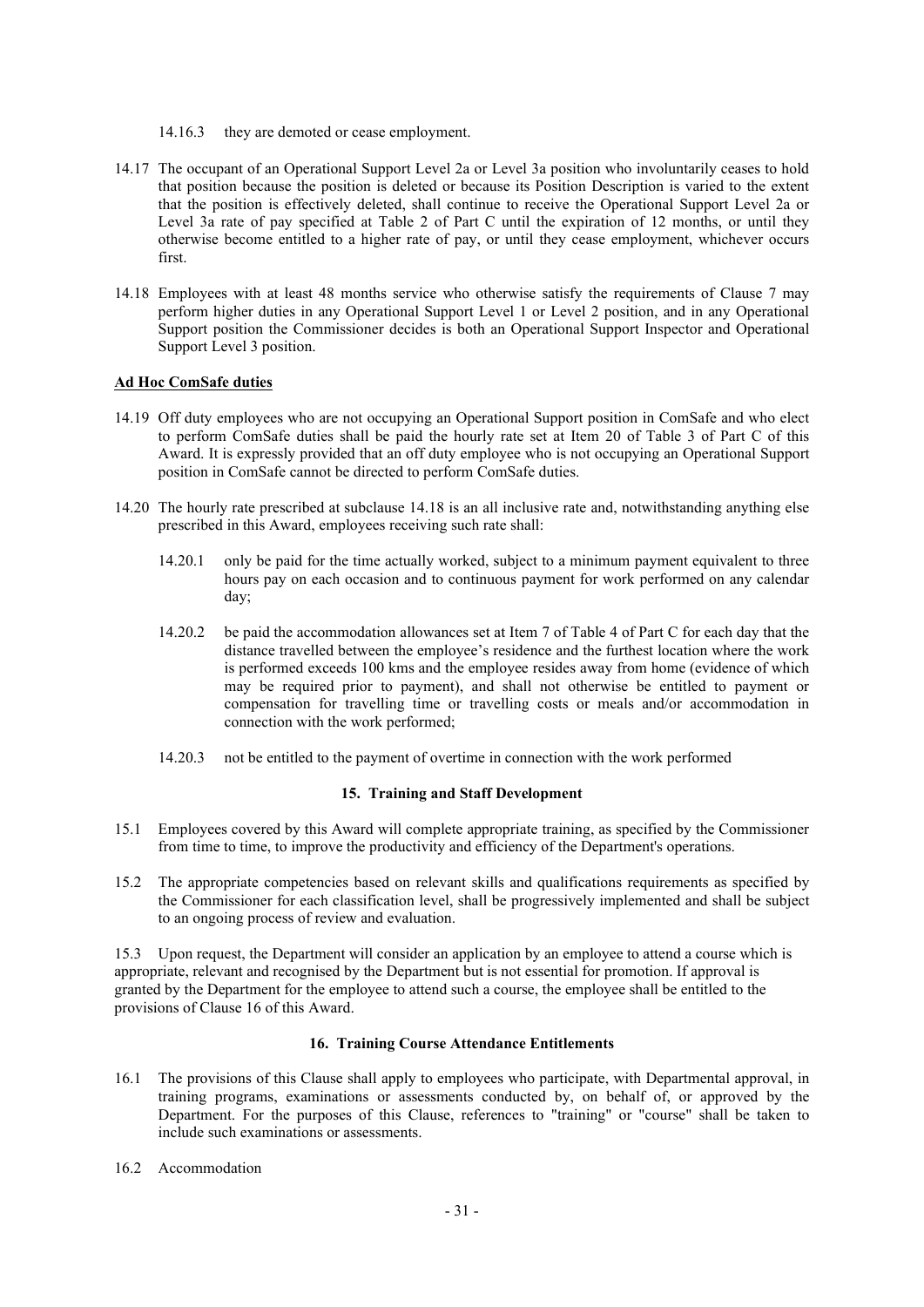14.16.3 they are demoted or cease employment.

14.17 The occupant of an Operational Support Level 2a or Level 3a position who involuntarily ceases to hold that position because the position is deleted or because its Position Description is varied to the extent that the position is effectively deleted, shall continue to receive the Operational Support Level 2a or Level 3a rate of pay specified at Table 2 of Part C until the expiration of 12 months, or until they otherwise become entitled to a higher rate of pay, or until they cease employment, whichever occurs first.

14.18 Employees with at least 48 months service who otherwise satisfy the requirements of Clause 7 may perform higher duties in any Operational Support Level 1 or Level 2 position, and in any Operational Support position the Commissioner decides is both an Operational Support Inspector and Operational Support Level 3 position.

**Ad Hoc ComSafe duties**

14.19 Off duty employees who are not occupying an Operational Support position in ComSafe and who elect to perform ComSafe duties shall be paid the hourly rate set at Item 20 of Table 3 of Part C of this Award. It is expressly provided that an off duty employee who is not occupying an Operational Support position in ComSafe cannot be directed to perform ComSafe duties.

14.20 The hourly rate prescribed at subclause 14.18 is an all inclusive rate and, notwithstanding anything else prescribed in this Award, employees receiving such rate shall:

14.20.1 only be paid for the time actually worked, subject to a minimum payment equivalent to three hours pay on each occasion and to continuous payment for work performed on any calendar day;

14.20.2 be paid the accommodation allowances set at Item 7 of Table 4 of Part C for each day that the distance travelled between the employee's residence and the furthest location where the work is performed exceeds 100 kms and the employee resides away from home (evidence of which may be required prior to payment), and shall not otherwise be entitled to payment or compensation for travelling time or travelling costs or meals and/or accommodation in connection with the work performed;

14.20.3 not be entitled to the payment of overtime in connection with the work performed

## 15. Training and Staff Development

15.1 Employees covered by this Award will complete appropriate training, as specified by the Commissioner from time to time, to improve the productivity and efficiency of the Department's operations.

15.2 The appropriate competencies based on relevant skills and qualifications requirements as specified by the Commissioner for each classification level, shall be progressively implemented and shall be subject to an ongoing process of review and evaluation.

15.3 Upon request, the Department will consider an application by an employee to attend a course which is appropriate, relevant and recognised by the Department but is not essential for promotion. If approval is granted by the Department for the employee to attend such a course, the employee shall be entitled to the provisions of Clause 16 of this Award.

## 16. Training Course Attendance Entitlements

16.1 The provisions of this Clause shall apply to employees who participate, with Departmental approval, in training programs, examinations or assessments conducted by, on behalf of, or approved by the Department. For the purposes of this Clause, references to "training" or "course" shall be taken to include such examinations or assessments.

16.2 Accommodation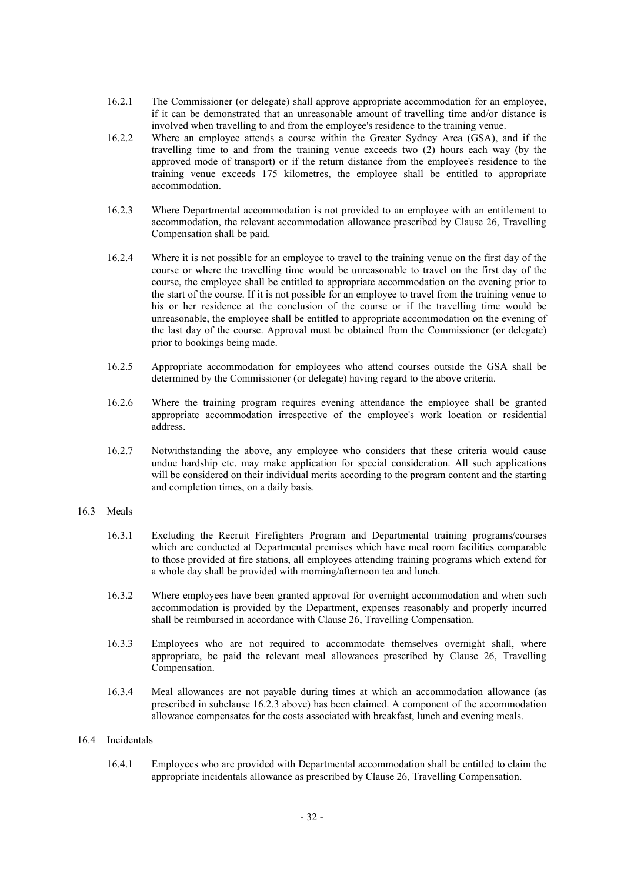16.2.1 The Commissioner (or delegate) shall approve appropriate accommodation for an employee, if it can be demonstrated that an unreasonable amount of travelling time and/or distance is involved when travelling to and from the employee's residence to the training venue.

16.2.2 Where an employee attends a course within the Greater Sydney Area (GSA), and if the travelling time to and from the training venue exceeds two (2) hours each way (by the approved mode of transport) or if the return distance from the employee's residence to the training venue exceeds 175 kilometres, the employee shall be entitled to appropriate accommodation.

16.2.3 Where Departmental accommodation is not provided to an employee with an entitlement to accommodation, the relevant accommodation allowance prescribed by Clause 26, Travelling Compensation shall be paid.

16.2.4 Where it is not possible for an employee to travel to the training venue on the first day of the course or where the travelling time would be unreasonable to travel on the first day of the course, the employee shall be entitled to appropriate accommodation on the evening prior to the start of the course. If it is not possible for an employee to travel from the training venue to his or her residence at the conclusion of the course or if the travelling time would be unreasonable, the employee shall be entitled to appropriate accommodation on the evening of the last day of the course. Approval must be obtained from the Commissioner (or delegate) prior to bookings being made.

16.2.5 Appropriate accommodation for employees who attend courses outside the GSA shall be determined by the Commissioner (or delegate) having regard to the above criteria.

16.2.6 Where the training program requires evening attendance the employee shall be granted appropriate accommodation irrespective of the employee's work location or residential address.

16.2.7 Notwithstanding the above, any employee who considers that these criteria would cause undue hardship etc. may make application for special consideration. All such applications will be considered on their individual merits according to the program content and the starting and completion times, on a daily basis.

16.3 Meals

16.3.1 Excluding the Recruit Firefighters Program and Departmental training programs/courses which are conducted at Departmental premises which have meal room facilities comparable to those provided at fire stations, all employees attending training programs which extend for a whole day shall be provided with morning/afternoon tea and lunch.

16.3.2 Where employees have been granted approval for overnight accommodation and when such accommodation is provided by the Department, expenses reasonably and properly incurred shall be reimbursed in accordance with Clause 26, Travelling Compensation.

16.3.3 Employees who are not required to accommodate themselves overnight shall, where appropriate, be paid the relevant meal allowances prescribed by Clause 26, Travelling Compensation.

16.3.4 Meal allowances are not payable during times at which an accommodation allowance (as prescribed in subclause 16.2.3 above) has been claimed. A component of the accommodation allowance compensates for the costs associated with breakfast, lunch and evening meals.

16.4 Incidentals

16.4.1 Employees who are provided with Departmental accommodation shall be entitled to claim the appropriate incidentals allowance as prescribed by Clause 26, Travelling Compensation.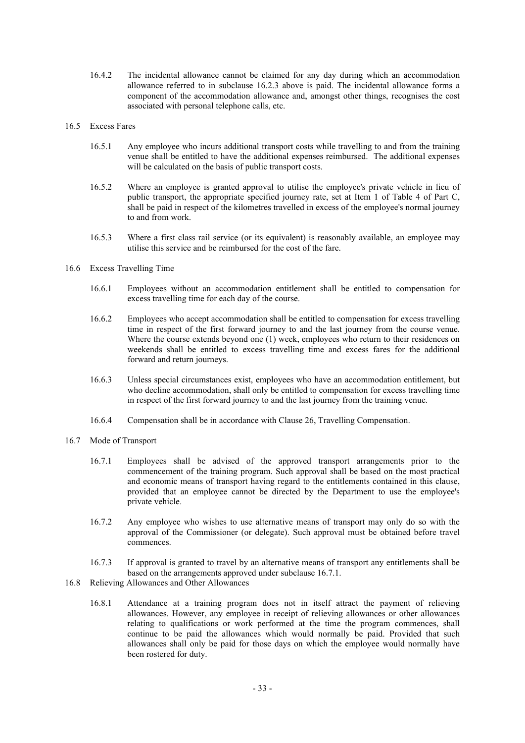16.4.2 The incidental allowance cannot be claimed for any day during which an accommodation allowance referred to in subclause 16.2.3 above is paid. The incidental allowance forms a component of the accommodation allowance and, amongst other things, recognises the cost associated with personal telephone calls, etc.

16.5 Excess Fares

16.5.1 Any employee who incurs additional transport costs while travelling to and from the training venue shall be entitled to have the additional expenses reimbursed. The additional expenses will be calculated on the basis of public transport costs.

16.5.2 Where an employee is granted approval to utilise the employee's private vehicle in lieu of public transport, the appropriate specified journey rate, set at Item 1 of Table 4 of Part C, shall be paid in respect of the kilometres travelled in excess of the employee's normal journey to and from work.

16.5.3 Where a first class rail service (or its equivalent) is reasonably available, an employee may utilise this service and be reimbursed for the cost of the fare.

16.6 Excess Travelling Time

16.6.1 Employees without an accommodation entitlement shall be entitled to compensation for excess travelling time for each day of the course.

16.6.2 Employees who accept accommodation shall be entitled to compensation for excess travelling time in respect of the first forward journey to and the last journey from the course venue. Where the course extends beyond one (1) week, employees who return to their residences on weekends shall be entitled to excess travelling time and excess fares for the additional forward and return journeys.

16.6.3 Unless special circumstances exist, employees who have an accommodation entitlement, but who decline accommodation, shall only be entitled to compensation for excess travelling time in respect of the first forward journey to and the last journey from the training venue.

16.6.4 Compensation shall be in accordance with Clause 26, Travelling Compensation.

16.7 Mode of Transport

16.7.1 Employees shall be advised of the approved transport arrangements prior to the commencement of the training program. Such approval shall be based on the most practical and economic means of transport having regard to the entitlements contained in this clause, provided that an employee cannot be directed by the Department to use the employee's private vehicle.

16.7.2 Any employee who wishes to use alternative means of transport may only do so with the approval of the Commissioner (or delegate). Such approval must be obtained before travel commences.

16.7.3 If approval is granted to travel by an alternative means of transport any entitlements shall be based on the arrangements approved under subclause 16.7.1.

16.8 Relieving Allowances and Other Allowances

16.8.1 Attendance at a training program does not in itself attract the payment of relieving allowances. However, any employee in receipt of relieving allowances or other allowances relating to qualifications or work performed at the time the program commences, shall continue to be paid the allowances which would normally be paid. Provided that such allowances shall only be paid for those days on which the employee would normally have been rostered for duty.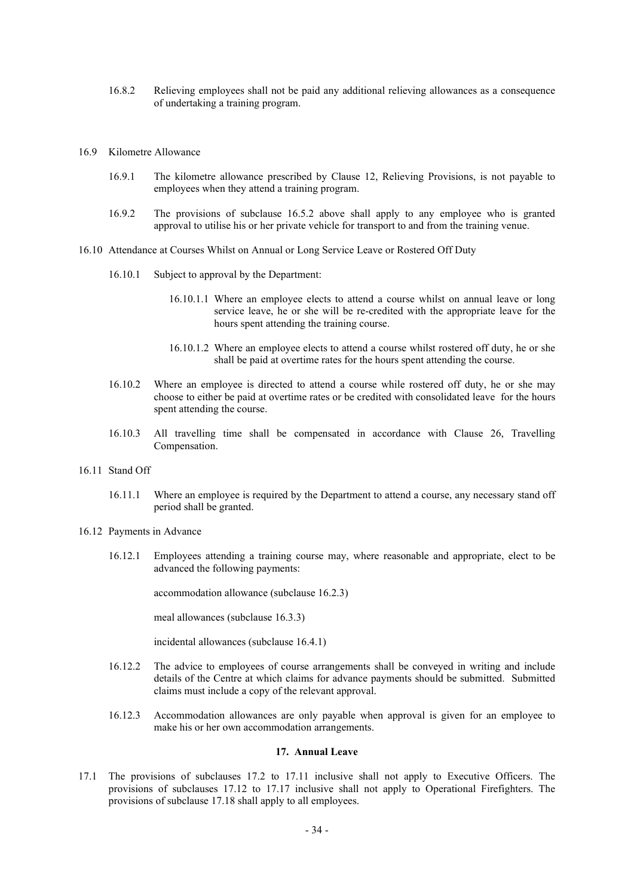16.8.2 Relieving employees shall not be paid any additional relieving allowances as a consequence of undertaking a training program.

16.9 Kilometre Allowance

16.9.1 The kilometre allowance prescribed by Clause 12, Relieving Provisions, is not payable to employees when they attend a training program.

16.9.2 The provisions of subclause 16.5.2 above shall apply to any employee who is granted approval to utilise his or her private vehicle for transport to and from the training venue.

16.10 Attendance at Courses Whilst on Annual or Long Service Leave or Rostered Off Duty

16.10.1 Subject to approval by the Department:

16.10.1.1 Where an employee elects to attend a course whilst on annual leave or long service leave, he or she will be re-credited with the appropriate leave for the hours spent attending the training course.

16.10.1.2 Where an employee elects to attend a course whilst rostered off duty, he or she shall be paid at overtime rates for the hours spent attending the course.

16.10.2 Where an employee is directed to attend a course while rostered off duty, he or she may choose to either be paid at overtime rates or be credited with consolidated leave for the hours spent attending the course.

16.10.3 All travelling time shall be compensated in accordance with Clause 26, Travelling Compensation.

16.11 Stand Off

16.11.1 Where an employee is required by the Department to attend a course, any necessary stand off period shall be granted.

16.12 Payments in Advance

16.12.1 Employees attending a training course may, where reasonable and appropriate, elect to be advanced the following payments:

accommodation allowance (subclause 16.2.3)

meal allowances (subclause 16.3.3)

incidental allowances (subclause 16.4.1)

16.12.2 The advice to employees of course arrangements shall be conveyed in writing and include details of the Centre at which claims for advance payments should be submitted. Submitted claims must include a copy of the relevant approval.

16.12.3 Accommodation allowances are only payable when approval is given for an employee to make his or her own accommodation arrangements.

## 17. Annual Leave

17.1 The provisions of subclauses 17.2 to 17.11 inclusive shall not apply to Executive Officers. The provisions of subclauses 17.12 to 17.17 inclusive shall not apply to Operational Firefighters. The provisions of subclause 17.18 shall apply to all employees.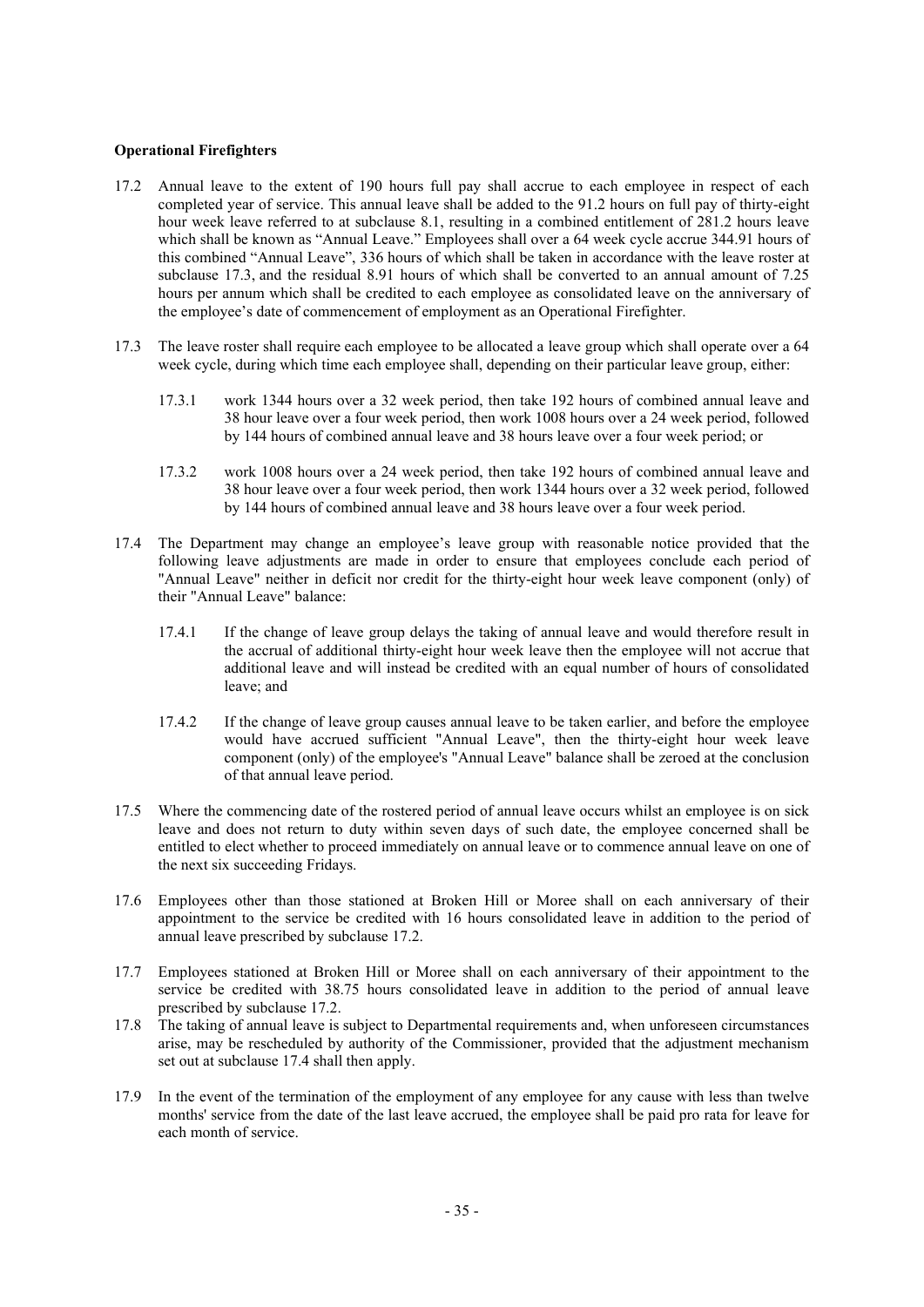**Operational Firefighters**

17.2 Annual leave to the extent of 190 hours full pay shall accrue to each employee in respect of each completed year of service. This annual leave shall be added to the 91.2 hours on full pay of thirty-eight hour week leave referred to at subclause 8.1, resulting in a combined entitlement of 281.2 hours leave which shall be known as "Annual Leave." Employees shall over a 64 week cycle accrue 344.91 hours of this combined "Annual Leave", 336 hours of which shall be taken in accordance with the leave roster at subclause 17.3, and the residual 8.91 hours of which shall be converted to an annual amount of 7.25 hours per annum which shall be credited to each employee as consolidated leave on the anniversary of the employee's date of commencement of employment as an Operational Firefighter.

17.3 The leave roster shall require each employee to be allocated a leave group which shall operate over a 64 week cycle, during which time each employee shall, depending on their particular leave group, either:

 17.3.1 work 1344 hours over a 32 week period, then take 192 hours of combined annual leave and 38 hour leave over a four week period, then work 1008 hours over a 24 week period, followed by 144 hours of combined annual leave and 38 hours leave over a four week period; or

 17.3.2 work 1008 hours over a 24 week period, then take 192 hours of combined annual leave and 38 hour leave over a four week period, then work 1344 hours over a 32 week period, followed by 144 hours of combined annual leave and 38 hours leave over a four week period.

17.4 The Department may change an employee's leave group with reasonable notice provided that the following leave adjustments are made in order to ensure that employees conclude each period of "Annual Leave" neither in deficit nor credit for the thirty-eight hour week leave component (only) of their "Annual Leave" balance:

 17.4.1 If the change of leave group delays the taking of annual leave and would therefore result in the accrual of additional thirty-eight hour week leave then the employee will not accrue that additional leave and will instead be credited with an equal number of hours of consolidated leave; and

 17.4.2 If the change of leave group causes annual leave to be taken earlier, and before the employee would have accrued sufficient "Annual Leave", then the thirty-eight hour week leave component (only) of the employee's "Annual Leave" balance shall be zeroed at the conclusion of that annual leave period.

17.5 Where the commencing date of the rostered period of annual leave occurs whilst an employee is on sick leave and does not return to duty within seven days of such date, the employee concerned shall be entitled to elect whether to proceed immediately on annual leave or to commence annual leave on one of the next six succeeding Fridays.

17.6 Employees other than those stationed at Broken Hill or Moree shall on each anniversary of their appointment to the service be credited with 16 hours consolidated leave in addition to the period of annual leave prescribed by subclause 17.2.

17.7 Employees stationed at Broken Hill or Moree shall on each anniversary of their appointment to the service be credited with 38.75 hours consolidated leave in addition to the period of annual leave prescribed by subclause 17.2.

17.8 The taking of annual leave is subject to Departmental requirements and, when unforeseen circumstances arise, may be rescheduled by authority of the Commissioner, provided that the adjustment mechanism set out at subclause 17.4 shall then apply.

17.9 In the event of the termination of the employment of any employee for any cause with less than twelve months' service from the date of the last leave accrued, the employee shall be paid pro rata for leave for each month of service.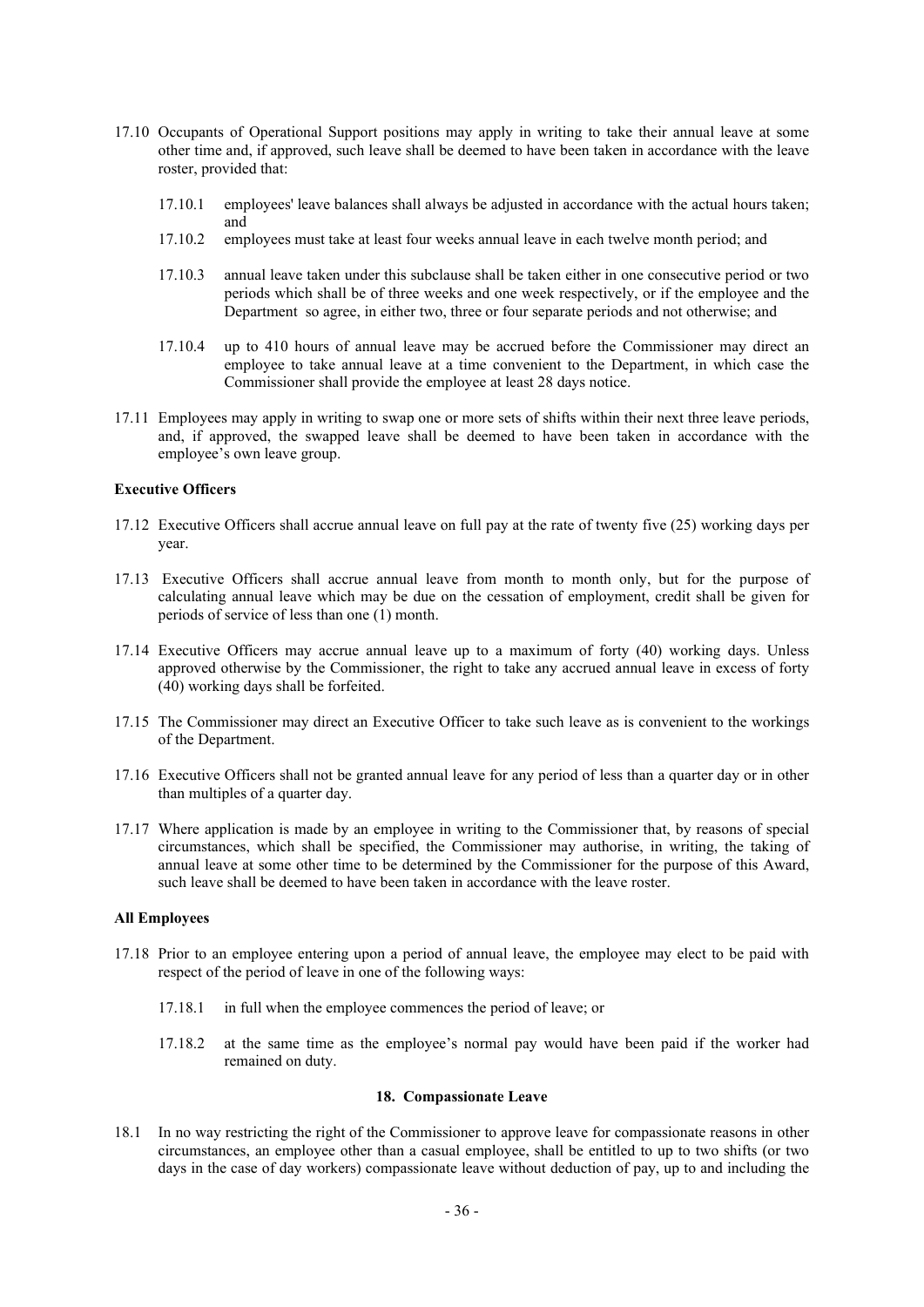17.10 Occupants of Operational Support positions may apply in writing to take their annual leave at some other time and, if approved, such leave shall be deemed to have been taken in accordance with the leave roster, provided that:

17.10.1 employees' leave balances shall always be adjusted in accordance with the actual hours taken; and

17.10.2 employees must take at least four weeks annual leave in each twelve month period; and

17.10.3 annual leave taken under this subclause shall be taken either in one consecutive period or two periods which shall be of three weeks and one week respectively, or if the employee and the Department so agree, in either two, three or four separate periods and not otherwise; and

17.10.4 up to 410 hours of annual leave may be accrued before the Commissioner may direct an employee to take annual leave at a time convenient to the Department, in which case the Commissioner shall provide the employee at least 28 days notice.

17.11 Employees may apply in writing to swap one or more sets of shifts within their next three leave periods, and, if approved, the swapped leave shall be deemed to have been taken in accordance with the employee's own leave group.

**Executive Officers**

17.12 Executive Officers shall accrue annual leave on full pay at the rate of twenty five (25) working days per year.

17.13 Executive Officers shall accrue annual leave from month to month only, but for the purpose of calculating annual leave which may be due on the cessation of employment, credit shall be given for periods of service of less than one (1) month.

17.14 Executive Officers may accrue annual leave up to a maximum of forty (40) working days. Unless approved otherwise by the Commissioner, the right to take any accrued annual leave in excess of forty (40) working days shall be forfeited.

17.15 The Commissioner may direct an Executive Officer to take such leave as is convenient to the workings of the Department.

17.16 Executive Officers shall not be granted annual leave for any period of less than a quarter day or in other than multiples of a quarter day.

17.17 Where application is made by an employee in writing to the Commissioner that, by reasons of special circumstances, which shall be specified, the Commissioner may authorise, in writing, the taking of annual leave at some other time to be determined by the Commissioner for the purpose of this Award, such leave shall be deemed to have been taken in accordance with the leave roster.

**All Employees**

17.18 Prior to an employee entering upon a period of annual leave, the employee may elect to be paid with respect of the period of leave in one of the following ways:

17.18.1 in full when the employee commences the period of leave; or

17.18.2 at the same time as the employee's normal pay would have been paid if the worker had remained on duty.

## 18. Compassionate Leave

18.1 In no way restricting the right of the Commissioner to approve leave for compassionate reasons in other circumstances, an employee other than a casual employee, shall be entitled to up to two shifts (or two days in the case of day workers) compassionate leave without deduction of pay, up to and including the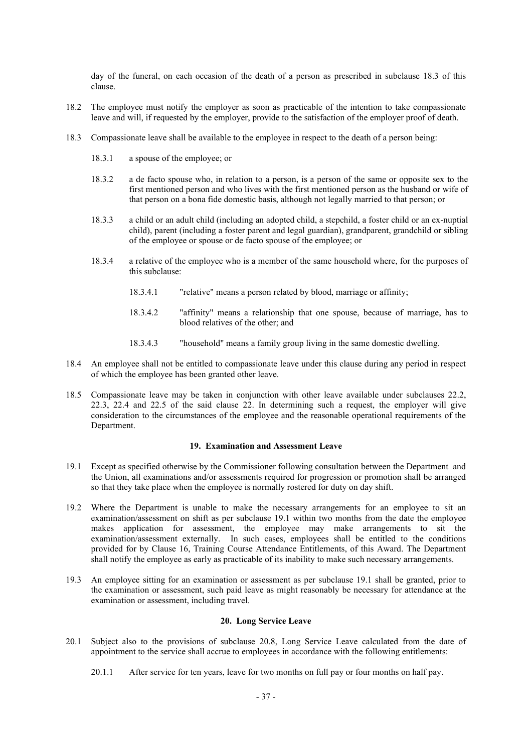day of the funeral, on each occasion of the death of a person as prescribed in subclause 18.3 of this clause.

18.2 The employee must notify the employer as soon as practicable of the intention to take compassionate leave and will, if requested by the employer, provide to the satisfaction of the employer proof of death.

18.3 Compassionate leave shall be available to the employee in respect to the death of a person being:

18.3.1 a spouse of the employee; or

18.3.2 a de facto spouse who, in relation to a person, is a person of the same or opposite sex to the first mentioned person and who lives with the first mentioned person as the husband or wife of that person on a bona fide domestic basis, although not legally married to that person; or

18.3.3 a child or an adult child (including an adopted child, a stepchild, a foster child or an ex-nuptial child), parent (including a foster parent and legal guardian), grandparent, grandchild or sibling of the employee or spouse or de facto spouse of the employee; or

18.3.4 a relative of the employee who is a member of the same household where, for the purposes of this subclause:

18.3.4.1 "relative" means a person related by blood, marriage or affinity;

18.3.4.2 "affinity" means a relationship that one spouse, because of marriage, has to blood relatives of the other; and

18.3.4.3 "household" means a family group living in the same domestic dwelling.

18.4 An employee shall not be entitled to compassionate leave under this clause during any period in respect of which the employee has been granted other leave.

18.5 Compassionate leave may be taken in conjunction with other leave available under subclauses 22.2, 22.3, 22.4 and 22.5 of the said clause 22. In determining such a request, the employer will give consideration to the circumstances of the employee and the reasonable operational requirements of the Department.

### 19. Examination and Assessment Leave

19.1 Except as specified otherwise by the Commissioner following consultation between the Department and the Union, all examinations and/or assessments required for progression or promotion shall be arranged so that they take place when the employee is normally rostered for duty on day shift.

19.2 Where the Department is unable to make the necessary arrangements for an employee to sit an examination/assessment on shift as per subclause 19.1 within two months from the date the employee makes application for assessment, the employee may make arrangements to sit the examination/assessment externally. In such cases, employees shall be entitled to the conditions provided for by Clause 16, Training Course Attendance Entitlements, of this Award. The Department shall notify the employee as early as practicable of its inability to make such necessary arrangements.

19.3 An employee sitting for an examination or assessment as per subclause 19.1 shall be granted, prior to the examination or assessment, such paid leave as might reasonably be necessary for attendance at the examination or assessment, including travel.

### 20. Long Service Leave

20.1 Subject also to the provisions of subclause 20.8, Long Service Leave calculated from the date of appointment to the service shall accrue to employees in accordance with the following entitlements:

20.1.1 After service for ten years, leave for two months on full pay or four months on half pay.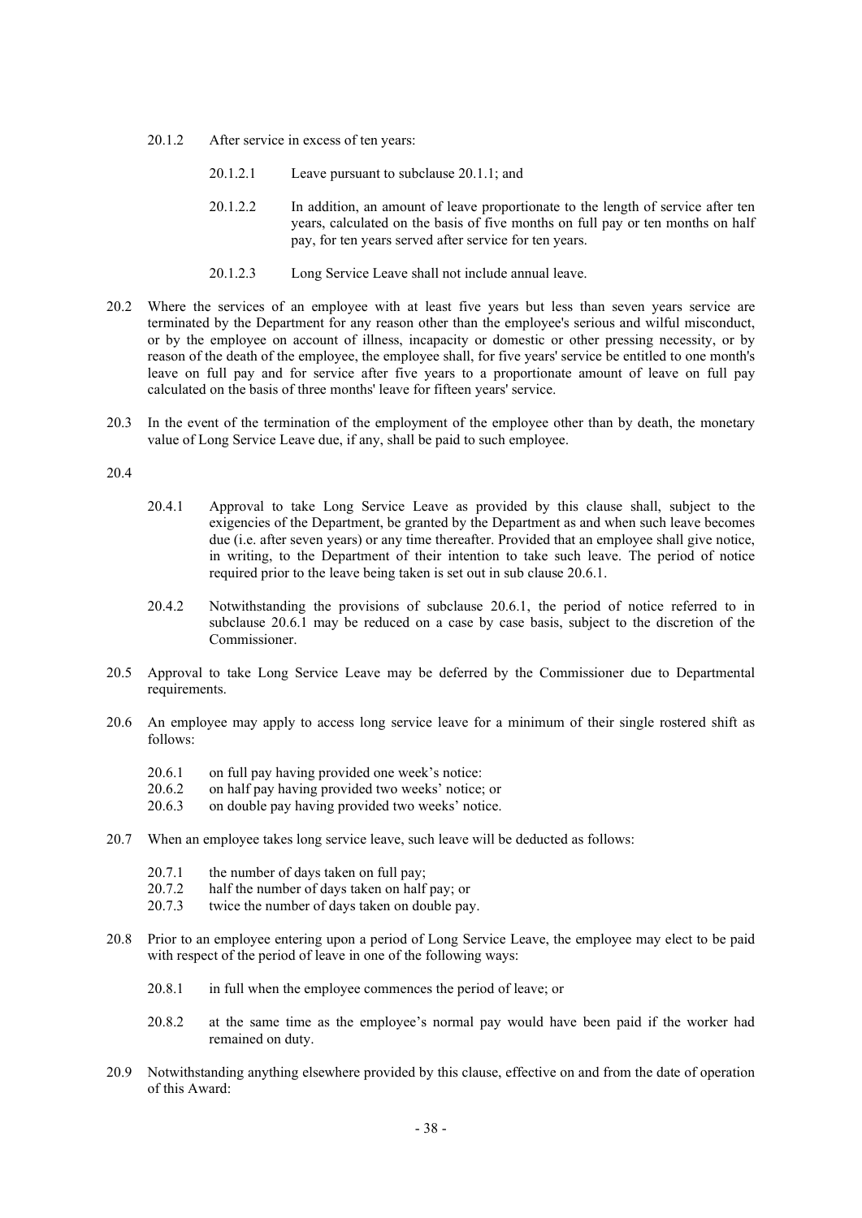20.1.2 After service in excess of ten years:

20.1.2.1 Leave pursuant to subclause 20.1.1; and

20.1.2.2 In addition, an amount of leave proportionate to the length of service after ten years, calculated on the basis of five months on full pay or ten months on half pay, for ten years served after service for ten years.

20.1.2.3 Long Service Leave shall not include annual leave.

20.2 Where the services of an employee with at least five years but less than seven years service are terminated by the Department for any reason other than the employee's serious and wilful misconduct, or by the employee on account of illness, incapacity or domestic or other pressing necessity, or by reason of the death of the employee, the employee shall, for five years' service be entitled to one month's leave on full pay and for service after five years to a proportionate amount of leave on full pay calculated on the basis of three months' leave for fifteen years' service.

20.3 In the event of the termination of the employment of the employee other than by death, the monetary value of Long Service Leave due, if any, shall be paid to such employee.

20.4

20.4.1 Approval to take Long Service Leave as provided by this clause shall, subject to the exigencies of the Department, be granted by the Department as and when such leave becomes due (i.e. after seven years) or any time thereafter. Provided that an employee shall give notice, in writing, to the Department of their intention to take such leave. The period of notice required prior to the leave being taken is set out in sub clause 20.6.1.

20.4.2 Notwithstanding the provisions of subclause 20.6.1, the period of notice referred to in subclause 20.6.1 may be reduced on a case by case basis, subject to the discretion of the Commissioner.

20.5 Approval to take Long Service Leave may be deferred by the Commissioner due to Departmental requirements.

20.6 An employee may apply to access long service leave for a minimum of their single rostered shift as follows:

20.6.1 on full pay having provided one week's notice:
20.6.2 on half pay having provided two weeks' notice; or
20.6.3 on double pay having provided two weeks' notice.

20.7 When an employee takes long service leave, such leave will be deducted as follows:

20.7.1 the number of days taken on full pay;
20.7.2 half the number of days taken on half pay; or
20.7.3 twice the number of days taken on double pay.

20.8 Prior to an employee entering upon a period of Long Service Leave, the employee may elect to be paid with respect of the period of leave in one of the following ways:

20.8.1 in full when the employee commences the period of leave; or

20.8.2 at the same time as the employee's normal pay would have been paid if the worker had remained on duty.

20.9 Notwithstanding anything elsewhere provided by this clause, effective on and from the date of operation of this Award: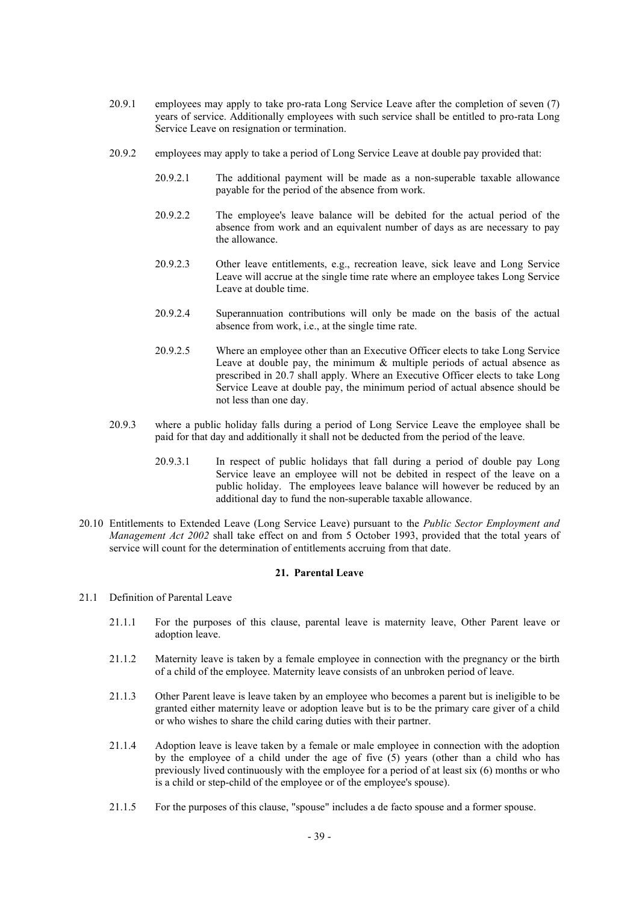20.9.1 employees may apply to take pro-rata Long Service Leave after the completion of seven (7) years of service. Additionally employees with such service shall be entitled to pro-rata Long Service Leave on resignation or termination.

20.9.2 employees may apply to take a period of Long Service Leave at double pay provided that:

20.9.2.1 The additional payment will be made as a non-superable taxable allowance payable for the period of the absence from work.

20.9.2.2 The employee's leave balance will be debited for the actual period of the absence from work and an equivalent number of days as are necessary to pay the allowance.

20.9.2.3 Other leave entitlements, e.g., recreation leave, sick leave and Long Service Leave will accrue at the single time rate where an employee takes Long Service Leave at double time.

20.9.2.4 Superannuation contributions will only be made on the basis of the actual absence from work, i.e., at the single time rate.

20.9.2.5 Where an employee other than an Executive Officer elects to take Long Service Leave at double pay, the minimum & multiple periods of actual absence as prescribed in 20.7 shall apply. Where an Executive Officer elects to take Long Service Leave at double pay, the minimum period of actual absence should be not less than one day.

20.9.3 where a public holiday falls during a period of Long Service Leave the employee shall be paid for that day and additionally it shall not be deducted from the period of the leave.

20.9.3.1 In respect of public holidays that fall during a period of double pay Long Service leave an employee will not be debited in respect of the leave on a public holiday. The employees leave balance will however be reduced by an additional day to fund the non-superable taxable allowance.

20.10 Entitlements to Extended Leave (Long Service Leave) pursuant to the *Public Sector Employment and Management Act 2002* shall take effect on and from 5 October 1993, provided that the total years of service will count for the determination of entitlements accruing from that date.

## 21. Parental Leave

21.1 Definition of Parental Leave

21.1.1 For the purposes of this clause, parental leave is maternity leave, Other Parent leave or adoption leave.

21.1.2 Maternity leave is taken by a female employee in connection with the pregnancy or the birth of a child of the employee. Maternity leave consists of an unbroken period of leave.

21.1.3 Other Parent leave is leave taken by an employee who becomes a parent but is ineligible to be granted either maternity leave or adoption leave but is to be the primary care giver of a child or who wishes to share the child caring duties with their partner.

21.1.4 Adoption leave is leave taken by a female or male employee in connection with the adoption by the employee of a child under the age of five (5) years (other than a child who has previously lived continuously with the employee for a period of at least six (6) months or who is a child or step-child of the employee or of the employee's spouse).

21.1.5 For the purposes of this clause, "spouse" includes a de facto spouse and a former spouse.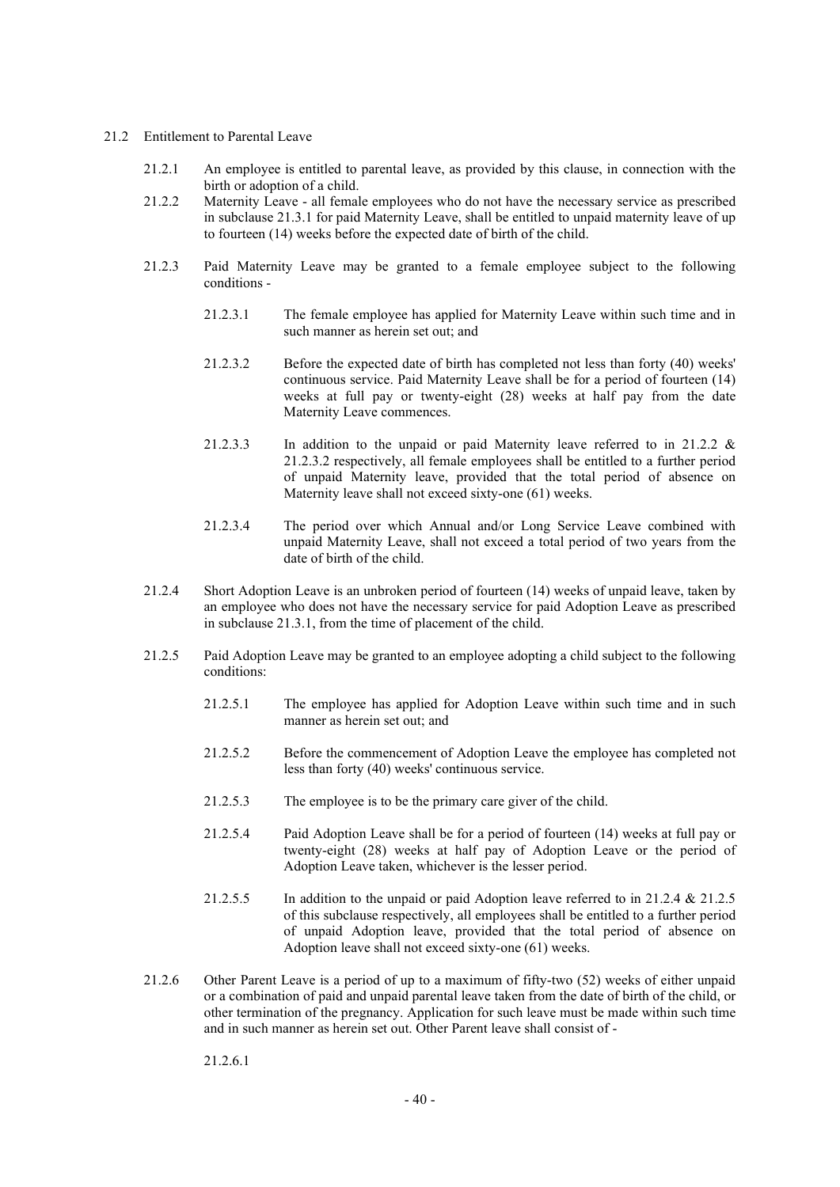21.2 Entitlement to Parental Leave

21.2.1 An employee is entitled to parental leave, as provided by this clause, in connection with the birth or adoption of a child.

21.2.2 Maternity Leave - all female employees who do not have the necessary service as prescribed in subclause 21.3.1 for paid Maternity Leave, shall be entitled to unpaid maternity leave of up to fourteen (14) weeks before the expected date of birth of the child.

21.2.3 Paid Maternity Leave may be granted to a female employee subject to the following conditions -

21.2.3.1 The female employee has applied for Maternity Leave within such time and in such manner as herein set out; and

21.2.3.2 Before the expected date of birth has completed not less than forty (40) weeks' continuous service. Paid Maternity Leave shall be for a period of fourteen (14) weeks at full pay or twenty-eight (28) weeks at half pay from the date Maternity Leave commences.

21.2.3.3 In addition to the unpaid or paid Maternity leave referred to in 21.2.2 & 21.2.3.2 respectively, all female employees shall be entitled to a further period of unpaid Maternity leave, provided that the total period of absence on Maternity leave shall not exceed sixty-one (61) weeks.

21.2.3.4 The period over which Annual and/or Long Service Leave combined with unpaid Maternity Leave, shall not exceed a total period of two years from the date of birth of the child.

21.2.4 Short Adoption Leave is an unbroken period of fourteen (14) weeks of unpaid leave, taken by an employee who does not have the necessary service for paid Adoption Leave as prescribed in subclause 21.3.1, from the time of placement of the child.

21.2.5 Paid Adoption Leave may be granted to an employee adopting a child subject to the following conditions:

21.2.5.1 The employee has applied for Adoption Leave within such time and in such manner as herein set out; and

21.2.5.2 Before the commencement of Adoption Leave the employee has completed not less than forty (40) weeks' continuous service.

21.2.5.3 The employee is to be the primary care giver of the child.

21.2.5.4 Paid Adoption Leave shall be for a period of fourteen (14) weeks at full pay or twenty-eight (28) weeks at half pay of Adoption Leave or the period of Adoption Leave taken, whichever is the lesser period.

21.2.5.5 In addition to the unpaid or paid Adoption leave referred to in 21.2.4 & 21.2.5 of this subclause respectively, all employees shall be entitled to a further period of unpaid Adoption leave, provided that the total period of absence on Adoption leave shall not exceed sixty-one (61) weeks.

21.2.6 Other Parent Leave is a period of up to a maximum of fifty-two (52) weeks of either unpaid or a combination of paid and unpaid parental leave taken from the date of birth of the child, or other termination of the pregnancy. Application for such leave must be made within such time and in such manner as herein set out. Other Parent leave shall consist of -

21.2.6.1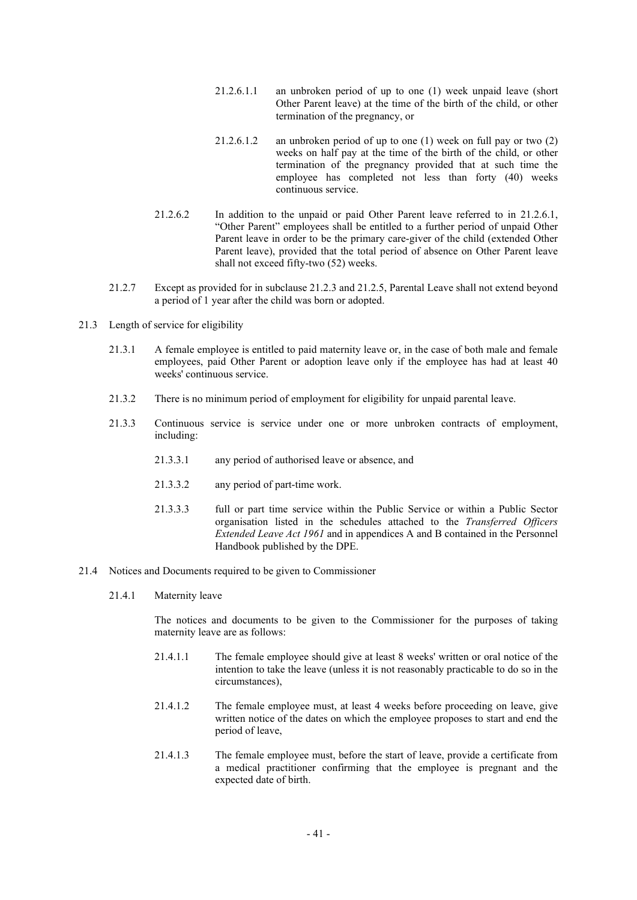21.2.6.1.1 an unbroken period of up to one (1) week unpaid leave (short Other Parent leave) at the time of the birth of the child, or other termination of the pregnancy, or

21.2.6.1.2 an unbroken period of up to one (1) week on full pay or two (2) weeks on half pay at the time of the birth of the child, or other termination of the pregnancy provided that at such time the employee has completed not less than forty (40) weeks continuous service.

21.2.6.2 In addition to the unpaid or paid Other Parent leave referred to in 21.2.6.1, "Other Parent" employees shall be entitled to a further period of unpaid Other Parent leave in order to be the primary care-giver of the child (extended Other Parent leave), provided that the total period of absence on Other Parent leave shall not exceed fifty-two (52) weeks.

21.2.7 Except as provided for in subclause 21.2.3 and 21.2.5, Parental Leave shall not extend beyond a period of 1 year after the child was born or adopted.

21.3 Length of service for eligibility

21.3.1 A female employee is entitled to paid maternity leave or, in the case of both male and female employees, paid Other Parent or adoption leave only if the employee has had at least 40 weeks' continuous service.

21.3.2 There is no minimum period of employment for eligibility for unpaid parental leave.

21.3.3 Continuous service is service under one or more unbroken contracts of employment, including:

21.3.3.1 any period of authorised leave or absence, and

21.3.3.2 any period of part-time work.

21.3.3.3 full or part time service within the Public Service or within a Public Sector organisation listed in the schedules attached to the *Transferred Officers Extended Leave Act 1961* and in appendices A and B contained in the Personnel Handbook published by the DPE.

21.4 Notices and Documents required to be given to Commissioner

21.4.1 Maternity leave

The notices and documents to be given to the Commissioner for the purposes of taking maternity leave are as follows:

21.4.1.1 The female employee should give at least 8 weeks' written or oral notice of the intention to take the leave (unless it is not reasonably practicable to do so in the circumstances),

21.4.1.2 The female employee must, at least 4 weeks before proceeding on leave, give written notice of the dates on which the employee proposes to start and end the period of leave,

21.4.1.3 The female employee must, before the start of leave, provide a certificate from a medical practitioner confirming that the employee is pregnant and the expected date of birth.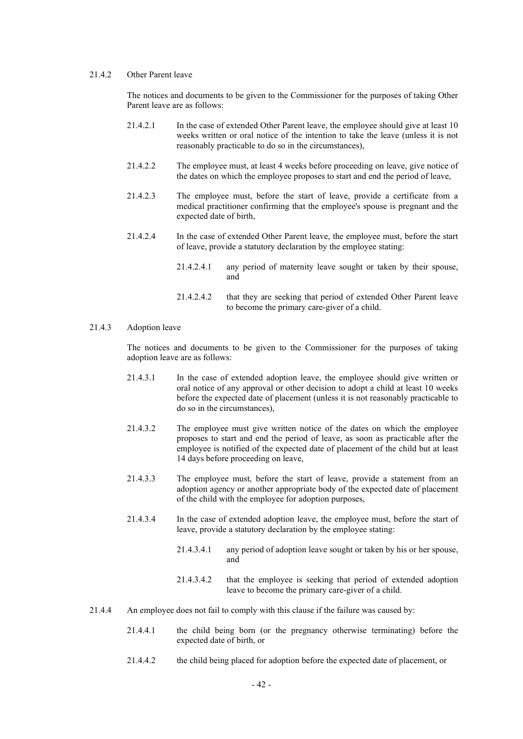21.4.2 Other Parent leave

The notices and documents to be given to the Commissioner for the purposes of taking Other Parent leave are as follows:

21.4.2.1 In the case of extended Other Parent leave, the employee should give at least 10 weeks written or oral notice of the intention to take the leave (unless it is not reasonably practicable to do so in the circumstances),

21.4.2.2 The employee must, at least 4 weeks before proceeding on leave, give notice of the dates on which the employee proposes to start and end the period of leave,

21.4.2.3 The employee must, before the start of leave, provide a certificate from a medical practitioner confirming that the employee's spouse is pregnant and the expected date of birth,

21.4.2.4 In the case of extended Other Parent leave, the employee must, before the start of leave, provide a statutory declaration by the employee stating:

21.4.2.4.1 any period of maternity leave sought or taken by their spouse, and

21.4.2.4.2 that they are seeking that period of extended Other Parent leave to become the primary care-giver of a child.

21.4.3 Adoption leave

The notices and documents to be given to the Commissioner for the purposes of taking adoption leave are as follows:

21.4.3.1 In the case of extended adoption leave, the employee should give written or oral notice of any approval or other decision to adopt a child at least 10 weeks before the expected date of placement (unless it is not reasonably practicable to do so in the circumstances),

21.4.3.2 The employee must give written notice of the dates on which the employee proposes to start and end the period of leave, as soon as practicable after the employee is notified of the expected date of placement of the child but at least 14 days before proceeding on leave,

21.4.3.3 The employee must, before the start of leave, provide a statement from an adoption agency or another appropriate body of the expected date of placement of the child with the employee for adoption purposes,

21.4.3.4 In the case of extended adoption leave, the employee must, before the start of leave, provide a statutory declaration by the employee stating:

21.4.3.4.1 any period of adoption leave sought or taken by his or her spouse, and

21.4.3.4.2 that the employee is seeking that period of extended adoption leave to become the primary care-giver of a child.

21.4.4 An employee does not fail to comply with this clause if the failure was caused by:

21.4.4.1 the child being born (or the pregnancy otherwise terminating) before the expected date of birth, or

21.4.4.2 the child being placed for adoption before the expected date of placement, or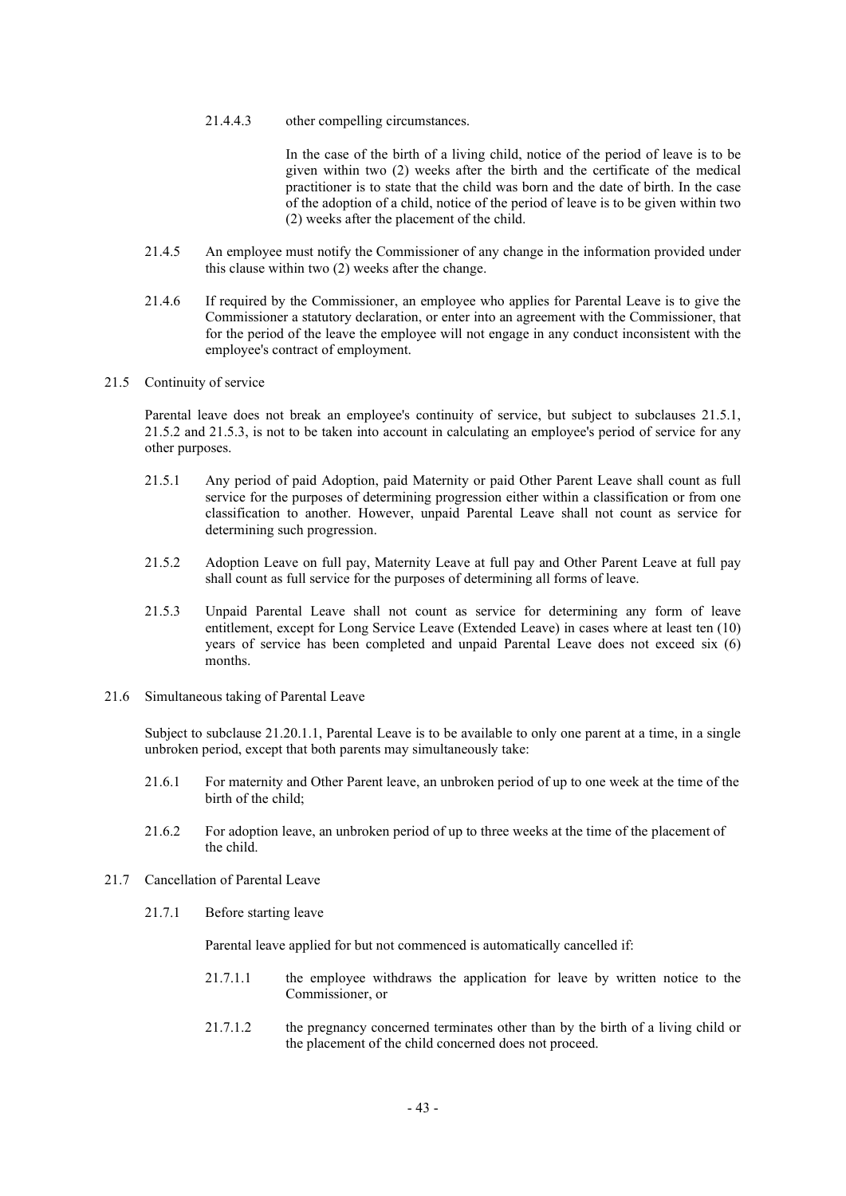21.4.4.3 other compelling circumstances.

In the case of the birth of a living child, notice of the period of leave is to be given within two (2) weeks after the birth and the certificate of the medical practitioner is to state that the child was born and the date of birth. In the case of the adoption of a child, notice of the period of leave is to be given within two (2) weeks after the placement of the child.

21.4.5 An employee must notify the Commissioner of any change in the information provided under this clause within two (2) weeks after the change.

21.4.6 If required by the Commissioner, an employee who applies for Parental Leave is to give the Commissioner a statutory declaration, or enter into an agreement with the Commissioner, that for the period of the leave the employee will not engage in any conduct inconsistent with the employee's contract of employment.

21.5 Continuity of service

Parental leave does not break an employee's continuity of service, but subject to subclauses 21.5.1, 21.5.2 and 21.5.3, is not to be taken into account in calculating an employee's period of service for any other purposes.

21.5.1 Any period of paid Adoption, paid Maternity or paid Other Parent Leave shall count as full service for the purposes of determining progression either within a classification or from one classification to another. However, unpaid Parental Leave shall not count as service for determining such progression.

21.5.2 Adoption Leave on full pay, Maternity Leave at full pay and Other Parent Leave at full pay shall count as full service for the purposes of determining all forms of leave.

21.5.3 Unpaid Parental Leave shall not count as service for determining any form of leave entitlement, except for Long Service Leave (Extended Leave) in cases where at least ten (10) years of service has been completed and unpaid Parental Leave does not exceed six (6) months.

21.6 Simultaneous taking of Parental Leave

Subject to subclause 21.20.1.1, Parental Leave is to be available to only one parent at a time, in a single unbroken period, except that both parents may simultaneously take:

21.6.1 For maternity and Other Parent leave, an unbroken period of up to one week at the time of the birth of the child;

21.6.2 For adoption leave, an unbroken period of up to three weeks at the time of the placement of the child.

21.7 Cancellation of Parental Leave

21.7.1 Before starting leave

Parental leave applied for but not commenced is automatically cancelled if:

21.7.1.1 the employee withdraws the application for leave by written notice to the Commissioner, or

21.7.1.2 the pregnancy concerned terminates other than by the birth of a living child or the placement of the child concerned does not proceed.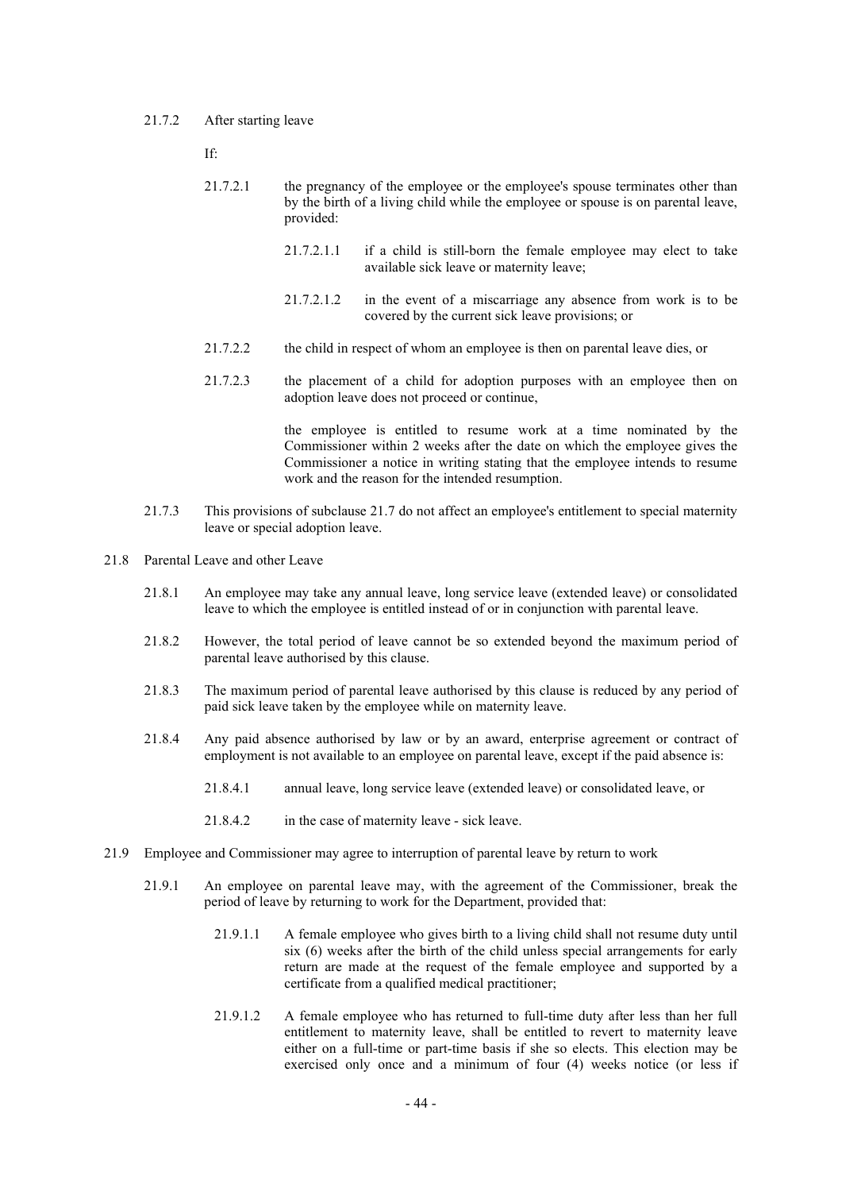21.7.2 After starting leave

If:

21.7.2.1 the pregnancy of the employee or the employee's spouse terminates other than by the birth of a living child while the employee or spouse is on parental leave, provided:

21.7.2.1.1 if a child is still-born the female employee may elect to take available sick leave or maternity leave;

21.7.2.1.2 in the event of a miscarriage any absence from work is to be covered by the current sick leave provisions; or

21.7.2.2 the child in respect of whom an employee is then on parental leave dies, or

21.7.2.3 the placement of a child for adoption purposes with an employee then on adoption leave does not proceed or continue,

the employee is entitled to resume work at a time nominated by the Commissioner within 2 weeks after the date on which the employee gives the Commissioner a notice in writing stating that the employee intends to resume work and the reason for the intended resumption.

21.7.3 This provisions of subclause 21.7 do not affect an employee's entitlement to special maternity leave or special adoption leave.

21.8 Parental Leave and other Leave

21.8.1 An employee may take any annual leave, long service leave (extended leave) or consolidated leave to which the employee is entitled instead of or in conjunction with parental leave.

21.8.2 However, the total period of leave cannot be so extended beyond the maximum period of parental leave authorised by this clause.

21.8.3 The maximum period of parental leave authorised by this clause is reduced by any period of paid sick leave taken by the employee while on maternity leave.

21.8.4 Any paid absence authorised by law or by an award, enterprise agreement or contract of employment is not available to an employee on parental leave, except if the paid absence is:

21.8.4.1 annual leave, long service leave (extended leave) or consolidated leave, or

21.8.4.2 in the case of maternity leave - sick leave.

21.9 Employee and Commissioner may agree to interruption of parental leave by return to work

21.9.1 An employee on parental leave may, with the agreement of the Commissioner, break the period of leave by returning to work for the Department, provided that:

21.9.1.1 A female employee who gives birth to a living child shall not resume duty until six (6) weeks after the birth of the child unless special arrangements for early return are made at the request of the female employee and supported by a certificate from a qualified medical practitioner;

21.9.1.2 A female employee who has returned to full-time duty after less than her full entitlement to maternity leave, shall be entitled to revert to maternity leave either on a full-time or part-time basis if she so elects. This election may be exercised only once and a minimum of four (4) weeks notice (or less if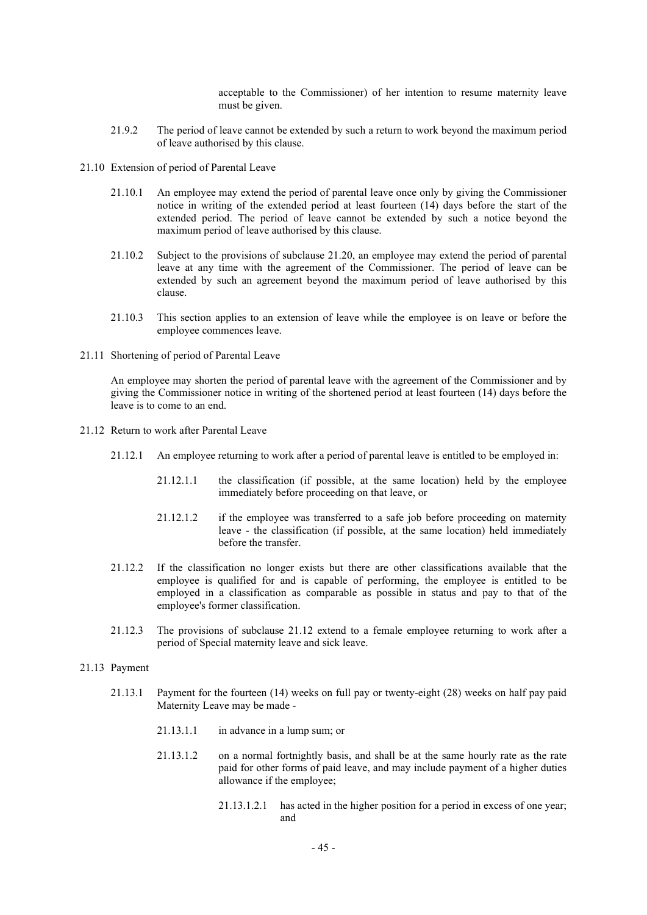acceptable to the Commissioner) of her intention to resume maternity leave must be given.

21.9.2 The period of leave cannot be extended by such a return to work beyond the maximum period of leave authorised by this clause.

21.10 Extension of period of Parental Leave

21.10.1 An employee may extend the period of parental leave once only by giving the Commissioner notice in writing of the extended period at least fourteen (14) days before the start of the extended period. The period of leave cannot be extended by such a notice beyond the maximum period of leave authorised by this clause.

21.10.2 Subject to the provisions of subclause 21.20, an employee may extend the period of parental leave at any time with the agreement of the Commissioner. The period of leave can be extended by such an agreement beyond the maximum period of leave authorised by this clause.

21.10.3 This section applies to an extension of leave while the employee is on leave or before the employee commences leave.

21.11 Shortening of period of Parental Leave

An employee may shorten the period of parental leave with the agreement of the Commissioner and by giving the Commissioner notice in writing of the shortened period at least fourteen (14) days before the leave is to come to an end.

21.12 Return to work after Parental Leave

21.12.1 An employee returning to work after a period of parental leave is entitled to be employed in:

21.12.1.1 the classification (if possible, at the same location) held by the employee immediately before proceeding on that leave, or

21.12.1.2 if the employee was transferred to a safe job before proceeding on maternity leave - the classification (if possible, at the same location) held immediately before the transfer.

21.12.2 If the classification no longer exists but there are other classifications available that the employee is qualified for and is capable of performing, the employee is entitled to be employed in a classification as comparable as possible in status and pay to that of the employee's former classification.

21.12.3 The provisions of subclause 21.12 extend to a female employee returning to work after a period of Special maternity leave and sick leave.

21.13 Payment

21.13.1 Payment for the fourteen (14) weeks on full pay or twenty-eight (28) weeks on half pay paid Maternity Leave may be made -

21.13.1.1 in advance in a lump sum; or

21.13.1.2 on a normal fortnightly basis, and shall be at the same hourly rate as the rate paid for other forms of paid leave, and may include payment of a higher duties allowance if the employee;

21.13.1.2.1 has acted in the higher position for a period in excess of one year; and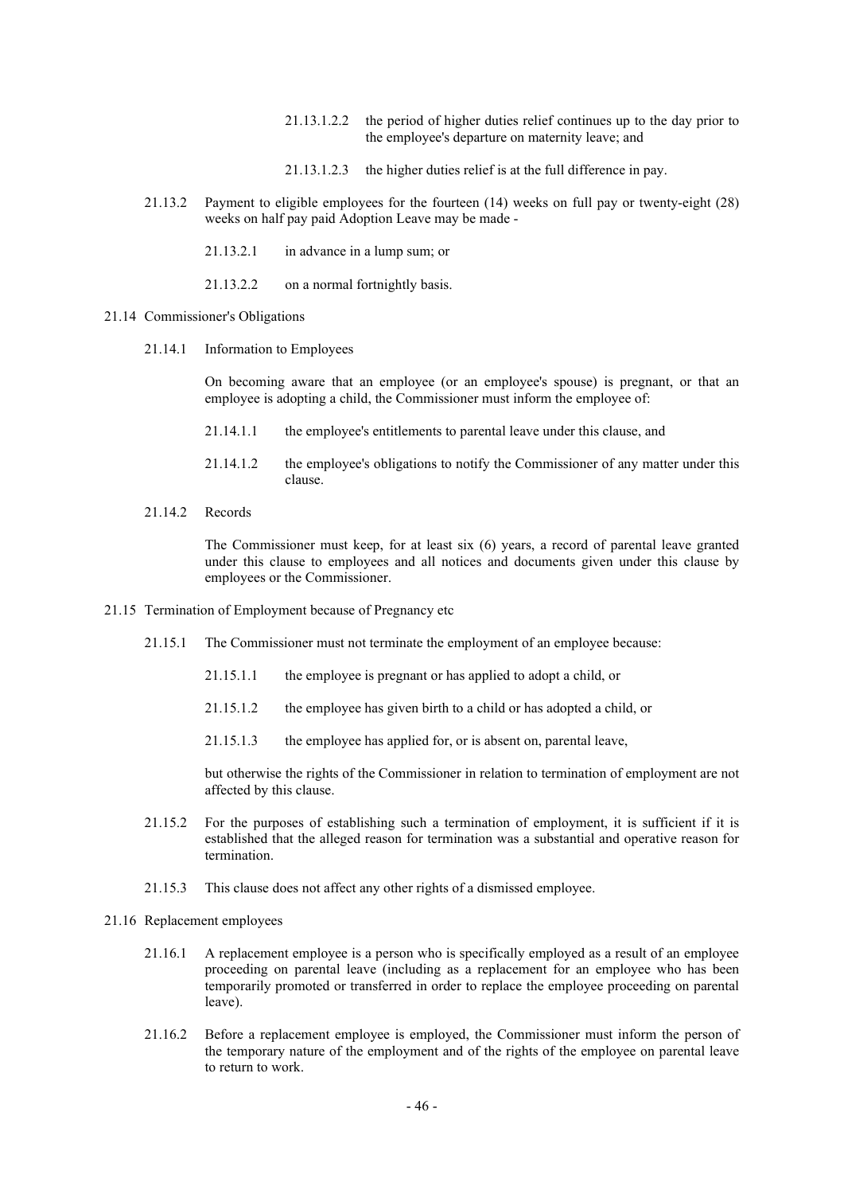21.13.1.2.2 the period of higher duties relief continues up to the day prior to the employee's departure on maternity leave; and

21.13.1.2.3 the higher duties relief is at the full difference in pay.

21.13.2 Payment to eligible employees for the fourteen (14) weeks on full pay or twenty-eight (28) weeks on half pay paid Adoption Leave may be made -

21.13.2.1 in advance in a lump sum; or

21.13.2.2 on a normal fortnightly basis.

21.14 Commissioner's Obligations

21.14.1 Information to Employees

On becoming aware that an employee (or an employee's spouse) is pregnant, or that an employee is adopting a child, the Commissioner must inform the employee of:

21.14.1.1 the employee's entitlements to parental leave under this clause, and

21.14.1.2 the employee's obligations to notify the Commissioner of any matter under this clause.

21.14.2 Records

The Commissioner must keep, for at least six (6) years, a record of parental leave granted under this clause to employees and all notices and documents given under this clause by employees or the Commissioner.

21.15 Termination of Employment because of Pregnancy etc

21.15.1 The Commissioner must not terminate the employment of an employee because:

21.15.1.1 the employee is pregnant or has applied to adopt a child, or

21.15.1.2 the employee has given birth to a child or has adopted a child, or

21.15.1.3 the employee has applied for, or is absent on, parental leave,

but otherwise the rights of the Commissioner in relation to termination of employment are not affected by this clause.

21.15.2 For the purposes of establishing such a termination of employment, it is sufficient if it is established that the alleged reason for termination was a substantial and operative reason for termination.

21.15.3 This clause does not affect any other rights of a dismissed employee.

21.16 Replacement employees

21.16.1 A replacement employee is a person who is specifically employed as a result of an employee proceeding on parental leave (including as a replacement for an employee who has been temporarily promoted or transferred in order to replace the employee proceeding on parental leave).

21.16.2 Before a replacement employee is employed, the Commissioner must inform the person of the temporary nature of the employment and of the rights of the employee on parental leave to return to work.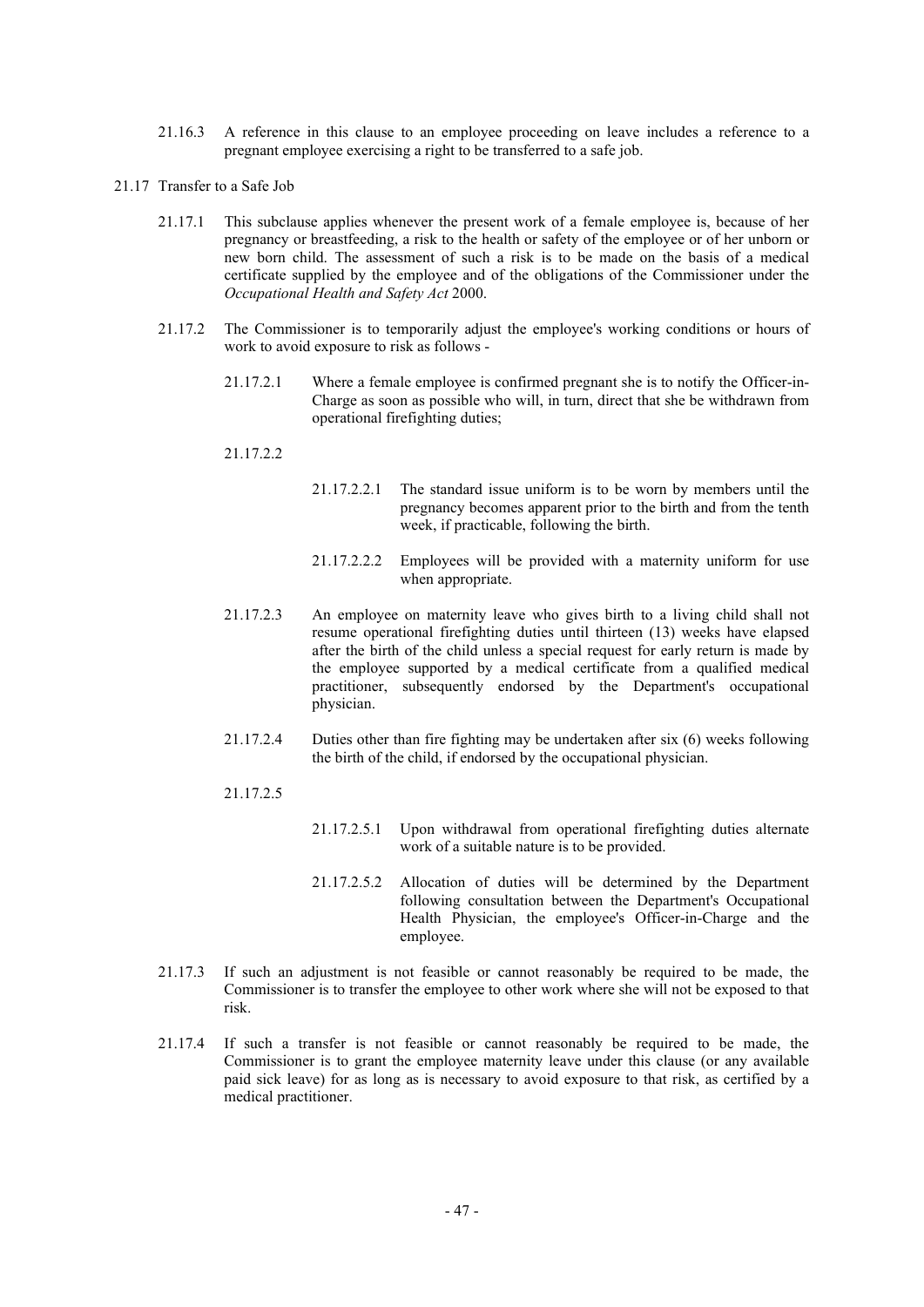21.16.3 A reference in this clause to an employee proceeding on leave includes a reference to a pregnant employee exercising a right to be transferred to a safe job.

21.17 Transfer to a Safe Job

21.17.1 This subclause applies whenever the present work of a female employee is, because of her pregnancy or breastfeeding, a risk to the health or safety of the employee or of her unborn or new born child. The assessment of such a risk is to be made on the basis of a medical certificate supplied by the employee and of the obligations of the Commissioner under the *Occupational Health and Safety Act* 2000.

21.17.2 The Commissioner is to temporarily adjust the employee's working conditions or hours of work to avoid exposure to risk as follows -

21.17.2.1 Where a female employee is confirmed pregnant she is to notify the Officer-in-Charge as soon as possible who will, in turn, direct that she be withdrawn from operational firefighting duties;

21.17.2.2

21.17.2.2.1 The standard issue uniform is to be worn by members until the pregnancy becomes apparent prior to the birth and from the tenth week, if practicable, following the birth.

21.17.2.2.2 Employees will be provided with a maternity uniform for use when appropriate.

21.17.2.3 An employee on maternity leave who gives birth to a living child shall not resume operational firefighting duties until thirteen (13) weeks have elapsed after the birth of the child unless a special request for early return is made by the employee supported by a medical certificate from a qualified medical practitioner, subsequently endorsed by the Department's occupational physician.

21.17.2.4 Duties other than fire fighting may be undertaken after six (6) weeks following the birth of the child, if endorsed by the occupational physician.

21.17.2.5

21.17.2.5.1 Upon withdrawal from operational firefighting duties alternate work of a suitable nature is to be provided.

21.17.2.5.2 Allocation of duties will be determined by the Department following consultation between the Department's Occupational Health Physician, the employee's Officer-in-Charge and the employee.

21.17.3 If such an adjustment is not feasible or cannot reasonably be required to be made, the Commissioner is to transfer the employee to other work where she will not be exposed to that risk.

21.17.4 If such a transfer is not feasible or cannot reasonably be required to be made, the Commissioner is to grant the employee maternity leave under this clause (or any available paid sick leave) for as long as is necessary to avoid exposure to that risk, as certified by a medical practitioner.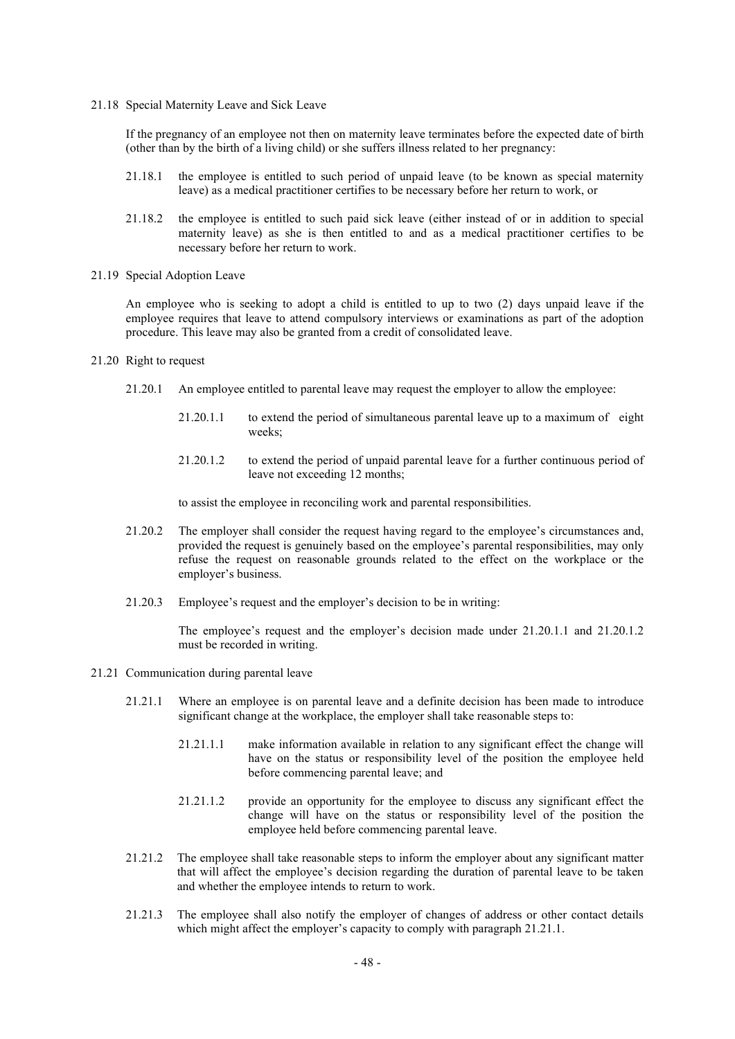21.18 Special Maternity Leave and Sick Leave

If the pregnancy of an employee not then on maternity leave terminates before the expected date of birth (other than by the birth of a living child) or she suffers illness related to her pregnancy:

21.18.1 the employee is entitled to such period of unpaid leave (to be known as special maternity leave) as a medical practitioner certifies to be necessary before her return to work, or

21.18.2 the employee is entitled to such paid sick leave (either instead of or in addition to special maternity leave) as she is then entitled to and as a medical practitioner certifies to be necessary before her return to work.

21.19 Special Adoption Leave

An employee who is seeking to adopt a child is entitled to up to two (2) days unpaid leave if the employee requires that leave to attend compulsory interviews or examinations as part of the adoption procedure. This leave may also be granted from a credit of consolidated leave.

21.20 Right to request

21.20.1 An employee entitled to parental leave may request the employer to allow the employee:

21.20.1.1 to extend the period of simultaneous parental leave up to a maximum of eight weeks;

21.20.1.2 to extend the period of unpaid parental leave for a further continuous period of leave not exceeding 12 months;

to assist the employee in reconciling work and parental responsibilities.

21.20.2 The employer shall consider the request having regard to the employee's circumstances and, provided the request is genuinely based on the employee's parental responsibilities, may only refuse the request on reasonable grounds related to the effect on the workplace or the employer's business.

21.20.3 Employee's request and the employer's decision to be in writing:

The employee's request and the employer's decision made under 21.20.1.1 and 21.20.1.2 must be recorded in writing.

21.21 Communication during parental leave

21.21.1 Where an employee is on parental leave and a definite decision has been made to introduce significant change at the workplace, the employer shall take reasonable steps to:

21.21.1.1 make information available in relation to any significant effect the change will have on the status or responsibility level of the position the employee held before commencing parental leave; and

21.21.1.2 provide an opportunity for the employee to discuss any significant effect the change will have on the status or responsibility level of the position the employee held before commencing parental leave.

21.21.2 The employee shall take reasonable steps to inform the employer about any significant matter that will affect the employee's decision regarding the duration of parental leave to be taken and whether the employee intends to return to work.

21.21.3 The employee shall also notify the employer of changes of address or other contact details which might affect the employer's capacity to comply with paragraph 21.21.1.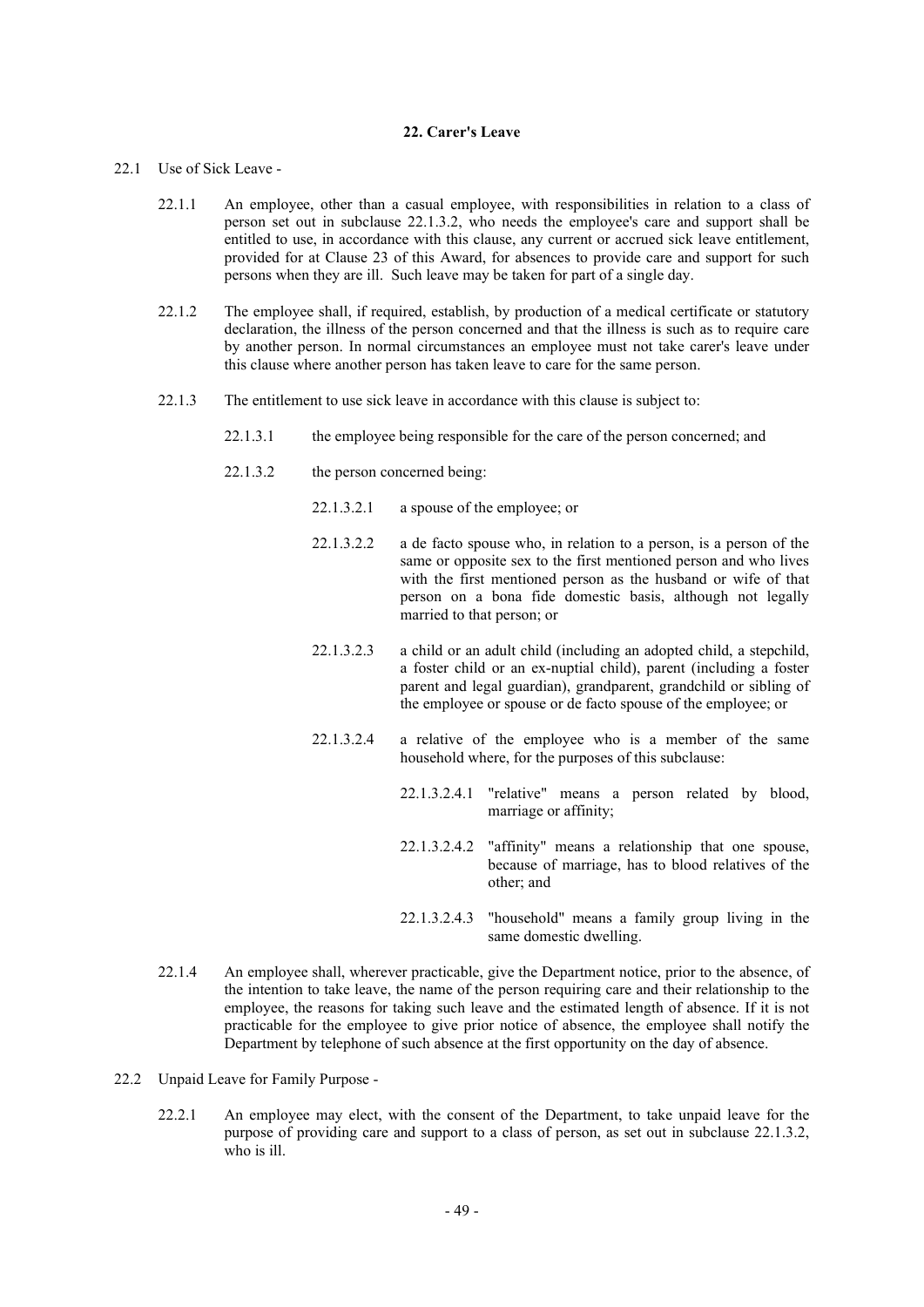## 22. Carer's Leave

22.1 Use of Sick Leave -

22.1.1 An employee, other than a casual employee, with responsibilities in relation to a class of person set out in subclause 22.1.3.2, who needs the employee's care and support shall be entitled to use, in accordance with this clause, any current or accrued sick leave entitlement, provided for at Clause 23 of this Award, for absences to provide care and support for such persons when they are ill. Such leave may be taken for part of a single day.

22.1.2 The employee shall, if required, establish, by production of a medical certificate or statutory declaration, the illness of the person concerned and that the illness is such as to require care by another person. In normal circumstances an employee must not take carer's leave under this clause where another person has taken leave to care for the same person.

22.1.3 The entitlement to use sick leave in accordance with this clause is subject to:

22.1.3.1 the employee being responsible for the care of the person concerned; and

22.1.3.2 the person concerned being:

22.1.3.2.1 a spouse of the employee; or

22.1.3.2.2 a de facto spouse who, in relation to a person, is a person of the same or opposite sex to the first mentioned person and who lives with the first mentioned person as the husband or wife of that person on a bona fide domestic basis, although not legally married to that person; or

22.1.3.2.3 a child or an adult child (including an adopted child, a stepchild, a foster child or an ex-nuptial child), parent (including a foster parent and legal guardian), grandparent, grandchild or sibling of the employee or spouse or de facto spouse of the employee; or

22.1.3.2.4 a relative of the employee who is a member of the same household where, for the purposes of this subclause:

22.1.3.2.4.1 "relative" means a person related by blood, marriage or affinity;

22.1.3.2.4.2 "affinity" means a relationship that one spouse, because of marriage, has to blood relatives of the other; and

22.1.3.2.4.3 "household" means a family group living in the same domestic dwelling.

22.1.4 An employee shall, wherever practicable, give the Department notice, prior to the absence, of the intention to take leave, the name of the person requiring care and their relationship to the employee, the reasons for taking such leave and the estimated length of absence. If it is not practicable for the employee to give prior notice of absence, the employee shall notify the Department by telephone of such absence at the first opportunity on the day of absence.

22.2 Unpaid Leave for Family Purpose -

22.2.1 An employee may elect, with the consent of the Department, to take unpaid leave for the purpose of providing care and support to a class of person, as set out in subclause 22.1.3.2, who is ill.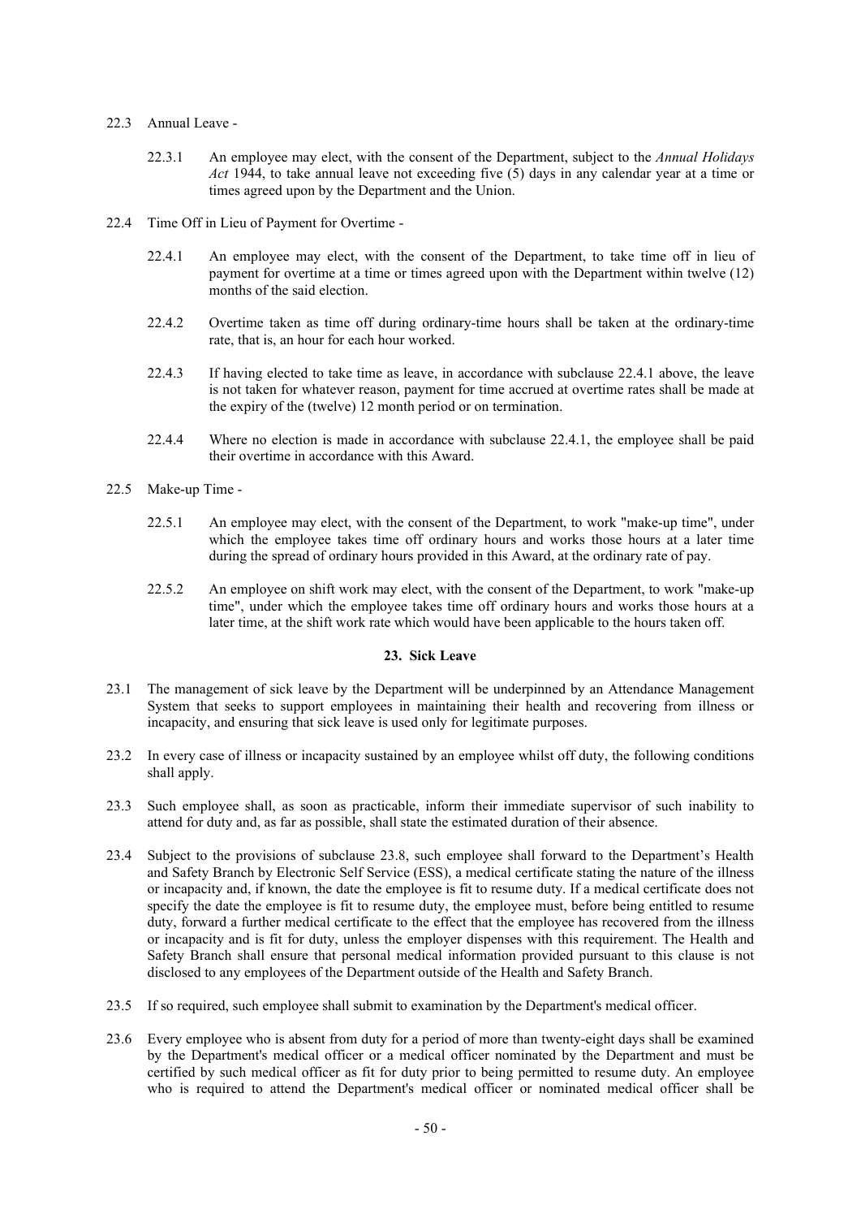22.3 Annual Leave -

22.3.1 An employee may elect, with the consent of the Department, subject to the *Annual Holidays Act* 1944, to take annual leave not exceeding five (5) days in any calendar year at a time or times agreed upon by the Department and the Union.

22.4 Time Off in Lieu of Payment for Overtime -

22.4.1 An employee may elect, with the consent of the Department, to take time off in lieu of payment for overtime at a time or times agreed upon with the Department within twelve (12) months of the said election.

22.4.2 Overtime taken as time off during ordinary-time hours shall be taken at the ordinary-time rate, that is, an hour for each hour worked.

22.4.3 If having elected to take time as leave, in accordance with subclause 22.4.1 above, the leave is not taken for whatever reason, payment for time accrued at overtime rates shall be made at the expiry of the (twelve) 12 month period or on termination.

22.4.4 Where no election is made in accordance with subclause 22.4.1, the employee shall be paid their overtime in accordance with this Award.

22.5 Make-up Time -

22.5.1 An employee may elect, with the consent of the Department, to work "make-up time", under which the employee takes time off ordinary hours and works those hours at a later time during the spread of ordinary hours provided in this Award, at the ordinary rate of pay.

22.5.2 An employee on shift work may elect, with the consent of the Department, to work "make-up time", under which the employee takes time off ordinary hours and works those hours at a later time, at the shift work rate which would have been applicable to the hours taken off.

## 23. Sick Leave

23.1 The management of sick leave by the Department will be underpinned by an Attendance Management System that seeks to support employees in maintaining their health and recovering from illness or incapacity, and ensuring that sick leave is used only for legitimate purposes.

23.2 In every case of illness or incapacity sustained by an employee whilst off duty, the following conditions shall apply.

23.3 Such employee shall, as soon as practicable, inform their immediate supervisor of such inability to attend for duty and, as far as possible, shall state the estimated duration of their absence.

23.4 Subject to the provisions of subclause 23.8, such employee shall forward to the Department's Health and Safety Branch by Electronic Self Service (ESS), a medical certificate stating the nature of the illness or incapacity and, if known, the date the employee is fit to resume duty. If a medical certificate does not specify the date the employee is fit to resume duty, the employee must, before being entitled to resume duty, forward a further medical certificate to the effect that the employee has recovered from the illness or incapacity and is fit for duty, unless the employer dispenses with this requirement. The Health and Safety Branch shall ensure that personal medical information provided pursuant to this clause is not disclosed to any employees of the Department outside of the Health and Safety Branch.

23.5 If so required, such employee shall submit to examination by the Department's medical officer.

23.6 Every employee who is absent from duty for a period of more than twenty-eight days shall be examined by the Department's medical officer or a medical officer nominated by the Department and must be certified by such medical officer as fit for duty prior to being permitted to resume duty. An employee who is required to attend the Department's medical officer or nominated medical officer shall be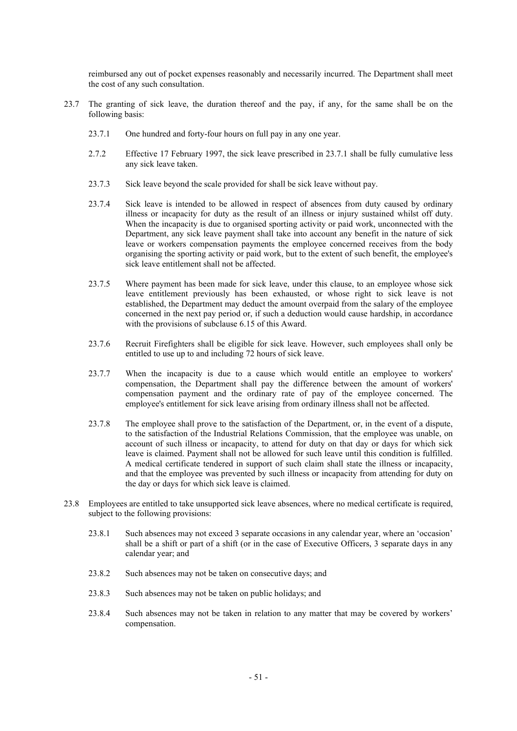reimbursed any out of pocket expenses reasonably and necessarily incurred. The Department shall meet the cost of any such consultation.

23.7 The granting of sick leave, the duration thereof and the pay, if any, for the same shall be on the following basis:

23.7.1 One hundred and forty-four hours on full pay in any one year.

2.7.2 Effective 17 February 1997, the sick leave prescribed in 23.7.1 shall be fully cumulative less any sick leave taken.

23.7.3 Sick leave beyond the scale provided for shall be sick leave without pay.

23.7.4 Sick leave is intended to be allowed in respect of absences from duty caused by ordinary illness or incapacity for duty as the result of an illness or injury sustained whilst off duty. When the incapacity is due to organised sporting activity or paid work, unconnected with the Department, any sick leave payment shall take into account any benefit in the nature of sick leave or workers compensation payments the employee concerned receives from the body organising the sporting activity or paid work, but to the extent of such benefit, the employee's sick leave entitlement shall not be affected.

23.7.5 Where payment has been made for sick leave, under this clause, to an employee whose sick leave entitlement previously has been exhausted, or whose right to sick leave is not established, the Department may deduct the amount overpaid from the salary of the employee concerned in the next pay period or, if such a deduction would cause hardship, in accordance with the provisions of subclause 6.15 of this Award.

23.7.6 Recruit Firefighters shall be eligible for sick leave. However, such employees shall only be entitled to use up to and including 72 hours of sick leave.

23.7.7 When the incapacity is due to a cause which would entitle an employee to workers' compensation, the Department shall pay the difference between the amount of workers' compensation payment and the ordinary rate of pay of the employee concerned. The employee's entitlement for sick leave arising from ordinary illness shall not be affected.

23.7.8 The employee shall prove to the satisfaction of the Department, or, in the event of a dispute, to the satisfaction of the Industrial Relations Commission, that the employee was unable, on account of such illness or incapacity, to attend for duty on that day or days for which sick leave is claimed. Payment shall not be allowed for such leave until this condition is fulfilled. A medical certificate tendered in support of such claim shall state the illness or incapacity, and that the employee was prevented by such illness or incapacity from attending for duty on the day or days for which sick leave is claimed.

23.8 Employees are entitled to take unsupported sick leave absences, where no medical certificate is required, subject to the following provisions:

23.8.1 Such absences may not exceed 3 separate occasions in any calendar year, where an 'occasion' shall be a shift or part of a shift (or in the case of Executive Officers, 3 separate days in any calendar year; and

23.8.2 Such absences may not be taken on consecutive days; and

23.8.3 Such absences may not be taken on public holidays; and

23.8.4 Such absences may not be taken in relation to any matter that may be covered by workers' compensation.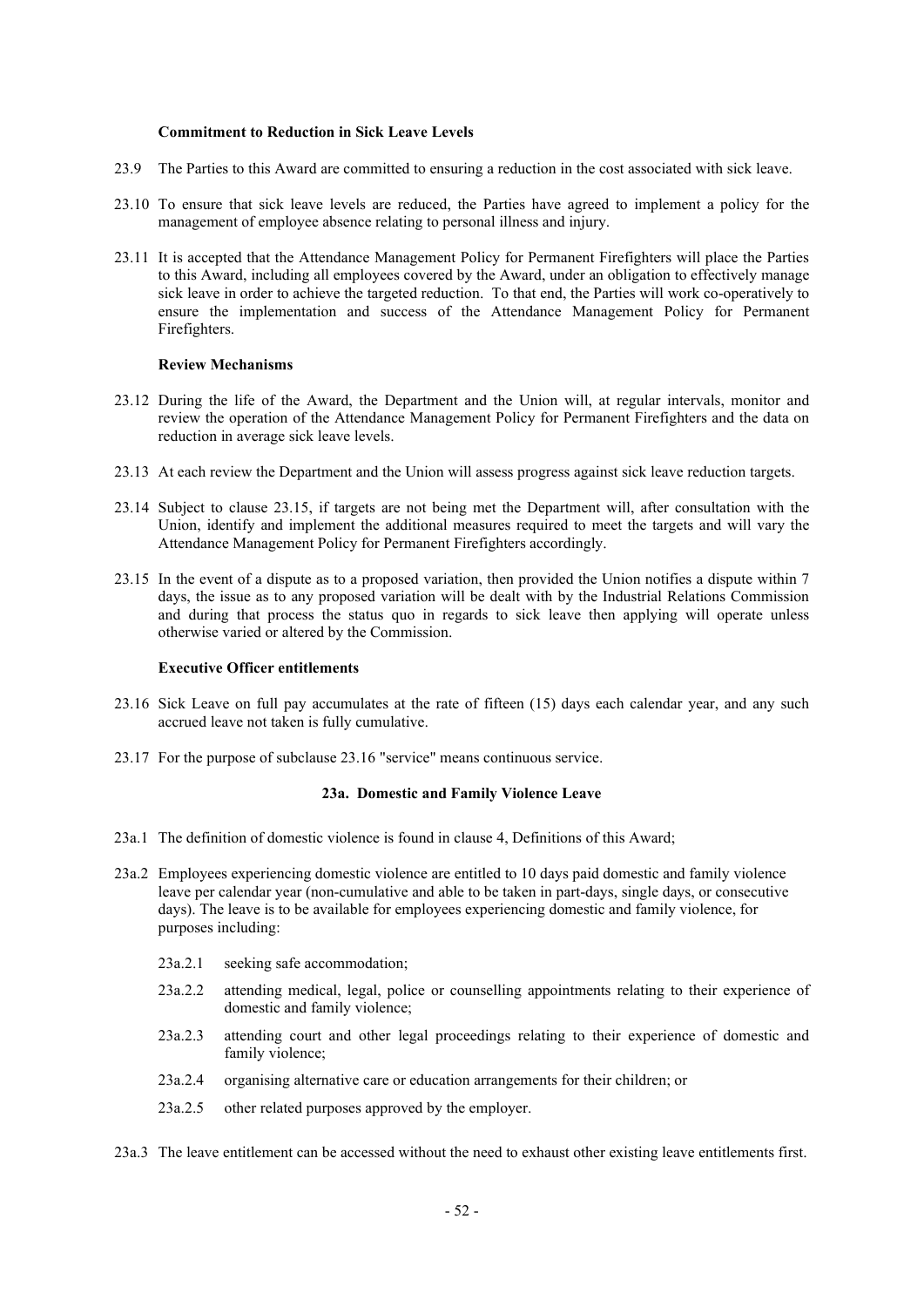**Commitment to Reduction in Sick Leave Levels**

23.9 The Parties to this Award are committed to ensuring a reduction in the cost associated with sick leave.

23.10 To ensure that sick leave levels are reduced, the Parties have agreed to implement a policy for the management of employee absence relating to personal illness and injury.

23.11 It is accepted that the Attendance Management Policy for Permanent Firefighters will place the Parties to this Award, including all employees covered by the Award, under an obligation to effectively manage sick leave in order to achieve the targeted reduction. To that end, the Parties will work co-operatively to ensure the implementation and success of the Attendance Management Policy for Permanent Firefighters.

**Review Mechanisms**

23.12 During the life of the Award, the Department and the Union will, at regular intervals, monitor and review the operation of the Attendance Management Policy for Permanent Firefighters and the data on reduction in average sick leave levels.

23.13 At each review the Department and the Union will assess progress against sick leave reduction targets.

23.14 Subject to clause 23.15, if targets are not being met the Department will, after consultation with the Union, identify and implement the additional measures required to meet the targets and will vary the Attendance Management Policy for Permanent Firefighters accordingly.

23.15 In the event of a dispute as to a proposed variation, then provided the Union notifies a dispute within 7 days, the issue as to any proposed variation will be dealt with by the Industrial Relations Commission and during that process the status quo in regards to sick leave then applying will operate unless otherwise varied or altered by the Commission.

**Executive Officer entitlements**

23.16 Sick Leave on full pay accumulates at the rate of fifteen (15) days each calendar year, and any such accrued leave not taken is fully cumulative.

23.17 For the purpose of subclause 23.16 "service" means continuous service.

## 23a. Domestic and Family Violence Leave

23a.1 The definition of domestic violence is found in clause 4, Definitions of this Award;

23a.2 Employees experiencing domestic violence are entitled to 10 days paid domestic and family violence leave per calendar year (non-cumulative and able to be taken in part-days, single days, or consecutive days). The leave is to be available for employees experiencing domestic and family violence, for purposes including:

- 23a.2.1 seeking safe accommodation;
- 23a.2.2 attending medical, legal, police or counselling appointments relating to their experience of domestic and family violence;
- 23a.2.3 attending court and other legal proceedings relating to their experience of domestic and family violence;
- 23a.2.4 organising alternative care or education arrangements for their children; or
- 23a.2.5 other related purposes approved by the employer.

23a.3 The leave entitlement can be accessed without the need to exhaust other existing leave entitlements first.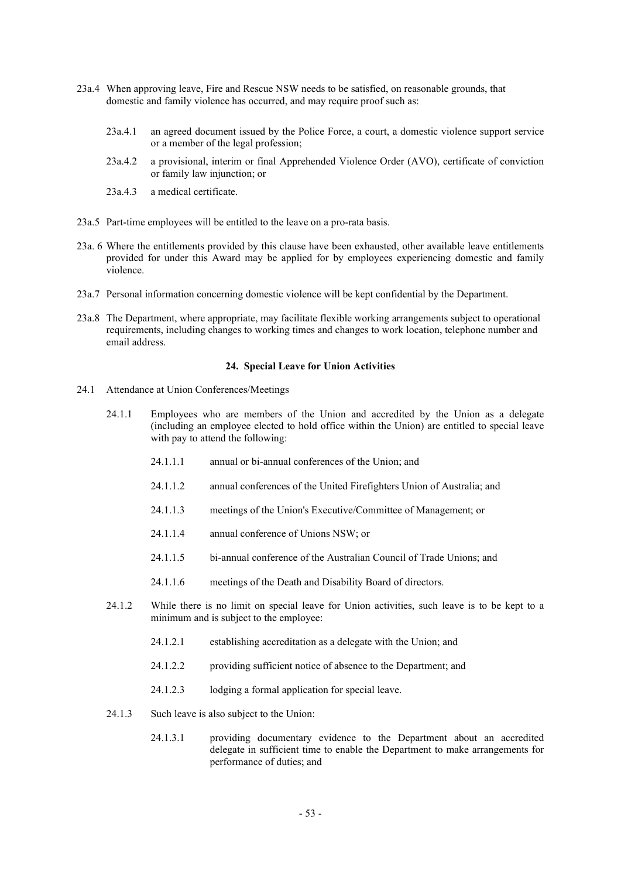23a.4 When approving leave, Fire and Rescue NSW needs to be satisfied, on reasonable grounds, that domestic and family violence has occurred, and may require proof such as:

23a.4.1 an agreed document issued by the Police Force, a court, a domestic violence support service or a member of the legal profession;

23a.4.2 a provisional, interim or final Apprehended Violence Order (AVO), certificate of conviction or family law injunction; or

23a.4.3 a medical certificate.

23a.5 Part-time employees will be entitled to the leave on a pro-rata basis.

23a. 6 Where the entitlements provided by this clause have been exhausted, other available leave entitlements provided for under this Award may be applied for by employees experiencing domestic and family violence.

23a.7 Personal information concerning domestic violence will be kept confidential by the Department.

23a.8 The Department, where appropriate, may facilitate flexible working arrangements subject to operational requirements, including changes to working times and changes to work location, telephone number and email address.

## 24. Special Leave for Union Activities

24.1 Attendance at Union Conferences/Meetings

24.1.1 Employees who are members of the Union and accredited by the Union as a delegate (including an employee elected to hold office within the Union) are entitled to special leave with pay to attend the following:

24.1.1.1 annual or bi-annual conferences of the Union; and

24.1.1.2 annual conferences of the United Firefighters Union of Australia; and

24.1.1.3 meetings of the Union's Executive/Committee of Management; or

24.1.1.4 annual conference of Unions NSW; or

24.1.1.5 bi-annual conference of the Australian Council of Trade Unions; and

24.1.1.6 meetings of the Death and Disability Board of directors.

24.1.2 While there is no limit on special leave for Union activities, such leave is to be kept to a minimum and is subject to the employee:

24.1.2.1 establishing accreditation as a delegate with the Union; and

24.1.2.2 providing sufficient notice of absence to the Department; and

24.1.2.3 lodging a formal application for special leave.

24.1.3 Such leave is also subject to the Union:

24.1.3.1 providing documentary evidence to the Department about an accredited delegate in sufficient time to enable the Department to make arrangements for performance of duties; and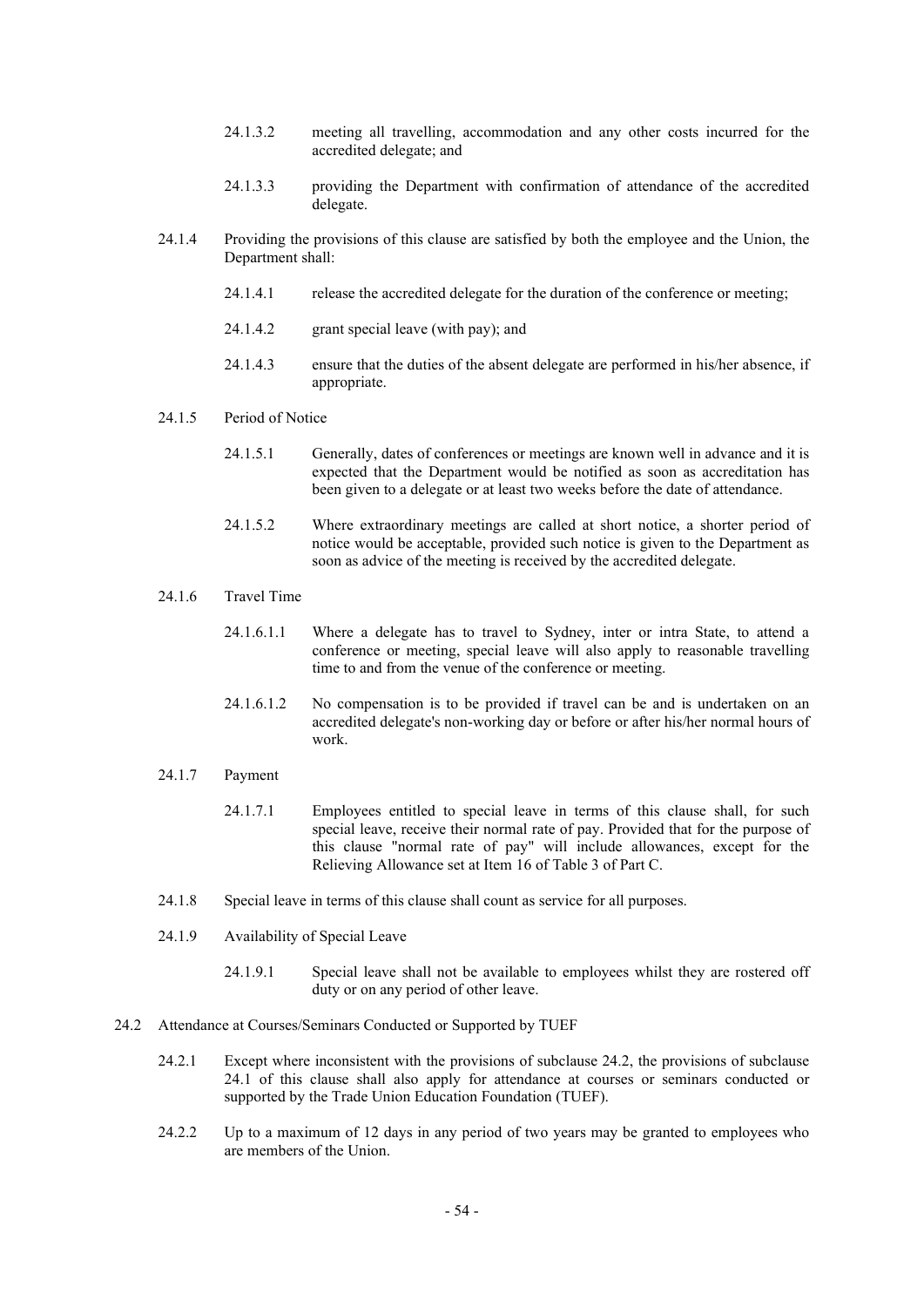24.1.3.2 meeting all travelling, accommodation and any other costs incurred for the accredited delegate; and

24.1.3.3 providing the Department with confirmation of attendance of the accredited delegate.

24.1.4 Providing the provisions of this clause are satisfied by both the employee and the Union, the Department shall:

24.1.4.1 release the accredited delegate for the duration of the conference or meeting;

24.1.4.2 grant special leave (with pay); and

24.1.4.3 ensure that the duties of the absent delegate are performed in his/her absence, if appropriate.

24.1.5 Period of Notice

24.1.5.1 Generally, dates of conferences or meetings are known well in advance and it is expected that the Department would be notified as soon as accreditation has been given to a delegate or at least two weeks before the date of attendance.

24.1.5.2 Where extraordinary meetings are called at short notice, a shorter period of notice would be acceptable, provided such notice is given to the Department as soon as advice of the meeting is received by the accredited delegate.

24.1.6 Travel Time

24.1.6.1.1 Where a delegate has to travel to Sydney, inter or intra State, to attend a conference or meeting, special leave will also apply to reasonable travelling time to and from the venue of the conference or meeting.

24.1.6.1.2 No compensation is to be provided if travel can be and is undertaken on an accredited delegate's non-working day or before or after his/her normal hours of work.

24.1.7 Payment

24.1.7.1 Employees entitled to special leave in terms of this clause shall, for such special leave, receive their normal rate of pay. Provided that for the purpose of this clause "normal rate of pay" will include allowances, except for the Relieving Allowance set at Item 16 of Table 3 of Part C.

24.1.8 Special leave in terms of this clause shall count as service for all purposes.

24.1.9 Availability of Special Leave

24.1.9.1 Special leave shall not be available to employees whilst they are rostered off duty or on any period of other leave.

24.2 Attendance at Courses/Seminars Conducted or Supported by TUEF

24.2.1 Except where inconsistent with the provisions of subclause 24.2, the provisions of subclause 24.1 of this clause shall also apply for attendance at courses or seminars conducted or supported by the Trade Union Education Foundation (TUEF).

24.2.2 Up to a maximum of 12 days in any period of two years may be granted to employees who are members of the Union.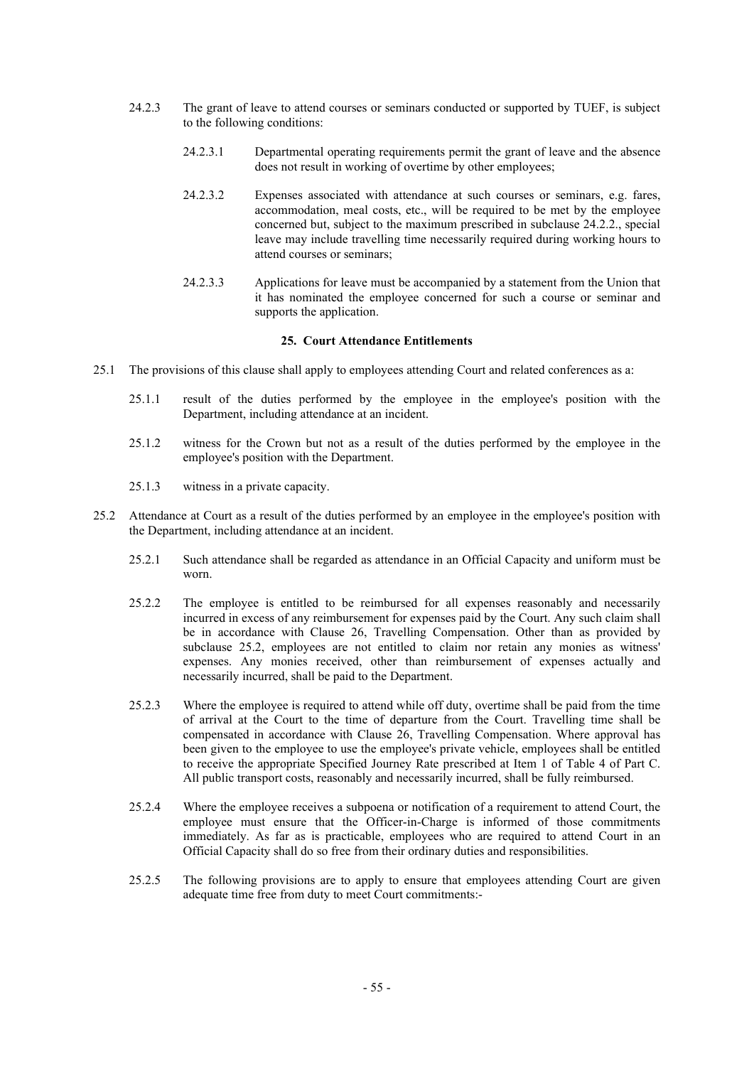24.2.3 The grant of leave to attend courses or seminars conducted or supported by TUEF, is subject to the following conditions:

24.2.3.1 Departmental operating requirements permit the grant of leave and the absence does not result in working of overtime by other employees;

24.2.3.2 Expenses associated with attendance at such courses or seminars, e.g. fares, accommodation, meal costs, etc., will be required to be met by the employee concerned but, subject to the maximum prescribed in subclause 24.2.2., special leave may include travelling time necessarily required during working hours to attend courses or seminars;

24.2.3.3 Applications for leave must be accompanied by a statement from the Union that it has nominated the employee concerned for such a course or seminar and supports the application.

### 25. Court Attendance Entitlements

25.1 The provisions of this clause shall apply to employees attending Court and related conferences as a:

25.1.1 result of the duties performed by the employee in the employee's position with the Department, including attendance at an incident.

25.1.2 witness for the Crown but not as a result of the duties performed by the employee in the employee's position with the Department.

25.1.3 witness in a private capacity.

25.2 Attendance at Court as a result of the duties performed by an employee in the employee's position with the Department, including attendance at an incident.

25.2.1 Such attendance shall be regarded as attendance in an Official Capacity and uniform must be worn.

25.2.2 The employee is entitled to be reimbursed for all expenses reasonably and necessarily incurred in excess of any reimbursement for expenses paid by the Court. Any such claim shall be in accordance with Clause 26, Travelling Compensation. Other than as provided by subclause 25.2, employees are not entitled to claim nor retain any monies as witness' expenses. Any monies received, other than reimbursement of expenses actually and necessarily incurred, shall be paid to the Department.

25.2.3 Where the employee is required to attend while off duty, overtime shall be paid from the time of arrival at the Court to the time of departure from the Court. Travelling time shall be compensated in accordance with Clause 26, Travelling Compensation. Where approval has been given to the employee to use the employee's private vehicle, employees shall be entitled to receive the appropriate Specified Journey Rate prescribed at Item 1 of Table 4 of Part C. All public transport costs, reasonably and necessarily incurred, shall be fully reimbursed.

25.2.4 Where the employee receives a subpoena or notification of a requirement to attend Court, the employee must ensure that the Officer-in-Charge is informed of those commitments immediately. As far as is practicable, employees who are required to attend Court in an Official Capacity shall do so free from their ordinary duties and responsibilities.

25.2.5 The following provisions are to apply to ensure that employees attending Court are given adequate time free from duty to meet Court commitments:-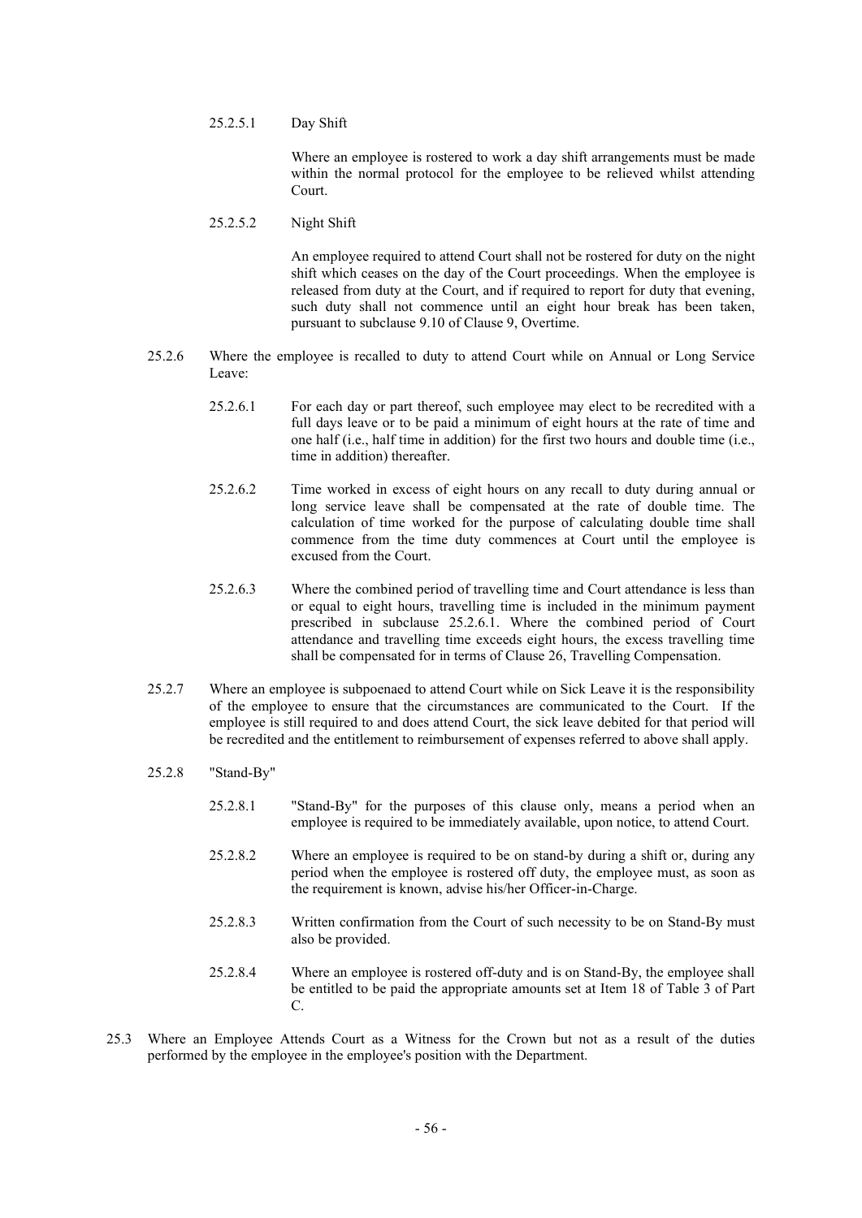25.2.5.1 Day Shift

Where an employee is rostered to work a day shift arrangements must be made within the normal protocol for the employee to be relieved whilst attending Court.

25.2.5.2 Night Shift

An employee required to attend Court shall not be rostered for duty on the night shift which ceases on the day of the Court proceedings. When the employee is released from duty at the Court, and if required to report for duty that evening, such duty shall not commence until an eight hour break has been taken, pursuant to subclause 9.10 of Clause 9, Overtime.

25.2.6 Where the employee is recalled to duty to attend Court while on Annual or Long Service Leave:

25.2.6.1 For each day or part thereof, such employee may elect to be recredited with a full days leave or to be paid a minimum of eight hours at the rate of time and one half (i.e., half time in addition) for the first two hours and double time (i.e., time in addition) thereafter.

25.2.6.2 Time worked in excess of eight hours on any recall to duty during annual or long service leave shall be compensated at the rate of double time. The calculation of time worked for the purpose of calculating double time shall commence from the time duty commences at Court until the employee is excused from the Court.

25.2.6.3 Where the combined period of travelling time and Court attendance is less than or equal to eight hours, travelling time is included in the minimum payment prescribed in subclause 25.2.6.1. Where the combined period of Court attendance and travelling time exceeds eight hours, the excess travelling time shall be compensated for in terms of Clause 26, Travelling Compensation.

25.2.7 Where an employee is subpoenaed to attend Court while on Sick Leave it is the responsibility of the employee to ensure that the circumstances are communicated to the Court. If the employee is still required to and does attend Court, the sick leave debited for that period will be recredited and the entitlement to reimbursement of expenses referred to above shall apply.

25.2.8 "Stand-By"

25.2.8.1 "Stand-By" for the purposes of this clause only, means a period when an employee is required to be immediately available, upon notice, to attend Court.

25.2.8.2 Where an employee is required to be on stand-by during a shift or, during any period when the employee is rostered off duty, the employee must, as soon as the requirement is known, advise his/her Officer-in-Charge.

25.2.8.3 Written confirmation from the Court of such necessity to be on Stand-By must also be provided.

25.2.8.4 Where an employee is rostered off-duty and is on Stand-By, the employee shall be entitled to be paid the appropriate amounts set at Item 18 of Table 3 of Part C.

25.3 Where an Employee Attends Court as a Witness for the Crown but not as a result of the duties performed by the employee in the employee's position with the Department.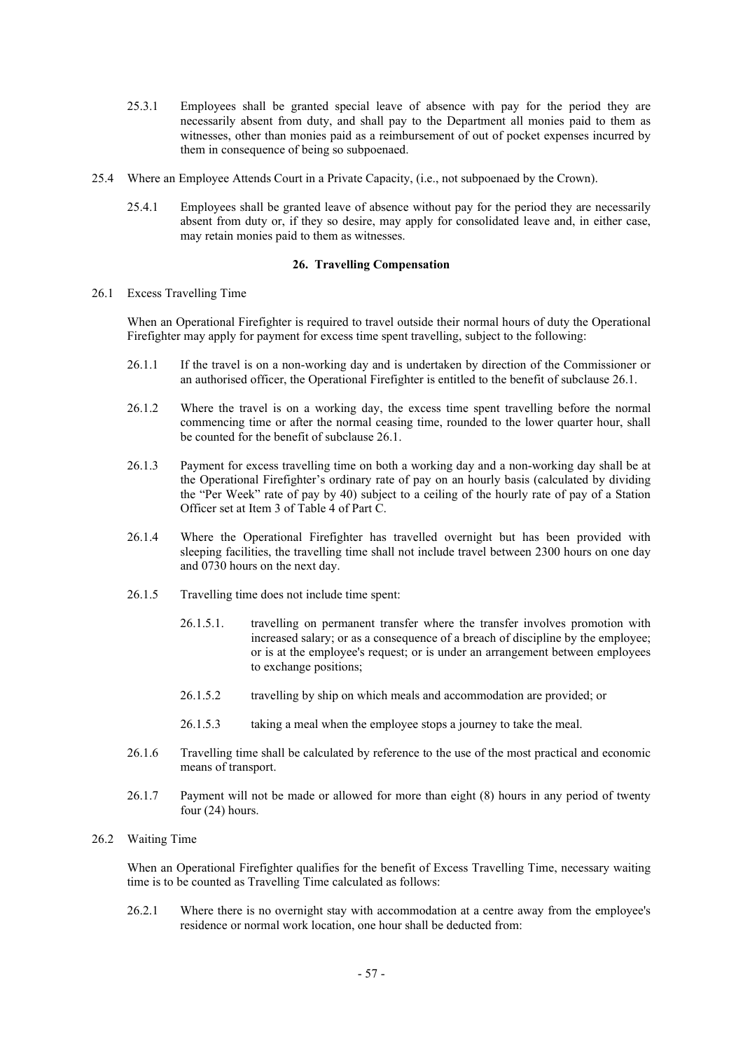25.3.1 Employees shall be granted special leave of absence with pay for the period they are necessarily absent from duty, and shall pay to the Department all monies paid to them as witnesses, other than monies paid as a reimbursement of out of pocket expenses incurred by them in consequence of being so subpoenaed.

25.4 Where an Employee Attends Court in a Private Capacity, (i.e., not subpoenaed by the Crown).

25.4.1 Employees shall be granted leave of absence without pay for the period they are necessarily absent from duty or, if they so desire, may apply for consolidated leave and, in either case, may retain monies paid to them as witnesses.

**26. Travelling Compensation**

26.1 Excess Travelling Time

When an Operational Firefighter is required to travel outside their normal hours of duty the Operational Firefighter may apply for payment for excess time spent travelling, subject to the following:

26.1.1 If the travel is on a non-working day and is undertaken by direction of the Commissioner or an authorised officer, the Operational Firefighter is entitled to the benefit of subclause 26.1.

26.1.2 Where the travel is on a working day, the excess time spent travelling before the normal commencing time or after the normal ceasing time, rounded to the lower quarter hour, shall be counted for the benefit of subclause 26.1.

26.1.3 Payment for excess travelling time on both a working day and a non-working day shall be at the Operational Firefighter's ordinary rate of pay on an hourly basis (calculated by dividing the "Per Week" rate of pay by 40) subject to a ceiling of the hourly rate of pay of a Station Officer set at Item 3 of Table 4 of Part C.

26.1.4 Where the Operational Firefighter has travelled overnight but has been provided with sleeping facilities, the travelling time shall not include travel between 2300 hours on one day and 0730 hours on the next day.

26.1.5 Travelling time does not include time spent:

26.1.5.1. travelling on permanent transfer where the transfer involves promotion with increased salary; or as a consequence of a breach of discipline by the employee; or is at the employee's request; or is under an arrangement between employees to exchange positions;

26.1.5.2 travelling by ship on which meals and accommodation are provided; or

26.1.5.3 taking a meal when the employee stops a journey to take the meal.

26.1.6 Travelling time shall be calculated by reference to the use of the most practical and economic means of transport.

26.1.7 Payment will not be made or allowed for more than eight (8) hours in any period of twenty four (24) hours.

26.2 Waiting Time

When an Operational Firefighter qualifies for the benefit of Excess Travelling Time, necessary waiting time is to be counted as Travelling Time calculated as follows:

26.2.1 Where there is no overnight stay with accommodation at a centre away from the employee's residence or normal work location, one hour shall be deducted from: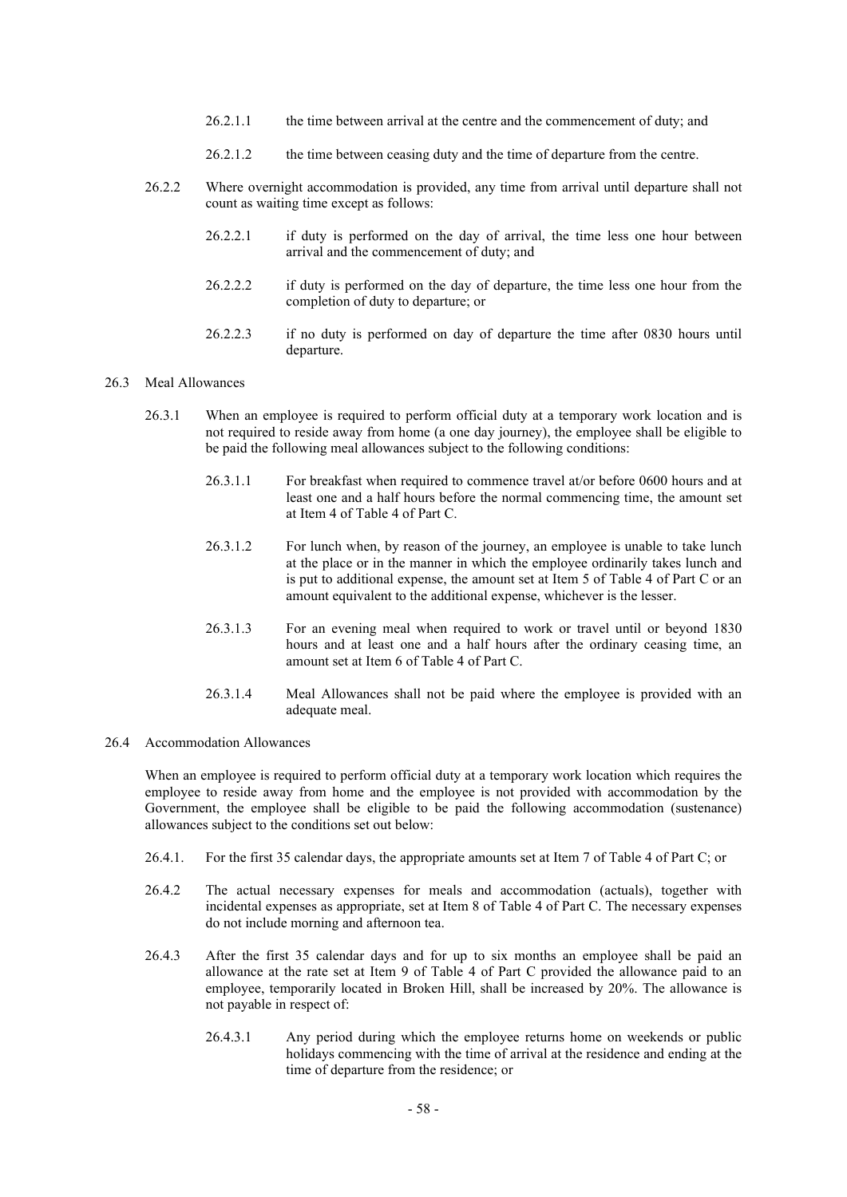26.2.1.1 the time between arrival at the centre and the commencement of duty; and

26.2.1.2 the time between ceasing duty and the time of departure from the centre.

26.2.2 Where overnight accommodation is provided, any time from arrival until departure shall not count as waiting time except as follows:

26.2.2.1 if duty is performed on the day of arrival, the time less one hour between arrival and the commencement of duty; and

26.2.2.2 if duty is performed on the day of departure, the time less one hour from the completion of duty to departure; or

26.2.2.3 if no duty is performed on day of departure the time after 0830 hours until departure.

26.3 Meal Allowances

26.3.1 When an employee is required to perform official duty at a temporary work location and is not required to reside away from home (a one day journey), the employee shall be eligible to be paid the following meal allowances subject to the following conditions:

26.3.1.1 For breakfast when required to commence travel at/or before 0600 hours and at least one and a half hours before the normal commencing time, the amount set at Item 4 of Table 4 of Part C.

26.3.1.2 For lunch when, by reason of the journey, an employee is unable to take lunch at the place or in the manner in which the employee ordinarily takes lunch and is put to additional expense, the amount set at Item 5 of Table 4 of Part C or an amount equivalent to the additional expense, whichever is the lesser.

26.3.1.3 For an evening meal when required to work or travel until or beyond 1830 hours and at least one and a half hours after the ordinary ceasing time, an amount set at Item 6 of Table 4 of Part C.

26.3.1.4 Meal Allowances shall not be paid where the employee is provided with an adequate meal.

26.4 Accommodation Allowances

When an employee is required to perform official duty at a temporary work location which requires the employee to reside away from home and the employee is not provided with accommodation by the Government, the employee shall be eligible to be paid the following accommodation (sustenance) allowances subject to the conditions set out below:

26.4.1. For the first 35 calendar days, the appropriate amounts set at Item 7 of Table 4 of Part C; or

26.4.2 The actual necessary expenses for meals and accommodation (actuals), together with incidental expenses as appropriate, set at Item 8 of Table 4 of Part C. The necessary expenses do not include morning and afternoon tea.

26.4.3 After the first 35 calendar days and for up to six months an employee shall be paid an allowance at the rate set at Item 9 of Table 4 of Part C provided the allowance paid to an employee, temporarily located in Broken Hill, shall be increased by 20%. The allowance is not payable in respect of:

26.4.3.1 Any period during which the employee returns home on weekends or public holidays commencing with the time of arrival at the residence and ending at the time of departure from the residence; or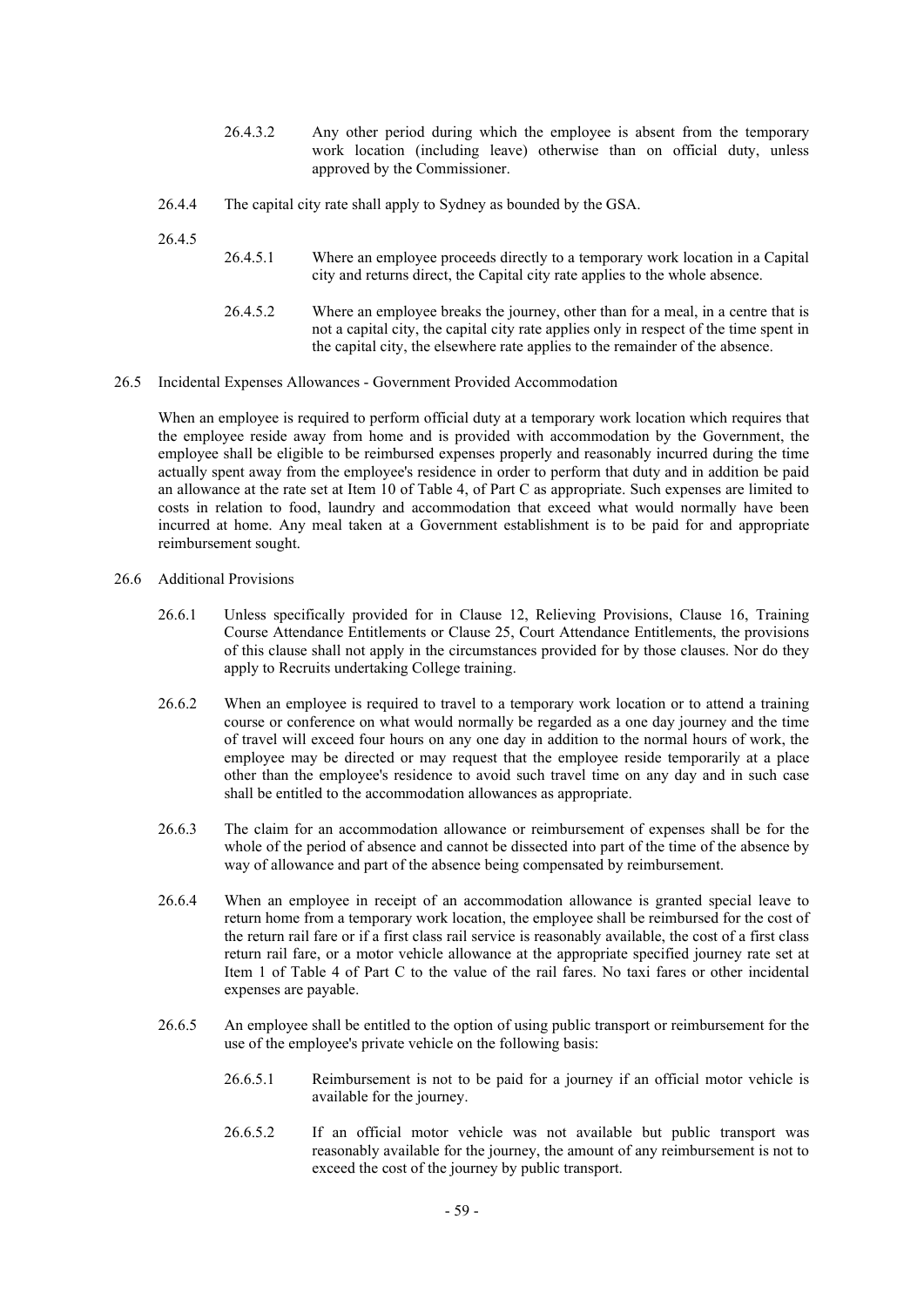26.4.3.2 Any other period during which the employee is absent from the temporary work location (including leave) otherwise than on official duty, unless approved by the Commissioner.

26.4.4 The capital city rate shall apply to Sydney as bounded by the GSA.

26.4.5

26.4.5.1 Where an employee proceeds directly to a temporary work location in a Capital city and returns direct, the Capital city rate applies to the whole absence.

26.4.5.2 Where an employee breaks the journey, other than for a meal, in a centre that is not a capital city, the capital city rate applies only in respect of the time spent in the capital city, the elsewhere rate applies to the remainder of the absence.

26.5 Incidental Expenses Allowances - Government Provided Accommodation

When an employee is required to perform official duty at a temporary work location which requires that the employee reside away from home and is provided with accommodation by the Government, the employee shall be eligible to be reimbursed expenses properly and reasonably incurred during the time actually spent away from the employee's residence in order to perform that duty and in addition be paid an allowance at the rate set at Item 10 of Table 4, of Part C as appropriate. Such expenses are limited to costs in relation to food, laundry and accommodation that exceed what would normally have been incurred at home. Any meal taken at a Government establishment is to be paid for and appropriate reimbursement sought.

26.6 Additional Provisions

26.6.1 Unless specifically provided for in Clause 12, Relieving Provisions, Clause 16, Training Course Attendance Entitlements or Clause 25, Court Attendance Entitlements, the provisions of this clause shall not apply in the circumstances provided for by those clauses. Nor do they apply to Recruits undertaking College training.

26.6.2 When an employee is required to travel to a temporary work location or to attend a training course or conference on what would normally be regarded as a one day journey and the time of travel will exceed four hours on any one day in addition to the normal hours of work, the employee may be directed or may request that the employee reside temporarily at a place other than the employee's residence to avoid such travel time on any day and in such case shall be entitled to the accommodation allowances as appropriate.

26.6.3 The claim for an accommodation allowance or reimbursement of expenses shall be for the whole of the period of absence and cannot be dissected into part of the time of the absence by way of allowance and part of the absence being compensated by reimbursement.

26.6.4 When an employee in receipt of an accommodation allowance is granted special leave to return home from a temporary work location, the employee shall be reimbursed for the cost of the return rail fare or if a first class rail service is reasonably available, the cost of a first class return rail fare, or a motor vehicle allowance at the appropriate specified journey rate set at Item 1 of Table 4 of Part C to the value of the rail fares. No taxi fares or other incidental expenses are payable.

26.6.5 An employee shall be entitled to the option of using public transport or reimbursement for the use of the employee's private vehicle on the following basis:

26.6.5.1 Reimbursement is not to be paid for a journey if an official motor vehicle is available for the journey.

26.6.5.2 If an official motor vehicle was not available but public transport was reasonably available for the journey, the amount of any reimbursement is not to exceed the cost of the journey by public transport.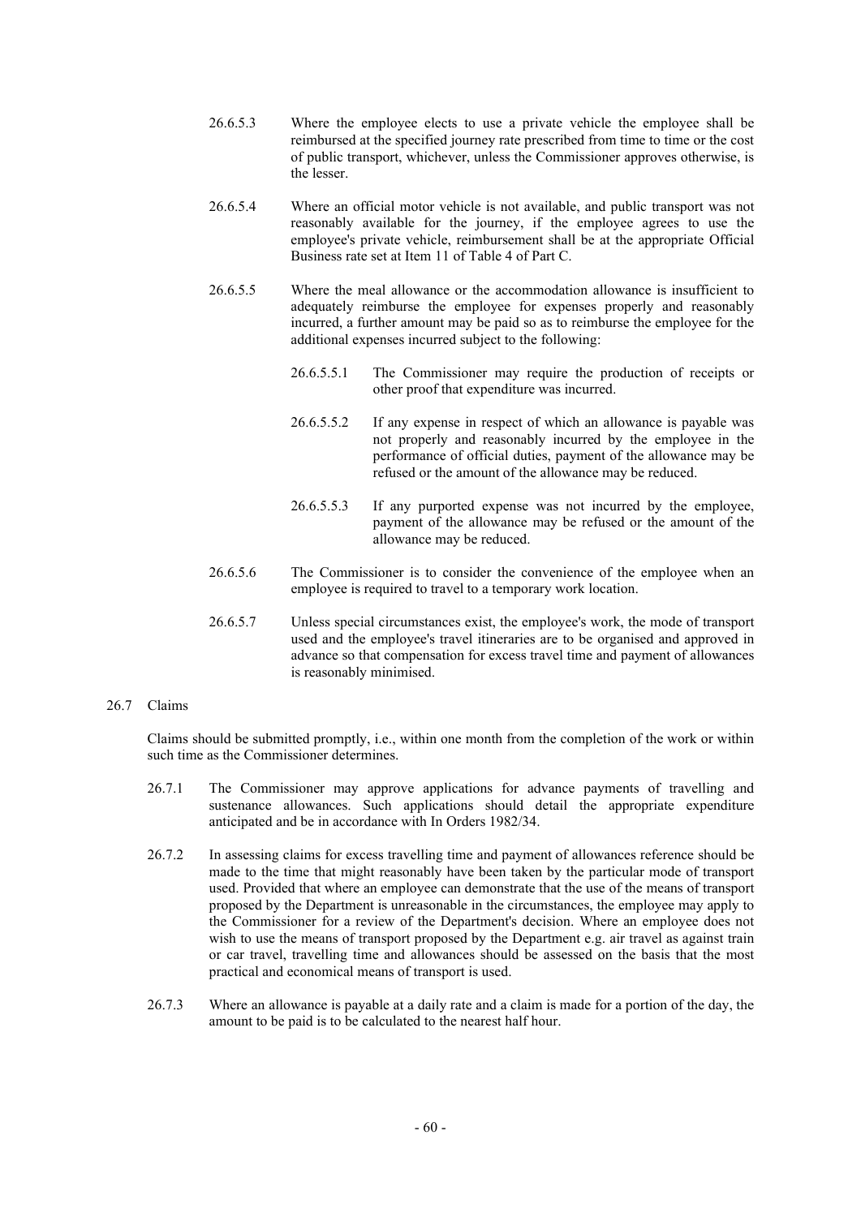26.6.5.3 Where the employee elects to use a private vehicle the employee shall be reimbursed at the specified journey rate prescribed from time to time or the cost of public transport, whichever, unless the Commissioner approves otherwise, is the lesser.

26.6.5.4 Where an official motor vehicle is not available, and public transport was not reasonably available for the journey, if the employee agrees to use the employee's private vehicle, reimbursement shall be at the appropriate Official Business rate set at Item 11 of Table 4 of Part C.

26.6.5.5 Where the meal allowance or the accommodation allowance is insufficient to adequately reimburse the employee for expenses properly and reasonably incurred, a further amount may be paid so as to reimburse the employee for the additional expenses incurred subject to the following:

26.6.5.5.1 The Commissioner may require the production of receipts or other proof that expenditure was incurred.

26.6.5.5.2 If any expense in respect of which an allowance is payable was not properly and reasonably incurred by the employee in the performance of official duties, payment of the allowance may be refused or the amount of the allowance may be reduced.

26.6.5.5.3 If any purported expense was not incurred by the employee, payment of the allowance may be refused or the amount of the allowance may be reduced.

26.6.5.6 The Commissioner is to consider the convenience of the employee when an employee is required to travel to a temporary work location.

26.6.5.7 Unless special circumstances exist, the employee's work, the mode of transport used and the employee's travel itineraries are to be organised and approved in advance so that compensation for excess travel time and payment of allowances is reasonably minimised.

26.7 Claims

Claims should be submitted promptly, i.e., within one month from the completion of the work or within such time as the Commissioner determines.

26.7.1 The Commissioner may approve applications for advance payments of travelling and sustenance allowances. Such applications should detail the appropriate expenditure anticipated and be in accordance with In Orders 1982/34.

26.7.2 In assessing claims for excess travelling time and payment of allowances reference should be made to the time that might reasonably have been taken by the particular mode of transport used. Provided that where an employee can demonstrate that the use of the means of transport proposed by the Department is unreasonable in the circumstances, the employee may apply to the Commissioner for a review of the Department's decision. Where an employee does not wish to use the means of transport proposed by the Department e.g. air travel as against train or car travel, travelling time and allowances should be assessed on the basis that the most practical and economical means of transport is used.

26.7.3 Where an allowance is payable at a daily rate and a claim is made for a portion of the day, the amount to be paid is to be calculated to the nearest half hour.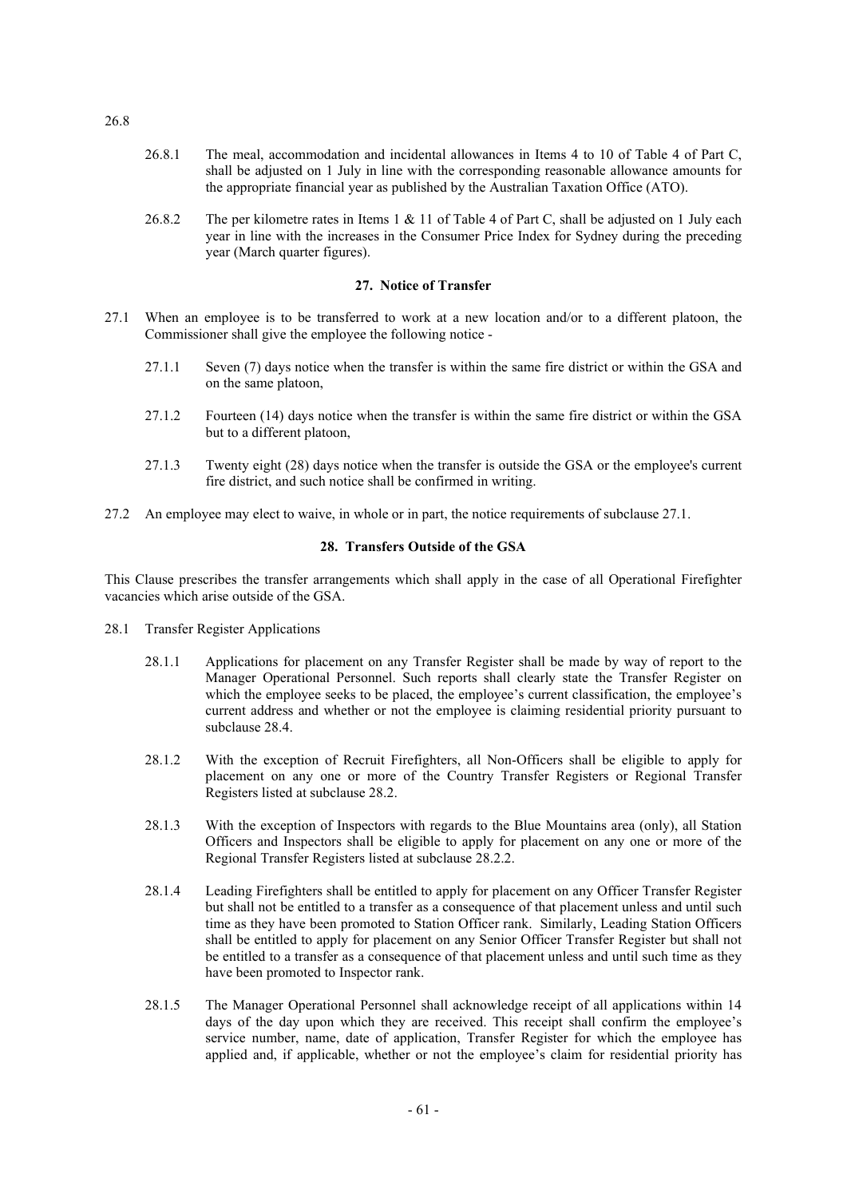26.8

26.8.1 The meal, accommodation and incidental allowances in Items 4 to 10 of Table 4 of Part C, shall be adjusted on 1 July in line with the corresponding reasonable allowance amounts for the appropriate financial year as published by the Australian Taxation Office (ATO).

26.8.2 The per kilometre rates in Items 1 & 11 of Table 4 of Part C, shall be adjusted on 1 July each year in line with the increases in the Consumer Price Index for Sydney during the preceding year (March quarter figures).

## 27. Notice of Transfer

27.1 When an employee is to be transferred to work at a new location and/or to a different platoon, the Commissioner shall give the employee the following notice -

27.1.1 Seven (7) days notice when the transfer is within the same fire district or within the GSA and on the same platoon,

27.1.2 Fourteen (14) days notice when the transfer is within the same fire district or within the GSA but to a different platoon,

27.1.3 Twenty eight (28) days notice when the transfer is outside the GSA or the employee's current fire district, and such notice shall be confirmed in writing.

27.2 An employee may elect to waive, in whole or in part, the notice requirements of subclause 27.1.

## 28. Transfers Outside of the GSA

This Clause prescribes the transfer arrangements which shall apply in the case of all Operational Firefighter vacancies which arise outside of the GSA.

28.1 Transfer Register Applications

28.1.1 Applications for placement on any Transfer Register shall be made by way of report to the Manager Operational Personnel. Such reports shall clearly state the Transfer Register on which the employee seeks to be placed, the employee's current classification, the employee's current address and whether or not the employee is claiming residential priority pursuant to subclause 28.4.

28.1.2 With the exception of Recruit Firefighters, all Non-Officers shall be eligible to apply for placement on any one or more of the Country Transfer Registers or Regional Transfer Registers listed at subclause 28.2.

28.1.3 With the exception of Inspectors with regards to the Blue Mountains area (only), all Station Officers and Inspectors shall be eligible to apply for placement on any one or more of the Regional Transfer Registers listed at subclause 28.2.2.

28.1.4 Leading Firefighters shall be entitled to apply for placement on any Officer Transfer Register but shall not be entitled to a transfer as a consequence of that placement unless and until such time as they have been promoted to Station Officer rank. Similarly, Leading Station Officers shall be entitled to apply for placement on any Senior Officer Transfer Register but shall not be entitled to a transfer as a consequence of that placement unless and until such time as they have been promoted to Inspector rank.

28.1.5 The Manager Operational Personnel shall acknowledge receipt of all applications within 14 days of the day upon which they are received. This receipt shall confirm the employee's service number, name, date of application, Transfer Register for which the employee has applied and, if applicable, whether or not the employee's claim for residential priority has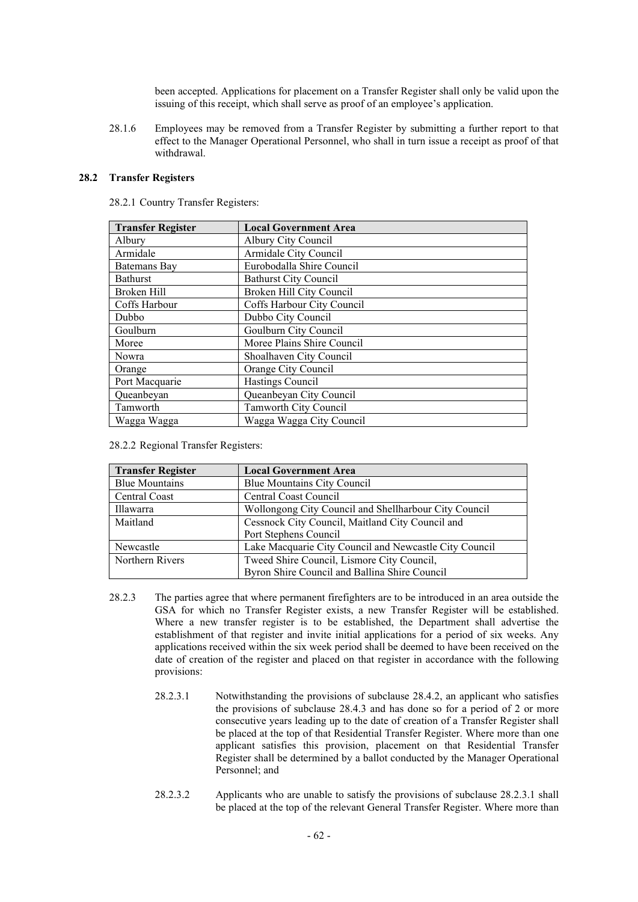been accepted. Applications for placement on a Transfer Register shall only be valid upon the issuing of this receipt, which shall serve as proof of an employee's application.

28.1.6 Employees may be removed from a Transfer Register by submitting a further report to that effect to the Manager Operational Personnel, who shall in turn issue a receipt as proof of that withdrawal.

### 28.2 Transfer Registers

28.2.1 Country Transfer Registers:

| Transfer Register | Local Government Area |
|---|---|
| Albury | Albury City Council |
| Armidale | Armidale City Council |
| Batemans Bay | Eurobodalla Shire Council |
| Bathurst | Bathurst City Council |
| Broken Hill | Broken Hill City Council |
| Coffs Harbour | Coffs Harbour City Council |
| Dubbo | Dubbo City Council |
| Goulburn | Goulburn City Council |
| Moree | Moree Plains Shire Council |
| Nowra | Shoalhaven City Council |
| Orange | Orange City Council |
| Port Macquarie | Hastings Council |
| Queanbeyan | Queanbeyan City Council |
| Tamworth | Tamworth City Council |
| Wagga Wagga | Wagga Wagga City Council |

28.2.2 Regional Transfer Registers:

| Transfer Register | Local Government Area |
|---|---|
| Blue Mountains | Blue Mountains City Council |
| Central Coast | Central Coast Council |
| Illawarra | Wollongong City Council and Shellharbour City Council |
| Maitland | Cessnock City Council, Maitland City Council and Port Stephens Council |
| Newcastle | Lake Macquarie City Council and Newcastle City Council |
| Northern Rivers | Tweed Shire Council, Lismore City Council, Byron Shire Council and Ballina Shire Council |

28.2.3 The parties agree that where permanent firefighters are to be introduced in an area outside the GSA for which no Transfer Register exists, a new Transfer Register will be established. Where a new transfer register is to be established, the Department shall advertise the establishment of that register and invite initial applications for a period of six weeks. Any applications received within the six week period shall be deemed to have been received on the date of creation of the register and placed on that register in accordance with the following provisions:

28.2.3.1 Notwithstanding the provisions of subclause 28.4.2, an applicant who satisfies the provisions of subclause 28.4.3 and has done so for a period of 2 or more consecutive years leading up to the date of creation of a Transfer Register shall be placed at the top of that Residential Transfer Register. Where more than one applicant satisfies this provision, placement on that Residential Transfer Register shall be determined by a ballot conducted by the Manager Operational Personnel; and

28.2.3.2 Applicants who are unable to satisfy the provisions of subclause 28.2.3.1 shall be placed at the top of the relevant General Transfer Register. Where more than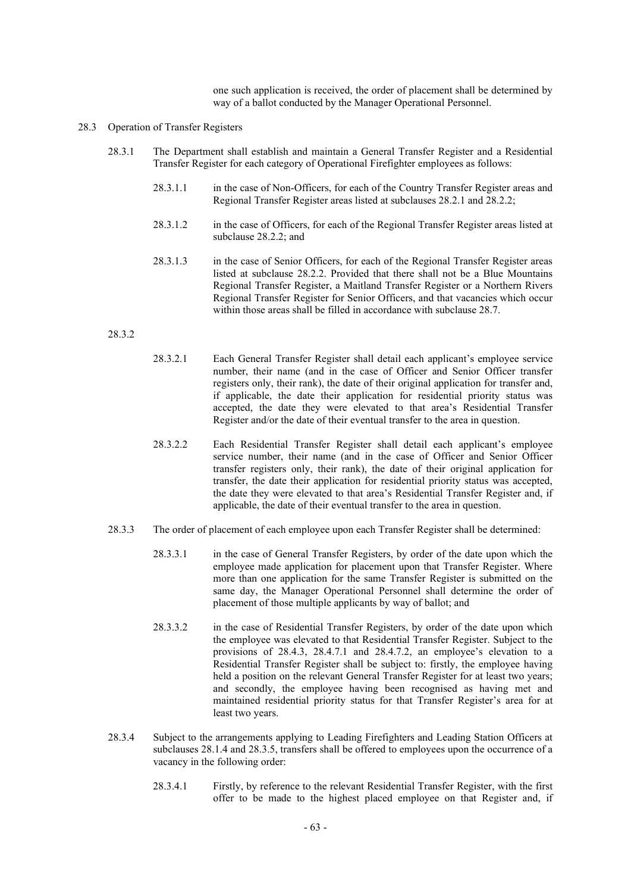one such application is received, the order of placement shall be determined by way of a ballot conducted by the Manager Operational Personnel.

28.3 Operation of Transfer Registers

28.3.1 The Department shall establish and maintain a General Transfer Register and a Residential Transfer Register for each category of Operational Firefighter employees as follows:

28.3.1.1 in the case of Non-Officers, for each of the Country Transfer Register areas and Regional Transfer Register areas listed at subclauses 28.2.1 and 28.2.2;

28.3.1.2 in the case of Officers, for each of the Regional Transfer Register areas listed at subclause 28.2.2; and

28.3.1.3 in the case of Senior Officers, for each of the Regional Transfer Register areas listed at subclause 28.2.2. Provided that there shall not be a Blue Mountains Regional Transfer Register, a Maitland Transfer Register or a Northern Rivers Regional Transfer Register for Senior Officers, and that vacancies which occur within those areas shall be filled in accordance with subclause 28.7.

28.3.2

28.3.2.1 Each General Transfer Register shall detail each applicant's employee service number, their name (and in the case of Officer and Senior Officer transfer registers only, their rank), the date of their original application for transfer and, if applicable, the date their application for residential priority status was accepted, the date they were elevated to that area's Residential Transfer Register and/or the date of their eventual transfer to the area in question.

28.3.2.2 Each Residential Transfer Register shall detail each applicant's employee service number, their name (and in the case of Officer and Senior Officer transfer registers only, their rank), the date of their original application for transfer, the date their application for residential priority status was accepted, the date they were elevated to that area's Residential Transfer Register and, if applicable, the date of their eventual transfer to the area in question.

28.3.3 The order of placement of each employee upon each Transfer Register shall be determined:

28.3.3.1 in the case of General Transfer Registers, by order of the date upon which the employee made application for placement upon that Transfer Register. Where more than one application for the same Transfer Register is submitted on the same day, the Manager Operational Personnel shall determine the order of placement of those multiple applicants by way of ballot; and

28.3.3.2 in the case of Residential Transfer Registers, by order of the date upon which the employee was elevated to that Residential Transfer Register. Subject to the provisions of 28.4.3, 28.4.7.1 and 28.4.7.2, an employee's elevation to a Residential Transfer Register shall be subject to: firstly, the employee having held a position on the relevant General Transfer Register for at least two years; and secondly, the employee having been recognised as having met and maintained residential priority status for that Transfer Register's area for at least two years.

28.3.4 Subject to the arrangements applying to Leading Firefighters and Leading Station Officers at subclauses 28.1.4 and 28.3.5, transfers shall be offered to employees upon the occurrence of a vacancy in the following order:

28.3.4.1 Firstly, by reference to the relevant Residential Transfer Register, with the first offer to be made to the highest placed employee on that Register and, if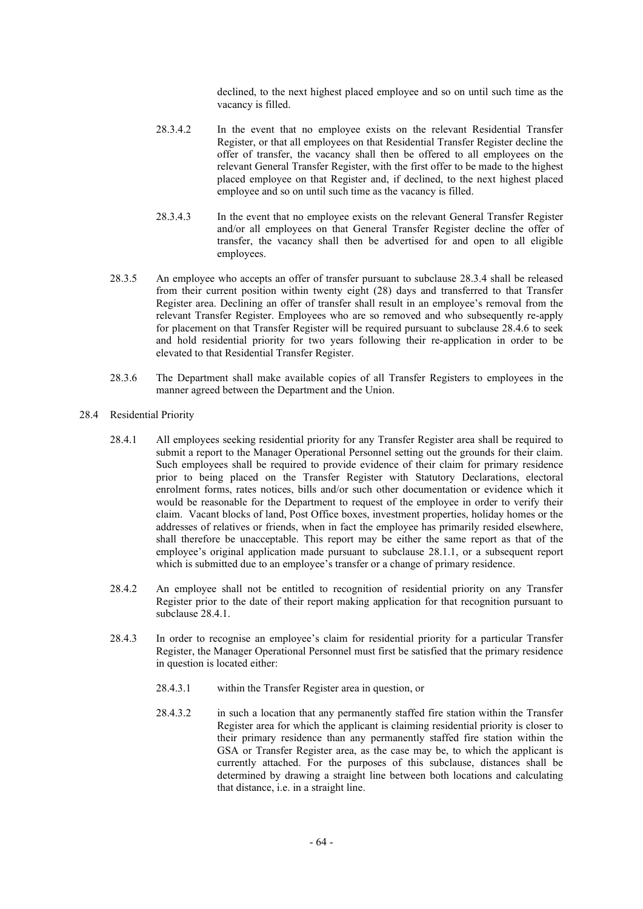declined, to the next highest placed employee and so on until such time as the vacancy is filled.

28.3.4.2 In the event that no employee exists on the relevant Residential Transfer Register, or that all employees on that Residential Transfer Register decline the offer of transfer, the vacancy shall then be offered to all employees on the relevant General Transfer Register, with the first offer to be made to the highest placed employee on that Register and, if declined, to the next highest placed employee and so on until such time as the vacancy is filled.

28.3.4.3 In the event that no employee exists on the relevant General Transfer Register and/or all employees on that General Transfer Register decline the offer of transfer, the vacancy shall then be advertised for and open to all eligible employees.

28.3.5 An employee who accepts an offer of transfer pursuant to subclause 28.3.4 shall be released from their current position within twenty eight (28) days and transferred to that Transfer Register area. Declining an offer of transfer shall result in an employee's removal from the relevant Transfer Register. Employees who are so removed and who subsequently re-apply for placement on that Transfer Register will be required pursuant to subclause 28.4.6 to seek and hold residential priority for two years following their re-application in order to be elevated to that Residential Transfer Register.

28.3.6 The Department shall make available copies of all Transfer Registers to employees in the manner agreed between the Department and the Union.

28.4 Residential Priority

28.4.1 All employees seeking residential priority for any Transfer Register area shall be required to submit a report to the Manager Operational Personnel setting out the grounds for their claim. Such employees shall be required to provide evidence of their claim for primary residence prior to being placed on the Transfer Register with Statutory Declarations, electoral enrolment forms, rates notices, bills and/or such other documentation or evidence which it would be reasonable for the Department to request of the employee in order to verify their claim. Vacant blocks of land, Post Office boxes, investment properties, holiday homes or the addresses of relatives or friends, when in fact the employee has primarily resided elsewhere, shall therefore be unacceptable. This report may be either the same report as that of the employee's original application made pursuant to subclause 28.1.1, or a subsequent report which is submitted due to an employee's transfer or a change of primary residence.

28.4.2 An employee shall not be entitled to recognition of residential priority on any Transfer Register prior to the date of their report making application for that recognition pursuant to subclause 28.4.1.

28.4.3 In order to recognise an employee's claim for residential priority for a particular Transfer Register, the Manager Operational Personnel must first be satisfied that the primary residence in question is located either:

28.4.3.1 within the Transfer Register area in question, or

28.4.3.2 in such a location that any permanently staffed fire station within the Transfer Register area for which the applicant is claiming residential priority is closer to their primary residence than any permanently staffed fire station within the GSA or Transfer Register area, as the case may be, to which the applicant is currently attached. For the purposes of this subclause, distances shall be determined by drawing a straight line between both locations and calculating that distance, i.e. in a straight line.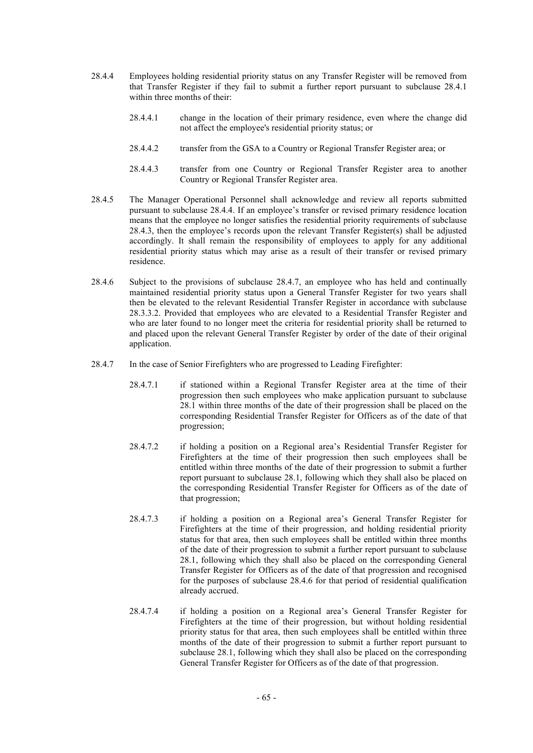28.4.4 Employees holding residential priority status on any Transfer Register will be removed from that Transfer Register if they fail to submit a further report pursuant to subclause 28.4.1 within three months of their:

- 28.4.4.1 change in the location of their primary residence, even where the change did not affect the employee's residential priority status; or
- 28.4.4.2 transfer from the GSA to a Country or Regional Transfer Register area; or
- 28.4.4.3 transfer from one Country or Regional Transfer Register area to another Country or Regional Transfer Register area.

28.4.5 The Manager Operational Personnel shall acknowledge and review all reports submitted pursuant to subclause 28.4.4. If an employee's transfer or revised primary residence location means that the employee no longer satisfies the residential priority requirements of subclause 28.4.3, then the employee's records upon the relevant Transfer Register(s) shall be adjusted accordingly. It shall remain the responsibility of employees to apply for any additional residential priority status which may arise as a result of their transfer or revised primary residence.

28.4.6 Subject to the provisions of subclause 28.4.7, an employee who has held and continually maintained residential priority status upon a General Transfer Register for two years shall then be elevated to the relevant Residential Transfer Register in accordance with subclause 28.3.3.2. Provided that employees who are elevated to a Residential Transfer Register and who are later found to no longer meet the criteria for residential priority shall be returned to and placed upon the relevant General Transfer Register by order of the date of their original application.

28.4.7 In the case of Senior Firefighters who are progressed to Leading Firefighter:

- 28.4.7.1 if stationed within a Regional Transfer Register area at the time of their progression then such employees who make application pursuant to subclause 28.1 within three months of the date of their progression shall be placed on the corresponding Residential Transfer Register for Officers as of the date of that progression;
- 28.4.7.2 if holding a position on a Regional area's Residential Transfer Register for Firefighters at the time of their progression then such employees shall be entitled within three months of the date of their progression to submit a further report pursuant to subclause 28.1, following which they shall also be placed on the corresponding Residential Transfer Register for Officers as of the date of that progression;
- 28.4.7.3 if holding a position on a Regional area's General Transfer Register for Firefighters at the time of their progression, and holding residential priority status for that area, then such employees shall be entitled within three months of the date of their progression to submit a further report pursuant to subclause 28.1, following which they shall also be placed on the corresponding General Transfer Register for Officers as of the date of that progression and recognised for the purposes of subclause 28.4.6 for that period of residential qualification already accrued.
- 28.4.7.4 if holding a position on a Regional area's General Transfer Register for Firefighters at the time of their progression, but without holding residential priority status for that area, then such employees shall be entitled within three months of the date of their progression to submit a further report pursuant to subclause 28.1, following which they shall also be placed on the corresponding General Transfer Register for Officers as of the date of that progression.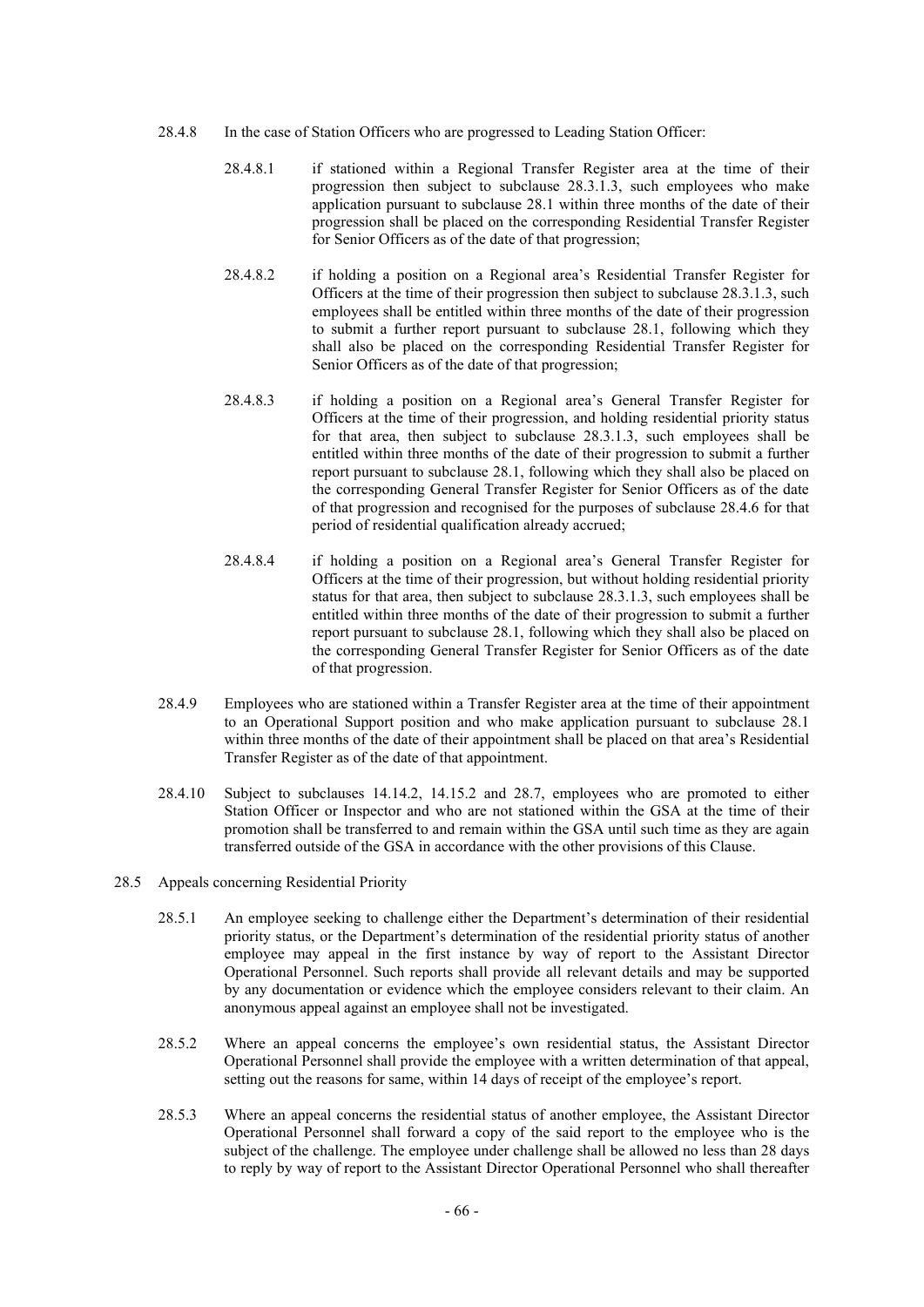28.4.8 In the case of Station Officers who are progressed to Leading Station Officer:

28.4.8.1 if stationed within a Regional Transfer Register area at the time of their progression then subject to subclause 28.3.1.3, such employees who make application pursuant to subclause 28.1 within three months of the date of their progression shall be placed on the corresponding Residential Transfer Register for Senior Officers as of the date of that progression;

28.4.8.2 if holding a position on a Regional area's Residential Transfer Register for Officers at the time of their progression then subject to subclause 28.3.1.3, such employees shall be entitled within three months of the date of their progression to submit a further report pursuant to subclause 28.1, following which they shall also be placed on the corresponding Residential Transfer Register for Senior Officers as of the date of that progression;

28.4.8.3 if holding a position on a Regional area's General Transfer Register for Officers at the time of their progression, and holding residential priority status for that area, then subject to subclause 28.3.1.3, such employees shall be entitled within three months of the date of their progression to submit a further report pursuant to subclause 28.1, following which they shall also be placed on the corresponding General Transfer Register for Senior Officers as of the date of that progression and recognised for the purposes of subclause 28.4.6 for that period of residential qualification already accrued;

28.4.8.4 if holding a position on a Regional area's General Transfer Register for Officers at the time of their progression, but without holding residential priority status for that area, then subject to subclause 28.3.1.3, such employees shall be entitled within three months of the date of their progression to submit a further report pursuant to subclause 28.1, following which they shall also be placed on the corresponding General Transfer Register for Senior Officers as of the date of that progression.

28.4.9 Employees who are stationed within a Transfer Register area at the time of their appointment to an Operational Support position and who make application pursuant to subclause 28.1 within three months of the date of their appointment shall be placed on that area's Residential Transfer Register as of the date of that appointment.

28.4.10 Subject to subclauses 14.14.2, 14.15.2 and 28.7, employees who are promoted to either Station Officer or Inspector and who are not stationed within the GSA at the time of their promotion shall be transferred to and remain within the GSA until such time as they are again transferred outside of the GSA in accordance with the other provisions of this Clause.

28.5 Appeals concerning Residential Priority

28.5.1 An employee seeking to challenge either the Department's determination of their residential priority status, or the Department's determination of the residential priority status of another employee may appeal in the first instance by way of report to the Assistant Director Operational Personnel. Such reports shall provide all relevant details and may be supported by any documentation or evidence which the employee considers relevant to their claim. An anonymous appeal against an employee shall not be investigated.

28.5.2 Where an appeal concerns the employee's own residential status, the Assistant Director Operational Personnel shall provide the employee with a written determination of that appeal, setting out the reasons for same, within 14 days of receipt of the employee's report.

28.5.3 Where an appeal concerns the residential status of another employee, the Assistant Director Operational Personnel shall forward a copy of the said report to the employee who is the subject of the challenge. The employee under challenge shall be allowed no less than 28 days to reply by way of report to the Assistant Director Operational Personnel who shall thereafter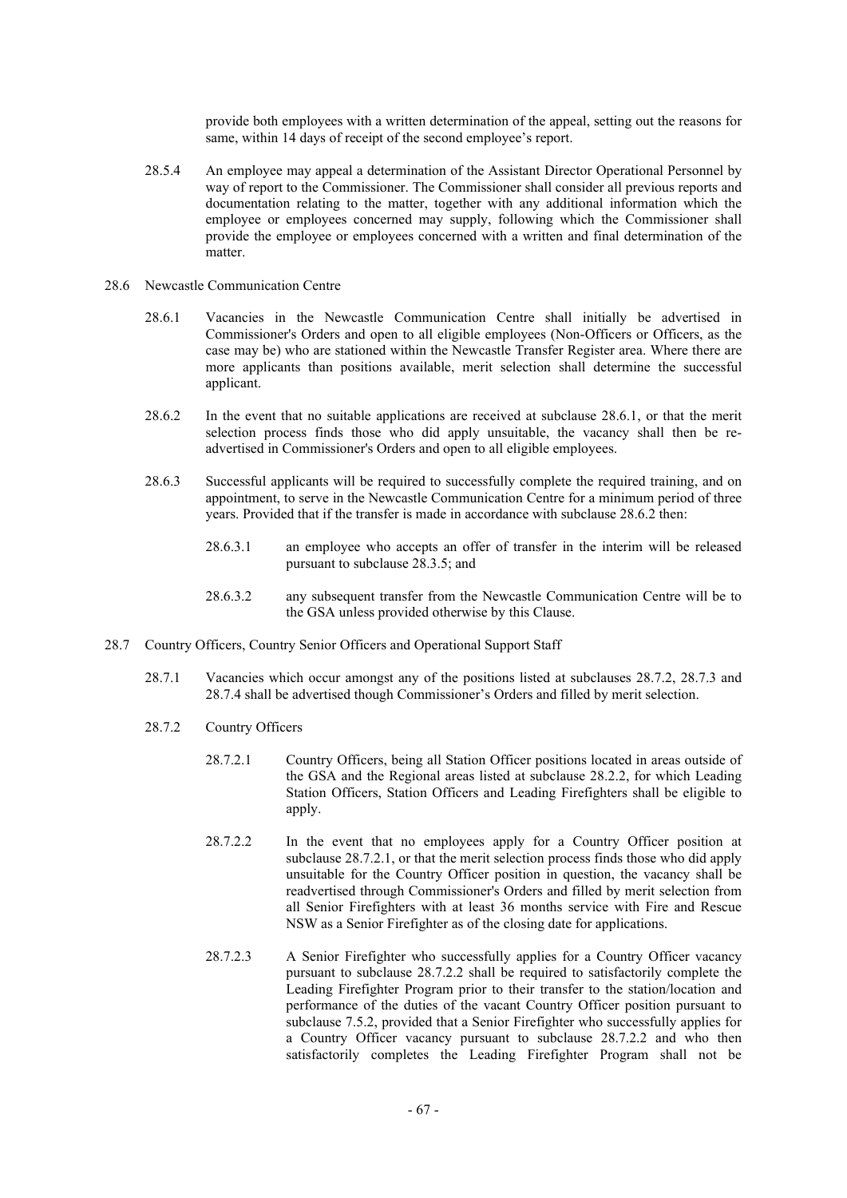provide both employees with a written determination of the appeal, setting out the reasons for same, within 14 days of receipt of the second employee's report.

28.5.4 An employee may appeal a determination of the Assistant Director Operational Personnel by way of report to the Commissioner. The Commissioner shall consider all previous reports and documentation relating to the matter, together with any additional information which the employee or employees concerned may supply, following which the Commissioner shall provide the employee or employees concerned with a written and final determination of the matter.

28.6 Newcastle Communication Centre

28.6.1 Vacancies in the Newcastle Communication Centre shall initially be advertised in Commissioner's Orders and open to all eligible employees (Non-Officers or Officers, as the case may be) who are stationed within the Newcastle Transfer Register area. Where there are more applicants than positions available, merit selection shall determine the successful applicant.

28.6.2 In the event that no suitable applications are received at subclause 28.6.1, or that the merit selection process finds those who did apply unsuitable, the vacancy shall then be re-advertised in Commissioner's Orders and open to all eligible employees.

28.6.3 Successful applicants will be required to successfully complete the required training, and on appointment, to serve in the Newcastle Communication Centre for a minimum period of three years. Provided that if the transfer is made in accordance with subclause 28.6.2 then:

28.6.3.1 an employee who accepts an offer of transfer in the interim will be released pursuant to subclause 28.3.5; and

28.6.3.2 any subsequent transfer from the Newcastle Communication Centre will be to the GSA unless provided otherwise by this Clause.

28.7 Country Officers, Country Senior Officers and Operational Support Staff

28.7.1 Vacancies which occur amongst any of the positions listed at subclauses 28.7.2, 28.7.3 and 28.7.4 shall be advertised though Commissioner's Orders and filled by merit selection.

28.7.2 Country Officers

28.7.2.1 Country Officers, being all Station Officer positions located in areas outside of the GSA and the Regional areas listed at subclause 28.2.2, for which Leading Station Officers, Station Officers and Leading Firefighters shall be eligible to apply.

28.7.2.2 In the event that no employees apply for a Country Officer position at subclause 28.7.2.1, or that the merit selection process finds those who did apply unsuitable for the Country Officer position in question, the vacancy shall be readvertised through Commissioner's Orders and filled by merit selection from all Senior Firefighters with at least 36 months service with Fire and Rescue NSW as a Senior Firefighter as of the closing date for applications.

28.7.2.3 A Senior Firefighter who successfully applies for a Country Officer vacancy pursuant to subclause 28.7.2.2 shall be required to satisfactorily complete the Leading Firefighter Program prior to their transfer to the station/location and performance of the duties of the vacant Country Officer position pursuant to subclause 7.5.2, provided that a Senior Firefighter who successfully applies for a Country Officer vacancy pursuant to subclause 28.7.2.2 and who then satisfactorily completes the Leading Firefighter Program shall not be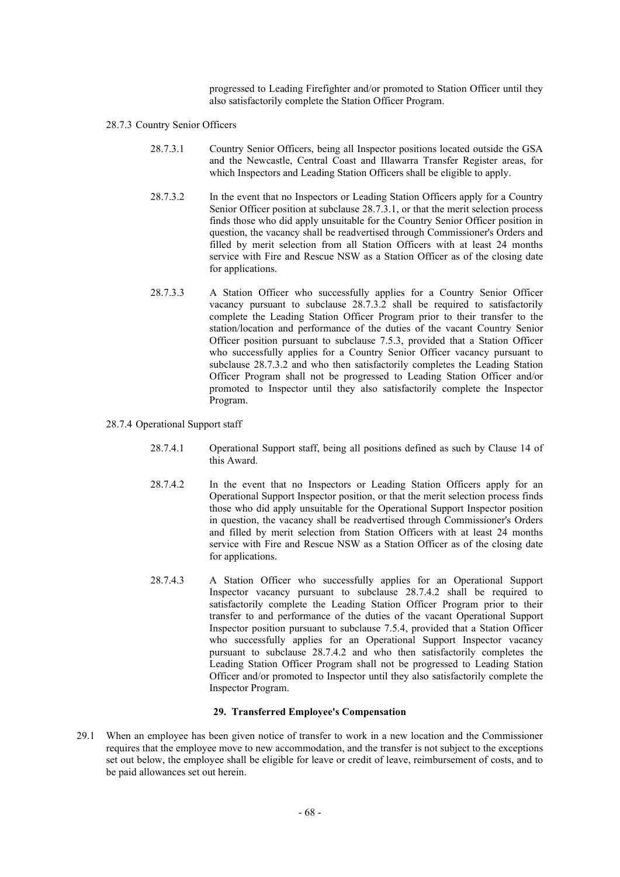progressed to Leading Firefighter and/or promoted to Station Officer until they also satisfactorily complete the Station Officer Program.

28.7.3 Country Senior Officers

28.7.3.1 Country Senior Officers, being all Inspector positions located outside the GSA and the Newcastle, Central Coast and Illawarra Transfer Register areas, for which Inspectors and Leading Station Officers shall be eligible to apply.

28.7.3.2 In the event that no Inspectors or Leading Station Officers apply for a Country Senior Officer position at subclause 28.7.3.1, or that the merit selection process finds those who did apply unsuitable for the Country Senior Officer position in question, the vacancy shall be readvertised through Commissioner's Orders and filled by merit selection from all Station Officers with at least 24 months service with Fire and Rescue NSW as a Station Officer as of the closing date for applications.

28.7.3.3 A Station Officer who successfully applies for a Country Senior Officer vacancy pursuant to subclause 28.7.3.2 shall be required to satisfactorily complete the Leading Station Officer Program prior to their transfer to the station/location and performance of the duties of the vacant Country Senior Officer position pursuant to subclause 7.5.3, provided that a Station Officer who successfully applies for a Country Senior Officer vacancy pursuant to subclause 28.7.3.2 and who then satisfactorily completes the Leading Station Officer Program shall not be progressed to Leading Station Officer and/or promoted to Inspector until they also satisfactorily complete the Inspector Program.

28.7.4 Operational Support staff

28.7.4.1 Operational Support staff, being all positions defined as such by Clause 14 of this Award.

28.7.4.2 In the event that no Inspectors or Leading Station Officers apply for an Operational Support Inspector position, or that the merit selection process finds those who did apply unsuitable for the Operational Support Inspector position in question, the vacancy shall be readvertised through Commissioner's Orders and filled by merit selection from Station Officers with at least 24 months service with Fire and Rescue NSW as a Station Officer as of the closing date for applications.

28.7.4.3 A Station Officer who successfully applies for an Operational Support Inspector vacancy pursuant to subclause 28.7.4.2 shall be required to satisfactorily complete the Leading Station Officer Program prior to their transfer to and performance of the duties of the vacant Operational Support Inspector position pursuant to subclause 7.5.4, provided that a Station Officer who successfully applies for an Operational Support Inspector vacancy pursuant to subclause 28.7.4.2 and who then satisfactorily completes the Leading Station Officer Program shall not be progressed to Leading Station Officer and/or promoted to Inspector until they also satisfactorily complete the Inspector Program.

## 29. Transferred Employee's Compensation

29.1 When an employee has been given notice of transfer to work in a new location and the Commissioner requires that the employee move to new accommodation, and the transfer is not subject to the exceptions set out below, the employee shall be eligible for leave or credit of leave, reimbursement of costs, and to be paid allowances set out herein.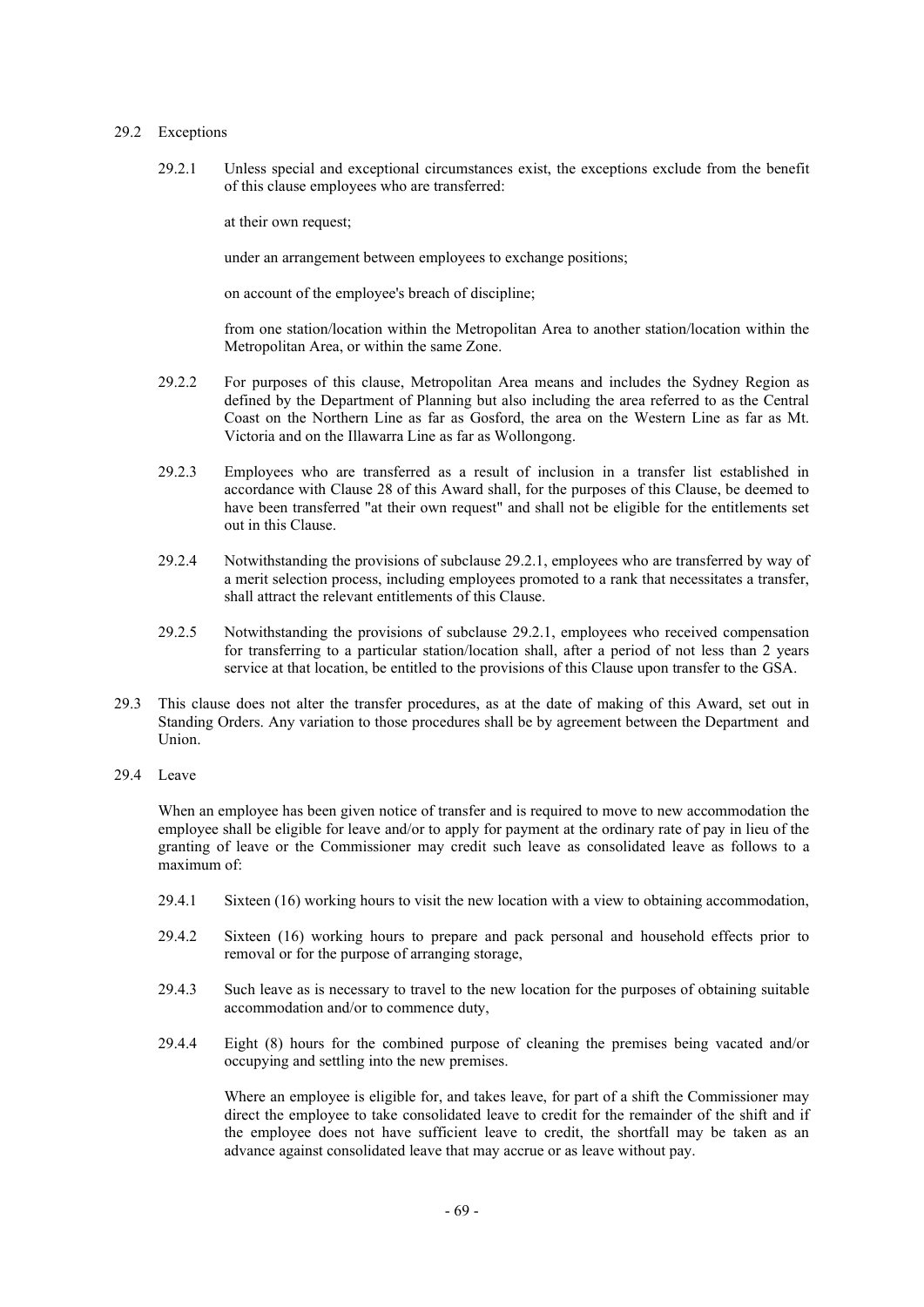29.2 Exceptions

29.2.1 Unless special and exceptional circumstances exist, the exceptions exclude from the benefit of this clause employees who are transferred:

at their own request;

under an arrangement between employees to exchange positions;

on account of the employee's breach of discipline;

from one station/location within the Metropolitan Area to another station/location within the Metropolitan Area, or within the same Zone.

29.2.2 For purposes of this clause, Metropolitan Area means and includes the Sydney Region as defined by the Department of Planning but also including the area referred to as the Central Coast on the Northern Line as far as Gosford, the area on the Western Line as far as Mt. Victoria and on the Illawarra Line as far as Wollongong.

29.2.3 Employees who are transferred as a result of inclusion in a transfer list established in accordance with Clause 28 of this Award shall, for the purposes of this Clause, be deemed to have been transferred "at their own request" and shall not be eligible for the entitlements set out in this Clause.

29.2.4 Notwithstanding the provisions of subclause 29.2.1, employees who are transferred by way of a merit selection process, including employees promoted to a rank that necessitates a transfer, shall attract the relevant entitlements of this Clause.

29.2.5 Notwithstanding the provisions of subclause 29.2.1, employees who received compensation for transferring to a particular station/location shall, after a period of not less than 2 years service at that location, be entitled to the provisions of this Clause upon transfer to the GSA.

29.3 This clause does not alter the transfer procedures, as at the date of making of this Award, set out in Standing Orders. Any variation to those procedures shall be by agreement between the Department and Union.

29.4 Leave

When an employee has been given notice of transfer and is required to move to new accommodation the employee shall be eligible for leave and/or to apply for payment at the ordinary rate of pay in lieu of the granting of leave or the Commissioner may credit such leave as consolidated leave as follows to a maximum of:

29.4.1 Sixteen (16) working hours to visit the new location with a view to obtaining accommodation,

29.4.2 Sixteen (16) working hours to prepare and pack personal and household effects prior to removal or for the purpose of arranging storage,

29.4.3 Such leave as is necessary to travel to the new location for the purposes of obtaining suitable accommodation and/or to commence duty,

29.4.4 Eight (8) hours for the combined purpose of cleaning the premises being vacated and/or occupying and settling into the new premises.

Where an employee is eligible for, and takes leave, for part of a shift the Commissioner may direct the employee to take consolidated leave to credit for the remainder of the shift and if the employee does not have sufficient leave to credit, the shortfall may be taken as an advance against consolidated leave that may accrue or as leave without pay.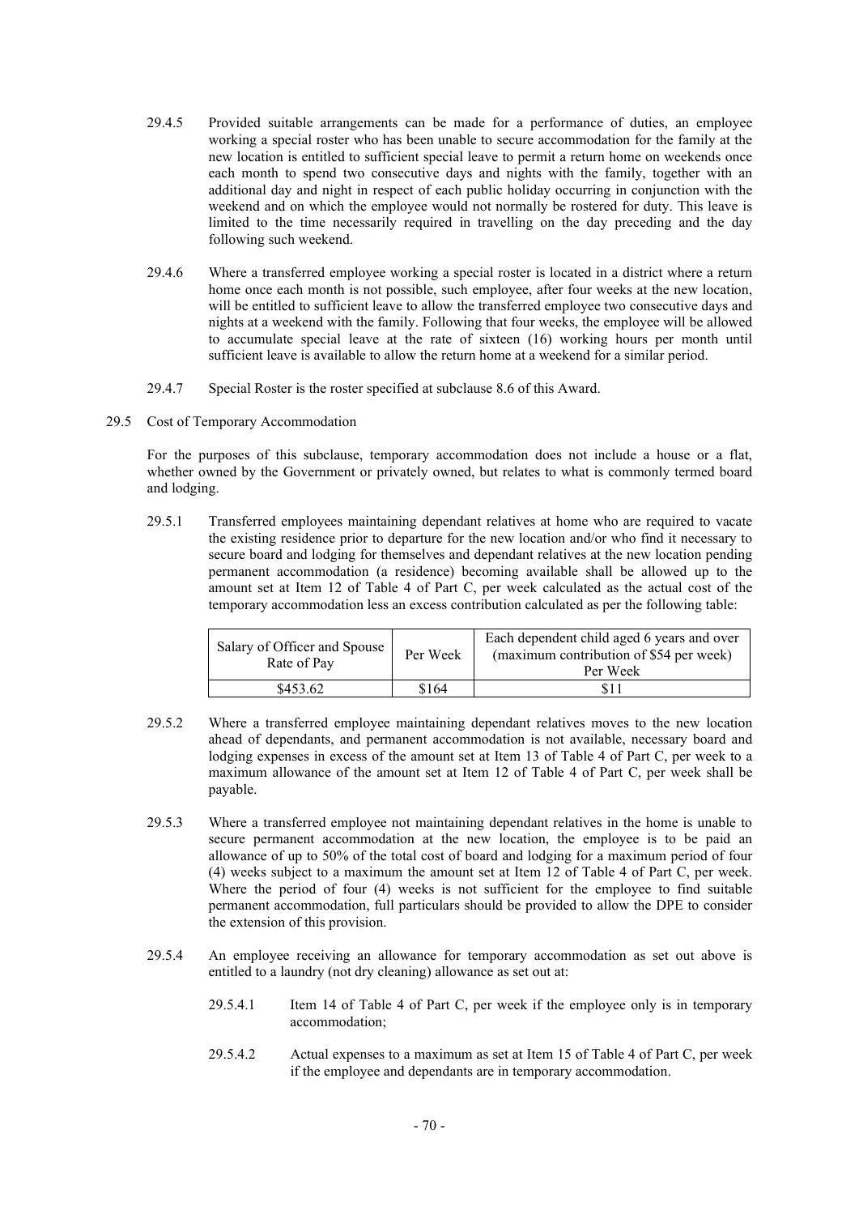29.4.5 Provided suitable arrangements can be made for a performance of duties, an employee working a special roster who has been unable to secure accommodation for the family at the new location is entitled to sufficient special leave to permit a return home on weekends once each month to spend two consecutive days and nights with the family, together with an additional day and night in respect of each public holiday occurring in conjunction with the weekend and on which the employee would not normally be rostered for duty. This leave is limited to the time necessarily required in travelling on the day preceding and the day following such weekend.

29.4.6 Where a transferred employee working a special roster is located in a district where a return home once each month is not possible, such employee, after four weeks at the new location, will be entitled to sufficient leave to allow the transferred employee two consecutive days and nights at a weekend with the family. Following that four weeks, the employee will be allowed to accumulate special leave at the rate of sixteen (16) working hours per month until sufficient leave is available to allow the return home at a weekend for a similar period.

29.4.7 Special Roster is the roster specified at subclause 8.6 of this Award.

29.5 Cost of Temporary Accommodation

For the purposes of this subclause, temporary accommodation does not include a house or a flat, whether owned by the Government or privately owned, but relates to what is commonly termed board and lodging.

29.5.1 Transferred employees maintaining dependant relatives at home who are required to vacate the existing residence prior to departure for the new location and/or who find it necessary to secure board and lodging for themselves and dependant relatives at the new location pending permanent accommodation (a residence) becoming available shall be allowed up to the amount set at Item 12 of Table 4 of Part C, per week calculated as the actual cost of the temporary accommodation less an excess contribution calculated as per the following table:

| Salary of Officer and Spouse Rate of Pay | Per Week | Each dependent child aged 6 years and over (maximum contribution of $54 per week) Per Week |
|---|---|---|
| $453.62 | $164 | $11 |

29.5.2 Where a transferred employee maintaining dependant relatives moves to the new location ahead of dependants, and permanent accommodation is not available, necessary board and lodging expenses in excess of the amount set at Item 13 of Table 4 of Part C, per week to a maximum allowance of the amount set at Item 12 of Table 4 of Part C, per week shall be payable.

29.5.3 Where a transferred employee not maintaining dependant relatives in the home is unable to secure permanent accommodation at the new location, the employee is to be paid an allowance of up to 50% of the total cost of board and lodging for a maximum period of four (4) weeks subject to a maximum the amount set at Item 12 of Table 4 of Part C, per week. Where the period of four (4) weeks is not sufficient for the employee to find suitable permanent accommodation, full particulars should be provided to allow the DPE to consider the extension of this provision.

29.5.4 An employee receiving an allowance for temporary accommodation as set out above is entitled to a laundry (not dry cleaning) allowance as set out at:

29.5.4.1 Item 14 of Table 4 of Part C, per week if the employee only is in temporary accommodation;

29.5.4.2 Actual expenses to a maximum as set at Item 15 of Table 4 of Part C, per week if the employee and dependants are in temporary accommodation.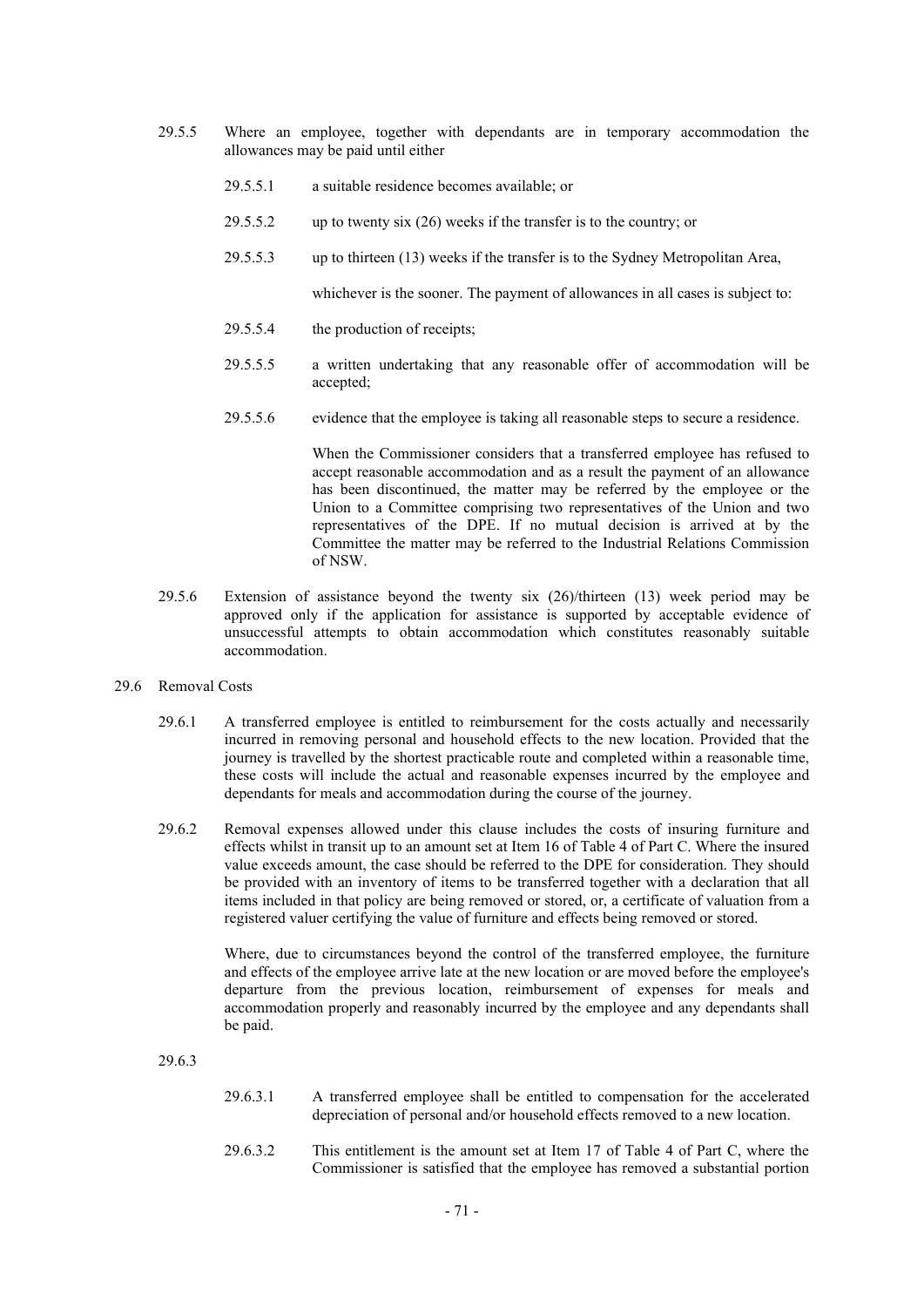29.5.5 Where an employee, together with dependants are in temporary accommodation the allowances may be paid until either

29.5.5.1 a suitable residence becomes available; or

29.5.5.2 up to twenty six (26) weeks if the transfer is to the country; or

29.5.5.3 up to thirteen (13) weeks if the transfer is to the Sydney Metropolitan Area,

whichever is the sooner. The payment of allowances in all cases is subject to:

29.5.5.4 the production of receipts;

29.5.5.5 a written undertaking that any reasonable offer of accommodation will be accepted;

29.5.5.6 evidence that the employee is taking all reasonable steps to secure a residence.

When the Commissioner considers that a transferred employee has refused to accept reasonable accommodation and as a result the payment of an allowance has been discontinued, the matter may be referred by the employee or the Union to a Committee comprising two representatives of the Union and two representatives of the DPE. If no mutual decision is arrived at by the Committee the matter may be referred to the Industrial Relations Commission of NSW.

29.5.6 Extension of assistance beyond the twenty six (26)/thirteen (13) week period may be approved only if the application for assistance is supported by acceptable evidence of unsuccessful attempts to obtain accommodation which constitutes reasonably suitable accommodation.

29.6 Removal Costs

29.6.1 A transferred employee is entitled to reimbursement for the costs actually and necessarily incurred in removing personal and household effects to the new location. Provided that the journey is travelled by the shortest practicable route and completed within a reasonable time, these costs will include the actual and reasonable expenses incurred by the employee and dependants for meals and accommodation during the course of the journey.

29.6.2 Removal expenses allowed under this clause includes the costs of insuring furniture and effects whilst in transit up to an amount set at Item 16 of Table 4 of Part C. Where the insured value exceeds amount, the case should be referred to the DPE for consideration. They should be provided with an inventory of items to be transferred together with a declaration that all items included in that policy are being removed or stored, or, a certificate of valuation from a registered valuer certifying the value of furniture and effects being removed or stored.

Where, due to circumstances beyond the control of the transferred employee, the furniture and effects of the employee arrive late at the new location or are moved before the employee's departure from the previous location, reimbursement of expenses for meals and accommodation properly and reasonably incurred by the employee and any dependants shall be paid.

29.6.3

29.6.3.1 A transferred employee shall be entitled to compensation for the accelerated depreciation of personal and/or household effects removed to a new location.

29.6.3.2 This entitlement is the amount set at Item 17 of Table 4 of Part C, where the Commissioner is satisfied that the employee has removed a substantial portion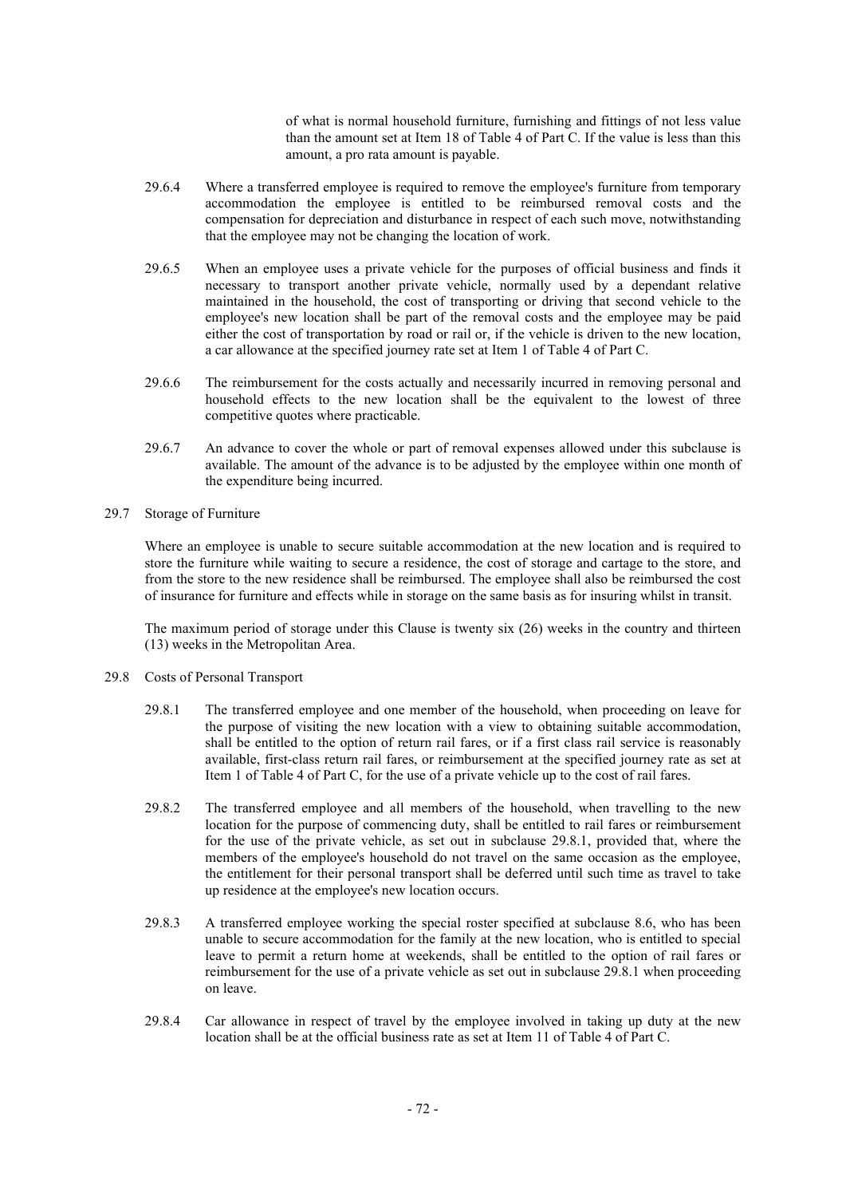of what is normal household furniture, furnishing and fittings of not less value than the amount set at Item 18 of Table 4 of Part C. If the value is less than this amount, a pro rata amount is payable.

29.6.4 Where a transferred employee is required to remove the employee's furniture from temporary accommodation the employee is entitled to be reimbursed removal costs and the compensation for depreciation and disturbance in respect of each such move, notwithstanding that the employee may not be changing the location of work.

29.6.5 When an employee uses a private vehicle for the purposes of official business and finds it necessary to transport another private vehicle, normally used by a dependant relative maintained in the household, the cost of transporting or driving that second vehicle to the employee's new location shall be part of the removal costs and the employee may be paid either the cost of transportation by road or rail or, if the vehicle is driven to the new location, a car allowance at the specified journey rate set at Item 1 of Table 4 of Part C.

29.6.6 The reimbursement for the costs actually and necessarily incurred in removing personal and household effects to the new location shall be the equivalent to the lowest of three competitive quotes where practicable.

29.6.7 An advance to cover the whole or part of removal expenses allowed under this subclause is available. The amount of the advance is to be adjusted by the employee within one month of the expenditure being incurred.

29.7 Storage of Furniture

Where an employee is unable to secure suitable accommodation at the new location and is required to store the furniture while waiting to secure a residence, the cost of storage and cartage to the store, and from the store to the new residence shall be reimbursed. The employee shall also be reimbursed the cost of insurance for furniture and effects while in storage on the same basis as for insuring whilst in transit.

The maximum period of storage under this Clause is twenty six (26) weeks in the country and thirteen (13) weeks in the Metropolitan Area.

29.8 Costs of Personal Transport

29.8.1 The transferred employee and one member of the household, when proceeding on leave for the purpose of visiting the new location with a view to obtaining suitable accommodation, shall be entitled to the option of return rail fares, or if a first class rail service is reasonably available, first-class return rail fares, or reimbursement at the specified journey rate as set at Item 1 of Table 4 of Part C, for the use of a private vehicle up to the cost of rail fares.

29.8.2 The transferred employee and all members of the household, when travelling to the new location for the purpose of commencing duty, shall be entitled to rail fares or reimbursement for the use of the private vehicle, as set out in subclause 29.8.1, provided that, where the members of the employee's household do not travel on the same occasion as the employee, the entitlement for their personal transport shall be deferred until such time as travel to take up residence at the employee's new location occurs.

29.8.3 A transferred employee working the special roster specified at subclause 8.6, who has been unable to secure accommodation for the family at the new location, who is entitled to special leave to permit a return home at weekends, shall be entitled to the option of rail fares or reimbursement for the use of a private vehicle as set out in subclause 29.8.1 when proceeding on leave.

29.8.4 Car allowance in respect of travel by the employee involved in taking up duty at the new location shall be at the official business rate as set at Item 11 of Table 4 of Part C.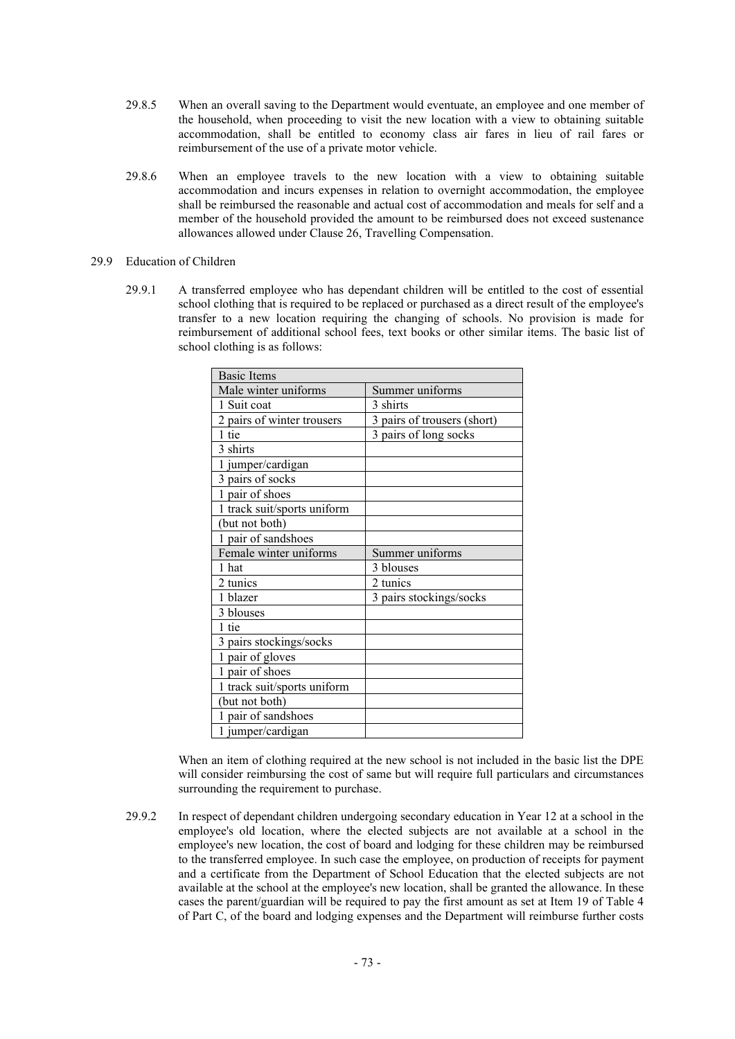29.8.5 When an overall saving to the Department would eventuate, an employee and one member of the household, when proceeding to visit the new location with a view to obtaining suitable accommodation, shall be entitled to economy class air fares in lieu of rail fares or reimbursement of the use of a private motor vehicle.

29.8.6 When an employee travels to the new location with a view to obtaining suitable accommodation and incurs expenses in relation to overnight accommodation, the employee shall be reimbursed the reasonable and actual cost of accommodation and meals for self and a member of the household provided the amount to be reimbursed does not exceed sustenance allowances allowed under Clause 26, Travelling Compensation.

29.9 Education of Children

29.9.1 A transferred employee who has dependant children will be entitled to the cost of essential school clothing that is required to be replaced or purchased as a direct result of the employee's transfer to a new location requiring the changing of schools. No provision is made for reimbursement of additional school fees, text books or other similar items. The basic list of school clothing is as follows:

| Basic Items | |
|---|---|
| Male winter uniforms | Summer uniforms |
| 1 Suit coat | 3 shirts |
| 2 pairs of winter trousers | 3 pairs of trousers (short) |
| 1 tie | 3 pairs of long socks |
| 3 shirts | |
| 1 jumper/cardigan | |
| 3 pairs of socks | |
| 1 pair of shoes | |
| 1 track suit/sports uniform | |
| (but not both) | |
| 1 pair of sandshoes | |
| Female winter uniforms | Summer uniforms |
| 1 hat | 3 blouses |
| 2 tunics | 2 tunics |
| 1 blazer | 3 pairs stockings/socks |
| 3 blouses | |
| 1 tie | |
| 3 pairs stockings/socks | |
| 1 pair of gloves | |
| 1 pair of shoes | |
| 1 track suit/sports uniform | |
| (but not both) | |
| 1 pair of sandshoes | |
| 1 jumper/cardigan | |

When an item of clothing required at the new school is not included in the basic list the DPE will consider reimbursing the cost of same but will require full particulars and circumstances surrounding the requirement to purchase.

29.9.2 In respect of dependant children undergoing secondary education in Year 12 at a school in the employee's old location, where the elected subjects are not available at a school in the employee's new location, the cost of board and lodging for these children may be reimbursed to the transferred employee. In such case the employee, on production of receipts for payment and a certificate from the Department of School Education that the elected subjects are not available at the school at the employee's new location, shall be granted the allowance. In these cases the parent/guardian will be required to pay the first amount as set at Item 19 of Table 4 of Part C, of the board and lodging expenses and the Department will reimburse further costs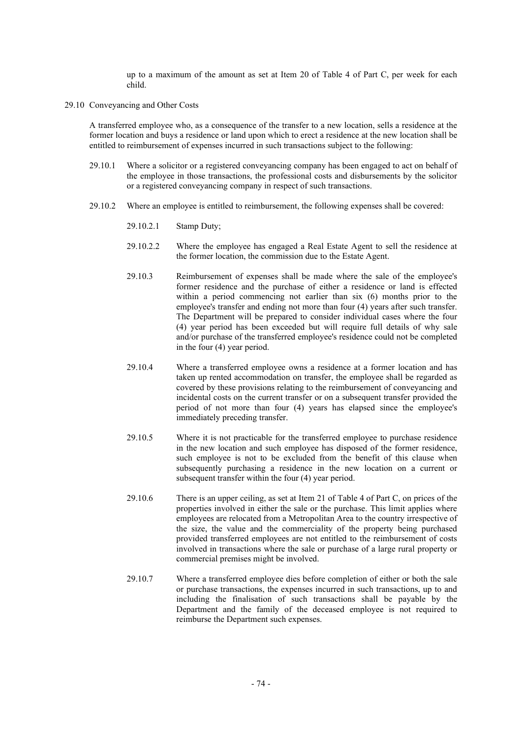up to a maximum of the amount as set at Item 20 of Table 4 of Part C, per week for each child.

29.10 Conveyancing and Other Costs

A transferred employee who, as a consequence of the transfer to a new location, sells a residence at the former location and buys a residence or land upon which to erect a residence at the new location shall be entitled to reimbursement of expenses incurred in such transactions subject to the following:

29.10.1 Where a solicitor or a registered conveyancing company has been engaged to act on behalf of the employee in those transactions, the professional costs and disbursements by the solicitor or a registered conveyancing company in respect of such transactions.

29.10.2 Where an employee is entitled to reimbursement, the following expenses shall be covered:

29.10.2.1 Stamp Duty;

29.10.2.2 Where the employee has engaged a Real Estate Agent to sell the residence at the former location, the commission due to the Estate Agent.

29.10.3 Reimbursement of expenses shall be made where the sale of the employee's former residence and the purchase of either a residence or land is effected within a period commencing not earlier than six (6) months prior to the employee's transfer and ending not more than four (4) years after such transfer. The Department will be prepared to consider individual cases where the four (4) year period has been exceeded but will require full details of why sale and/or purchase of the transferred employee's residence could not be completed in the four (4) year period.

29.10.4 Where a transferred employee owns a residence at a former location and has taken up rented accommodation on transfer, the employee shall be regarded as covered by these provisions relating to the reimbursement of conveyancing and incidental costs on the current transfer or on a subsequent transfer provided the period of not more than four (4) years has elapsed since the employee's immediately preceding transfer.

29.10.5 Where it is not practicable for the transferred employee to purchase residence in the new location and such employee has disposed of the former residence, such employee is not to be excluded from the benefit of this clause when subsequently purchasing a residence in the new location on a current or subsequent transfer within the four (4) year period.

29.10.6 There is an upper ceiling, as set at Item 21 of Table 4 of Part C, on prices of the properties involved in either the sale or the purchase. This limit applies where employees are relocated from a Metropolitan Area to the country irrespective of the size, the value and the commerciality of the property being purchased provided transferred employees are not entitled to the reimbursement of costs involved in transactions where the sale or purchase of a large rural property or commercial premises might be involved.

29.10.7 Where a transferred employee dies before completion of either or both the sale or purchase transactions, the expenses incurred in such transactions, up to and including the finalisation of such transactions shall be payable by the Department and the family of the deceased employee is not required to reimburse the Department such expenses.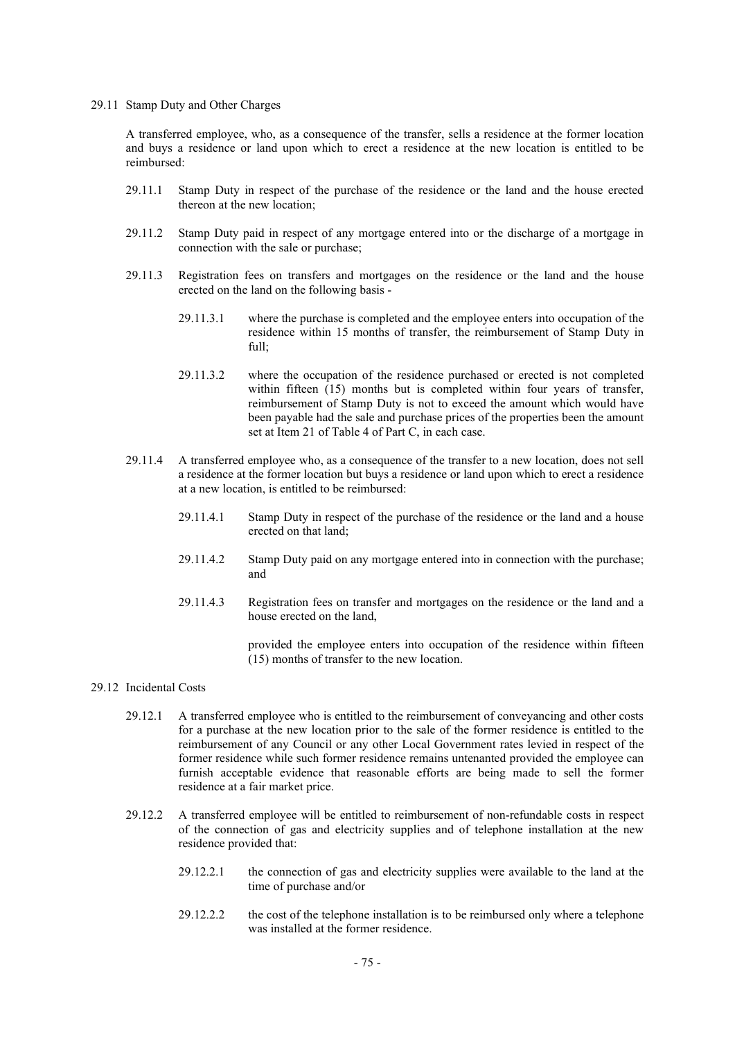### 29.11 Stamp Duty and Other Charges

A transferred employee, who, as a consequence of the transfer, sells a residence at the former location and buys a residence or land upon which to erect a residence at the new location is entitled to be reimbursed:

29.11.1 Stamp Duty in respect of the purchase of the residence or the land and the house erected thereon at the new location;

29.11.2 Stamp Duty paid in respect of any mortgage entered into or the discharge of a mortgage in connection with the sale or purchase;

29.11.3 Registration fees on transfers and mortgages on the residence or the land and the house erected on the land on the following basis -

> 29.11.3.1 where the purchase is completed and the employee enters into occupation of the residence within 15 months of transfer, the reimbursement of Stamp Duty in full;
>
> 29.11.3.2 where the occupation of the residence purchased or erected is not completed within fifteen (15) months but is completed within four years of transfer, reimbursement of Stamp Duty is not to exceed the amount which would have been payable had the sale and purchase prices of the properties been the amount set at Item 21 of Table 4 of Part C, in each case.

29.11.4 A transferred employee who, as a consequence of the transfer to a new location, does not sell a residence at the former location but buys a residence or land upon which to erect a residence at a new location, is entitled to be reimbursed:

> 29.11.4.1 Stamp Duty in respect of the purchase of the residence or the land and a house erected on that land;
>
> 29.11.4.2 Stamp Duty paid on any mortgage entered into in connection with the purchase; and
>
> 29.11.4.3 Registration fees on transfer and mortgages on the residence or the land and a house erected on the land,
>
> provided the employee enters into occupation of the residence within fifteen (15) months of transfer to the new location.

### 29.12 Incidental Costs

29.12.1 A transferred employee who is entitled to the reimbursement of conveyancing and other costs for a purchase at the new location prior to the sale of the former residence is entitled to the reimbursement of any Council or any other Local Government rates levied in respect of the former residence while such former residence remains untenanted provided the employee can furnish acceptable evidence that reasonable efforts are being made to sell the former residence at a fair market price.

29.12.2 A transferred employee will be entitled to reimbursement of non-refundable costs in respect of the connection of gas and electricity supplies and of telephone installation at the new residence provided that:

> 29.12.2.1 the connection of gas and electricity supplies were available to the land at the time of purchase and/or
>
> 29.12.2.2 the cost of the telephone installation is to be reimbursed only where a telephone was installed at the former residence.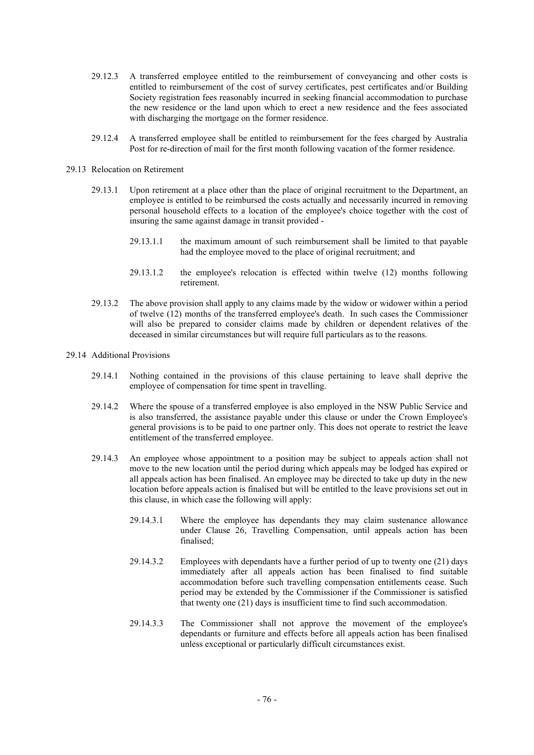29.12.3 A transferred employee entitled to the reimbursement of conveyancing and other costs is entitled to reimbursement of the cost of survey certificates, pest certificates and/or Building Society registration fees reasonably incurred in seeking financial accommodation to purchase the new residence or the land upon which to erect a new residence and the fees associated with discharging the mortgage on the former residence.

29.12.4 A transferred employee shall be entitled to reimbursement for the fees charged by Australia Post for re-direction of mail for the first month following vacation of the former residence.

29.13 Relocation on Retirement

29.13.1 Upon retirement at a place other than the place of original recruitment to the Department, an employee is entitled to be reimbursed the costs actually and necessarily incurred in removing personal household effects to a location of the employee's choice together with the cost of insuring the same against damage in transit provided -

29.13.1.1 the maximum amount of such reimbursement shall be limited to that payable had the employee moved to the place of original recruitment; and

29.13.1.2 the employee's relocation is effected within twelve (12) months following retirement.

29.13.2 The above provision shall apply to any claims made by the widow or widower within a period of twelve (12) months of the transferred employee's death. In such cases the Commissioner will also be prepared to consider claims made by children or dependent relatives of the deceased in similar circumstances but will require full particulars as to the reasons.

29.14 Additional Provisions

29.14.1 Nothing contained in the provisions of this clause pertaining to leave shall deprive the employee of compensation for time spent in travelling.

29.14.2 Where the spouse of a transferred employee is also employed in the NSW Public Service and is also transferred, the assistance payable under this clause or under the Crown Employee's general provisions is to be paid to one partner only. This does not operate to restrict the leave entitlement of the transferred employee.

29.14.3 An employee whose appointment to a position may be subject to appeals action shall not move to the new location until the period during which appeals may be lodged has expired or all appeals action has been finalised. An employee may be directed to take up duty in the new location before appeals action is finalised but will be entitled to the leave provisions set out in this clause, in which case the following will apply:

29.14.3.1 Where the employee has dependants they may claim sustenance allowance under Clause 26, Travelling Compensation, until appeals action has been finalised;

29.14.3.2 Employees with dependants have a further period of up to twenty one (21) days immediately after all appeals action has been finalised to find suitable accommodation before such travelling compensation entitlements cease. Such period may be extended by the Commissioner if the Commissioner is satisfied that twenty one (21) days is insufficient time to find such accommodation.

29.14.3.3 The Commissioner shall not approve the movement of the employee's dependants or furniture and effects before all appeals action has been finalised unless exceptional or particularly difficult circumstances exist.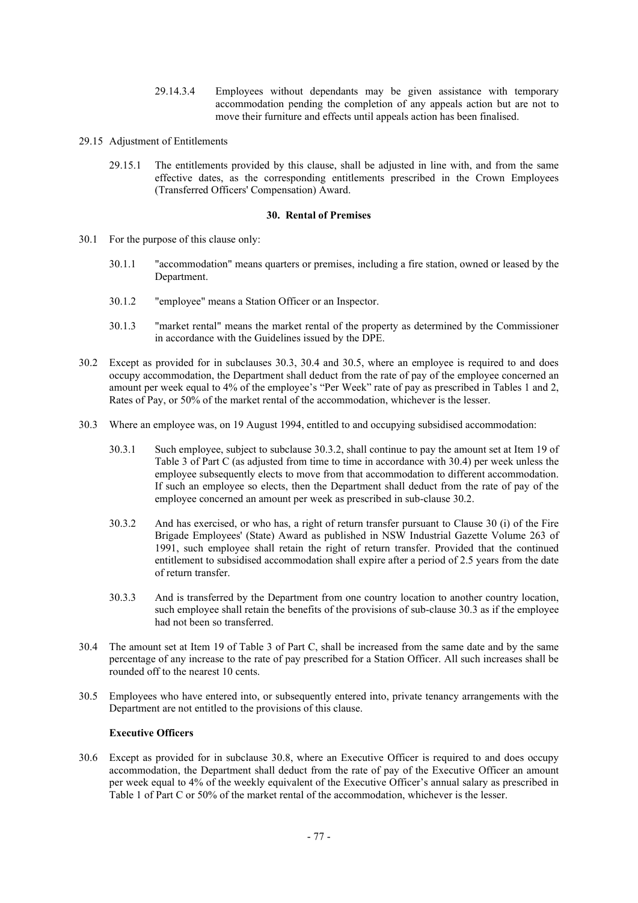29.14.3.4 Employees without dependants may be given assistance with temporary accommodation pending the completion of any appeals action but are not to move their furniture and effects until appeals action has been finalised.

29.15 Adjustment of Entitlements

29.15.1 The entitlements provided by this clause, shall be adjusted in line with, and from the same effective dates, as the corresponding entitlements prescribed in the Crown Employees (Transferred Officers' Compensation) Award.

## 30. Rental of Premises

30.1 For the purpose of this clause only:

30.1.1 "accommodation" means quarters or premises, including a fire station, owned or leased by the Department.

30.1.2 "employee" means a Station Officer or an Inspector.

30.1.3 "market rental" means the market rental of the property as determined by the Commissioner in accordance with the Guidelines issued by the DPE.

30.2 Except as provided for in subclauses 30.3, 30.4 and 30.5, where an employee is required to and does occupy accommodation, the Department shall deduct from the rate of pay of the employee concerned an amount per week equal to 4% of the employee's "Per Week" rate of pay as prescribed in Tables 1 and 2, Rates of Pay, or 50% of the market rental of the accommodation, whichever is the lesser.

30.3 Where an employee was, on 19 August 1994, entitled to and occupying subsidised accommodation:

30.3.1 Such employee, subject to subclause 30.3.2, shall continue to pay the amount set at Item 19 of Table 3 of Part C (as adjusted from time to time in accordance with 30.4) per week unless the employee subsequently elects to move from that accommodation to different accommodation. If such an employee so elects, then the Department shall deduct from the rate of pay of the employee concerned an amount per week as prescribed in sub-clause 30.2.

30.3.2 And has exercised, or who has, a right of return transfer pursuant to Clause 30 (i) of the Fire Brigade Employees' (State) Award as published in NSW Industrial Gazette Volume 263 of 1991, such employee shall retain the right of return transfer. Provided that the continued entitlement to subsidised accommodation shall expire after a period of 2.5 years from the date of return transfer.

30.3.3 And is transferred by the Department from one country location to another country location, such employee shall retain the benefits of the provisions of sub-clause 30.3 as if the employee had not been so transferred.

30.4 The amount set at Item 19 of Table 3 of Part C, shall be increased from the same date and by the same percentage of any increase to the rate of pay prescribed for a Station Officer. All such increases shall be rounded off to the nearest 10 cents.

30.5 Employees who have entered into, or subsequently entered into, private tenancy arrangements with the Department are not entitled to the provisions of this clause.

**Executive Officers**

30.6 Except as provided for in subclause 30.8, where an Executive Officer is required to and does occupy accommodation, the Department shall deduct from the rate of pay of the Executive Officer an amount per week equal to 4% of the weekly equivalent of the Executive Officer's annual salary as prescribed in Table 1 of Part C or 50% of the market rental of the accommodation, whichever is the lesser.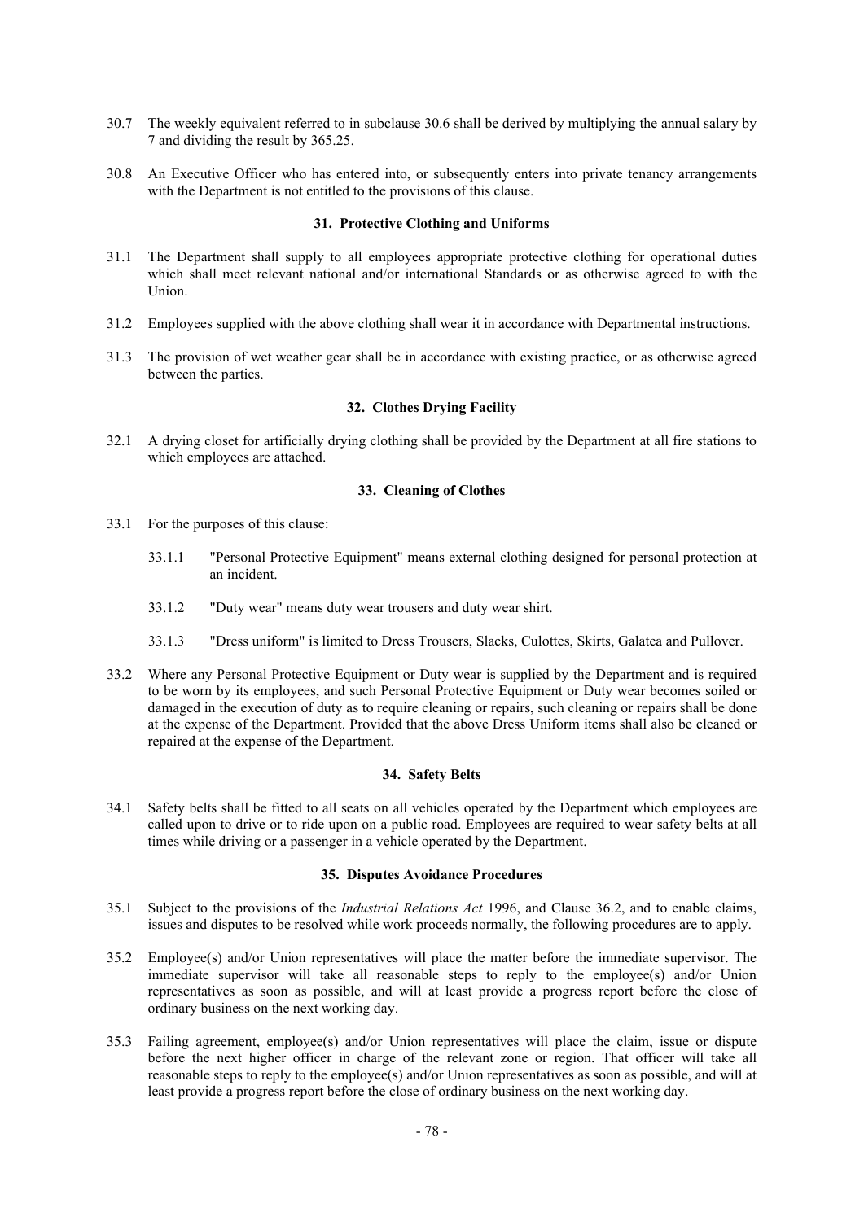30.7 The weekly equivalent referred to in subclause 30.6 shall be derived by multiplying the annual salary by 7 and dividing the result by 365.25.

30.8 An Executive Officer who has entered into, or subsequently enters into private tenancy arrangements with the Department is not entitled to the provisions of this clause.

### 31. Protective Clothing and Uniforms

31.1 The Department shall supply to all employees appropriate protective clothing for operational duties which shall meet relevant national and/or international Standards or as otherwise agreed to with the Union.

31.2 Employees supplied with the above clothing shall wear it in accordance with Departmental instructions.

31.3 The provision of wet weather gear shall be in accordance with existing practice, or as otherwise agreed between the parties.

### 32. Clothes Drying Facility

32.1 A drying closet for artificially drying clothing shall be provided by the Department at all fire stations to which employees are attached.

### 33. Cleaning of Clothes

33.1 For the purposes of this clause:

33.1.1 "Personal Protective Equipment" means external clothing designed for personal protection at an incident.

33.1.2 "Duty wear" means duty wear trousers and duty wear shirt.

33.1.3 "Dress uniform" is limited to Dress Trousers, Slacks, Culottes, Skirts, Galatea and Pullover.

33.2 Where any Personal Protective Equipment or Duty wear is supplied by the Department and is required to be worn by its employees, and such Personal Protective Equipment or Duty wear becomes soiled or damaged in the execution of duty as to require cleaning or repairs, such cleaning or repairs shall be done at the expense of the Department. Provided that the above Dress Uniform items shall also be cleaned or repaired at the expense of the Department.

### 34. Safety Belts

34.1 Safety belts shall be fitted to all seats on all vehicles operated by the Department which employees are called upon to drive or to ride upon on a public road. Employees are required to wear safety belts at all times while driving or a passenger in a vehicle operated by the Department.

### 35. Disputes Avoidance Procedures

35.1 Subject to the provisions of the *Industrial Relations Act* 1996, and Clause 36.2, and to enable claims, issues and disputes to be resolved while work proceeds normally, the following procedures are to apply.

35.2 Employee(s) and/or Union representatives will place the matter before the immediate supervisor. The immediate supervisor will take all reasonable steps to reply to the employee(s) and/or Union representatives as soon as possible, and will at least provide a progress report before the close of ordinary business on the next working day.

35.3 Failing agreement, employee(s) and/or Union representatives will place the claim, issue or dispute before the next higher officer in charge of the relevant zone or region. That officer will take all reasonable steps to reply to the employee(s) and/or Union representatives as soon as possible, and will at least provide a progress report before the close of ordinary business on the next working day.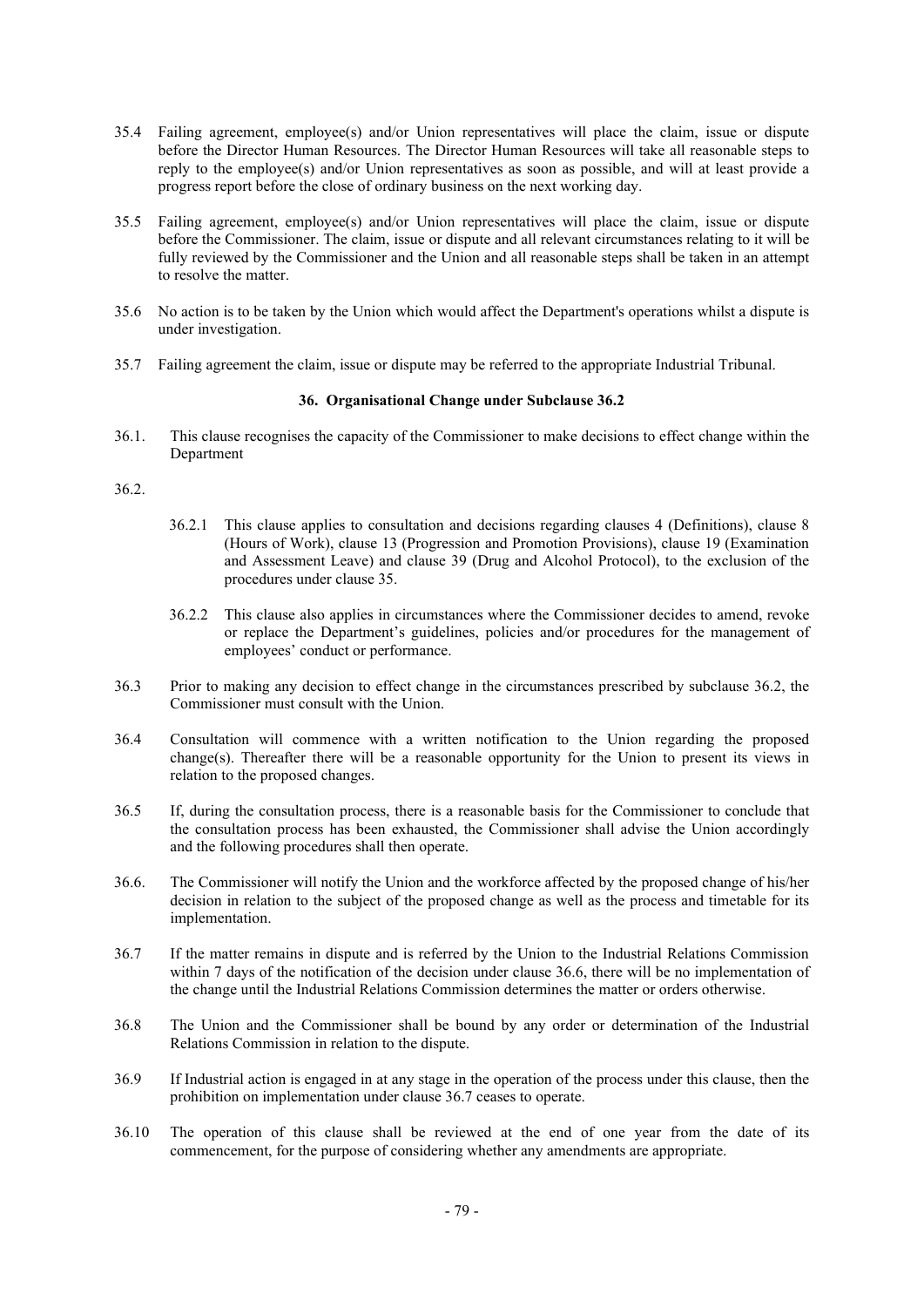35.4 Failing agreement, employee(s) and/or Union representatives will place the claim, issue or dispute before the Director Human Resources. The Director Human Resources will take all reasonable steps to reply to the employee(s) and/or Union representatives as soon as possible, and will at least provide a progress report before the close of ordinary business on the next working day.

35.5 Failing agreement, employee(s) and/or Union representatives will place the claim, issue or dispute before the Commissioner. The claim, issue or dispute and all relevant circumstances relating to it will be fully reviewed by the Commissioner and the Union and all reasonable steps shall be taken in an attempt to resolve the matter.

35.6 No action is to be taken by the Union which would affect the Department's operations whilst a dispute is under investigation.

35.7 Failing agreement the claim, issue or dispute may be referred to the appropriate Industrial Tribunal.

### 36. Organisational Change under Subclause 36.2

36.1. This clause recognises the capacity of the Commissioner to make decisions to effect change within the Department

36.2.

36.2.1 This clause applies to consultation and decisions regarding clauses 4 (Definitions), clause 8 (Hours of Work), clause 13 (Progression and Promotion Provisions), clause 19 (Examination and Assessment Leave) and clause 39 (Drug and Alcohol Protocol), to the exclusion of the procedures under clause 35.

36.2.2 This clause also applies in circumstances where the Commissioner decides to amend, revoke or replace the Department's guidelines, policies and/or procedures for the management of employees' conduct or performance.

36.3 Prior to making any decision to effect change in the circumstances prescribed by subclause 36.2, the Commissioner must consult with the Union.

36.4 Consultation will commence with a written notification to the Union regarding the proposed change(s). Thereafter there will be a reasonable opportunity for the Union to present its views in relation to the proposed changes.

36.5 If, during the consultation process, there is a reasonable basis for the Commissioner to conclude that the consultation process has been exhausted, the Commissioner shall advise the Union accordingly and the following procedures shall then operate.

36.6. The Commissioner will notify the Union and the workforce affected by the proposed change of his/her decision in relation to the subject of the proposed change as well as the process and timetable for its implementation.

36.7 If the matter remains in dispute and is referred by the Union to the Industrial Relations Commission within 7 days of the notification of the decision under clause 36.6, there will be no implementation of the change until the Industrial Relations Commission determines the matter or orders otherwise.

36.8 The Union and the Commissioner shall be bound by any order or determination of the Industrial Relations Commission in relation to the dispute.

36.9 If Industrial action is engaged in at any stage in the operation of the process under this clause, then the prohibition on implementation under clause 36.7 ceases to operate.

36.10 The operation of this clause shall be reviewed at the end of one year from the date of its commencement, for the purpose of considering whether any amendments are appropriate.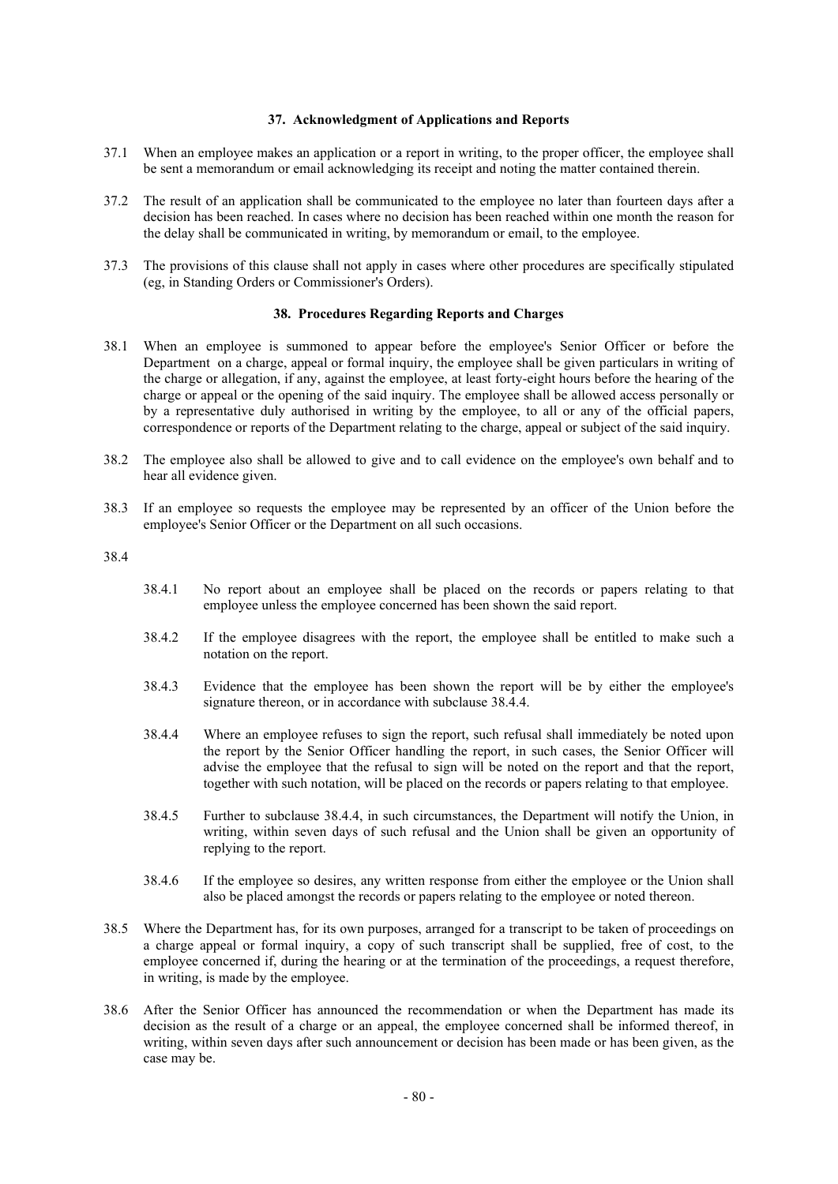### 37. Acknowledgment of Applications and Reports

37.1 When an employee makes an application or a report in writing, to the proper officer, the employee shall be sent a memorandum or email acknowledging its receipt and noting the matter contained therein.

37.2 The result of an application shall be communicated to the employee no later than fourteen days after a decision has been reached. In cases where no decision has been reached within one month the reason for the delay shall be communicated in writing, by memorandum or email, to the employee.

37.3 The provisions of this clause shall not apply in cases where other procedures are specifically stipulated (eg, in Standing Orders or Commissioner's Orders).

### 38. Procedures Regarding Reports and Charges

38.1 When an employee is summoned to appear before the employee's Senior Officer or before the Department on a charge, appeal or formal inquiry, the employee shall be given particulars in writing of the charge or allegation, if any, against the employee, at least forty-eight hours before the hearing of the charge or appeal or the opening of the said inquiry. The employee shall be allowed access personally or by a representative duly authorised in writing by the employee, to all or any of the official papers, correspondence or reports of the Department relating to the charge, appeal or subject of the said inquiry.

38.2 The employee also shall be allowed to give and to call evidence on the employee's own behalf and to hear all evidence given.

38.3 If an employee so requests the employee may be represented by an officer of the Union before the employee's Senior Officer or the Department on all such occasions.

38.4

38.4.1 No report about an employee shall be placed on the records or papers relating to that employee unless the employee concerned has been shown the said report.

38.4.2 If the employee disagrees with the report, the employee shall be entitled to make such a notation on the report.

38.4.3 Evidence that the employee has been shown the report will be by either the employee's signature thereon, or in accordance with subclause 38.4.4.

38.4.4 Where an employee refuses to sign the report, such refusal shall immediately be noted upon the report by the Senior Officer handling the report, in such cases, the Senior Officer will advise the employee that the refusal to sign will be noted on the report and that the report, together with such notation, will be placed on the records or papers relating to that employee.

38.4.5 Further to subclause 38.4.4, in such circumstances, the Department will notify the Union, in writing, within seven days of such refusal and the Union shall be given an opportunity of replying to the report.

38.4.6 If the employee so desires, any written response from either the employee or the Union shall also be placed amongst the records or papers relating to the employee or noted thereon.

38.5 Where the Department has, for its own purposes, arranged for a transcript to be taken of proceedings on a charge appeal or formal inquiry, a copy of such transcript shall be supplied, free of cost, to the employee concerned if, during the hearing or at the termination of the proceedings, a request therefore, in writing, is made by the employee.

38.6 After the Senior Officer has announced the recommendation or when the Department has made its decision as the result of a charge or an appeal, the employee concerned shall be informed thereof, in writing, within seven days after such announcement or decision has been made or has been given, as the case may be.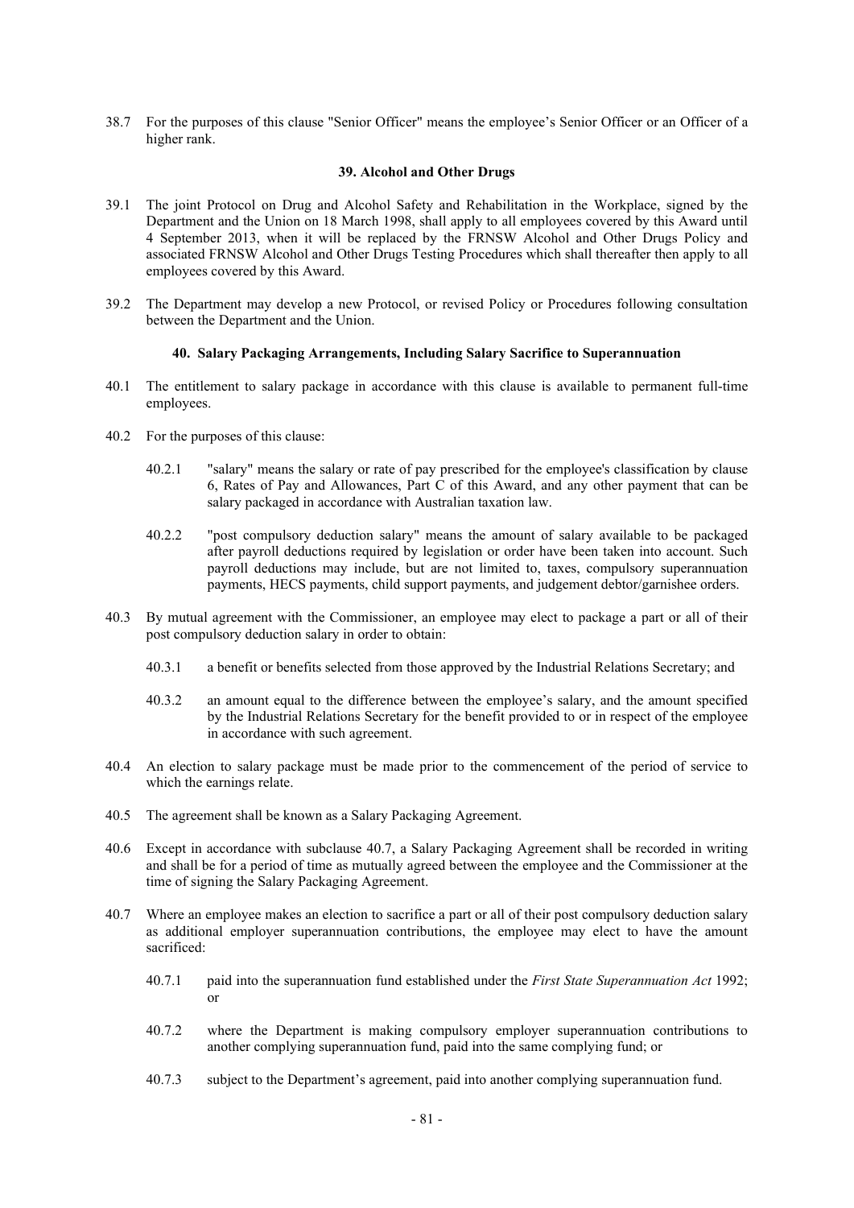38.7 For the purposes of this clause "Senior Officer" means the employee's Senior Officer or an Officer of a higher rank.

### 39. Alcohol and Other Drugs

39.1 The joint Protocol on Drug and Alcohol Safety and Rehabilitation in the Workplace, signed by the Department and the Union on 18 March 1998, shall apply to all employees covered by this Award until 4 September 2013, when it will be replaced by the FRNSW Alcohol and Other Drugs Policy and associated FRNSW Alcohol and Other Drugs Testing Procedures which shall thereafter then apply to all employees covered by this Award.

39.2 The Department may develop a new Protocol, or revised Policy or Procedures following consultation between the Department and the Union.

### 40. Salary Packaging Arrangements, Including Salary Sacrifice to Superannuation

40.1 The entitlement to salary package in accordance with this clause is available to permanent full-time employees.

40.2 For the purposes of this clause:

40.2.1 "salary" means the salary or rate of pay prescribed for the employee's classification by clause 6, Rates of Pay and Allowances, Part C of this Award, and any other payment that can be salary packaged in accordance with Australian taxation law.

40.2.2 "post compulsory deduction salary" means the amount of salary available to be packaged after payroll deductions required by legislation or order have been taken into account. Such payroll deductions may include, but are not limited to, taxes, compulsory superannuation payments, HECS payments, child support payments, and judgement debtor/garnishee orders.

40.3 By mutual agreement with the Commissioner, an employee may elect to package a part or all of their post compulsory deduction salary in order to obtain:

40.3.1 a benefit or benefits selected from those approved by the Industrial Relations Secretary; and

40.3.2 an amount equal to the difference between the employee's salary, and the amount specified by the Industrial Relations Secretary for the benefit provided to or in respect of the employee in accordance with such agreement.

40.4 An election to salary package must be made prior to the commencement of the period of service to which the earnings relate.

40.5 The agreement shall be known as a Salary Packaging Agreement.

40.6 Except in accordance with subclause 40.7, a Salary Packaging Agreement shall be recorded in writing and shall be for a period of time as mutually agreed between the employee and the Commissioner at the time of signing the Salary Packaging Agreement.

40.7 Where an employee makes an election to sacrifice a part or all of their post compulsory deduction salary as additional employer superannuation contributions, the employee may elect to have the amount sacrificed:

40.7.1 paid into the superannuation fund established under the *First State Superannuation Act* 1992; or

40.7.2 where the Department is making compulsory employer superannuation contributions to another complying superannuation fund, paid into the same complying fund; or

40.7.3 subject to the Department's agreement, paid into another complying superannuation fund.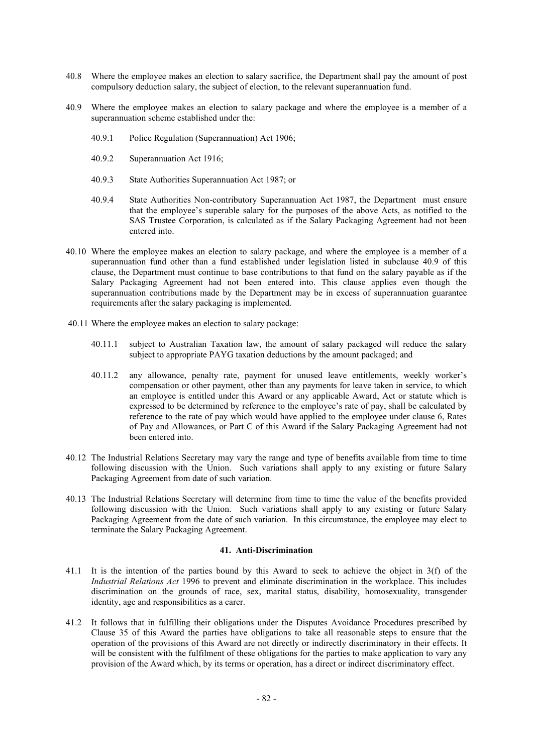40.8 Where the employee makes an election to salary sacrifice, the Department shall pay the amount of post compulsory deduction salary, the subject of election, to the relevant superannuation fund.

40.9 Where the employee makes an election to salary package and where the employee is a member of a superannuation scheme established under the:

40.9.1 Police Regulation (Superannuation) Act 1906;

40.9.2 Superannuation Act 1916;

40.9.3 State Authorities Superannuation Act 1987; or

40.9.4 State Authorities Non-contributory Superannuation Act 1987, the Department must ensure that the employee's superable salary for the purposes of the above Acts, as notified to the SAS Trustee Corporation, is calculated as if the Salary Packaging Agreement had not been entered into.

40.10 Where the employee makes an election to salary package, and where the employee is a member of a superannuation fund other than a fund established under legislation listed in subclause 40.9 of this clause, the Department must continue to base contributions to that fund on the salary payable as if the Salary Packaging Agreement had not been entered into. This clause applies even though the superannuation contributions made by the Department may be in excess of superannuation guarantee requirements after the salary packaging is implemented.

40.11 Where the employee makes an election to salary package:

40.11.1 subject to Australian Taxation law, the amount of salary packaged will reduce the salary subject to appropriate PAYG taxation deductions by the amount packaged; and

40.11.2 any allowance, penalty rate, payment for unused leave entitlements, weekly worker's compensation or other payment, other than any payments for leave taken in service, to which an employee is entitled under this Award or any applicable Award, Act or statute which is expressed to be determined by reference to the employee's rate of pay, shall be calculated by reference to the rate of pay which would have applied to the employee under clause 6, Rates of Pay and Allowances, or Part C of this Award if the Salary Packaging Agreement had not been entered into.

40.12 The Industrial Relations Secretary may vary the range and type of benefits available from time to time following discussion with the Union. Such variations shall apply to any existing or future Salary Packaging Agreement from date of such variation.

40.13 The Industrial Relations Secretary will determine from time to time the value of the benefits provided following discussion with the Union. Such variations shall apply to any existing or future Salary Packaging Agreement from the date of such variation. In this circumstance, the employee may elect to terminate the Salary Packaging Agreement.

## 41. Anti-Discrimination

41.1 It is the intention of the parties bound by this Award to seek to achieve the object in 3(f) of the *Industrial Relations Act* 1996 to prevent and eliminate discrimination in the workplace. This includes discrimination on the grounds of race, sex, marital status, disability, homosexuality, transgender identity, age and responsibilities as a carer.

41.2 It follows that in fulfilling their obligations under the Disputes Avoidance Procedures prescribed by Clause 35 of this Award the parties have obligations to take all reasonable steps to ensure that the operation of the provisions of this Award are not directly or indirectly discriminatory in their effects. It will be consistent with the fulfilment of these obligations for the parties to make application to vary any provision of the Award which, by its terms or operation, has a direct or indirect discriminatory effect.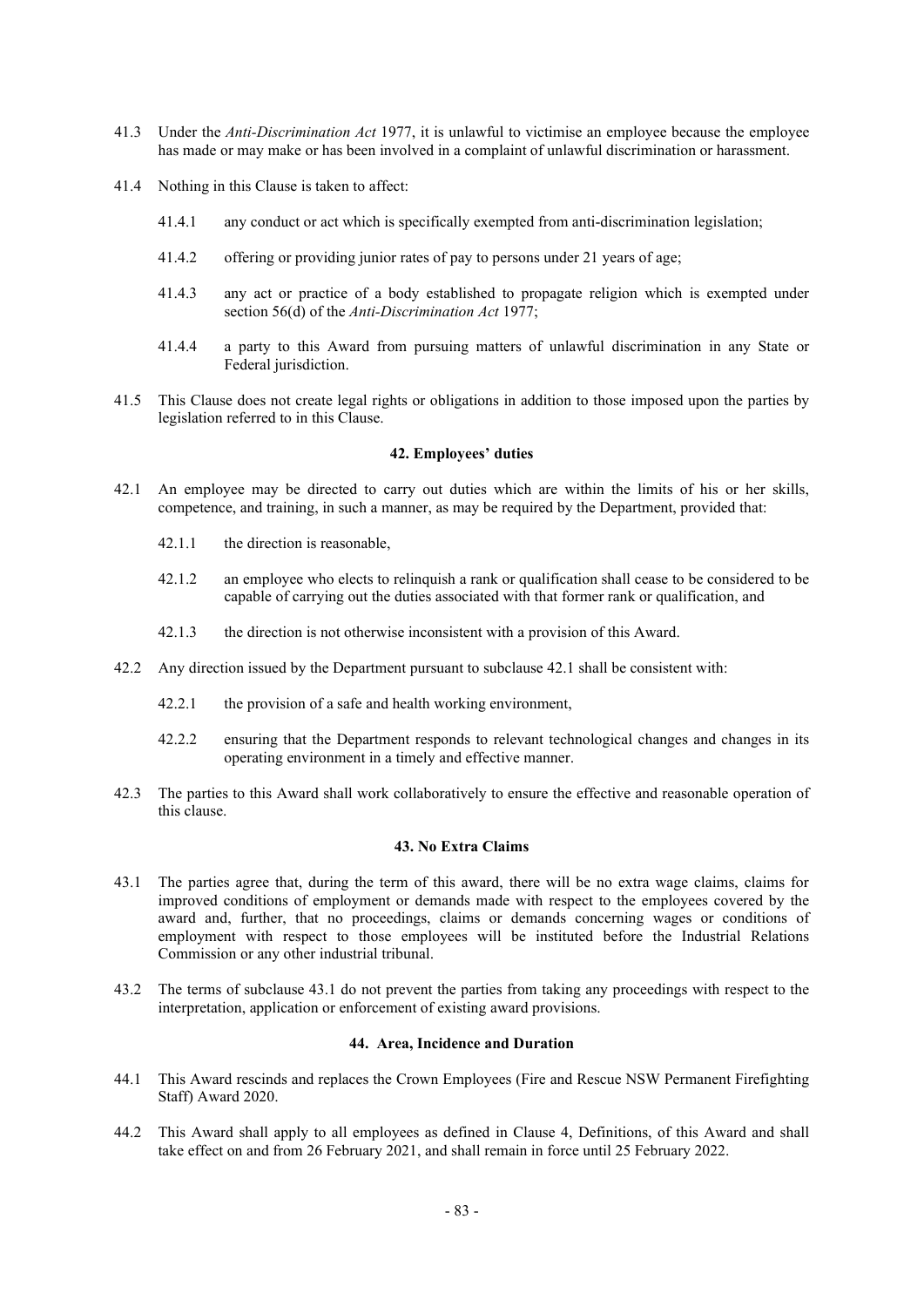41.3 Under the *Anti-Discrimination Act* 1977, it is unlawful to victimise an employee because the employee has made or may make or has been involved in a complaint of unlawful discrimination or harassment.

41.4 Nothing in this Clause is taken to affect:

41.4.1 any conduct or act which is specifically exempted from anti-discrimination legislation;

41.4.2 offering or providing junior rates of pay to persons under 21 years of age;

41.4.3 any act or practice of a body established to propagate religion which is exempted under section 56(d) of the *Anti-Discrimination Act* 1977;

41.4.4 a party to this Award from pursuing matters of unlawful discrimination in any State or Federal jurisdiction.

41.5 This Clause does not create legal rights or obligations in addition to those imposed upon the parties by legislation referred to in this Clause.

**42. Employees' duties**

42.1 An employee may be directed to carry out duties which are within the limits of his or her skills, competence, and training, in such a manner, as may be required by the Department, provided that:

42.1.1 the direction is reasonable,

42.1.2 an employee who elects to relinquish a rank or qualification shall cease to be considered to be capable of carrying out the duties associated with that former rank or qualification, and

42.1.3 the direction is not otherwise inconsistent with a provision of this Award.

42.2 Any direction issued by the Department pursuant to subclause 42.1 shall be consistent with:

42.2.1 the provision of a safe and health working environment,

42.2.2 ensuring that the Department responds to relevant technological changes and changes in its operating environment in a timely and effective manner.

42.3 The parties to this Award shall work collaboratively to ensure the effective and reasonable operation of this clause.

**43. No Extra Claims**

43.1 The parties agree that, during the term of this award, there will be no extra wage claims, claims for improved conditions of employment or demands made with respect to the employees covered by the award and, further, that no proceedings, claims or demands concerning wages or conditions of employment with respect to those employees will be instituted before the Industrial Relations Commission or any other industrial tribunal.

43.2 The terms of subclause 43.1 do not prevent the parties from taking any proceedings with respect to the interpretation, application or enforcement of existing award provisions.

**44. Area, Incidence and Duration**

44.1 This Award rescinds and replaces the Crown Employees (Fire and Rescue NSW Permanent Firefighting Staff) Award 2020.

44.2 This Award shall apply to all employees as defined in Clause 4, Definitions, of this Award and shall take effect on and from 26 February 2021, and shall remain in force until 25 February 2022.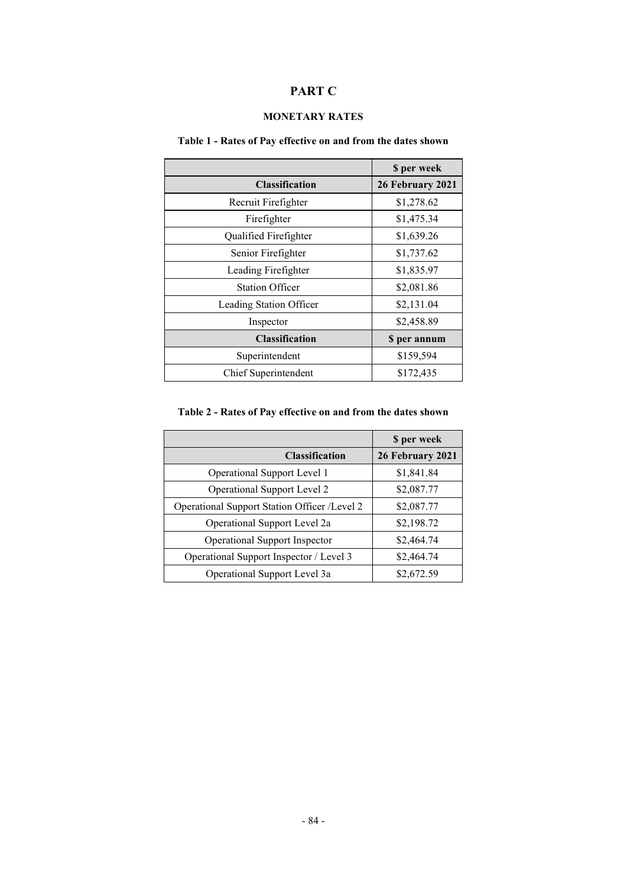# PART C

## MONETARY RATES

### Table 1 - Rates of Pay effective on and from the dates shown

| | $ per week |
|---|---|
| **Classification** | **26 February 2021** |
| Recruit Firefighter | $1,278.62 |
| Firefighter | $1,475.34 |
| Qualified Firefighter | $1,639.26 |
| Senior Firefighter | $1,737.62 |
| Leading Firefighter | $1,835.97 |
| Station Officer | $2,081.86 |
| Leading Station Officer | $2,131.04 |
| Inspector | $2,458.89 |
| **Classification** | **$ per annum** |
| Superintendent | $159,594 |
| Chief Superintendent | $172,435 |

### Table 2 - Rates of Pay effective on and from the dates shown

| | $ per week |
|---|---|
| **Classification** | **26 February 2021** |
| Operational Support Level 1 | $1,841.84 |
| Operational Support Level 2 | $2,087.77 |
| Operational Support Station Officer /Level 2 | $2,087.77 |
| Operational Support Level 2a | $2,198.72 |
| Operational Support Inspector | $2,464.74 |
| Operational Support Inspector / Level 3 | $2,464.74 |
| Operational Support Level 3a | $2,672.59 |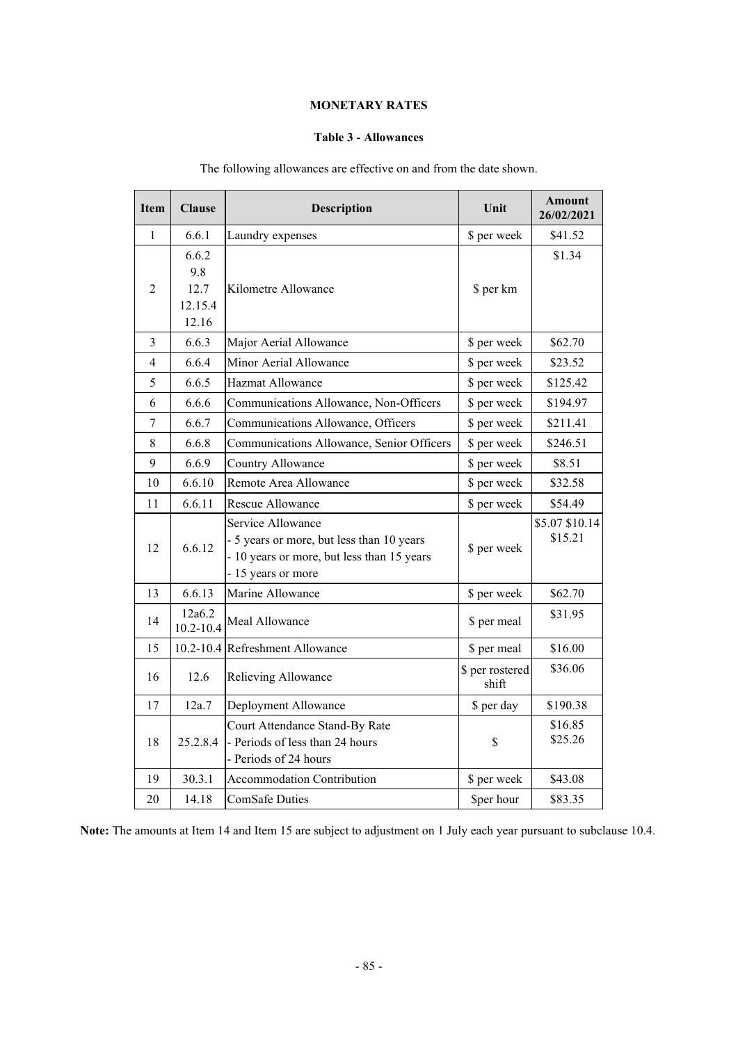**MONETARY RATES**

**Table 3 - Allowances**

The following allowances are effective on and from the date shown.

| Item | Clause | Description | Unit | Amount 26/02/2021 |
|---|---|---|---|---|
| 1 | 6.6.1 | Laundry expenses | $ per week | $41.52 |
| 2 | 6.6.2<br>9.8<br>12.7<br>12.15.4<br>12.16 | Kilometre Allowance | $ per km | $1.34 |
| 3 | 6.6.3 | Major Aerial Allowance | $ per week | $62.70 |
| 4 | 6.6.4 | Minor Aerial Allowance | $ per week | $23.52 |
| 5 | 6.6.5 | Hazmat Allowance | $ per week | $125.42 |
| 6 | 6.6.6 | Communications Allowance, Non-Officers | $ per week | $194.97 |
| 7 | 6.6.7 | Communications Allowance, Officers | $ per week | $211.41 |
| 8 | 6.6.8 | Communications Allowance, Senior Officers | $ per week | $246.51 |
| 9 | 6.6.9 | Country Allowance | $ per week | $8.51 |
| 10 | 6.6.10 | Remote Area Allowance | $ per week | $32.58 |
| 11 | 6.6.11 | Rescue Allowance | $ per week | $54.49 |
| 12 | 6.6.12 | Service Allowance<br>- 5 years or more, but less than 10 years<br>- 10 years or more, but less than 15 years<br>- 15 years or more | $ per week | $5.07 $10.14 $15.21 |
| 13 | 6.6.13 | Marine Allowance | $ per week | $62.70 |
| 14 | 12a6.2<br>10.2-10.4 | Meal Allowance | $ per meal | $31.95 |
| 15 | 10.2-10.4 | Refreshment Allowance | $ per meal | $16.00 |
| 16 | 12.6 | Relieving Allowance | $ per rostered shift | $36.06 |
| 17 | 12a.7 | Deployment Allowance | $ per day | $190.38 |
| 18 | 25.2.8.4 | Court Attendance Stand-By Rate<br>- Periods of less than 24 hours<br>- Periods of 24 hours | $ | $16.85<br>$25.26 |
| 19 | 30.3.1 | Accommodation Contribution | $ per week | $43.08 |
| 20 | 14.18 | ComSafe Duties | $per hour | $83.35 |

**Note:** The amounts at Item 14 and Item 15 are subject to adjustment on 1 July each year pursuant to subclause 10.4.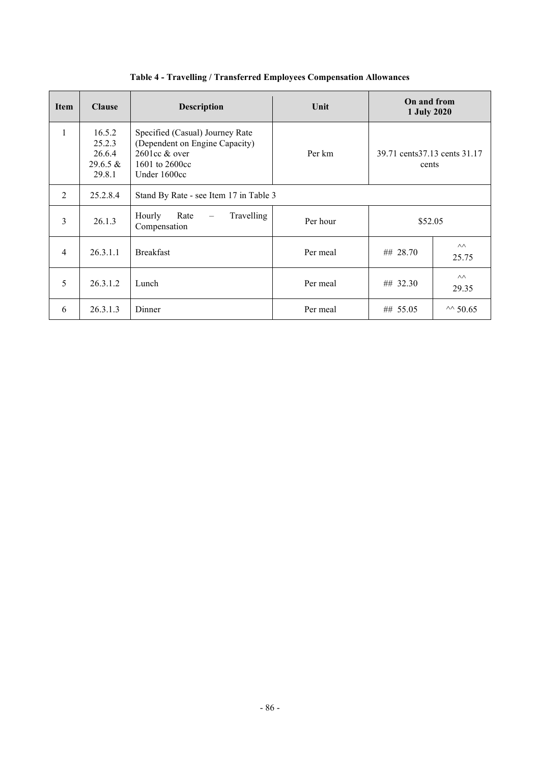**Table 4 - Travelling / Transferred Employees Compensation Allowances**

| Item | Clause | Description | Unit | On and from 1 July 2020 | |
|---|---|---|---|---|---|
| 1 | 16.5.2 25.2.3 26.6.4 29.6.5 & 29.8.1 | Specified (Casual) Journey Rate (Dependent on Engine Capacity) 2601cc & over 1601 to 2600cc Under 1600cc | Per km | 39.71 cents37.13 cents 31.17 cents | |
| 2 | 25.2.8.4 | Stand By Rate - see Item 17 in Table 3 | | | |
| 3 | 26.1.3 | Hourly Rate – Travelling Compensation | Per hour | $52.05 | |
| 4 | 26.3.1.1 | Breakfast | Per meal | ## 28.70 | ^^ 25.75 |
| 5 | 26.3.1.2 | Lunch | Per meal | ## 32.30 | ^^ 29.35 |
| 6 | 26.3.1.3 | Dinner | Per meal | ## 55.05 | ^^ 50.65 |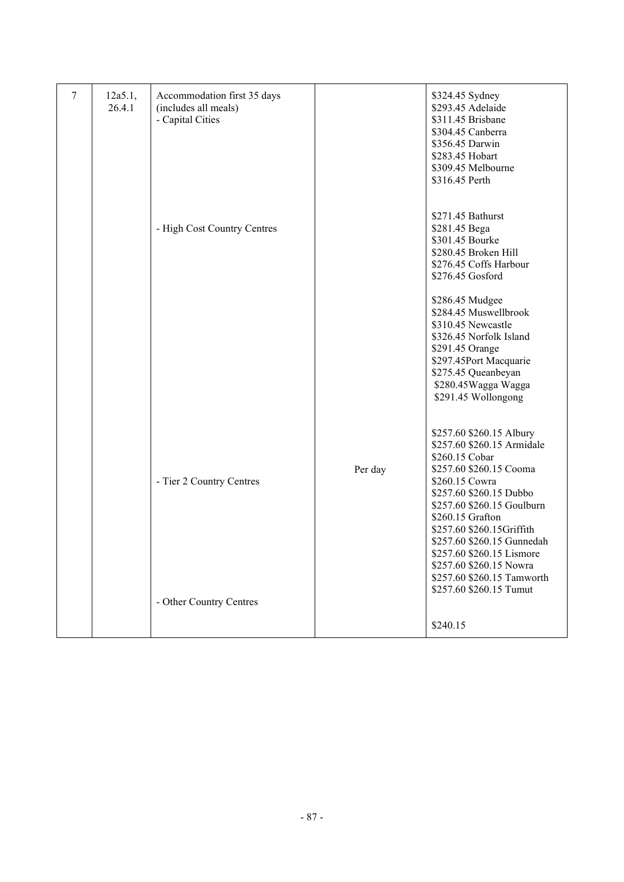| 7 | 12a5.1, 26.4.1 | Accommodation first 35 days (includes all meals) - Capital Cities | | $324.45 Sydney<br>$293.45 Adelaide<br>$311.45 Brisbane<br>$304.45 Canberra<br>$356.45 Darwin<br>$283.45 Hobart<br>$309.45 Melbourne<br>$316.45 Perth |
|---|---|---|---|---|
| | | - High Cost Country Centres | | $271.45 Bathurst<br>$281.45 Bega<br>$301.45 Bourke<br>$280.45 Broken Hill<br>$276.45 Coffs Harbour<br>$276.45 Gosford<br><br>$286.45 Mudgee<br>$284.45 Muswellbrook<br>$310.45 Newcastle<br>$326.45 Norfolk Island<br>$291.45 Orange<br>$297.45Port Macquarie<br>$275.45 Queanbeyan<br>$280.45Wagga Wagga<br>$291.45 Wollongong |
| | | - Tier 2 Country Centres | Per day | $257.60 $260.15 Albury<br>$257.60 $260.15 Armidale<br>$260.15 Cobar<br>$257.60 $260.15 Cooma<br>$260.15 Cowra<br>$257.60 $260.15 Dubbo<br>$257.60 $260.15 Goulburn<br>$260.15 Grafton<br>$257.60 $260.15Griffith<br>$257.60 $260.15 Gunnedah<br>$257.60 $260.15 Lismore<br>$257.60 $260.15 Nowra<br>$257.60 $260.15 Tamworth<br>$257.60 $260.15 Tumut |
| | | - Other Country Centres | | $240.15 |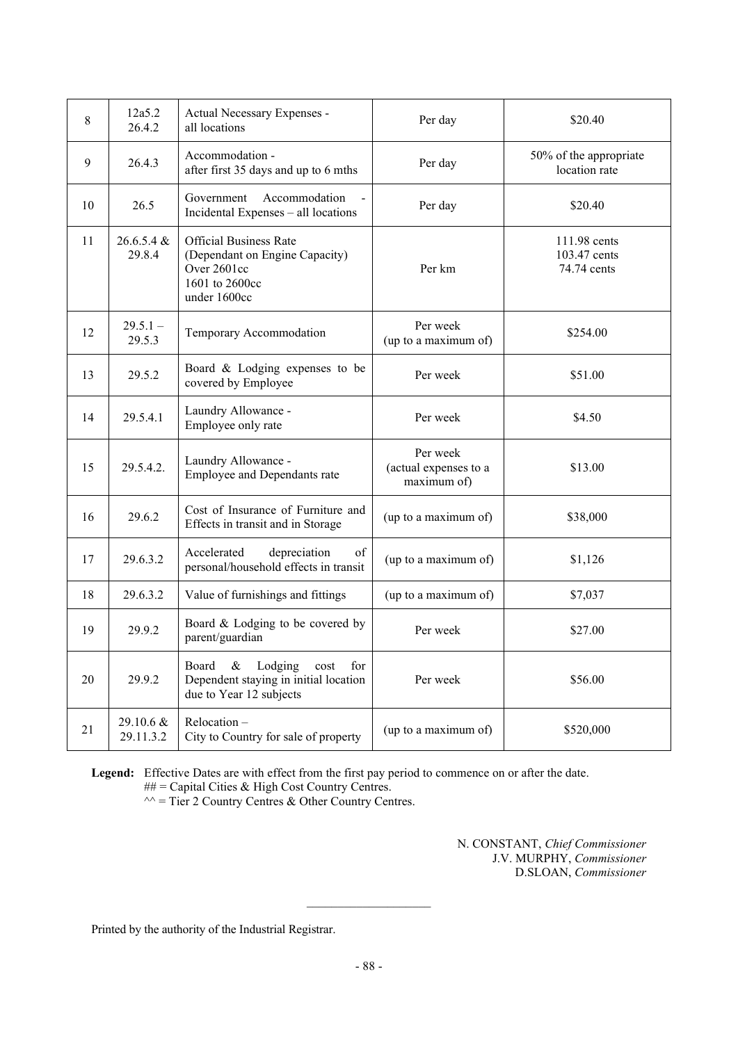| | | | | |
|---|---|---|---|---|
| 8 | 12a5.2<br>26.4.2 | Actual Necessary Expenses -<br>all locations | Per day | $20.40 |
| 9 | 26.4.3 | Accommodation -<br>after first 35 days and up to 6 mths | Per day | 50% of the appropriate location rate |
| 10 | 26.5 | Government Accommodation - Incidental Expenses – all locations | Per day | $20.40 |
| 11 | 26.6.5.4 &<br>29.8.4 | Official Business Rate<br>(Dependant on Engine Capacity)<br>Over 2601cc<br>1601 to 2600cc<br>under 1600cc | Per km | 111.98 cents<br>103.47 cents<br>74.74 cents |
| 12 | 29.5.1 –<br>29.5.3 | Temporary Accommodation | Per week<br>(up to a maximum of) | $254.00 |
| 13 | 29.5.2 | Board & Lodging expenses to be covered by Employee | Per week | $51.00 |
| 14 | 29.5.4.1 | Laundry Allowance -<br>Employee only rate | Per week | $4.50 |
| 15 | 29.5.4.2. | Laundry Allowance -<br>Employee and Dependants rate | Per week<br>(actual expenses to a maximum of) | $13.00 |
| 16 | 29.6.2 | Cost of Insurance of Furniture and Effects in transit and in Storage | (up to a maximum of) | $38,000 |
| 17 | 29.6.3.2 | Accelerated depreciation of personal/household effects in transit | (up to a maximum of) | $1,126 |
| 18 | 29.6.3.2 | Value of furnishings and fittings | (up to a maximum of) | $7,037 |
| 19 | 29.9.2 | Board & Lodging to be covered by parent/guardian | Per week | $27.00 |
| 20 | 29.9.2 | Board & Lodging cost for Dependent staying in initial location due to Year 12 subjects | Per week | $56.00 |
| 21 | 29.10.6 &<br>29.11.3.2 | Relocation –<br>City to Country for sale of property | (up to a maximum of) | $520,000 |

**Legend:** Effective Dates are with effect from the first pay period to commence on or after the date.
## = Capital Cities & High Cost Country Centres.
^^ = Tier 2 Country Centres & Other Country Centres.

N. CONSTANT, *Chief Commissioner*
J.V. MURPHY, *Commissioner*
D.SLOAN, *Commissioner*

---

Printed by the authority of the Industrial Registrar.